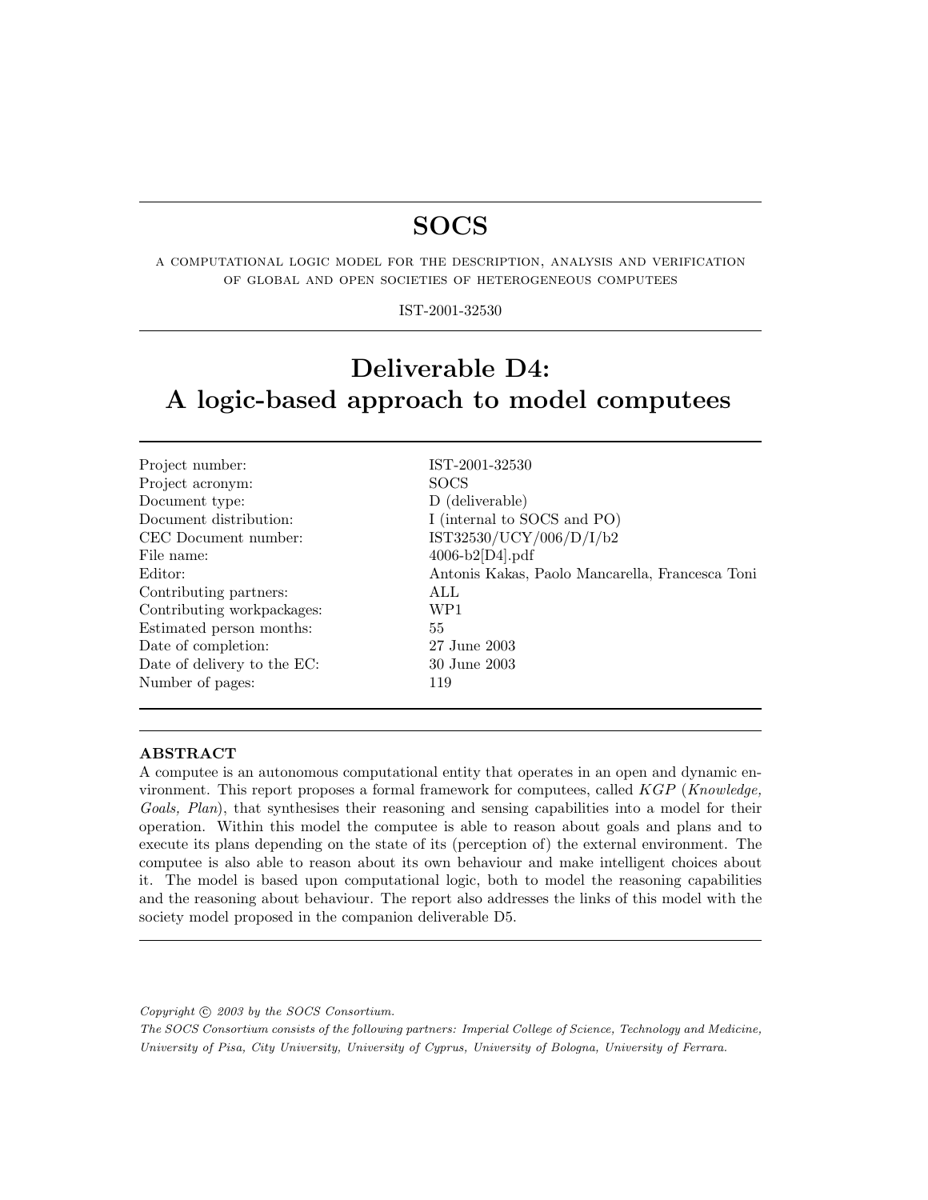# SOCS

A COMPUTATIONAL LOGIC MODEL FOR THE DESCRIPTION, ANALYSIS AND VERIFICATION OF GLOBAL AND OPEN SOCIETIES OF HETEROGENEOUS COMPUTEES

IST-2001-32530

# Deliverable D4: A logic-based approach to model computees

| | |
|---|---|
| Project number: | IST-2001-32530 |
| Project acronym: | SOCS |
| Document type: | D (deliverable) |
| Document distribution: | I (internal to SOCS and PO) |
| CEC Document number: | IST32530/UCY/006/D/I/b2 |
| File name: | 4006-b2[D4].pdf |
| Editor: | Antonis Kakas, Paolo Mancarella, Francesca Toni |
| Contributing partners: | ALL |
| Contributing workpackages: | WP1 |
| Estimated person months: | 55 |
| Date of completion: | 27 June 2003 |
| Date of delivery to the EC: | 30 June 2003 |
| Number of pages: | 119 |

**ABSTRACT**

A computee is an autonomous computational entity that operates in an open and dynamic environment. This report proposes a formal framework for computees, called *KGP* (*Knowledge, Goals, Plan*), that synthesises their reasoning and sensing capabilities into a model for their operation. Within this model the computee is able to reason about goals and plans and to execute its plans depending on the state of its (perception of) the external environment. The computee is also able to reason about its own behaviour and make intelligent choices about it. The model is based upon computational logic, both to model the reasoning capabilities and the reasoning about behaviour. The report also addresses the links of this model with the society model proposed in the companion deliverable D5.

*Copyright © 2003 by the SOCS Consortium.*

*The SOCS Consortium consists of the following partners: Imperial College of Science, Technology and Medicine, University of Pisa, City University, University of Cyprus, University of Bologna, University of Ferrara.*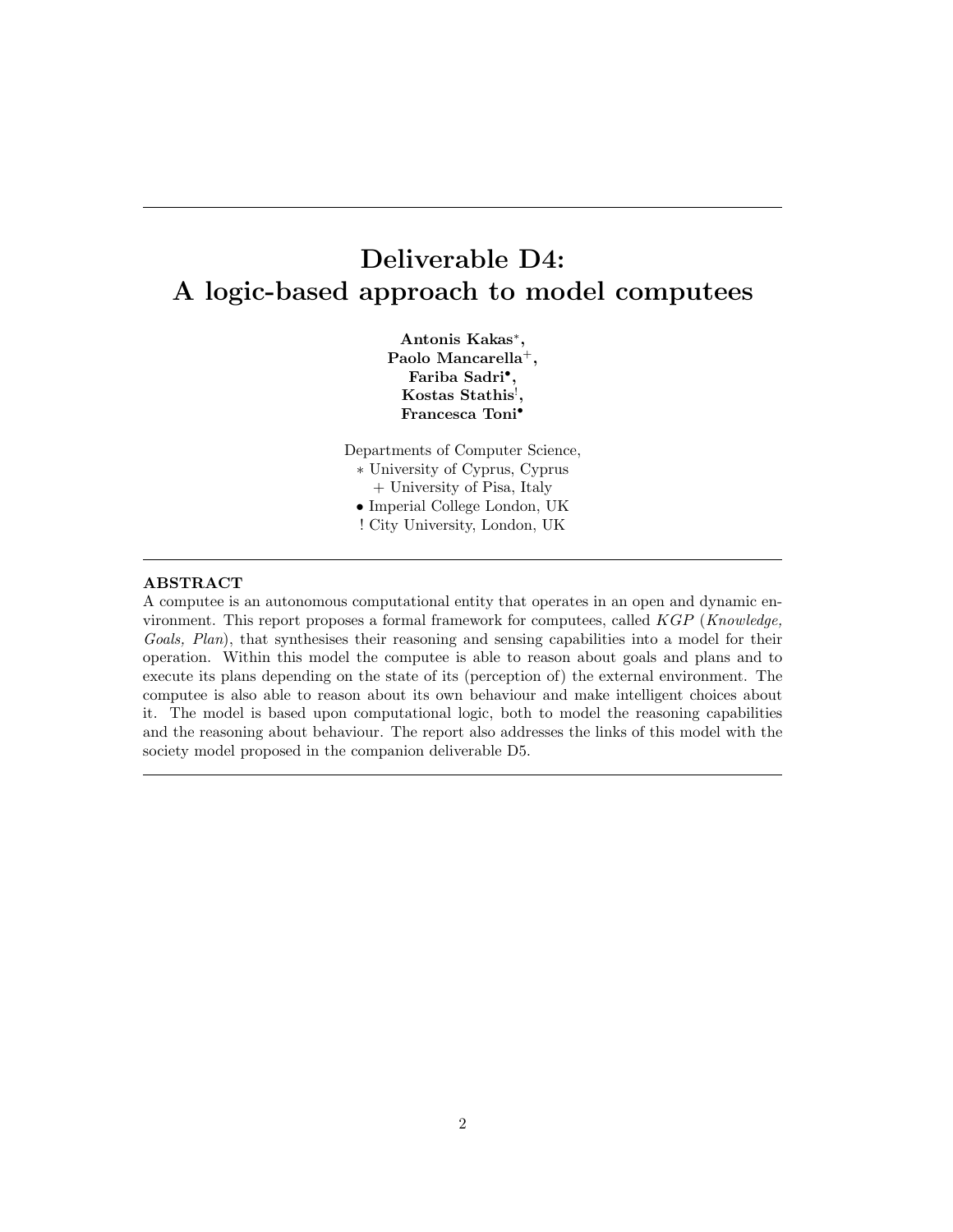# Deliverable D4: A logic-based approach to model computees

**Antonis Kakas[*],**
**Paolo Mancarella[+],**
**Fariba Sadri[•],**
**Kostas Stathis[!],**
**Francesca Toni[•]**

Departments of Computer Science,
∗ University of Cyprus, Cyprus
+ University of Pisa, Italy
• Imperial College London, UK
! City University, London, UK

---

**ABSTRACT**

A computee is an autonomous computational entity that operates in an open and dynamic environment. This report proposes a formal framework for computees, called *KGP* (*Knowledge, Goals, Plan*), that synthesises their reasoning and sensing capabilities into a model for their operation. Within this model the computee is able to reason about goals and plans and to execute its plans depending on the state of its (perception of) the external environment. The computee is also able to reason about its own behaviour and make intelligent choices about it. The model is based upon computational logic, both to model the reasoning capabilities and the reasoning about behaviour. The report also addresses the links of this model with the society model proposed in the companion deliverable D5.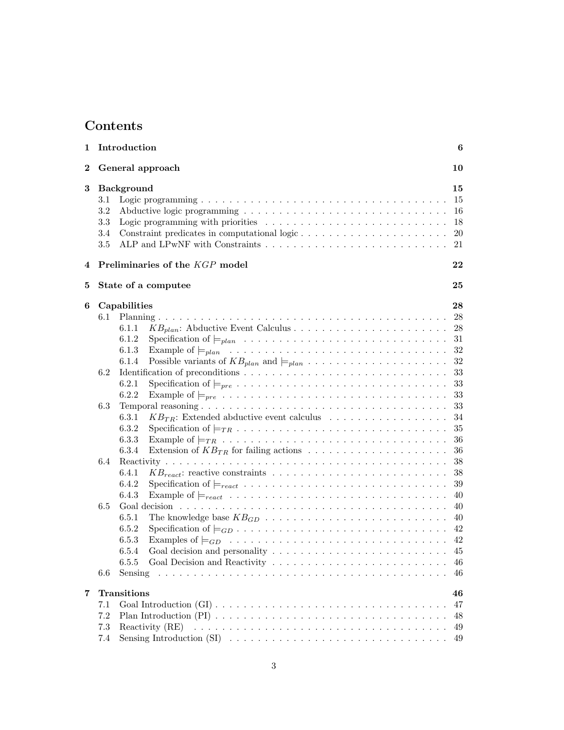# Contents

1 **Introduction** 6

2 **General approach** 10

3 **Background** 15
- 3.1 Logic programming 15
- 3.2 Abductive logic programming 16
- 3.3 Logic programming with priorities 18
- 3.4 Constraint predicates in computational logic 20
- 3.5 ALP and LPwNF with Constraints 21

4 **Preliminaries of the *KGP* model** 22

5 **State of a computee** 25

6 **Capabilities** 28
- 6.1 Planning 28
  - 6.1.1 $KB_{plan}$: Abductive Event Calculus 28
  - 6.1.2 Specification of $\models_{plan}$ 31
  - 6.1.3 Example of $\models_{plan}$ 32
  - 6.1.4 Possible variants of $KB_{plan}$ and $\models_{plan}$ 32
- 6.2 Identification of preconditions 33
  - 6.2.1 Specification of $\models_{pre}$ 33
  - 6.2.2 Example of $\models_{pre}$ 33
- 6.3 Temporal reasoning 33
  - 6.3.1 $KB_{TR}$: Extended abductive event calculus 34
  - 6.3.2 Specification of $\models_{TR}$ 35
  - 6.3.3 Example of $\models_{TR}$ 36
  - 6.3.4 Extension of $KB_{TR}$ for failing actions 36
- 6.4 Reactivity 38
  - 6.4.1 $KB_{react}$: reactive constraints 38
  - 6.4.2 Specification of $\models_{react}$ 39
  - 6.4.3 Example of $\models_{react}$ 40
- 6.5 Goal decision 40
  - 6.5.1 The knowledge base $KB_{GD}$ 40
  - 6.5.2 Specification of $\models_{GD}$ 42
  - 6.5.3 Examples of $\models_{GD}$ 42
  - 6.5.4 Goal decision and personality 45
  - 6.5.5 Goal Decision and Reactivity 46
- 6.6 Sensing 46

7 **Transitions** 46
- 7.1 Goal Introduction (GI) 47
- 7.2 Plan Introduction (PI) 48
- 7.3 Reactivity (RE) 49
- 7.4 Sensing Introduction (SI) 49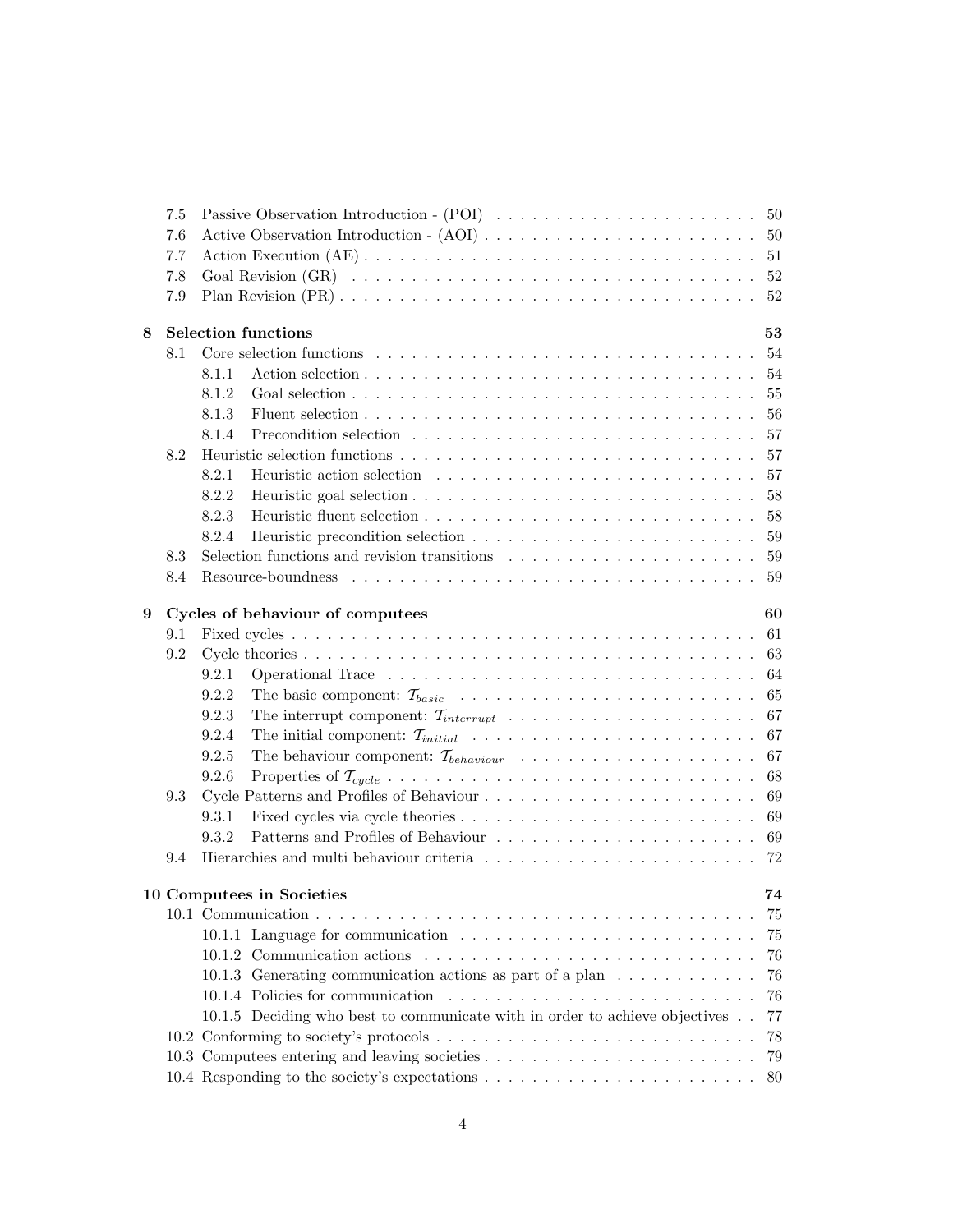7.5 Passive Observation Introduction - (POI) . . . . . 50
7.6 Active Observation Introduction - (AOI) . . . . . 50
7.7 Action Execution (AE) . . . . . 51
7.8 Goal Revision (GR) . . . . . 52
7.9 Plan Revision (PR) . . . . . 52

**8 Selection functions** **53**
- 8.1 Core selection functions . . . . . 54
  - 8.1.1 Action selection . . . . . 54
  - 8.1.2 Goal selection . . . . . 55
  - 8.1.3 Fluent selection . . . . . 56
  - 8.1.4 Precondition selection . . . . . 57
- 8.2 Heuristic selection functions . . . . . 57
  - 8.2.1 Heuristic action selection . . . . . 57
  - 8.2.2 Heuristic goal selection . . . . . 58
  - 8.2.3 Heuristic fluent selection . . . . . 58
  - 8.2.4 Heuristic precondition selection . . . . . 59
- 8.3 Selection functions and revision transitions . . . . . 59
- 8.4 Resource-boundness . . . . . 59

**9 Cycles of behaviour of computees** **60**
- 9.1 Fixed cycles . . . . . 61
- 9.2 Cycle theories . . . . . 63
  - 9.2.1 Operational Trace . . . . . 64
  - 9.2.2 The basic component: $\mathcal{T}_{basic}$ . . . . . 65
  - 9.2.3 The interrupt component: $\mathcal{T}_{interrupt}$ . . . . . 67
  - 9.2.4 The initial component: $\mathcal{T}_{initial}$ . . . . . 67
  - 9.2.5 The behaviour component: $\mathcal{T}_{behaviour}$ . . . . . 67
  - 9.2.6 Properties of $\mathcal{T}_{cycle}$ . . . . . 68
- 9.3 Cycle Patterns and Profiles of Behaviour . . . . . 69
  - 9.3.1 Fixed cycles via cycle theories . . . . . 69
  - 9.3.2 Patterns and Profiles of Behaviour . . . . . 69
- 9.4 Hierarchies and multi behaviour criteria . . . . . 72

**10 Computees in Societies** **74**
- 10.1 Communication . . . . . 75
  - 10.1.1 Language for communication . . . . . 75
  - 10.1.2 Communication actions . . . . . 76
  - 10.1.3 Generating communication actions as part of a plan . . . . . 76
  - 10.1.4 Policies for communication . . . . . 76
  - 10.1.5 Deciding who best to communicate with in order to achieve objectives . . 77
- 10.2 Conforming to society's protocols . . . . . 78
- 10.3 Computees entering and leaving societies . . . . . 79
- 10.4 Responding to the society's expectations . . . . . 80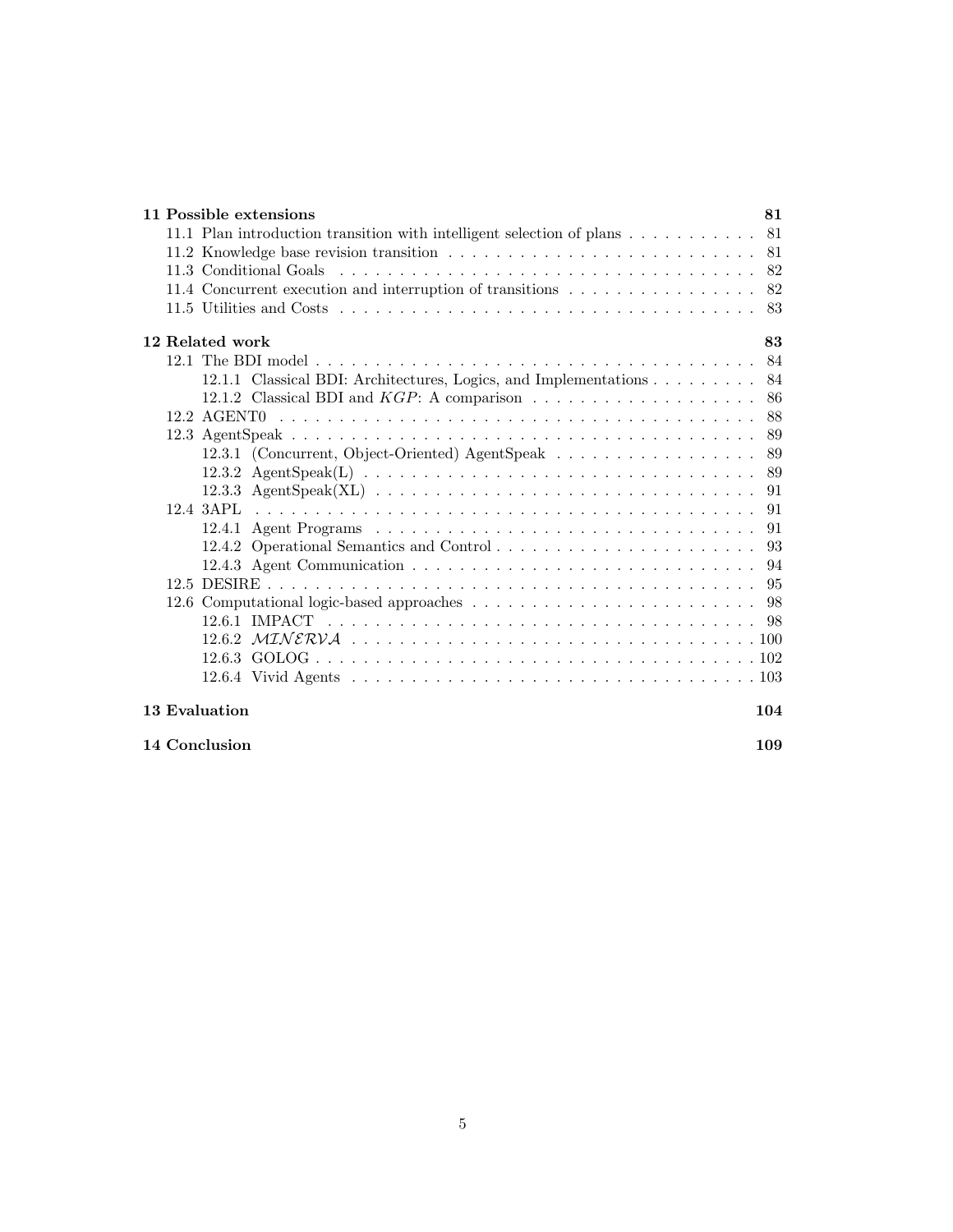**11 Possible extensions** **81**

- 11.1 Plan introduction transition with intelligent selection of plans . . . . . . . . . . . 81
- 11.2 Knowledge base revision transition . . . . . . . . . . . . . . . . . . . . . . . . . 81
- 11.3 Conditional Goals . . . . . . . . . . . . . . . . . . . . . . . . . . . . . . . . . 82
- 11.4 Concurrent execution and interruption of transitions . . . . . . . . . . . . . . . . 82
- 11.5 Utilities and Costs . . . . . . . . . . . . . . . . . . . . . . . . . . . . . . . . . 83

**12 Related work** **83**

- 12.1 The BDI model . . . . . . . . . . . . . . . . . . . . . . . . . . . . . . . . . . . 84
  - 12.1.1 Classical BDI: Architectures, Logics, and Implementations . . . . . . . . . 84
  - 12.1.2 Classical BDI and *KGP*: A comparison . . . . . . . . . . . . . . . . . . . 86
- 12.2 AGENT0 . . . . . . . . . . . . . . . . . . . . . . . . . . . . . . . . . . . . . . 88
- 12.3 AgentSpeak . . . . . . . . . . . . . . . . . . . . . . . . . . . . . . . . . . . . 89
  - 12.3.1 (Concurrent, Object-Oriented) AgentSpeak . . . . . . . . . . . . . . . . . 89
  - 12.3.2 AgentSpeak(L) . . . . . . . . . . . . . . . . . . . . . . . . . . . . . . . 89
  - 12.3.3 AgentSpeak(XL) . . . . . . . . . . . . . . . . . . . . . . . . . . . . . . 91
- 12.4 3APL . . . . . . . . . . . . . . . . . . . . . . . . . . . . . . . . . . . . . . . 91
  - 12.4.1 Agent Programs . . . . . . . . . . . . . . . . . . . . . . . . . . . . . . . 91
  - 12.4.2 Operational Semantics and Control . . . . . . . . . . . . . . . . . . . . . 93
  - 12.4.3 Agent Communication . . . . . . . . . . . . . . . . . . . . . . . . . . . . 94
- 12.5 DESIRE . . . . . . . . . . . . . . . . . . . . . . . . . . . . . . . . . . . . . . 95
- 12.6 Computational logic-based approaches . . . . . . . . . . . . . . . . . . . . . . . 98
  - 12.6.1 IMPACT . . . . . . . . . . . . . . . . . . . . . . . . . . . . . . . . . . . 98
  - 12.6.2 $\mathcal{MINERVA}$ . . . . . . . . . . . . . . . . . . . . . . . . . . . . . . . 100
  - 12.6.3 GOLOG . . . . . . . . . . . . . . . . . . . . . . . . . . . . . . . . . . . 102
  - 12.6.4 Vivid Agents . . . . . . . . . . . . . . . . . . . . . . . . . . . . . . . . . 103

**13 Evaluation** **104**

**14 Conclusion** **109**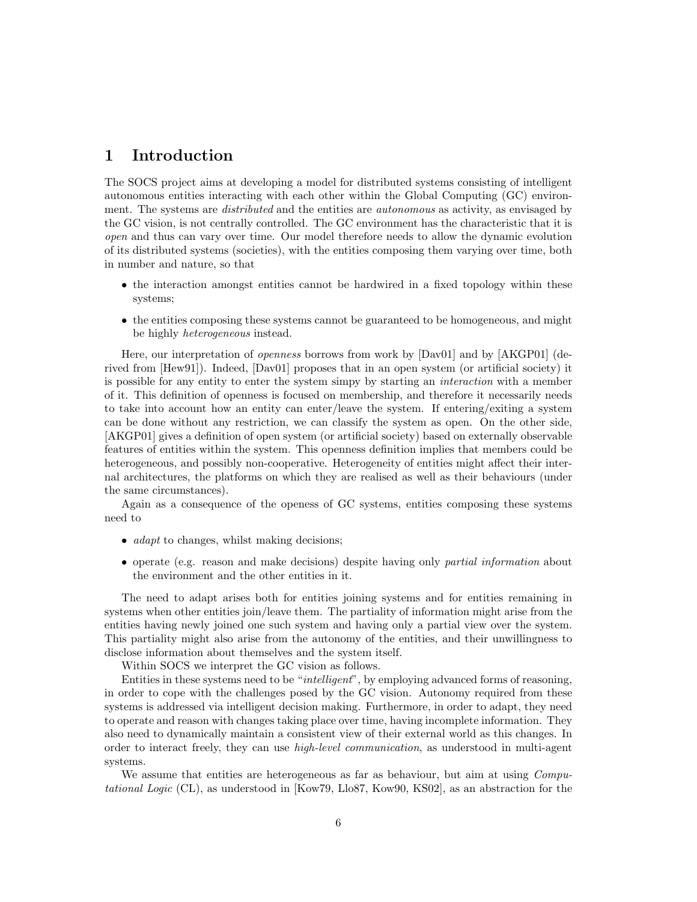# 1 Introduction

The SOCS project aims at developing a model for distributed systems consisting of intelligent autonomous entities interacting with each other within the Global Computing (GC) environment. The systems are *distributed* and the entities are *autonomous* as activity, as envisaged by the GC vision, is not centrally controlled. The GC environment has the characteristic that it is *open* and thus can vary over time. Our model therefore needs to allow the dynamic evolution of its distributed systems (societies), with the entities composing them varying over time, both in number and nature, so that

- the interaction amongst entities cannot be hardwired in a fixed topology within these systems;
- the entities composing these systems cannot be guaranteed to be homogeneous, and might be highly *heterogeneous* instead.

Here, our interpretation of *openness* borrows from work by [Dav01] and by [AKGP01] (derived from [Hew91]). Indeed, [Dav01] proposes that in an open system (or artificial society) it is possible for any entity to enter the system simpy by starting an *interaction* with a member of it. This definition of openness is focused on membership, and therefore it necessarily needs to take into account how an entity can enter/leave the system. If entering/exiting a system can be done without any restriction, we can classify the system as open. On the other side, [AKGP01] gives a definition of open system (or artificial society) based on externally observable features of entities within the system. This openness definition implies that members could be heterogeneous, and possibly non-cooperative. Heterogeneity of entities might affect their internal architectures, the platforms on which they are realised as well as their behaviours (under the same circumstances).

Again as a consequence of the openess of GC systems, entities composing these systems need to

- *adapt* to changes, whilst making decisions;
- operate (e.g. reason and make decisions) despite having only *partial information* about the environment and the other entities in it.

The need to adapt arises both for entities joining systems and for entities remaining in systems when other entities join/leave them. The partiality of information might arise from the entities having newly joined one such system and having only a partial view over the system. This partiality might also arise from the autonomy of the entities, and their unwillingness to disclose information about themselves and the system itself.

Within SOCS we interpret the GC vision as follows.

Entities in these systems need to be "*intelligent*", by employing advanced forms of reasoning, in order to cope with the challenges posed by the GC vision. Autonomy required from these systems is addressed via intelligent decision making. Furthermore, in order to adapt, they need to operate and reason with changes taking place over time, having incomplete information. They also need to dynamically maintain a consistent view of their external world as this changes. In order to interact freely, they can use *high-level communication*, as understood in multi-agent systems.

We assume that entities are heterogeneous as far as behaviour, but aim at using *Computational Logic* (CL), as understood in [Kow79, Llo87, Kow90, KS02], as an abstraction for the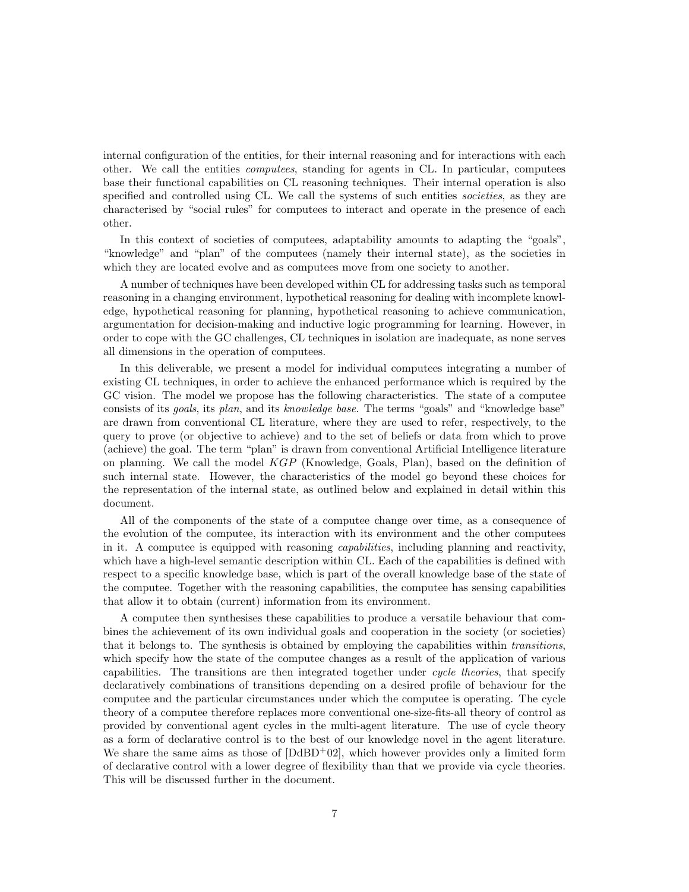internal configuration of the entities, for their internal reasoning and for interactions with each other. We call the entities *computees*, standing for agents in CL. In particular, computees base their functional capabilities on CL reasoning techniques. Their internal operation is also specified and controlled using CL. We call the systems of such entities *societies*, as they are characterised by "social rules" for computees to interact and operate in the presence of each other.

In this context of societies of computees, adaptability amounts to adapting the "goals", "knowledge" and "plan" of the computees (namely their internal state), as the societies in which they are located evolve and as computees move from one society to another.

A number of techniques have been developed within CL for addressing tasks such as temporal reasoning in a changing environment, hypothetical reasoning for dealing with incomplete knowledge, hypothetical reasoning for planning, hypothetical reasoning to achieve communication, argumentation for decision-making and inductive logic programming for learning. However, in order to cope with the GC challenges, CL techniques in isolation are inadequate, as none serves all dimensions in the operation of computees.

In this deliverable, we present a model for individual computees integrating a number of existing CL techniques, in order to achieve the enhanced performance which is required by the GC vision. The model we propose has the following characteristics. The state of a computee consists of its *goals*, its *plan*, and its *knowledge base*. The terms "goals" and "knowledge base" are drawn from conventional CL literature, where they are used to refer, respectively, to the query to prove (or objective to achieve) and to the set of beliefs or data from which to prove (achieve) the goal. The term "plan" is drawn from conventional Artificial Intelligence literature on planning. We call the model $KGP$ (Knowledge, Goals, Plan), based on the definition of such internal state. However, the characteristics of the model go beyond these choices for the representation of the internal state, as outlined below and explained in detail within this document.

All of the components of the state of a computee change over time, as a consequence of the evolution of the computee, its interaction with its environment and the other computees in it. A computee is equipped with reasoning *capabilities*, including planning and reactivity, which have a high-level semantic description within CL. Each of the capabilities is defined with respect to a specific knowledge base, which is part of the overall knowledge base of the state of the computee. Together with the reasoning capabilities, the computee has sensing capabilities that allow it to obtain (current) information from its environment.

A computee then synthesises these capabilities to produce a versatile behaviour that combines the achievement of its own individual goals and cooperation in the society (or societies) that it belongs to. The synthesis is obtained by employing the capabilities within *transitions*, which specify how the state of the computee changes as a result of the application of various capabilities. The transitions are then integrated together under *cycle theories*, that specify declaratively combinations of transitions depending on a desired profile of behaviour for the computee and the particular circumstances under which the computee is operating. The cycle theory of a computee therefore replaces more conventional one-size-fits-all theory of control as provided by conventional agent cycles in the multi-agent literature. The use of cycle theory as a form of declarative control is to the best of our knowledge novel in the agent literature. We share the same aims as those of [DdBD+02], which however provides only a limited form of declarative control with a lower degree of flexibility than that we provide via cycle theories. This will be discussed further in the document.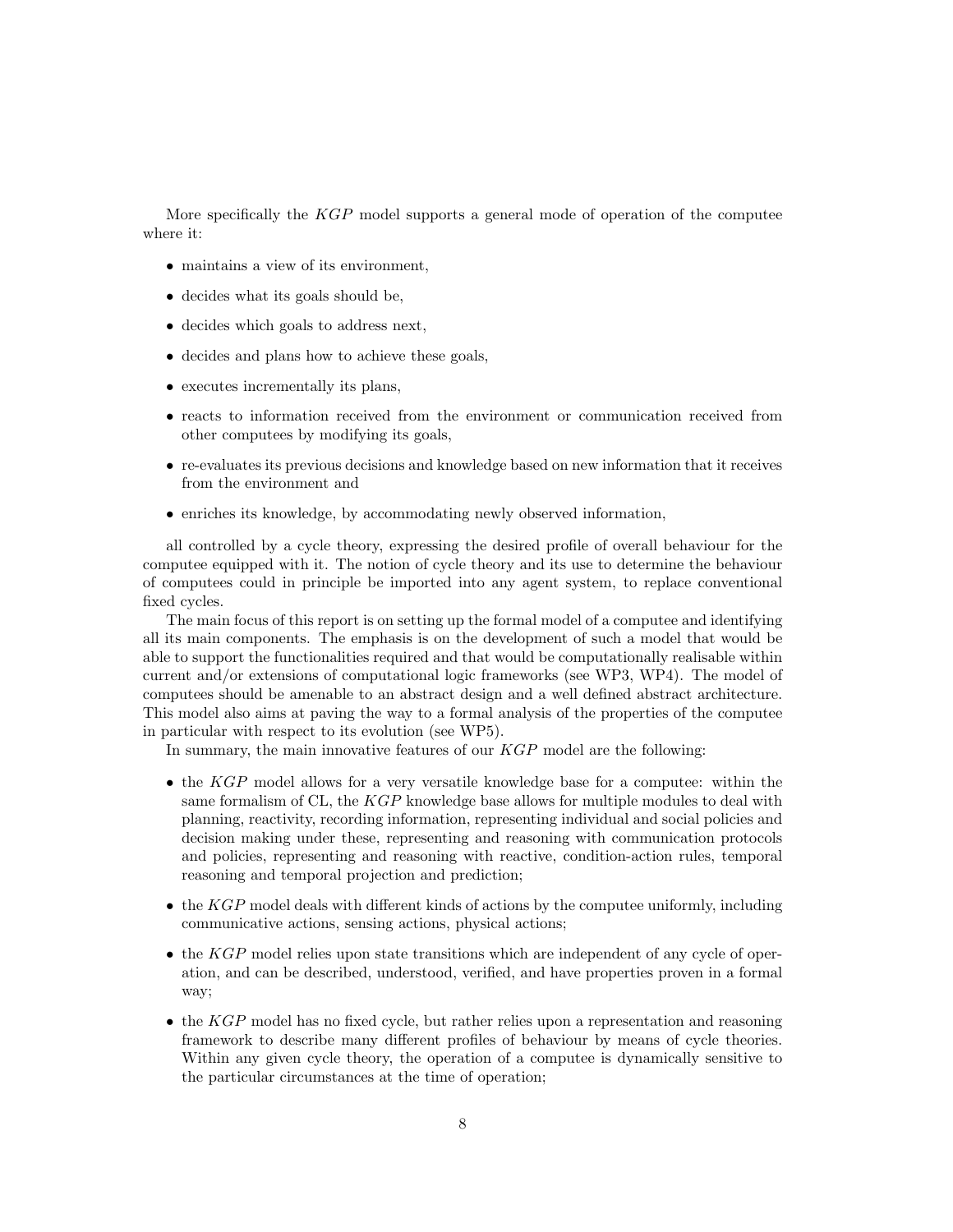More specifically the *KGP* model supports a general mode of operation of the computee where it:

- maintains a view of its environment,
- decides what its goals should be,
- decides which goals to address next,
- decides and plans how to achieve these goals,
- executes incrementally its plans,
- reacts to information received from the environment or communication received from other computees by modifying its goals,
- re-evaluates its previous decisions and knowledge based on new information that it receives from the environment and
- enriches its knowledge, by accommodating newly observed information,

all controlled by a cycle theory, expressing the desired profile of overall behaviour for the computee equipped with it. The notion of cycle theory and its use to determine the behaviour of computees could in principle be imported into any agent system, to replace conventional fixed cycles.

The main focus of this report is on setting up the formal model of a computee and identifying all its main components. The emphasis is on the development of such a model that would be able to support the functionalities required and that would be computationally realisable within current and/or extensions of computational logic frameworks (see WP3, WP4). The model of computees should be amenable to an abstract design and a well defined abstract architecture. This model also aims at paving the way to a formal analysis of the properties of the computee in particular with respect to its evolution (see WP5).

In summary, the main innovative features of our *KGP* model are the following:

- the *KGP* model allows for a very versatile knowledge base for a computee: within the same formalism of CL, the *KGP* knowledge base allows for multiple modules to deal with planning, reactivity, recording information, representing individual and social policies and decision making under these, representing and reasoning with communication protocols and policies, representing and reasoning with reactive, condition-action rules, temporal reasoning and temporal projection and prediction;
- the *KGP* model deals with different kinds of actions by the computee uniformly, including communicative actions, sensing actions, physical actions;
- the *KGP* model relies upon state transitions which are independent of any cycle of operation, and can be described, understood, verified, and have properties proven in a formal way;
- the *KGP* model has no fixed cycle, but rather relies upon a representation and reasoning framework to describe many different profiles of behaviour by means of cycle theories. Within any given cycle theory, the operation of a computee is dynamically sensitive to the particular circumstances at the time of operation;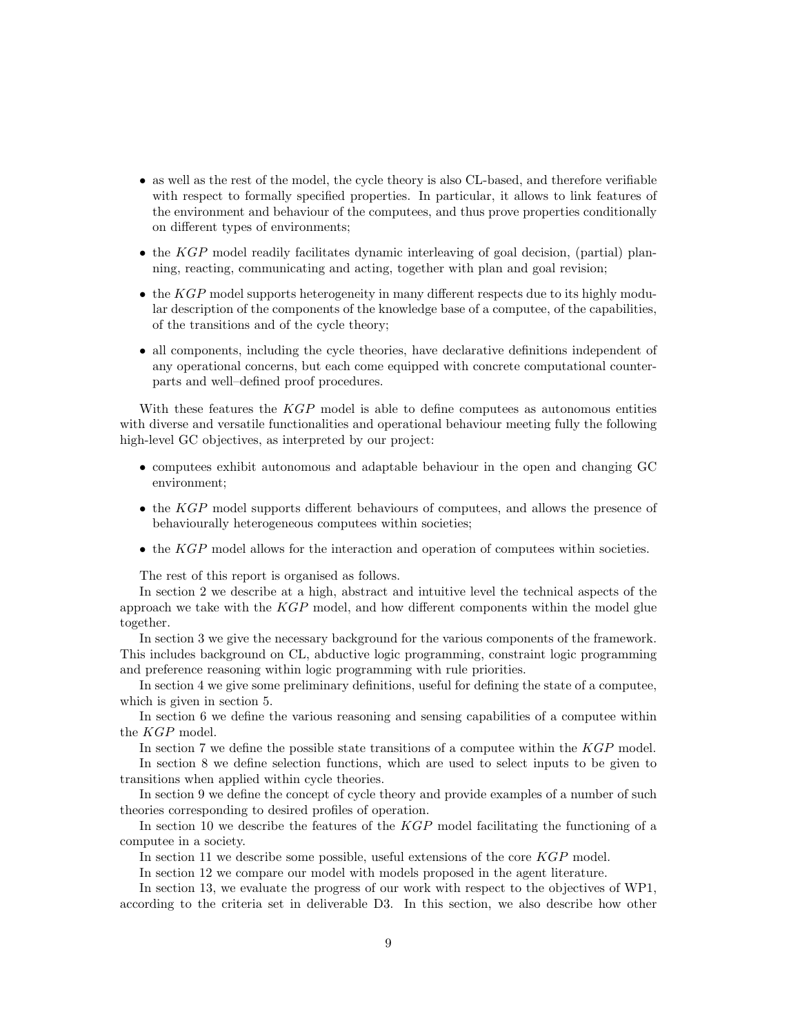- as well as the rest of the model, the cycle theory is also CL-based, and therefore verifiable with respect to formally specified properties. In particular, it allows to link features of the environment and behaviour of the computees, and thus prove properties conditionally on different types of environments;
- the $KGP$ model readily facilitates dynamic interleaving of goal decision, (partial) planning, reacting, communicating and acting, together with plan and goal revision;
- the $KGP$ model supports heterogeneity in many different respects due to its highly modular description of the components of the knowledge base of a computee, of the capabilities, of the transitions and of the cycle theory;
- all components, including the cycle theories, have declarative definitions independent of any operational concerns, but each come equipped with concrete computational counterparts and well–defined proof procedures.

With these features the $KGP$ model is able to define computees as autonomous entities with diverse and versatile functionalities and operational behaviour meeting fully the following high-level GC objectives, as interpreted by our project:

- computees exhibit autonomous and adaptable behaviour in the open and changing GC environment;
- the $KGP$ model supports different behaviours of computees, and allows the presence of behaviourally heterogeneous computees within societies;
- the $KGP$ model allows for the interaction and operation of computees within societies.

The rest of this report is organised as follows.

In section 2 we describe at a high, abstract and intuitive level the technical aspects of the approach we take with the $KGP$ model, and how different components within the model glue together.

In section 3 we give the necessary background for the various components of the framework. This includes background on CL, abductive logic programming, constraint logic programming and preference reasoning within logic programming with rule priorities.

In section 4 we give some preliminary definitions, useful for defining the state of a computee, which is given in section 5.

In section 6 we define the various reasoning and sensing capabilities of a computee within the $KGP$ model.

In section 7 we define the possible state transitions of a computee within the $KGP$ model.

In section 8 we define selection functions, which are used to select inputs to be given to transitions when applied within cycle theories.

In section 9 we define the concept of cycle theory and provide examples of a number of such theories corresponding to desired profiles of operation.

In section 10 we describe the features of the $KGP$ model facilitating the functioning of a computee in a society.

In section 11 we describe some possible, useful extensions of the core $KGP$ model.

In section 12 we compare our model with models proposed in the agent literature.

In section 13, we evaluate the progress of our work with respect to the objectives of WP1, according to the criteria set in deliverable D3. In this section, we also describe how other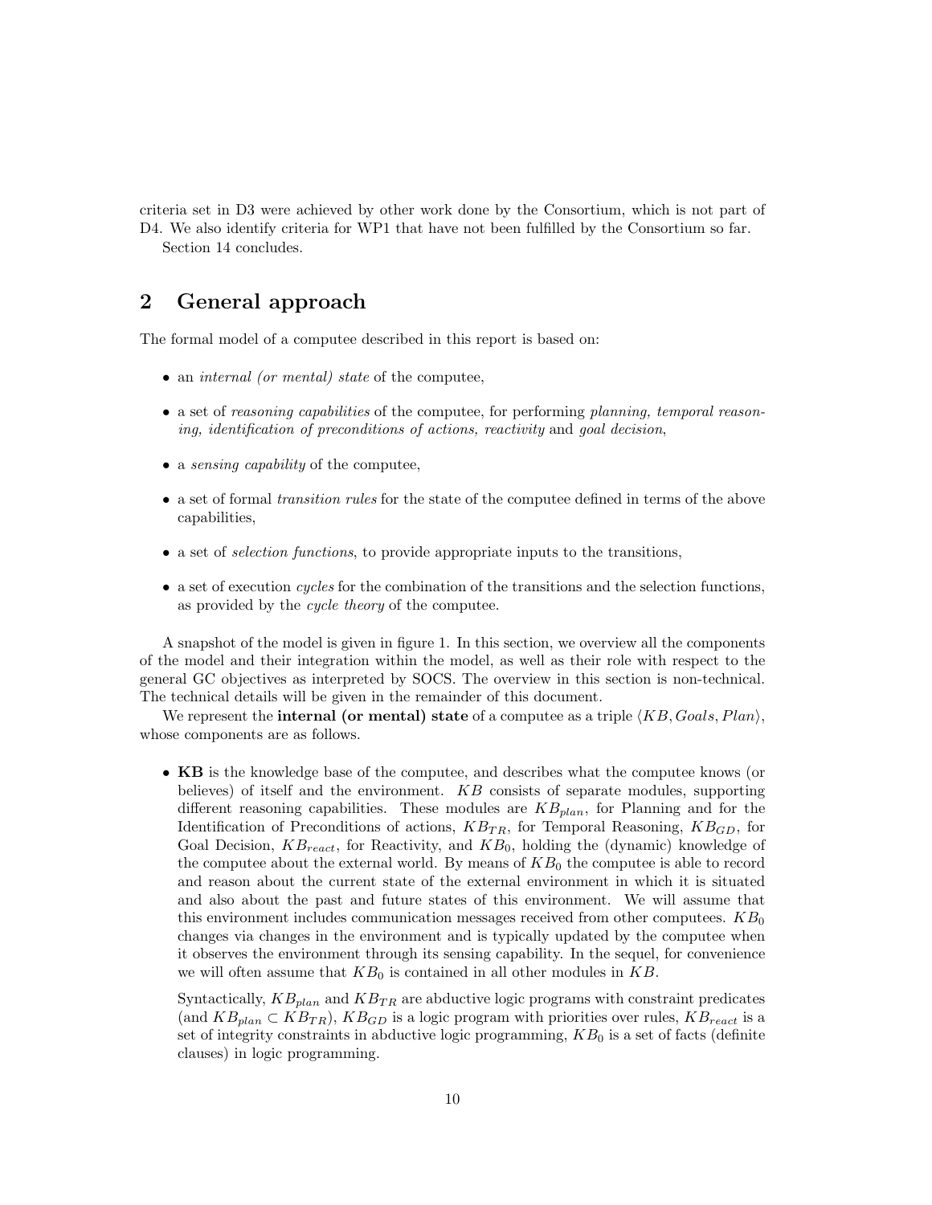criteria set in D3 were achieved by other work done by the Consortium, which is not part of D4. We also identify criteria for WP1 that have not been fulfilled by the Consortium so far.

Section 14 concludes.

# 2 General approach

The formal model of a computee described in this report is based on:

- an *internal (or mental) state* of the computee,
- a set of *reasoning capabilities* of the computee, for performing *planning, temporal reasoning, identification of preconditions of actions, reactivity* and *goal decision*,
- a *sensing capability* of the computee,
- a set of formal *transition rules* for the state of the computee defined in terms of the above capabilities,
- a set of *selection functions*, to provide appropriate inputs to the transitions,
- a set of execution *cycles* for the combination of the transitions and the selection functions, as provided by the *cycle theory* of the computee.

A snapshot of the model is given in figure 1. In this section, we overview all the components of the model and their integration within the model, as well as their role with respect to the general GC objectives as interpreted by SOCS. The overview in this section is non-technical. The technical details will be given in the remainder of this document.

We represent the **internal (or mental) state** of a computee as a triple $\langle KB, Goals, Plan \rangle$, whose components are as follows.

- **KB** is the knowledge base of the computee, and describes what the computee knows (or believes) of itself and the environment. $KB$ consists of separate modules, supporting different reasoning capabilities. These modules are $KB_{plan}$, for Planning and for the Identification of Preconditions of actions, $KB_{TR}$, for Temporal Reasoning, $KB_{GD}$, for Goal Decision, $KB_{react}$, for Reactivity, and $KB_0$, holding the (dynamic) knowledge of the computee about the external world. By means of $KB_0$ the computee is able to record and reason about the current state of the external environment in which it is situated and also about the past and future states of this environment. We will assume that this environment includes communication messages received from other computees. $KB_0$ changes via changes in the environment and is typically updated by the computee when it observes the environment through its sensing capability. In the sequel, for convenience we will often assume that $KB_0$ is contained in all other modules in $KB$.

  Syntactically, $KB_{plan}$ and $KB_{TR}$ are abductive logic programs with constraint predicates (and $KB_{plan} \subset KB_{TR}$), $KB_{GD}$ is a logic program with priorities over rules, $KB_{react}$ is a set of integrity constraints in abductive logic programming, $KB_0$ is a set of facts (definite clauses) in logic programming.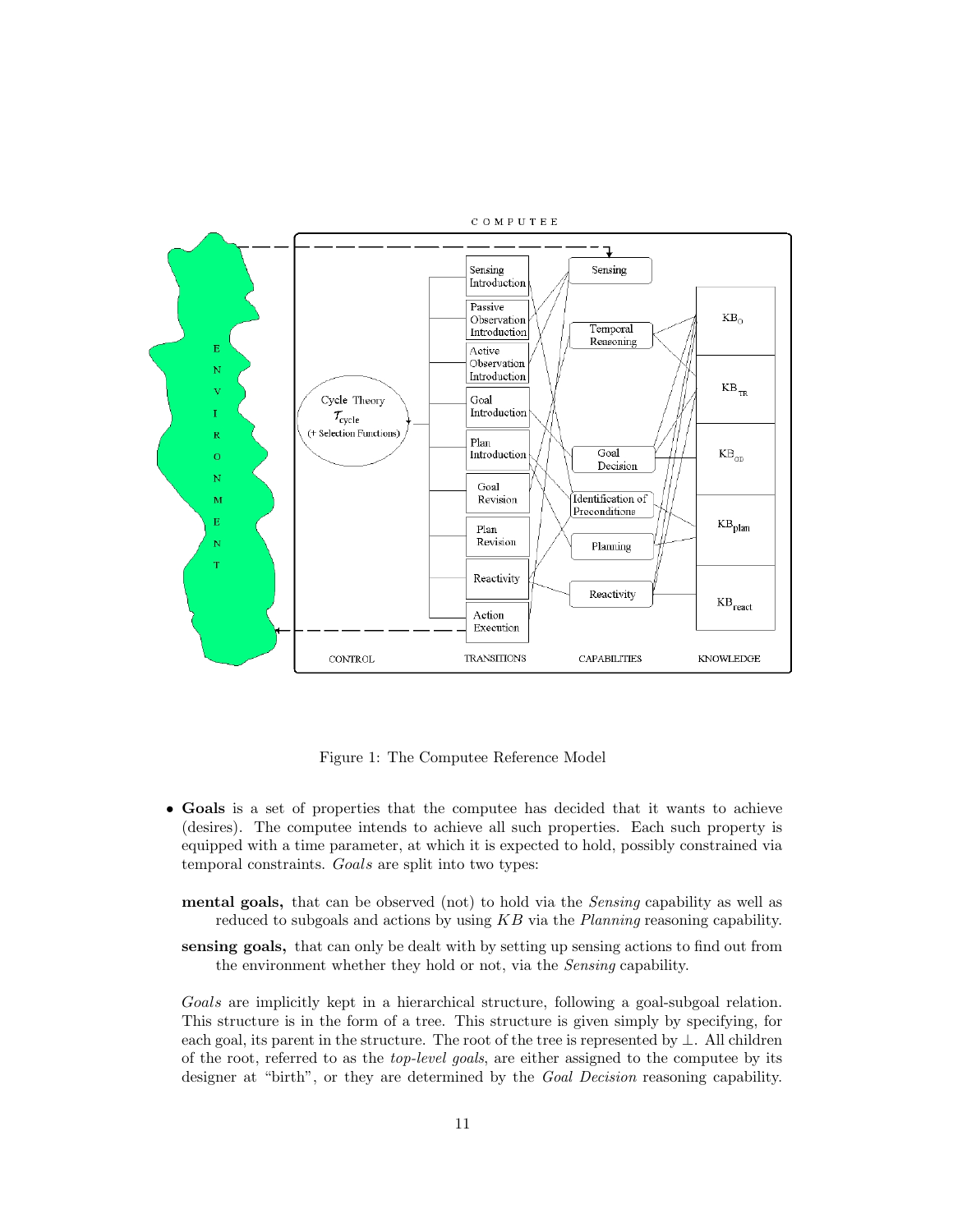Figure 1: The Computee Reference Model

- **Goals** is a set of properties that the computee has decided that it wants to achieve (desires). The computee intends to achieve all such properties. Each such property is equipped with a time parameter, at which it is expected to hold, possibly constrained via temporal constraints. *Goals* are split into two types:

  **mental goals,** that can be observed (not) to hold via the *Sensing* capability as well as reduced to subgoals and actions by using $KB$ via the *Planning* reasoning capability.

  **sensing goals,** that can only be dealt with by setting up sensing actions to find out from the environment whether they hold or not, via the *Sensing* capability.

  *Goals* are implicitly kept in a hierarchical structure, following a goal-subgoal relation. This structure is in the form of a tree. This structure is given simply by specifying, for each goal, its parent in the structure. The root of the tree is represented by $\perp$. All children of the root, referred to as the *top-level goals*, are either assigned to the computee by its designer at "birth", or they are determined by the *Goal Decision* reasoning capability.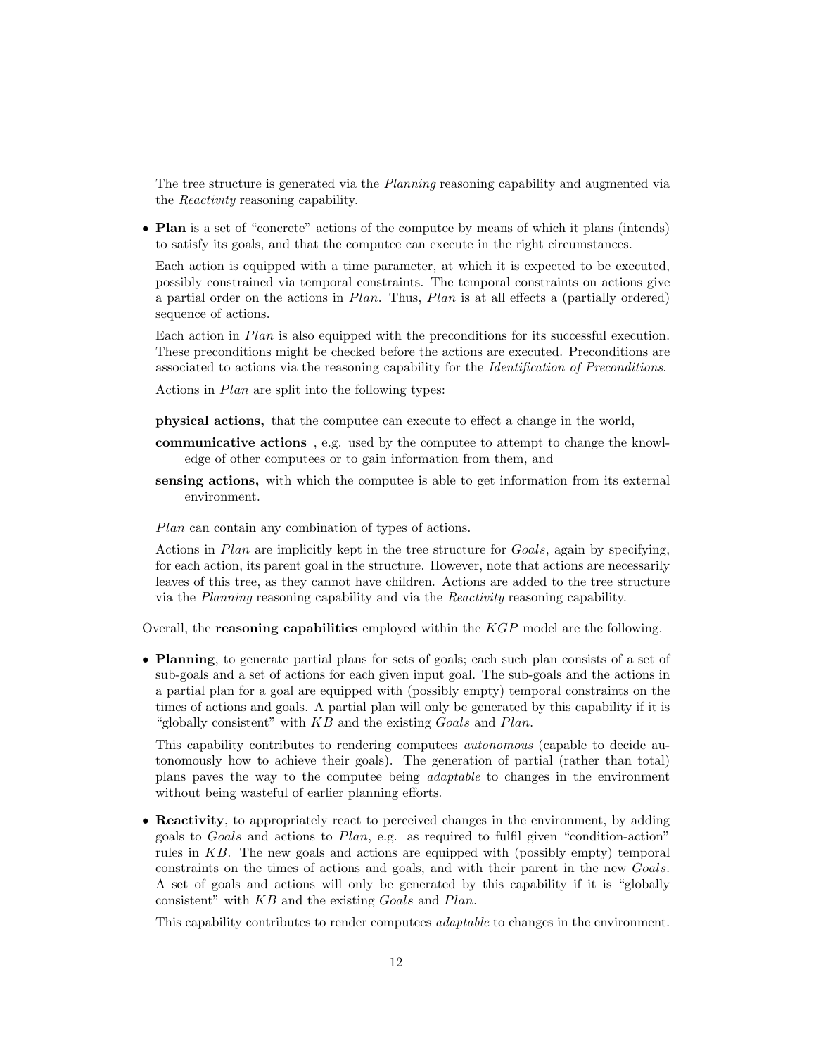The tree structure is generated via the *Planning* reasoning capability and augmented via the *Reactivity* reasoning capability.

- **Plan** is a set of "concrete" actions of the computee by means of which it plans (intends) to satisfy its goals, and that the computee can execute in the right circumstances.

  Each action is equipped with a time parameter, at which it is expected to be executed, possibly constrained via temporal constraints. The temporal constraints on actions give a partial order on the actions in *Plan*. Thus, *Plan* is at all effects a (partially ordered) sequence of actions.

  Each action in *Plan* is also equipped with the preconditions for its successful execution. These preconditions might be checked before the actions are executed. Preconditions are associated to actions via the reasoning capability for the *Identification of Preconditions*.

  Actions in *Plan* are split into the following types:

  **physical actions,** that the computee can execute to effect a change in the world,

  **communicative actions** , e.g. used by the computee to attempt to change the knowledge of other computees or to gain information from them, and

  **sensing actions,** with which the computee is able to get information from its external environment.

  *Plan* can contain any combination of types of actions.

  Actions in *Plan* are implicitly kept in the tree structure for *Goals*, again by specifying, for each action, its parent goal in the structure. However, note that actions are necessarily leaves of this tree, as they cannot have children. Actions are added to the tree structure via the *Planning* reasoning capability and via the *Reactivity* reasoning capability.

Overall, the **reasoning capabilities** employed within the *KGP* model are the following.

- **Planning**, to generate partial plans for sets of goals; each such plan consists of a set of sub-goals and a set of actions for each given input goal. The sub-goals and the actions in a partial plan for a goal are equipped with (possibly empty) temporal constraints on the times of actions and goals. A partial plan will only be generated by this capability if it is "globally consistent" with *KB* and the existing *Goals* and *Plan*.

  This capability contributes to rendering computees *autonomous* (capable to decide autonomously how to achieve their goals). The generation of partial (rather than total) plans paves the way to the computee being *adaptable* to changes in the environment without being wasteful of earlier planning efforts.

- **Reactivity**, to appropriately react to perceived changes in the environment, by adding goals to *Goals* and actions to *Plan*, e.g. as required to fulfil given "condition-action" rules in *KB*. The new goals and actions are equipped with (possibly empty) temporal constraints on the times of actions and goals, and with their parent in the new *Goals*. A set of goals and actions will only be generated by this capability if it is "globally consistent" with *KB* and the existing *Goals* and *Plan*.

  This capability contributes to render computees *adaptable* to changes in the environment.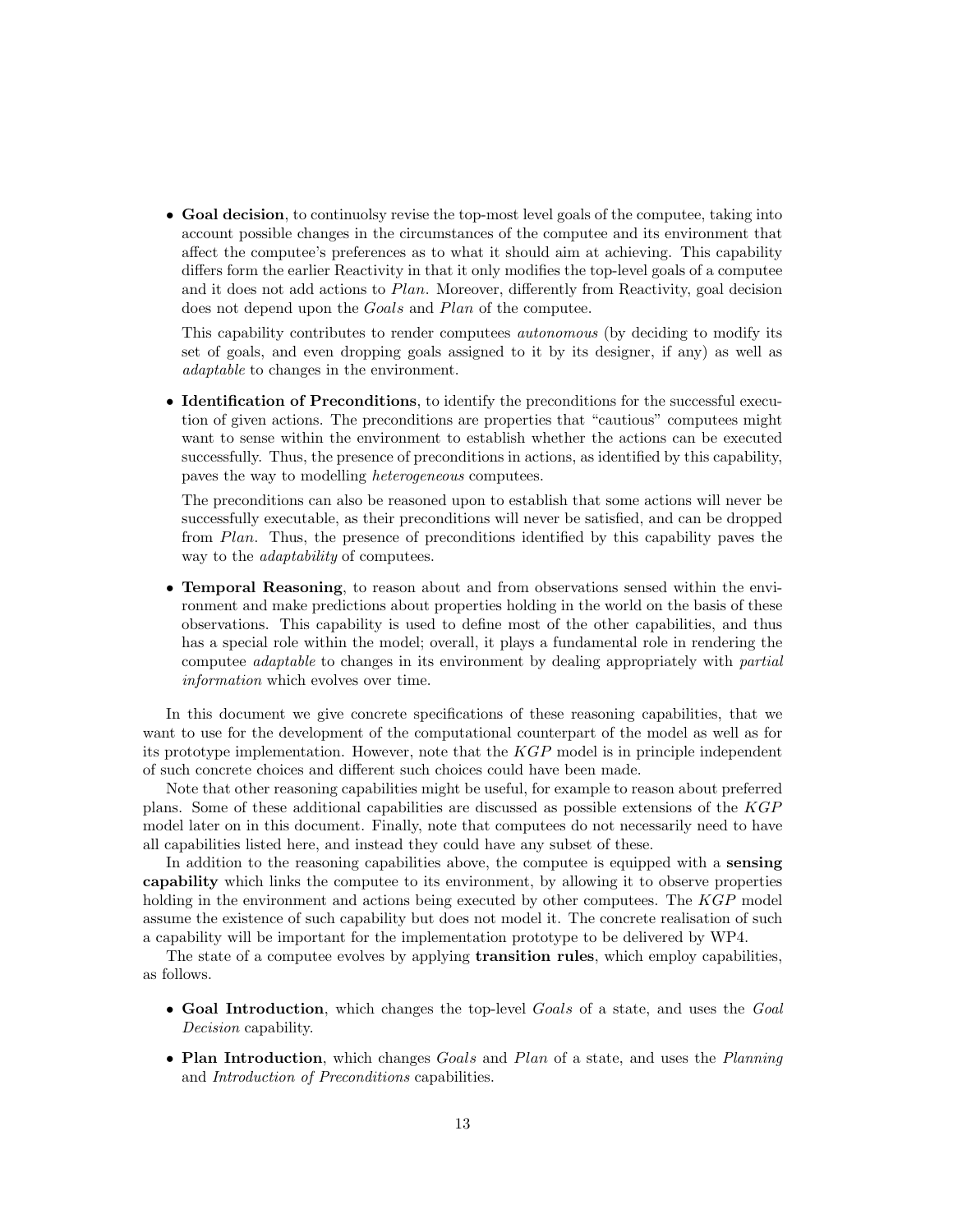- **Goal decision**, to continuolsy revise the top-most level goals of the computee, taking into account possible changes in the circumstances of the computee and its environment that affect the computee's preferences as to what it should aim at achieving. This capability differs form the earlier Reactivity in that it only modifies the top-level goals of a computee and it does not add actions to *Plan*. Moreover, differently from Reactivity, goal decision does not depend upon the *Goals* and *Plan* of the computee.

  This capability contributes to render computees *autonomous* (by deciding to modify its set of goals, and even dropping goals assigned to it by its designer, if any) as well as *adaptable* to changes in the environment.

- **Identification of Preconditions**, to identify the preconditions for the successful execution of given actions. The preconditions are properties that "cautious" computees might want to sense within the environment to establish whether the actions can be executed successfully. Thus, the presence of preconditions in actions, as identified by this capability, paves the way to modelling *heterogeneous* computees.

  The preconditions can also be reasoned upon to establish that some actions will never be successfully executable, as their preconditions will never be satisfied, and can be dropped from *Plan*. Thus, the presence of preconditions identified by this capability paves the way to the *adaptability* of computees.

- **Temporal Reasoning**, to reason about and from observations sensed within the environment and make predictions about properties holding in the world on the basis of these observations. This capability is used to define most of the other capabilities, and thus has a special role within the model; overall, it plays a fundamental role in rendering the computee *adaptable* to changes in its environment by dealing appropriately with *partial information* which evolves over time.

In this document we give concrete specifications of these reasoning capabilities, that we want to use for the development of the computational counterpart of the model as well as for its prototype implementation. However, note that the *KGP* model is in principle independent of such concrete choices and different such choices could have been made.

Note that other reasoning capabilities might be useful, for example to reason about preferred plans. Some of these additional capabilities are discussed as possible extensions of the *KGP* model later on in this document. Finally, note that computees do not necessarily need to have all capabilities listed here, and instead they could have any subset of these.

In addition to the reasoning capabilities above, the computee is equipped with a **sensing capability** which links the computee to its environment, by allowing it to observe properties holding in the environment and actions being executed by other computees. The *KGP* model assume the existence of such capability but does not model it. The concrete realisation of such a capability will be important for the implementation prototype to be delivered by WP4.

The state of a computee evolves by applying **transition rules**, which employ capabilities, as follows.

- **Goal Introduction**, which changes the top-level *Goals* of a state, and uses the *Goal Decision* capability.
- **Plan Introduction**, which changes *Goals* and *Plan* of a state, and uses the *Planning* and *Introduction of Preconditions* capabilities.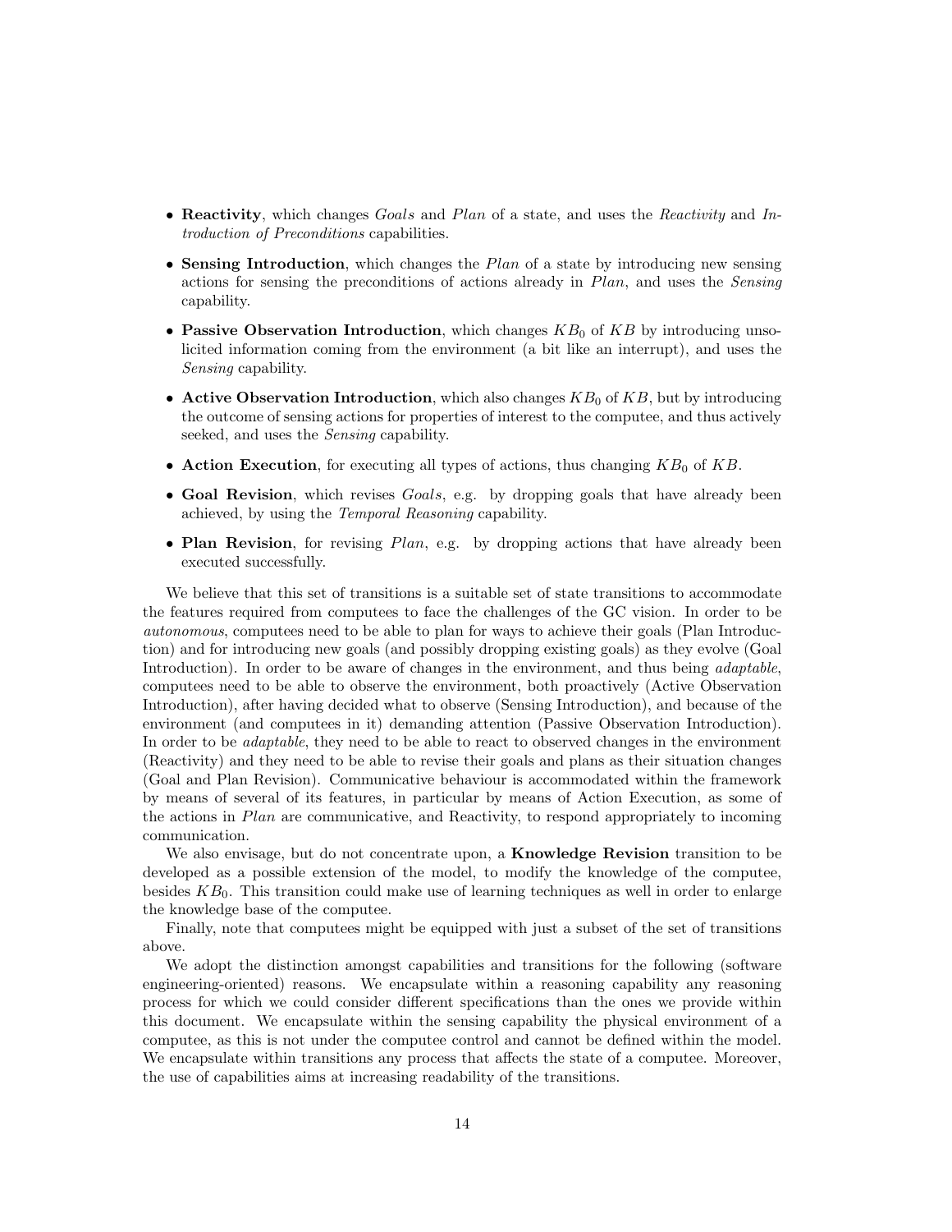- **Reactivity**, which changes *Goals* and *Plan* of a state, and uses the *Reactivity* and *Introduction of Preconditions* capabilities.
- **Sensing Introduction**, which changes the *Plan* of a state by introducing new sensing actions for sensing the preconditions of actions already in *Plan*, and uses the *Sensing* capability.
- **Passive Observation Introduction**, which changes $KB_0$ of $KB$ by introducing unsolicited information coming from the environment (a bit like an interrupt), and uses the *Sensing* capability.
- **Active Observation Introduction**, which also changes $KB_0$ of $KB$, but by introducing the outcome of sensing actions for properties of interest to the computee, and thus actively seeked, and uses the *Sensing* capability.
- **Action Execution**, for executing all types of actions, thus changing $KB_0$ of $KB$.
- **Goal Revision**, which revises *Goals*, e.g. by dropping goals that have already been achieved, by using the *Temporal Reasoning* capability.
- **Plan Revision**, for revising *Plan*, e.g. by dropping actions that have already been executed successfully.

We believe that this set of transitions is a suitable set of state transitions to accommodate the features required from computees to face the challenges of the GC vision. In order to be *autonomous*, computees need to be able to plan for ways to achieve their goals (Plan Introduction) and for introducing new goals (and possibly dropping existing goals) as they evolve (Goal Introduction). In order to be aware of changes in the environment, and thus being *adaptable*, computees need to be able to observe the environment, both proactively (Active Observation Introduction), after having decided what to observe (Sensing Introduction), and because of the environment (and computees in it) demanding attention (Passive Observation Introduction). In order to be *adaptable*, they need to be able to react to observed changes in the environment (Reactivity) and they need to be able to revise their goals and plans as their situation changes (Goal and Plan Revision). Communicative behaviour is accommodated within the framework by means of several of its features, in particular by means of Action Execution, as some of the actions in *Plan* are communicative, and Reactivity, to respond appropriately to incoming communication.

We also envisage, but do not concentrate upon, a **Knowledge Revision** transition to be developed as a possible extension of the model, to modify the knowledge of the computee, besides $KB_0$. This transition could make use of learning techniques as well in order to enlarge the knowledge base of the computee.

Finally, note that computees might be equipped with just a subset of the set of transitions above.

We adopt the distinction amongst capabilities and transitions for the following (software engineering-oriented) reasons. We encapsulate within a reasoning capability any reasoning process for which we could consider different specifications than the ones we provide within this document. We encapsulate within the sensing capability the physical environment of a computee, as this is not under the computee control and cannot be defined within the model. We encapsulate within transitions any process that affects the state of a computee. Moreover, the use of capabilities aims at increasing readability of the transitions.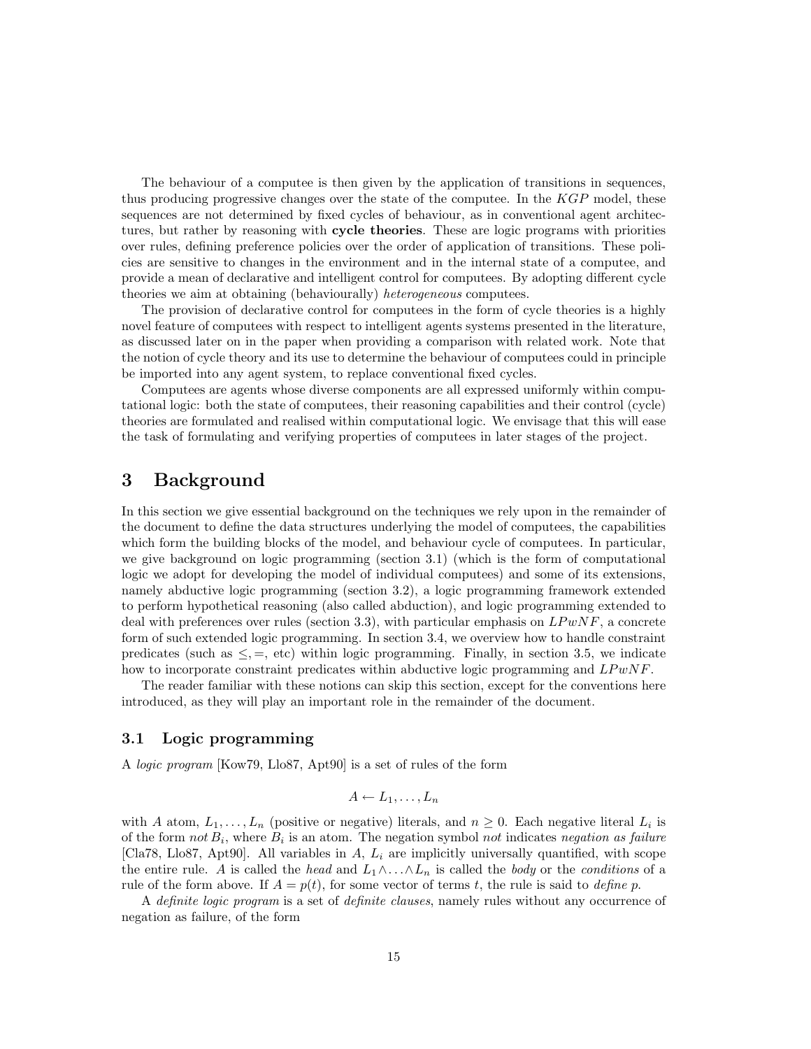The behaviour of a computee is then given by the application of transitions in sequences, thus producing progressive changes over the state of the computee. In the $KGP$ model, these sequences are not determined by fixed cycles of behaviour, as in conventional agent architectures, but rather by reasoning with **cycle theories**. These are logic programs with priorities over rules, defining preference policies over the order of application of transitions. These policies are sensitive to changes in the environment and in the internal state of a computee, and provide a mean of declarative and intelligent control for computees. By adopting different cycle theories we aim at obtaining (behaviourally) *heterogeneous* computees.

The provision of declarative control for computees in the form of cycle theories is a highly novel feature of computees with respect to intelligent agents systems presented in the literature, as discussed later on in the paper when providing a comparison with related work. Note that the notion of cycle theory and its use to determine the behaviour of computees could in principle be imported into any agent system, to replace conventional fixed cycles.

Computees are agents whose diverse components are all expressed uniformly within computational logic: both the state of computees, their reasoning capabilities and their control (cycle) theories are formulated and realised within computational logic. We envisage that this will ease the task of formulating and verifying properties of computees in later stages of the project.

# 3 Background

In this section we give essential background on the techniques we rely upon in the remainder of the document to define the data structures underlying the model of computees, the capabilities which form the building blocks of the model, and behaviour cycle of computees. In particular, we give background on logic programming (section 3.1) (which is the form of computational logic we adopt for developing the model of individual computees) and some of its extensions, namely abductive logic programming (section 3.2), a logic programming framework extended to perform hypothetical reasoning (also called abduction), and logic programming extended to deal with preferences over rules (section 3.3), with particular emphasis on $LPwNF$, a concrete form of such extended logic programming. In section 3.4, we overview how to handle constraint predicates (such as $\leq, =$, etc) within logic programming. Finally, in section 3.5, we indicate how to incorporate constraint predicates within abductive logic programming and $LPwNF$.

The reader familiar with these notions can skip this section, except for the conventions here introduced, as they will play an important role in the remainder of the document.

## 3.1 Logic programming

A *logic program* [Kow79, Llo87, Apt90] is a set of rules of the form

$$A \leftarrow L_1, \ldots, L_n$$

with $A$ atom, $L_1, \ldots, L_n$ (positive or negative) literals, and $n \geq 0$. Each negative literal $L_i$ is of the form $not\, B_i$, where $B_i$ is an atom. The negation symbol *not* indicates *negation as failure* [Cla78, Llo87, Apt90]. All variables in $A$, $L_i$ are implicitly universally quantified, with scope the entire rule. $A$ is called the *head* and $L_1 \wedge \ldots \wedge L_n$ is called the *body* or the *conditions* of a rule of the form above. If $A = p(t)$, for some vector of terms $t$, the rule is said to *define p*.

A *definite logic program* is a set of *definite clauses*, namely rules without any occurrence of negation as failure, of the form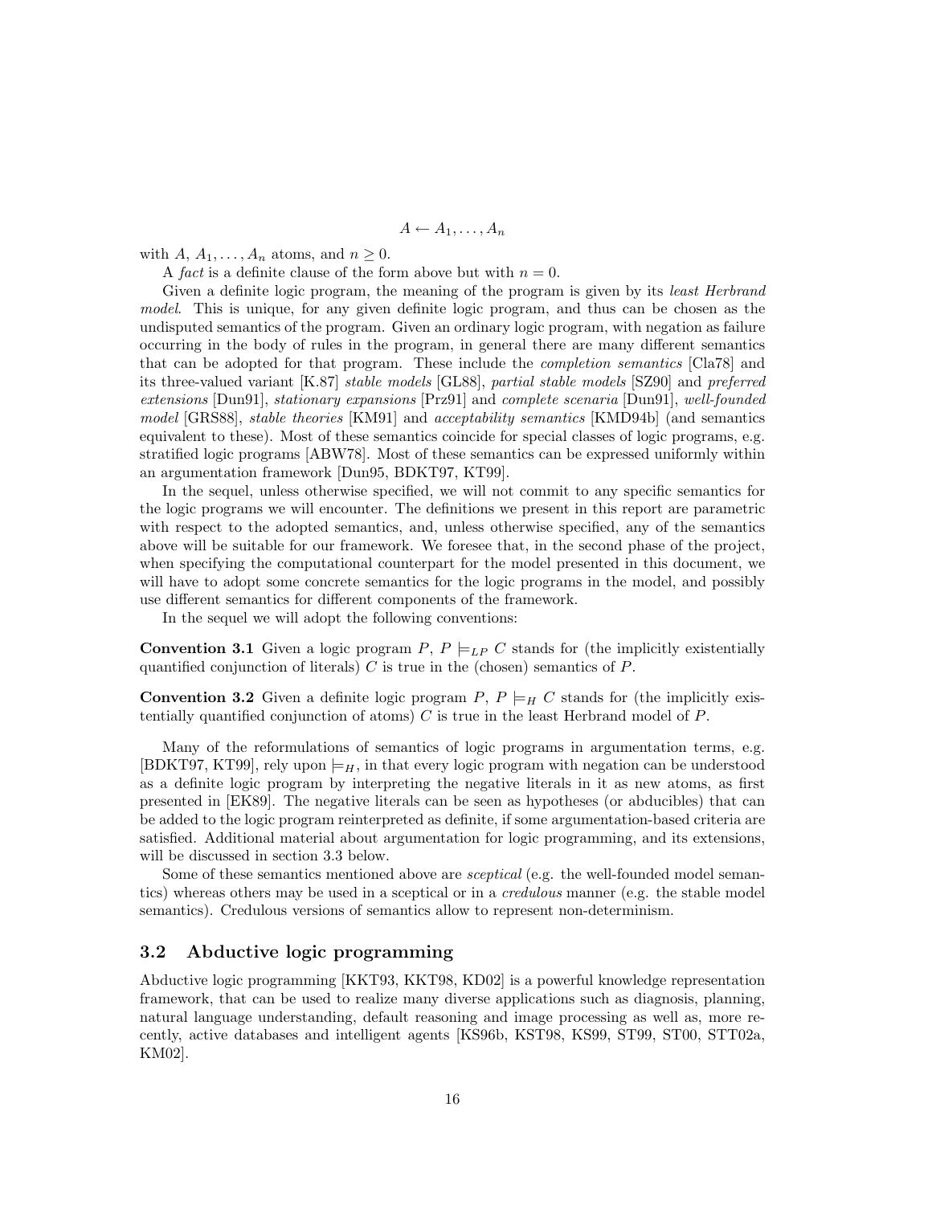$$A \leftarrow A_1, \ldots, A_n$$

with $A$, $A_1, \ldots, A_n$ atoms, and $n \geq 0$.

A *fact* is a definite clause of the form above but with $n = 0$.

Given a definite logic program, the meaning of the program is given by its *least Herbrand model*. This is unique, for any given definite logic program, and thus can be chosen as the undisputed semantics of the program. Given an ordinary logic program, with negation as failure occurring in the body of rules in the program, in general there are many different semantics that can be adopted for that program. These include the *completion semantics* [Cla78] and its three-valued variant [K.87] *stable models* [GL88], *partial stable models* [SZ90] and *preferred extensions* [Dun91], *stationary expansions* [Prz91] and *complete scenaria* [Dun91], *well-founded model* [GRS88], *stable theories* [KM91] and *acceptability semantics* [KMD94b] (and semantics equivalent to these). Most of these semantics coincide for special classes of logic programs, e.g. stratified logic programs [ABW78]. Most of these semantics can be expressed uniformly within an argumentation framework [Dun95, BDKT97, KT99].

In the sequel, unless otherwise specified, we will not commit to any specific semantics for the logic programs we will encounter. The definitions we present in this report are parametric with respect to the adopted semantics, and, unless otherwise specified, any of the semantics above will be suitable for our framework. We foresee that, in the second phase of the project, when specifying the computational counterpart for the model presented in this document, we will have to adopt some concrete semantics for the logic programs in the model, and possibly use different semantics for different components of the framework.

In the sequel we will adopt the following conventions:

**Convention 3.1** Given a logic program $P$, $P \models_{LP} C$ stands for (the implicitly existentially quantified conjunction of literals) $C$ is true in the (chosen) semantics of $P$.

**Convention 3.2** Given a definite logic program $P$, $P \models_H C$ stands for (the implicitly existentially quantified conjunction of atoms) $C$ is true in the least Herbrand model of $P$.

Many of the reformulations of semantics of logic programs in argumentation terms, e.g. [BDKT97, KT99], rely upon $\models_H$, in that every logic program with negation can be understood as a definite logic program by interpreting the negative literals in it as new atoms, as first presented in [EK89]. The negative literals can be seen as hypotheses (or abducibles) that can be added to the logic program reinterpreted as definite, if some argumentation-based criteria are satisfied. Additional material about argumentation for logic programming, and its extensions, will be discussed in section 3.3 below.

Some of these semantics mentioned above are *sceptical* (e.g. the well-founded model semantics) whereas others may be used in a sceptical or in a *credulous* manner (e.g. the stable model semantics). Credulous versions of semantics allow to represent non-determinism.

## 3.2 Abductive logic programming

Abductive logic programming [KKT93, KKT98, KD02] is a powerful knowledge representation framework, that can be used to realize many diverse applications such as diagnosis, planning, natural language understanding, default reasoning and image processing as well as, more recently, active databases and intelligent agents [KS96b, KST98, KS99, ST99, ST00, STT02a, KM02].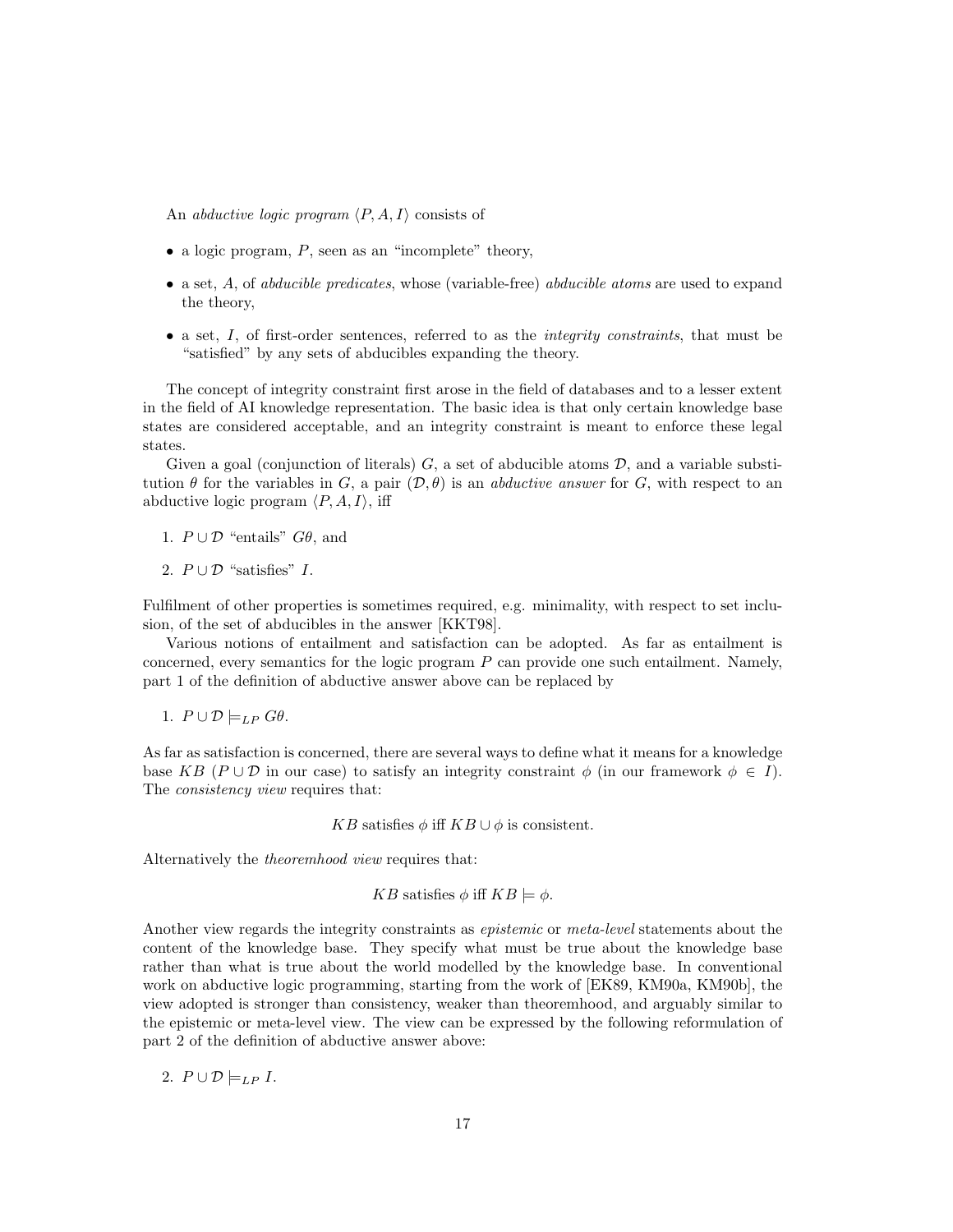An *abductive logic program* $\langle P, A, I \rangle$ consists of

- a logic program, $P$, seen as an "incomplete" theory,
- a set, $A$, of *abducible predicates*, whose (variable-free) *abducible atoms* are used to expand the theory,
- a set, $I$, of first-order sentences, referred to as the *integrity constraints*, that must be "satisfied" by any sets of abducibles expanding the theory.

The concept of integrity constraint first arose in the field of databases and to a lesser extent in the field of AI knowledge representation. The basic idea is that only certain knowledge base states are considered acceptable, and an integrity constraint is meant to enforce these legal states.

Given a goal (conjunction of literals) $G$, a set of abducible atoms $\mathcal{D}$, and a variable substitution $\theta$ for the variables in $G$, a pair $(\mathcal{D}, \theta)$ is an *abductive answer* for $G$, with respect to an abductive logic program $\langle P, A, I \rangle$, iff

1. $P \cup \mathcal{D}$ "entails" $G\theta$, and
2. $P \cup \mathcal{D}$ "satisfies" $I$.

Fulfilment of other properties is sometimes required, e.g. minimality, with respect to set inclusion, of the set of abducibles in the answer [KKT98].

Various notions of entailment and satisfaction can be adopted. As far as entailment is concerned, every semantics for the logic program $P$ can provide one such entailment. Namely, part 1 of the definition of abductive answer above can be replaced by

1. $P \cup \mathcal{D} \models_{LP} G\theta$.

As far as satisfaction is concerned, there are several ways to define what it means for a knowledge base $KB$ ($P \cup \mathcal{D}$ in our case) to satisfy an integrity constraint $\phi$ (in our framework $\phi \in I$). The *consistency view* requires that:

$$KB \text{ satisfies } \phi \text{ iff } KB \cup \phi \text{ is consistent.}$$

Alternatively the *theoremhood view* requires that:

$$KB \text{ satisfies } \phi \text{ iff } KB \models \phi.$$

Another view regards the integrity constraints as *epistemic* or *meta-level* statements about the content of the knowledge base. They specify what must be true about the knowledge base rather than what is true about the world modelled by the knowledge base. In conventional work on abductive logic programming, starting from the work of [EK89, KM90a, KM90b], the view adopted is stronger than consistency, weaker than theoremhood, and arguably similar to the epistemic or meta-level view. The view can be expressed by the following reformulation of part 2 of the definition of abductive answer above:

2. $P \cup \mathcal{D} \models_{LP} I$.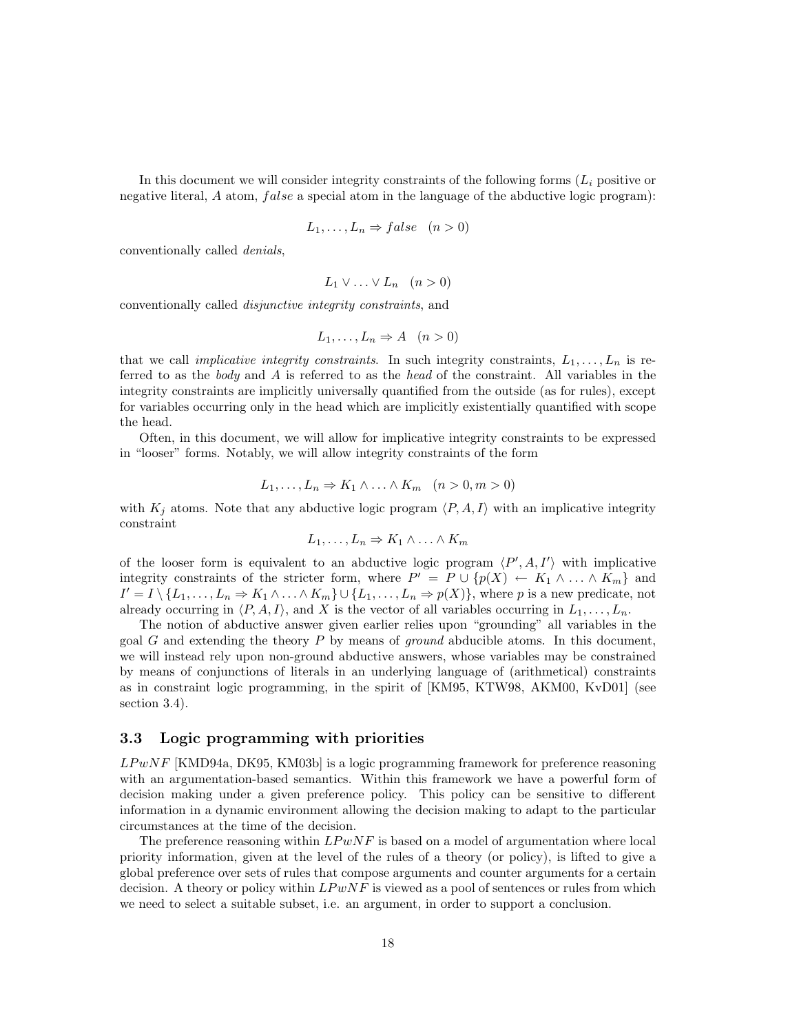In this document we will consider integrity constraints of the following forms ($L_i$ positive or negative literal, $A$ atom, $false$ a special atom in the language of the abductive logic program):

$$L_1, \ldots, L_n \Rightarrow false \quad (n > 0)$$

conventionally called *denials*,

$$L_1 \vee \ldots \vee L_n \quad (n > 0)$$

conventionally called *disjunctive integrity constraints*, and

$$L_1, \ldots, L_n \Rightarrow A \quad (n > 0)$$

that we call *implicative integrity constraints*. In such integrity constraints, $L_1, \ldots, L_n$ is referred to as the *body* and $A$ is referred to as the *head* of the constraint. All variables in the integrity constraints are implicitly universally quantified from the outside (as for rules), except for variables occurring only in the head which are implicitly existentially quantified with scope the head.

Often, in this document, we will allow for implicative integrity constraints to be expressed in "looser" forms. Notably, we will allow integrity constraints of the form

$$L_1, \ldots, L_n \Rightarrow K_1 \wedge \ldots \wedge K_m \quad (n > 0, m > 0)$$

with $K_j$ atoms. Note that any abductive logic program $\langle P, A, I \rangle$ with an implicative integrity constraint

$$L_1, \ldots, L_n \Rightarrow K_1 \wedge \ldots \wedge K_m$$

of the looser form is equivalent to an abductive logic program $\langle P', A, I' \rangle$ with implicative integrity constraints of the stricter form, where $P' = P \cup \{p(X) \leftarrow K_1 \wedge \ldots \wedge K_m\}$ and $I' = I \setminus \{L_1, \ldots, L_n \Rightarrow K_1 \wedge \ldots \wedge K_m\} \cup \{L_1, \ldots, L_n \Rightarrow p(X)\}$, where $p$ is a new predicate, not already occurring in $\langle P, A, I \rangle$, and $X$ is the vector of all variables occurring in $L_1, \ldots, L_n$.

The notion of abductive answer given earlier relies upon "grounding" all variables in the goal $G$ and extending the theory $P$ by means of *ground* abducible atoms. In this document, we will instead rely upon non-ground abductive answers, whose variables may be constrained by means of conjunctions of literals in an underlying language of (arithmetical) constraints as in constraint logic programming, in the spirit of [KM95, KTW98, AKM00, KvD01] (see section 3.4).

### 3.3 Logic programming with priorities

$LPwNF$ [KMD94a, DK95, KM03b] is a logic programming framework for preference reasoning with an argumentation-based semantics. Within this framework we have a powerful form of decision making under a given preference policy. This policy can be sensitive to different information in a dynamic environment allowing the decision making to adapt to the particular circumstances at the time of the decision.

The preference reasoning within $LPwNF$ is based on a model of argumentation where local priority information, given at the level of the rules of a theory (or policy), is lifted to give a global preference over sets of rules that compose arguments and counter arguments for a certain decision. A theory or policy within $LPwNF$ is viewed as a pool of sentences or rules from which we need to select a suitable subset, i.e. an argument, in order to support a conclusion.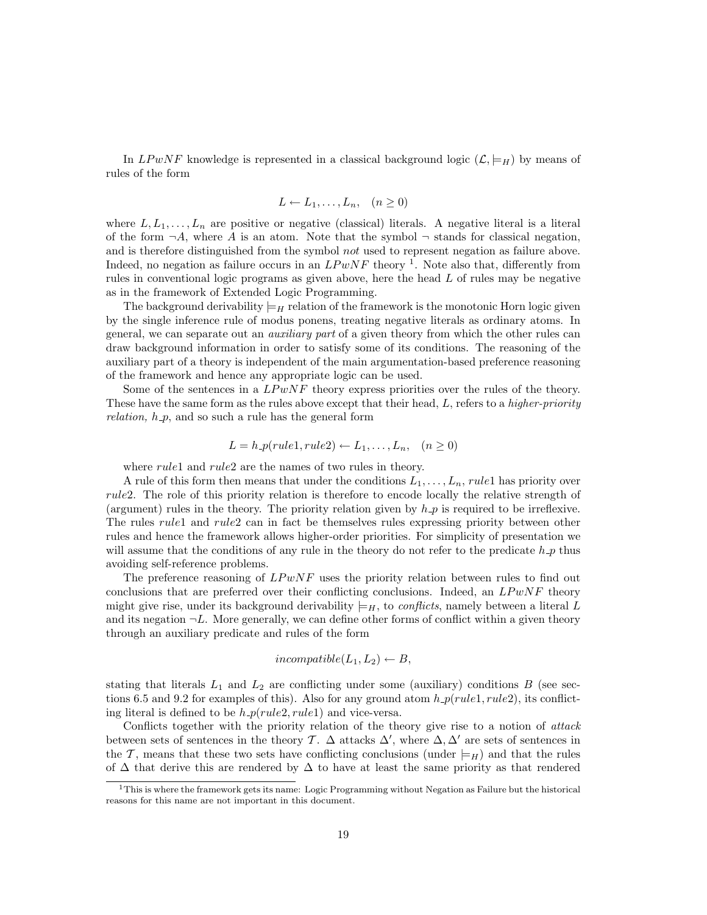In $LPwNF$ knowledge is represented in a classical background logic $(\mathcal{L}, \models_H)$ by means of rules of the form

$$L \leftarrow L_1, \ldots, L_n, \quad (n \geq 0)$$

where $L, L_1, \ldots, L_n$ are positive or negative (classical) literals. A negative literal is a literal of the form $\neg A$, where $A$ is an atom. Note that the symbol $\neg$ stands for classical negation, and is therefore distinguished from the symbol *not* used to represent negation as failure above. Indeed, no negation as failure occurs in an $LPwNF$ theory [1]. Note also that, differently from rules in conventional logic programs as given above, here the head $L$ of rules may be negative as in the framework of Extended Logic Programming.

The background derivability $\models_H$ relation of the framework is the monotonic Horn logic given by the single inference rule of modus ponens, treating negative literals as ordinary atoms. In general, we can separate out an *auxiliary part* of a given theory from which the other rules can draw background information in order to satisfy some of its conditions. The reasoning of the auxiliary part of a theory is independent of the main argumentation-based preference reasoning of the framework and hence any appropriate logic can be used.

Some of the sentences in a $LPwNF$ theory express priorities over the rules of the theory. These have the same form as the rules above except that their head, $L$, refers to a *higher-priority relation,* $h\_p$, and so such a rule has the general form

$$L = h\_p(rule1, rule2) \leftarrow L_1, \ldots, L_n, \quad (n \geq 0)$$

where $rule1$ and $rule2$ are the names of two rules in theory.

A rule of this form then means that under the conditions $L_1, \ldots, L_n$, $rule1$ has priority over $rule2$. The role of this priority relation is therefore to encode locally the relative strength of (argument) rules in the theory. The priority relation given by $h\_p$ is required to be irreflexive. The rules $rule1$ and $rule2$ can in fact be themselves rules expressing priority between other rules and hence the framework allows higher-order priorities. For simplicity of presentation we will assume that the conditions of any rule in the theory do not refer to the predicate $h\_p$ thus avoiding self-reference problems.

The preference reasoning of $LPwNF$ uses the priority relation between rules to find out conclusions that are preferred over their conflicting conclusions. Indeed, an $LPwNF$ theory might give rise, under its background derivability $\models_H$, to *conflicts*, namely between a literal $L$ and its negation $\neg L$. More generally, we can define other forms of conflict within a given theory through an auxiliary predicate and rules of the form

$$incompatible(L_1, L_2) \leftarrow B,$$

stating that literals $L_1$ and $L_2$ are conflicting under some (auxiliary) conditions $B$ (see sections 6.5 and 9.2 for examples of this). Also for any ground atom $h\_p(rule1, rule2)$, its conflicting literal is defined to be $h\_p(rule2, rule1)$ and vice-versa.

Conflicts together with the priority relation of the theory give rise to a notion of *attack* between sets of sentences in the theory $\mathcal{T}$. $\Delta$ attacks $\Delta'$, where $\Delta, \Delta'$ are sets of sentences in the $\mathcal{T}$, means that these two sets have conflicting conclusions (under $\models_H$) and that the rules of $\Delta$ that derive this are rendered by $\Delta$ to have at least the same priority as that rendered

[1] This is where the framework gets its name: Logic Programming without Negation as Failure but the historical reasons for this name are not important in this document.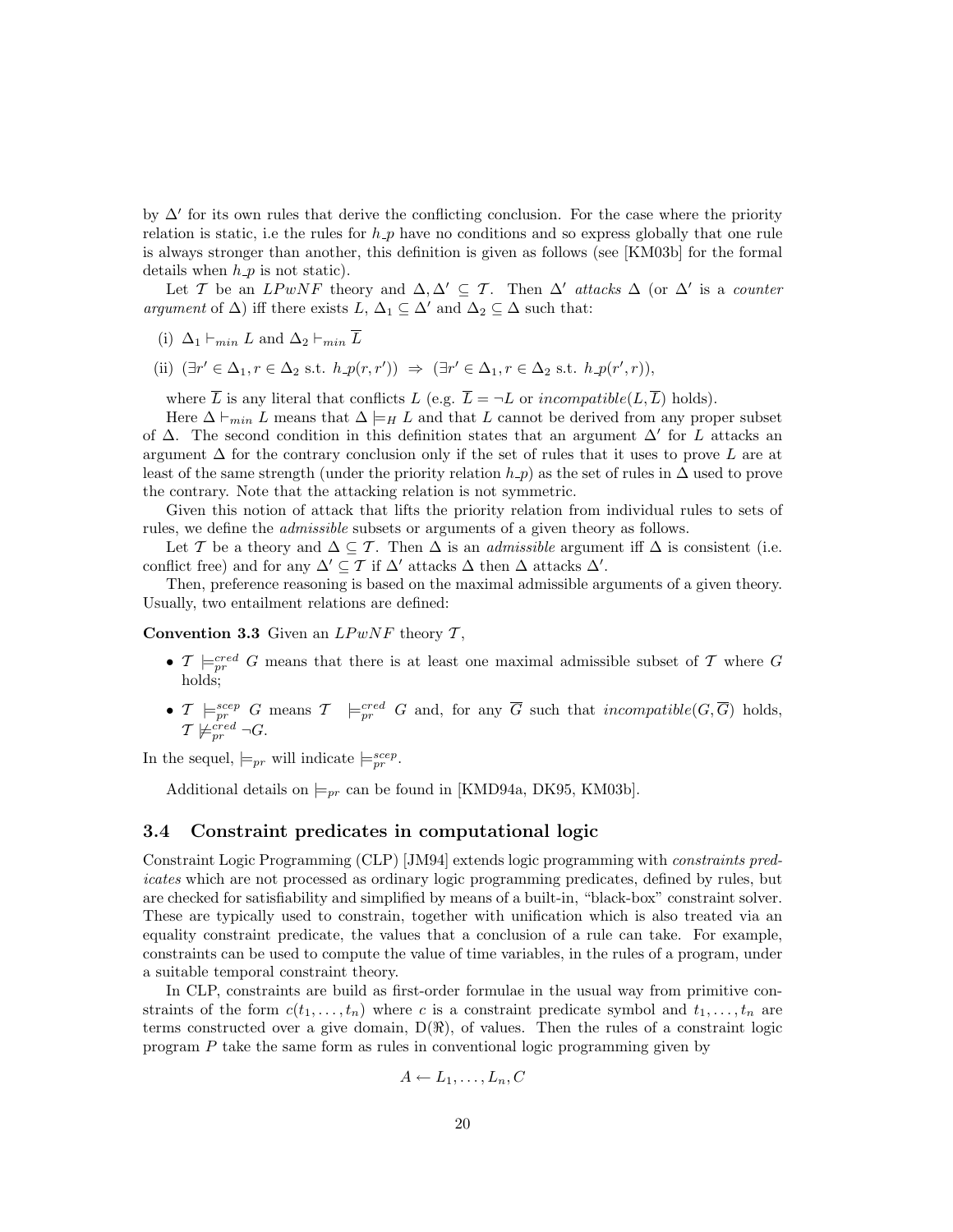by $\Delta'$ for its own rules that derive the conflicting conclusion. For the case where the priority relation is static, i.e the rules for $h\_p$ have no conditions and so express globally that one rule is always stronger than another, this definition is given as follows (see [KM03b] for the formal details when $h\_p$ is not static).

Let $\mathcal{T}$ be an $LPwNF$ theory and $\Delta, \Delta' \subseteq \mathcal{T}$. Then $\Delta'$ *attacks* $\Delta$ (or $\Delta'$ is a *counter argument* of $\Delta$) iff there exists $L$, $\Delta_1 \subseteq \Delta'$ and $\Delta_2 \subseteq \Delta$ such that:

(i) $\Delta_1 \vdash_{min} L$ and $\Delta_2 \vdash_{min} \overline{L}$

(ii) $(\exists r' \in \Delta_1, r \in \Delta_2 \text{ s.t. } h\_p(r, r')) \Rightarrow (\exists r' \in \Delta_1, r \in \Delta_2 \text{ s.t. } h\_p(r', r))$,

where $\overline{L}$ is any literal that conflicts $L$ (e.g. $\overline{L} = \neg L$ or $incompatible(L, \overline{L})$ holds).

Here $\Delta \vdash_{min} L$ means that $\Delta \models_H L$ and that $L$ cannot be derived from any proper subset of $\Delta$. The second condition in this definition states that an argument $\Delta'$ for $L$ attacks an argument $\Delta$ for the contrary conclusion only if the set of rules that it uses to prove $L$ are at least of the same strength (under the priority relation $h\_p$) as the set of rules in $\Delta$ used to prove the contrary. Note that the attacking relation is not symmetric.

Given this notion of attack that lifts the priority relation from individual rules to sets of rules, we define the *admissible* subsets or arguments of a given theory as follows.

Let $\mathcal{T}$ be a theory and $\Delta \subseteq \mathcal{T}$. Then $\Delta$ is an *admissible* argument iff $\Delta$ is consistent (i.e. conflict free) and for any $\Delta' \subseteq \mathcal{T}$ if $\Delta'$ attacks $\Delta$ then $\Delta$ attacks $\Delta'$.

Then, preference reasoning is based on the maximal admissible arguments of a given theory. Usually, two entailment relations are defined:

**Convention 3.3** Given an $LPwNF$ theory $\mathcal{T}$,

- $\mathcal{T} \models_{pr}^{cred} G$ means that there is at least one maximal admissible subset of $\mathcal{T}$ where $G$ holds;
- $\mathcal{T} \models_{pr}^{scep} G$ means $\mathcal{T} \models_{pr}^{cred} G$ and, for any $\overline{G}$ such that $incompatible(G, \overline{G})$ holds, $\mathcal{T} \not\models_{pr}^{cred} \neg G$.

In the sequel, $\models_{pr}$ will indicate $\models_{pr}^{scep}$.

Additional details on $\models_{pr}$ can be found in [KMD94a, DK95, KM03b].

### 3.4 Constraint predicates in computational logic

Constraint Logic Programming (CLP) [JM94] extends logic programming with *constraints predicates* which are not processed as ordinary logic programming predicates, defined by rules, but are checked for satisfiability and simplified by means of a built-in, "black-box" constraint solver. These are typically used to constrain, together with unification which is also treated via an equality constraint predicate, the values that a conclusion of a rule can take. For example, constraints can be used to compute the value of time variables, in the rules of a program, under a suitable temporal constraint theory.

In CLP, constraints are build as first-order formulae in the usual way from primitive constraints of the form $c(t_1, \ldots, t_n)$ where $c$ is a constraint predicate symbol and $t_1, \ldots, t_n$ are terms constructed over a give domain, $\mathrm{D}(\Re)$, of values. Then the rules of a constraint logic program $P$ take the same form as rules in conventional logic programming given by

$$A \leftarrow L_1, \ldots, L_n, C$$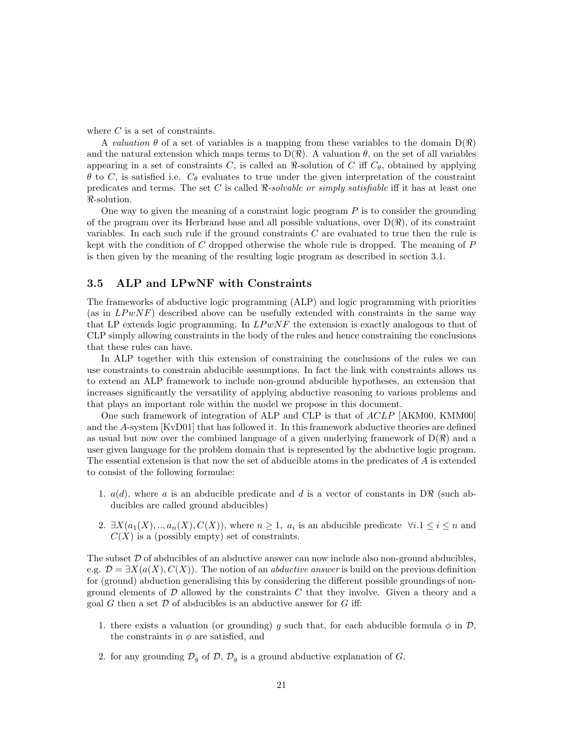where $C$ is a set of constraints.

A *valuation* $\theta$ of a set of variables is a mapping from these variables to the domain $D(\Re)$ and the natural extension which maps terms to $D(\Re)$. A valuation $\theta$, on the set of all variables appearing in a set of constraints $C$, is called an $\Re$-solution of $C$ iff $C_\theta$, obtained by applying $\theta$ to $C$, is satisfied i.e. $C_\theta$ evaluates to true under the given interpretation of the constraint predicates and terms. The set $C$ is called $\Re$*-solvable or simply satisfiable* iff it has at least one $\Re$-solution.

One way to given the meaning of a constraint logic program $P$ is to consider the grounding of the program over its Herbrand base and all possible valuations, over $D(\Re)$, of its constraint variables. In each such rule if the ground constraints $C$ are evaluated to true then the rule is kept with the condition of $C$ dropped otherwise the whole rule is dropped. The meaning of $P$ is then given by the meaning of the resulting logic program as described in section 3.1.

### 3.5 ALP and LPwNF with Constraints

The frameworks of abductive logic programming (ALP) and logic programming with priorities (as in $LPwNF$) described above can be usefully extended with constraints in the same way that LP extends logic programming. In $LPwNF$ the extension is exactly analogous to that of CLP simply allowing constraints in the body of the rules and hence constraining the conclusions that these rules can have.

In ALP together with this extension of constraining the conclusions of the rules we can use constraints to constrain abducible assumptions. In fact the link with constraints allows us to extend an ALP framework to include non-ground abducible hypotheses, an extension that increases significantly the versatility of applying abductive reasoning to various problems and that plays an important role within the model we propose in this document.

One such framework of integration of ALP and CLP is that of $ACLP$ [AKM00, KMM00] and the $A$-system [KvD01] that has followed it. In this framework abductive theories are defined as usual but now over the combined language of a given underlying framework of $D(\Re)$ and a user given language for the problem domain that is represented by the abductive logic program. The essential extension is that now the set of abducible atoms in the predicates of $A$ is extended to consist of the following formulae:

1. $a(d)$, where $a$ is an abducible predicate and $d$ is a vector of constants in $D\Re$ (such abducibles are called ground abducibles)
2. $\exists X(a_1(X), .., a_n(X), C(X))$, where $n \geq 1$, $a_i$ is an abducible predicate $\forall i.1 \leq i \leq n$ and $C(X)$ is a (possibly empty) set of constraints.

The subset $\mathcal{D}$ of abducibles of an abductive answer can now include also non-ground abducibles, e.g. $\mathcal{D} = \exists X(a(X), C(X))$. The notion of an *abductive answer* is build on the previous definition for (ground) abduction generalising this by considering the different possible groundings of non-ground elements of $\mathcal{D}$ allowed by the constraints $C$ that they involve. Given a theory and a goal $G$ then a set $\mathcal{D}$ of abducibles is an abductive answer for $G$ iff:

1. there exists a valuation (or grounding) $g$ such that, for each abducible formula $\phi$ in $\mathcal{D}$, the constraints in $\phi$ are satisfied, and
2. for any grounding $\mathcal{D}_g$ of $\mathcal{D}$, $\mathcal{D}_g$ is a ground abductive explanation of $G$.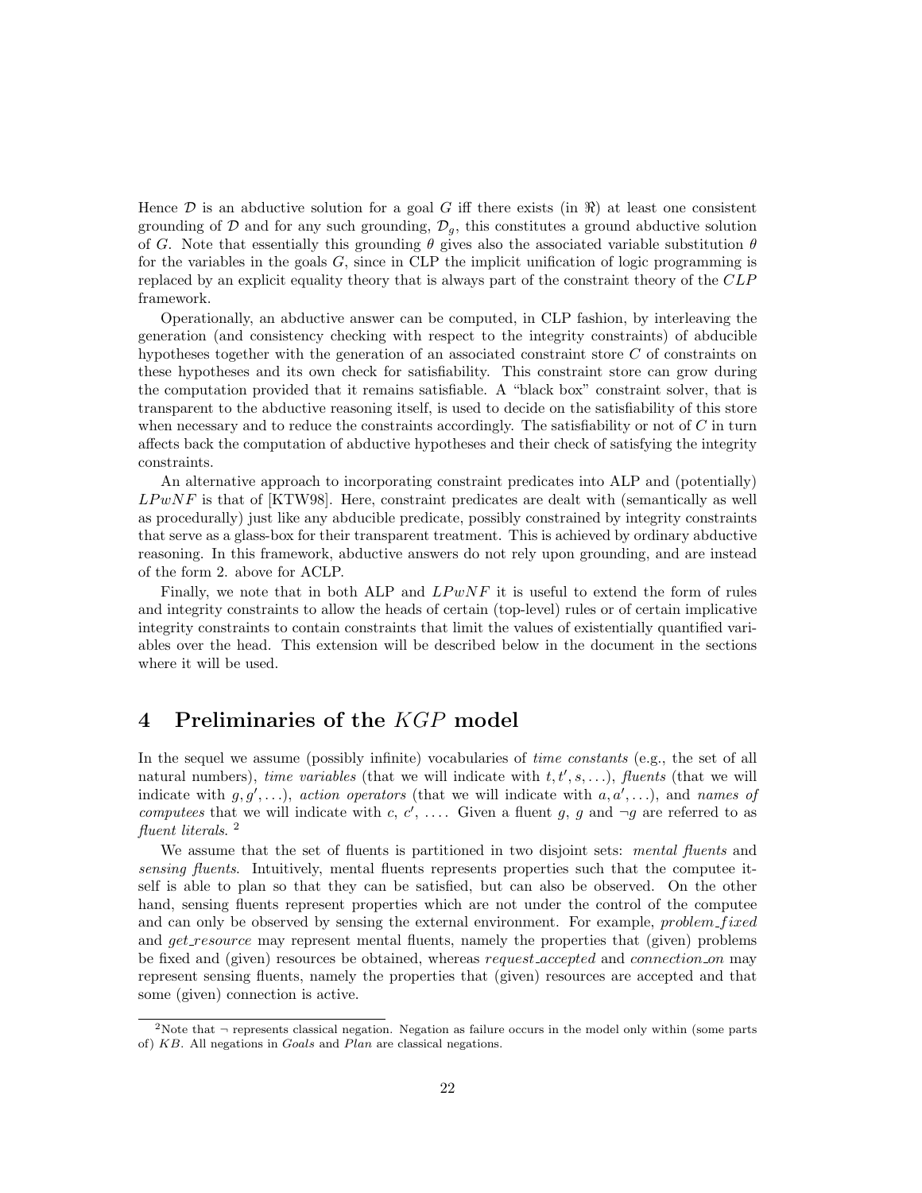Hence $\mathcal{D}$ is an abductive solution for a goal $G$ iff there exists (in $\Re$) at least one consistent grounding of $\mathcal{D}$ and for any such grounding, $\mathcal{D}_g$, this constitutes a ground abductive solution of $G$. Note that essentially this grounding $\theta$ gives also the associated variable substitution $\theta$ for the variables in the goals $G$, since in CLP the implicit unification of logic programming is replaced by an explicit equality theory that is always part of the constraint theory of the $CLP$ framework.

Operationally, an abductive answer can be computed, in CLP fashion, by interleaving the generation (and consistency checking with respect to the integrity constraints) of abducible hypotheses together with the generation of an associated constraint store $C$ of constraints on these hypotheses and its own check for satisfiability. This constraint store can grow during the computation provided that it remains satisfiable. A "black box" constraint solver, that is transparent to the abductive reasoning itself, is used to decide on the satisfiability of this store when necessary and to reduce the constraints accordingly. The satisfiability or not of $C$ in turn affects back the computation of abductive hypotheses and their check of satisfying the integrity constraints.

An alternative approach to incorporating constraint predicates into ALP and (potentially) $LPwNF$ is that of [KTW98]. Here, constraint predicates are dealt with (semantically as well as procedurally) just like any abducible predicate, possibly constrained by integrity constraints that serve as a glass-box for their transparent treatment. This is achieved by ordinary abductive reasoning. In this framework, abductive answers do not rely upon grounding, and are instead of the form 2. above for ACLP.

Finally, we note that in both ALP and $LPwNF$ it is useful to extend the form of rules and integrity constraints to allow the heads of certain (top-level) rules or of certain implicative integrity constraints to contain constraints that limit the values of existentially quantified variables over the head. This extension will be described below in the document in the sections where it will be used.

# 4 Preliminaries of the $KGP$ model

In the sequel we assume (possibly infinite) vocabularies of *time constants* (e.g., the set of all natural numbers), *time variables* (that we will indicate with $t, t', s, \ldots$), *fluents* (that we will indicate with $g, g', \ldots$), *action operators* (that we will indicate with $a, a', \ldots$), and *names of computees* that we will indicate with $c$, $c'$, .... Given a fluent $g$, $g$ and $\neg g$ are referred to as *fluent literals*. [2]

We assume that the set of fluents is partitioned in two disjoint sets: *mental fluents* and *sensing fluents*. Intuitively, mental fluents represents properties such that the computee itself is able to plan so that they can be satisfied, but can also be observed. On the other hand, sensing fluents represent properties which are not under the control of the computee and can only be observed by sensing the external environment. For example, *problem_fixed* and *get_resource* may represent mental fluents, namely the properties that (given) problems be fixed and (given) resources be obtained, whereas *request_accepted* and *connection_on* may represent sensing fluents, namely the properties that (given) resources are accepted and that some (given) connection is active.

[2] Note that $\neg$ represents classical negation. Negation as failure occurs in the model only within (some parts of) $KB$. All negations in *Goals* and *Plan* are classical negations.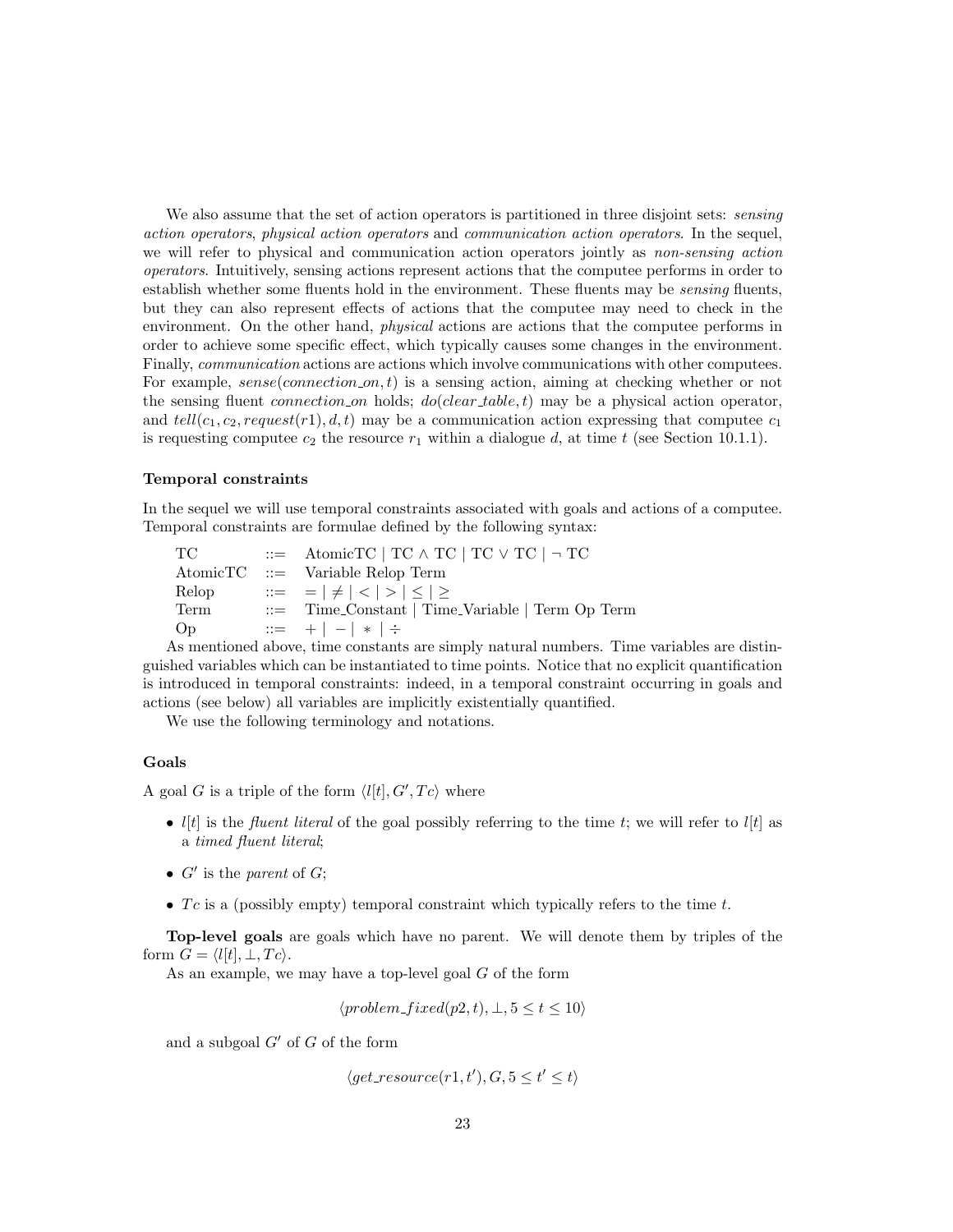We also assume that the set of action operators is partitioned in three disjoint sets: *sensing action operators*, *physical action operators* and *communication action operators*. In the sequel, we will refer to physical and communication action operators jointly as *non-sensing action operators*. Intuitively, sensing actions represent actions that the computee performs in order to establish whether some fluents hold in the environment. These fluents may be *sensing* fluents, but they can also represent effects of actions that the computee may need to check in the environment. On the other hand, *physical* actions are actions that the computee performs in order to achieve some specific effect, which typically causes some changes in the environment. Finally, *communication* actions are actions which involve communications with other computees. For example, $sense(connection\_on, t)$ is a sensing action, aiming at checking whether or not the sensing fluent $connection\_on$ holds; $do(clear\_table, t)$ may be a physical action operator, and $tell(c_1, c_2, request(r1), d, t)$ may be a communication action expressing that computee $c_1$ is requesting computee $c_2$ the resource $r_1$ within a dialogue $d$, at time $t$ (see Section 10.1.1).

### Temporal constraints

In the sequel we will use temporal constraints associated with goals and actions of a computee. Temporal constraints are formulae defined by the following syntax:

| | | |
|---|---|---|
| TC | ::= | AtomicTC $\mid$ TC $\wedge$ TC $\mid$ TC $\vee$ TC $\mid$ $\neg$ TC |
| AtomicTC | ::= | Variable Relop Term |
| Relop | ::= | $= \mid \neq \mid < \mid > \mid \leq \mid \geq$ |
| Term | ::= | Time_Constant $\mid$ Time_Variable $\mid$ Term Op Term |
| Op | ::= | $+ \mid - \mid * \mid \div$ |

As mentioned above, time constants are simply natural numbers. Time variables are distinguished variables which can be instantiated to time points. Notice that no explicit quantification is introduced in temporal constraints: indeed, in a temporal constraint occurring in goals and actions (see below) all variables are implicitly existentially quantified.

We use the following terminology and notations.

### Goals

A goal $G$ is a triple of the form $\langle l[t], G', Tc\rangle$ where

- $l[t]$ is the *fluent literal* of the goal possibly referring to the time $t$; we will refer to $l[t]$ as a *timed fluent literal*;
- $G'$ is the *parent* of $G$;
- $Tc$ is a (possibly empty) temporal constraint which typically refers to the time $t$.

**Top-level goals** are goals which have no parent. We will denote them by triples of the form $G = \langle l[t], \bot, Tc\rangle$.

As an example, we may have a top-level goal $G$ of the form

$$\langle problem\_fixed(p2, t), \bot, 5 \leq t \leq 10\rangle$$

and a subgoal $G'$ of $G$ of the form

$$\langle get\_resource(r1, t'), G, 5 \leq t' \leq t\rangle$$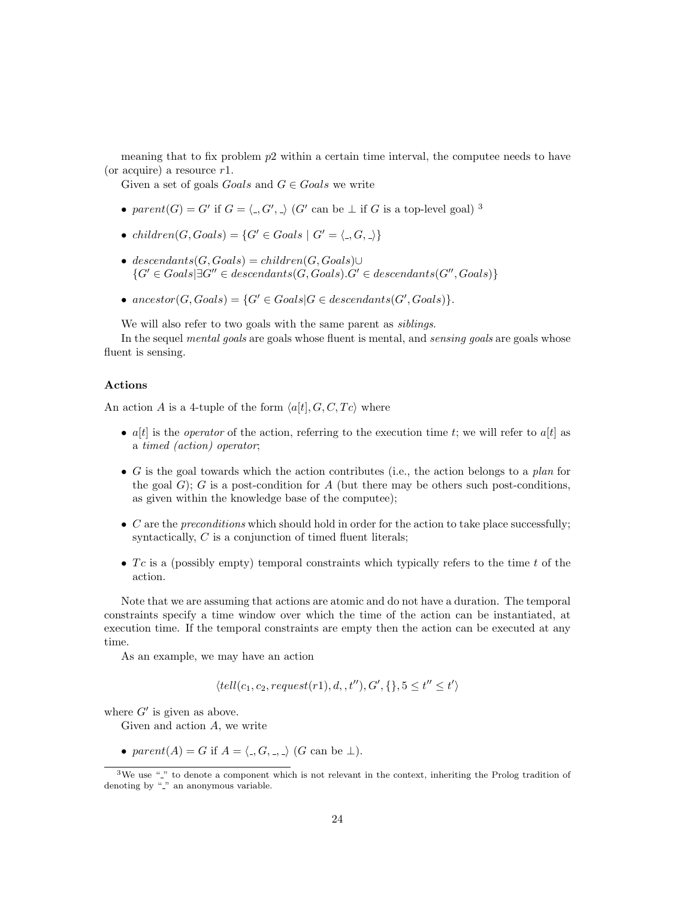meaning that to fix problem $p2$ within a certain time interval, the computee needs to have (or acquire) a resource $r1$.

Given a set of goals *Goals* and $G \in Goals$ we write

- $parent(G) = G'$ if $G = \langle \_, G', \_ \rangle$ ($G'$ can be $\perp$ if $G$ is a top-level goal) [3]
- $children(G, Goals) = \{G' \in Goals \mid G' = \langle \_, G, \_ \rangle\}$
- $descendants(G, Goals) = children(G, Goals) \cup$
  $\{G' \in Goals | \exists G'' \in descendants(G, Goals). G' \in descendants(G'', Goals)\}$
- $ancestor(G, Goals) = \{G' \in Goals | G \in descendants(G', Goals)\}$.

We will also refer to two goals with the same parent as *siblings*.

In the sequel *mental goals* are goals whose fluent is mental, and *sensing goals* are goals whose fluent is sensing.

### Actions

An action $A$ is a 4-tuple of the form $\langle a[t], G, C, Tc \rangle$ where

- $a[t]$ is the *operator* of the action, referring to the execution time $t$; we will refer to $a[t]$ as a *timed (action) operator*;
- $G$ is the goal towards which the action contributes (i.e., the action belongs to a *plan* for the goal $G$); $G$ is a post-condition for $A$ (but there may be others such post-conditions, as given within the knowledge base of the computee);
- $C$ are the *preconditions* which should hold in order for the action to take place successfully; syntactically, $C$ is a conjunction of timed fluent literals;
- $Tc$ is a (possibly empty) temporal constraints which typically refers to the time $t$ of the action.

Note that we are assuming that actions are atomic and do not have a duration. The temporal constraints specify a time window over which the time of the action can be instantiated, at execution time. If the temporal constraints are empty then the action can be executed at any time.

As an example, we may have an action

$$\langle tell(c_1, c_2, request(r1), d, , t''), G', \{\}, 5 \leq t'' \leq t' \rangle$$

where $G'$ is given as above.

Given and action $A$, we write

- $parent(A) = G$ if $A = \langle \_, G, \_, \_ \rangle$ ($G$ can be $\perp$).

[3] We use "_" to denote a component which is not relevant in the context, inheriting the Prolog tradition of denoting by "_" an anonymous variable.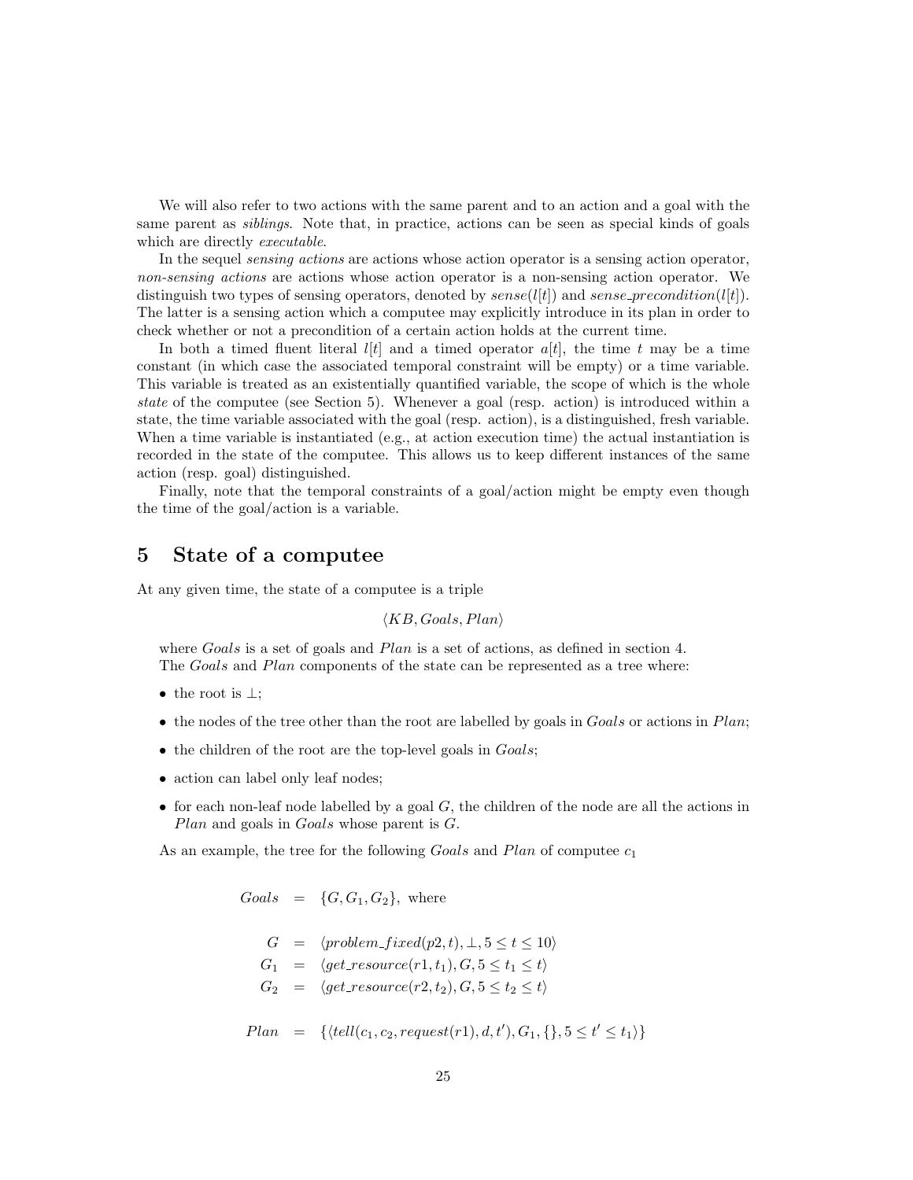We will also refer to two actions with the same parent and to an action and a goal with the same parent as *siblings*. Note that, in practice, actions can be seen as special kinds of goals which are directly *executable*.

In the sequel *sensing actions* are actions whose action operator is a sensing action operator, *non-sensing actions* are actions whose action operator is a non-sensing action operator. We distinguish two types of sensing operators, denoted by $sense(l[t])$ and $sense\_precondition(l[t])$. The latter is a sensing action which a computee may explicitly introduce in its plan in order to check whether or not a precondition of a certain action holds at the current time.

In both a timed fluent literal $l[t]$ and a timed operator $a[t]$, the time $t$ may be a time constant (in which case the associated temporal constraint will be empty) or a time variable. This variable is treated as an existentially quantified variable, the scope of which is the whole *state* of the computee (see Section 5). Whenever a goal (resp. action) is introduced within a state, the time variable associated with the goal (resp. action), is a distinguished, fresh variable. When a time variable is instantiated (e.g., at action execution time) the actual instantiation is recorded in the state of the computee. This allows us to keep different instances of the same action (resp. goal) distinguished.

Finally, note that the temporal constraints of a goal/action might be empty even though the time of the goal/action is a variable.

# 5 State of a computee

At any given time, the state of a computee is a triple

$$\langle KB, Goals, Plan \rangle$$

where *Goals* is a set of goals and *Plan* is a set of actions, as defined in section 4.
The *Goals* and *Plan* components of the state can be represented as a tree where:

- the root is $\perp$;
- the nodes of the tree other than the root are labelled by goals in *Goals* or actions in *Plan*;
- the children of the root are the top-level goals in *Goals*;
- action can label only leaf nodes;
- for each non-leaf node labelled by a goal $G$, the children of the node are all the actions in *Plan* and goals in *Goals* whose parent is $G$.

As an example, the tree for the following *Goals* and *Plan* of computee $c_1$

$$
\begin{aligned}
Goals &= \{G, G_1, G_2\}, \text{ where} \\
\\
G &= \langle problem\_fixed(p2, t), \perp, 5 \leq t \leq 10 \rangle \\
G_1 &= \langle get\_resource(r1, t_1), G, 5 \leq t_1 \leq t \rangle \\
G_2 &= \langle get\_resource(r2, t_2), G, 5 \leq t_2 \leq t \rangle \\
\\
Plan &= \{ \langle tell(c_1, c_2, request(r1), d, t'), G_1, \{\}, 5 \leq t' \leq t_1 \rangle \}
\end{aligned}
$$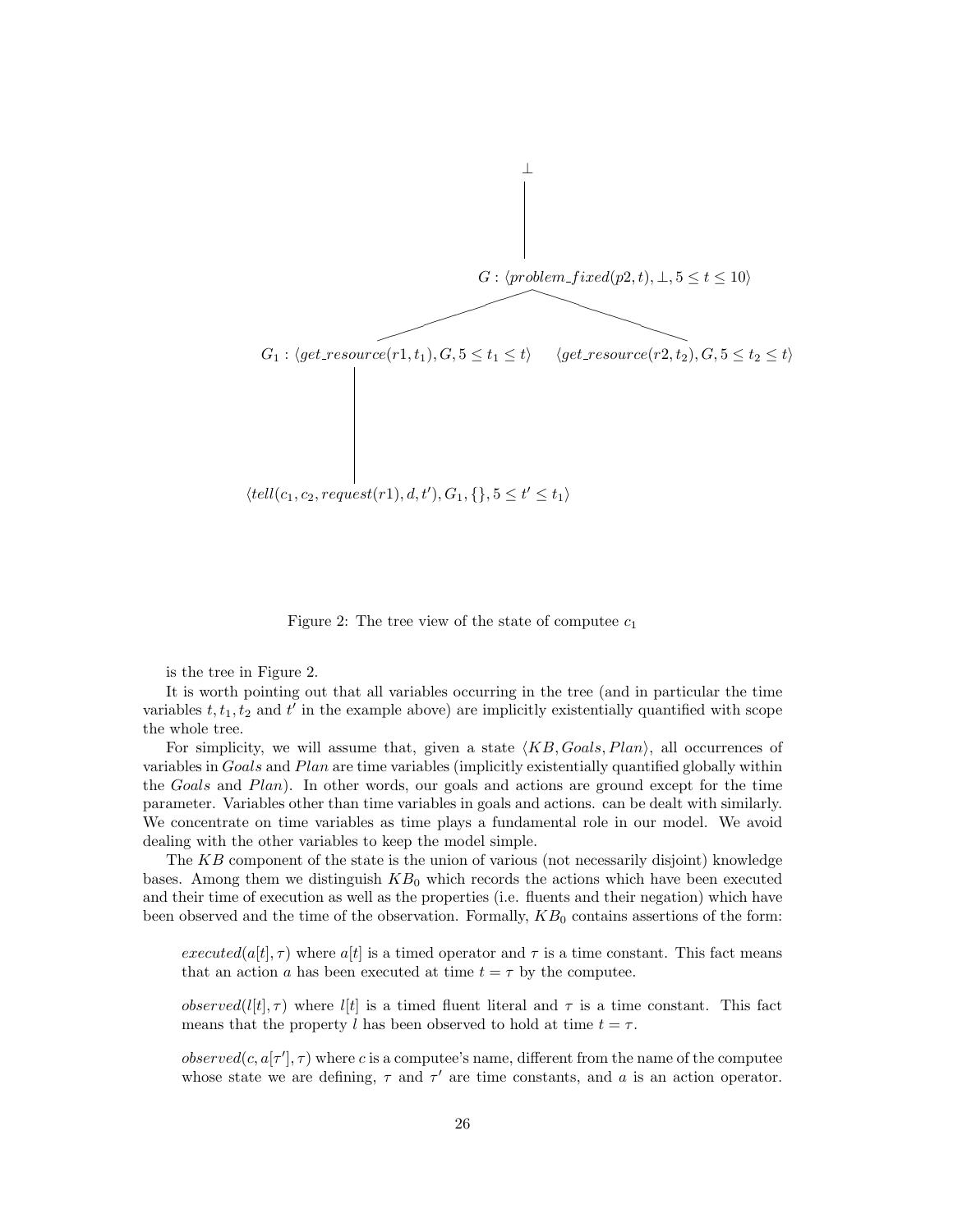$\perp$

$G : \langle problem\_fixed(p2, t), \perp, 5 \leq t \leq 10 \rangle$

$G_1 : \langle get\_resource(r1, t_1), G, 5 \leq t_1 \leq t \rangle$ $\quad \langle get\_resource(r2, t_2), G, 5 \leq t_2 \leq t \rangle$

$\langle tell(c_1, c_2, request(r1), d, t'), G_1, \{\}, 5 \leq t' \leq t_1 \rangle$

Figure 2: The tree view of the state of computee $c_1$

is the tree in Figure 2.

It is worth pointing out that all variables occurring in the tree (and in particular the time variables $t, t_1, t_2$ and $t'$ in the example above) are implicitly existentially quantified with scope the whole tree.

For simplicity, we will assume that, given a state $\langle KB, Goals, Plan \rangle$, all occurrences of variables in $Goals$ and $Plan$ are time variables (implicitly existentially quantified globally within the $Goals$ and $Plan$). In other words, our goals and actions are ground except for the time parameter. Variables other than time variables in goals and actions. can be dealt with similarly. We concentrate on time variables as time plays a fundamental role in our model. We avoid dealing with the other variables to keep the model simple.

The $KB$ component of the state is the union of various (not necessarily disjoint) knowledge bases. Among them we distinguish $KB_0$ which records the actions which have been executed and their time of execution as well as the properties (i.e. fluents and their negation) which have been observed and the time of the observation. Formally, $KB_0$ contains assertions of the form:

> $executed(a[t], \tau)$ where $a[t]$ is a timed operator and $\tau$ is a time constant. This fact means that an action $a$ has been executed at time $t = \tau$ by the computee.
>
> $observed(l[t], \tau)$ where $l[t]$ is a timed fluent literal and $\tau$ is a time constant. This fact means that the property $l$ has been observed to hold at time $t = \tau$.
>
> $observed(c, a[\tau'], \tau)$ where $c$ is a computee's name, different from the name of the computee whose state we are defining, $\tau$ and $\tau'$ are time constants, and $a$ is an action operator.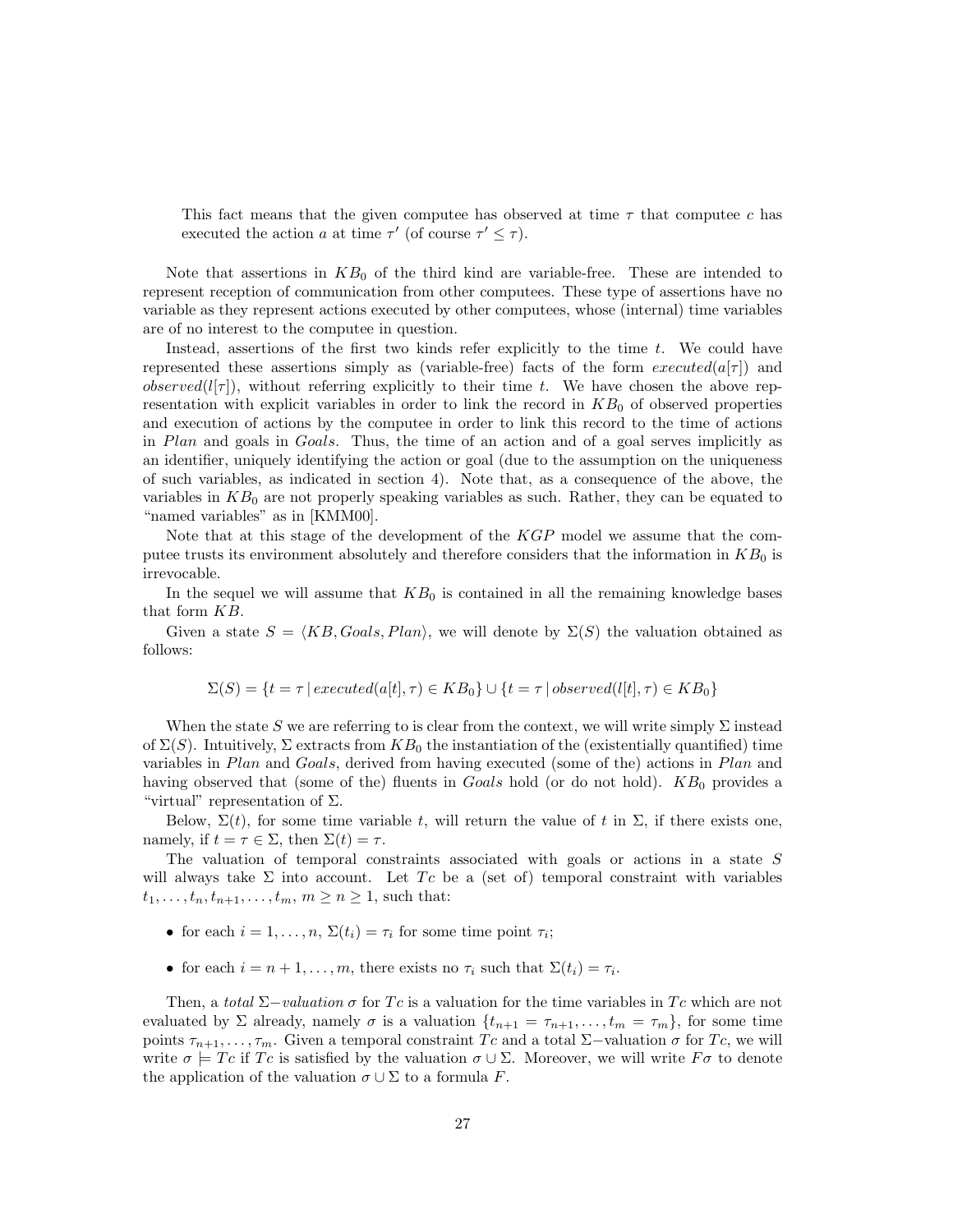This fact means that the given computee has observed at time $\tau$ that computee $c$ has executed the action $a$ at time $\tau'$ (of course $\tau' \leq \tau$).

Note that assertions in $KB_0$ of the third kind are variable-free. These are intended to represent reception of communication from other computees. These type of assertions have no variable as they represent actions executed by other computees, whose (internal) time variables are of no interest to the computee in question.

Instead, assertions of the first two kinds refer explicitly to the time $t$. We could have represented these assertions simply as (variable-free) facts of the form $executed(a[\tau])$ and $observed(l[\tau])$, without referring explicitly to their time $t$. We have chosen the above representation with explicit variables in order to link the record in $KB_0$ of observed properties and execution of actions by the computee in order to link this record to the time of actions in *Plan* and goals in *Goals*. Thus, the time of an action and of a goal serves implicitly as an identifier, uniquely identifying the action or goal (due to the assumption on the uniqueness of such variables, as indicated in section 4). Note that, as a consequence of the above, the variables in $KB_0$ are not properly speaking variables as such. Rather, they can be equated to "named variables" as in [KMM00].

Note that at this stage of the development of the *KGP* model we assume that the computee trusts its environment absolutely and therefore considers that the information in $KB_0$ is irrevocable.

In the sequel we will assume that $KB_0$ is contained in all the remaining knowledge bases that form $KB$.

Given a state $S = \langle KB, Goals, Plan \rangle$, we will denote by $\Sigma(S)$ the valuation obtained as follows:

$$\Sigma(S) = \{t = \tau \,|\, executed(a[t], \tau) \in KB_0\} \cup \{t = \tau \,|\, observed(l[t], \tau) \in KB_0\}$$

When the state $S$ we are referring to is clear from the context, we will write simply $\Sigma$ instead of $\Sigma(S)$. Intuitively, $\Sigma$ extracts from $KB_0$ the instantiation of the (existentially quantified) time variables in *Plan* and *Goals*, derived from having executed (some of the) actions in *Plan* and having observed that (some of the) fluents in *Goals* hold (or do not hold). $KB_0$ provides a "virtual" representation of $\Sigma$.

Below, $\Sigma(t)$, for some time variable $t$, will return the value of $t$ in $\Sigma$, if there exists one, namely, if $t = \tau \in \Sigma$, then $\Sigma(t) = \tau$.

The valuation of temporal constraints associated with goals or actions in a state $S$ will always take $\Sigma$ into account. Let $Tc$ be a (set of) temporal constraint with variables $t_1, \ldots, t_n, t_{n+1}, \ldots, t_m$, $m \geq n \geq 1$, such that:

- for each $i = 1, \ldots, n$, $\Sigma(t_i) = \tau_i$ for some time point $\tau_i$;
- for each $i = n+1, \ldots, m$, there exists no $\tau_i$ such that $\Sigma(t_i) = \tau_i$.

Then, a *total* $\Sigma-$*valuation* $\sigma$ for $Tc$ is a valuation for the time variables in $Tc$ which are not evaluated by $\Sigma$ already, namely $\sigma$ is a valuation $\{t_{n+1} = \tau_{n+1}, \ldots, t_m = \tau_m\}$, for some time points $\tau_{n+1}, \ldots, \tau_m$. Given a temporal constraint $Tc$ and a total $\Sigma-$valuation $\sigma$ for $Tc$, we will write $\sigma \models Tc$ if $Tc$ is satisfied by the valuation $\sigma \cup \Sigma$. Moreover, we will write $F\sigma$ to denote the application of the valuation $\sigma \cup \Sigma$ to a formula $F$.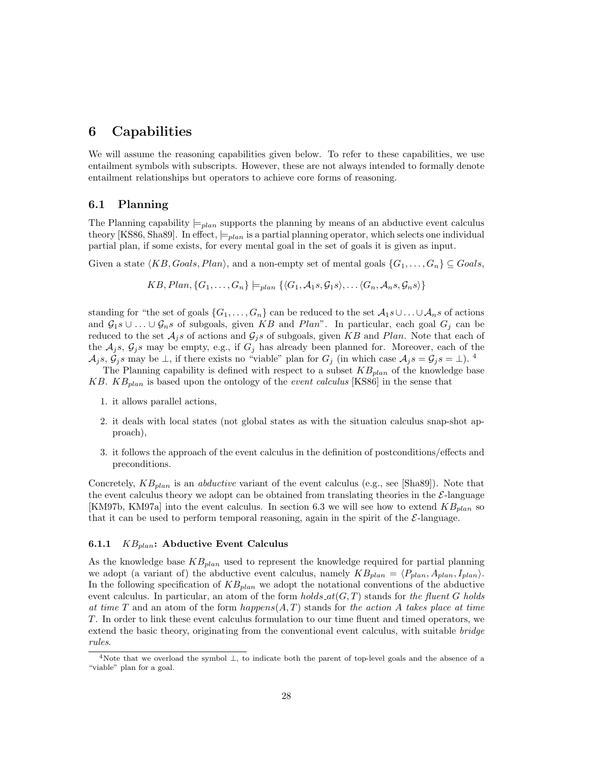# 6 Capabilities

We will assume the reasoning capabilities given below. To refer to these capabilities, we use entailment symbols with subscripts. However, these are not always intended to formally denote entailment relationships but operators to achieve core forms of reasoning.

## 6.1 Planning

The Planning capability $\models_{plan}$ supports the planning by means of an abductive event calculus theory [KS86, Sha89]. In effect, $\models_{plan}$ is a partial planning operator, which selects one individual partial plan, if some exists, for every mental goal in the set of goals it is given as input.

Given a state $\langle KB, Goals, Plan\rangle$, and a non-empty set of mental goals $\{G_1, \ldots, G_n\} \subseteq Goals$,

$$KB, Plan, \{G_1, \ldots, G_n\} \models_{plan} \{\langle G_1, \mathcal{A}_1 s, \mathcal{G}_1 s\rangle, \ldots \langle G_n, \mathcal{A}_n s, \mathcal{G}_n s\rangle\}$$

standing for "the set of goals $\{G_1, \ldots, G_n\}$ can be reduced to the set $\mathcal{A}_1 s \cup \ldots \cup \mathcal{A}_n s$ of actions and $\mathcal{G}_1 s \cup \ldots \cup \mathcal{G}_n s$ of subgoals, given $KB$ and $Plan$". In particular, each goal $G_j$ can be reduced to the set $\mathcal{A}_j s$ of actions and $\mathcal{G}_j s$ of subgoals, given $KB$ and $Plan$. Note that each of the $\mathcal{A}_j s$, $\mathcal{G}_j s$ may be empty, e.g., if $G_j$ has already been planned for. Moreover, each of the $\mathcal{A}_j s$, $\mathcal{G}_j s$ may be $\perp$, if there exists no "viable" plan for $G_j$ (in which case $\mathcal{A}_j s = \mathcal{G}_j s = \perp$). [4]

The Planning capability is defined with respect to a subset $KB_{plan}$ of the knowledge base $KB$. $KB_{plan}$ is based upon the ontology of the *event calculus* [KS86] in the sense that

1. it allows parallel actions,
2. it deals with local states (not global states as with the situation calculus snap-shot approach),
3. it follows the approach of the event calculus in the definition of postconditions/effects and preconditions.

Concretely, $KB_{plan}$ is an *abductive* variant of the event calculus (e.g., see [Sha89]). Note that the event calculus theory we adopt can be obtained from translating theories in the $\mathcal{E}$-language [KM97b, KM97a] into the event calculus. In section 6.3 we will see how to extend $KB_{plan}$ so that it can be used to perform temporal reasoning, again in the spirit of the $\mathcal{E}$-language.

### 6.1.1 $KB_{plan}$: Abductive Event Calculus

As the knowledge base $KB_{plan}$ used to represent the knowledge required for partial planning we adopt (a variant of) the abductive event calculus, namely $KB_{plan} = \langle P_{plan}, A_{plan}, I_{plan}\rangle$. In the following specification of $KB_{plan}$ we adopt the notational conventions of the abductive event calculus. In particular, an atom of the form $holds\_at(G, T)$ stands for *the fluent $G$ holds at time $T$* and an atom of the form $happens(A, T)$ stands for *the action $A$ takes place at time $T$*. In order to link these event calculus formulation to our time fluent and timed operators, we extend the basic theory, originating from the conventional event calculus, with suitable *bridge rules*.

[4] Note that we overload the symbol $\perp$, to indicate both the parent of top-level goals and the absence of a "viable" plan for a goal.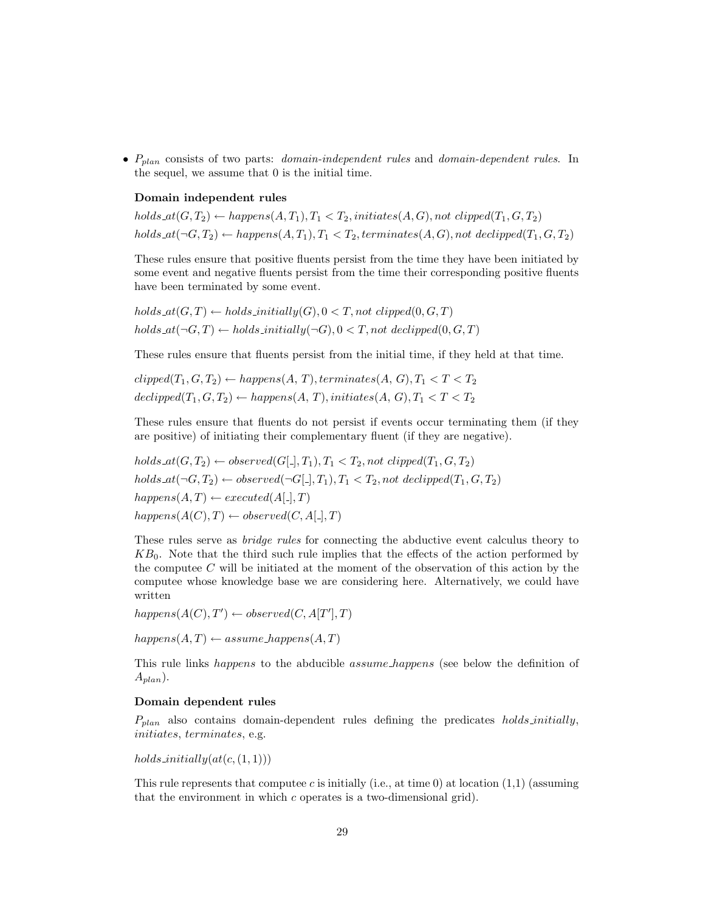- $P_{plan}$ consists of two parts: *domain-independent rules* and *domain-dependent rules*. In the sequel, we assume that 0 is the initial time.

  **Domain independent rules**

  $holds\_at(G, T_2) \leftarrow happens(A, T_1), T_1 < T_2, initiates(A, G), not\ clipped(T_1, G, T_2)$

  $holds\_at(\neg G, T_2) \leftarrow happens(A, T_1), T_1 < T_2, terminates(A, G), not\ declipped(T_1, G, T_2)$

  These rules ensure that positive fluents persist from the time they have been initiated by some event and negative fluents persist from the time their corresponding positive fluents have been terminated by some event.

  $holds\_at(G, T) \leftarrow holds\_initially(G), 0 < T, not\ clipped(0, G, T)$

  $holds\_at(\neg G, T) \leftarrow holds\_initially(\neg G), 0 < T, not\ declipped(0, G, T)$

  These rules ensure that fluents persist from the initial time, if they held at that time.

  $clipped(T_1, G, T_2) \leftarrow happens(A,\ T), terminates(A,\ G), T_1 < T < T_2$

  $declipped(T_1, G, T_2) \leftarrow happens(A,\ T), initiates(A,\ G), T_1 < T < T_2$

  These rules ensure that fluents do not persist if events occur terminating them (if they are positive) of initiating their complementary fluent (if they are negative).

  $holds\_at(G, T_2) \leftarrow observed(G[\_], T_1), T_1 < T_2, not\ clipped(T_1, G, T_2)$

  $holds\_at(\neg G, T_2) \leftarrow observed(\neg G[\_], T_1), T_1 < T_2, not\ declipped(T_1, G, T_2)$

  $happens(A, T) \leftarrow executed(A[\_], T)$

  $happens(A(C), T) \leftarrow observed(C, A[\_], T)$

  These rules serve as *bridge rules* for connecting the abductive event calculus theory to $KB_0$. Note that the third such rule implies that the effects of the action performed by the computee $C$ will be initiated at the moment of the observation of this action by the computee whose knowledge base we are considering here. Alternatively, we could have written

  $happens(A(C), T') \leftarrow observed(C, A[T'], T)$

  $happens(A, T) \leftarrow assume\_happens(A, T)$

  This rule links *happens* to the abducible *assume_happens* (see below the definition of $A_{plan}$).

  **Domain dependent rules**

  $P_{plan}$ also contains domain-dependent rules defining the predicates *holds_initially*, *initiates*, *terminates*, e.g.

  $holds\_initially(at(c, (1, 1)))$

  This rule represents that computee $c$ is initially (i.e., at time 0) at location (1,1) (assuming that the environment in which $c$ operates is a two-dimensional grid).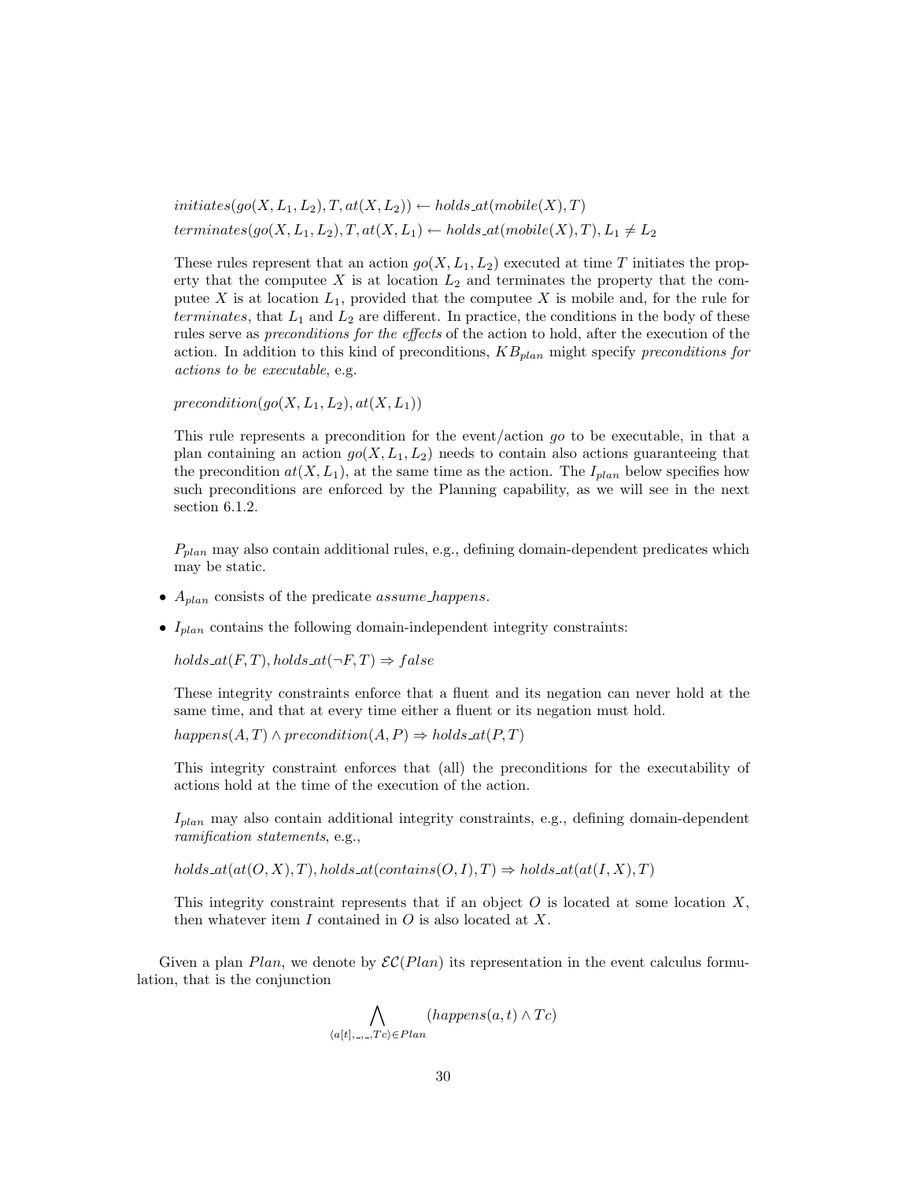$initiates(go(X, L_1, L_2), T, at(X, L_2)) \leftarrow holds\_at(mobile(X), T)$

$terminates(go(X, L_1, L_2), T, at(X, L_1) \leftarrow holds\_at(mobile(X), T), L_1 \neq L_2$

These rules represent that an action $go(X, L_1, L_2)$ executed at time $T$ initiates the property that the computee $X$ is at location $L_2$ and terminates the property that the computee $X$ is at location $L_1$, provided that the computee $X$ is mobile and, for the rule for *terminates*, that $L_1$ and $L_2$ are different. In practice, the conditions in the body of these rules serve as *preconditions for the effects* of the action to hold, after the execution of the action. In addition to this kind of preconditions, $KB_{plan}$ might specify *preconditions for actions to be executable*, e.g.

$precondition(go(X, L_1, L_2), at(X, L_1))$

This rule represents a precondition for the event/action *go* to be executable, in that a plan containing an action $go(X, L_1, L_2)$ needs to contain also actions guaranteeing that the precondition $at(X, L_1)$, at the same time as the action. The $I_{plan}$ below specifies how such preconditions are enforced by the Planning capability, as we will see in the next section 6.1.2.

$P_{plan}$ may also contain additional rules, e.g., defining domain-dependent predicates which may be static.

- $A_{plan}$ consists of the predicate *assume_happens*.
- $I_{plan}$ contains the following domain-independent integrity constraints:

  $holds\_at(F, T), holds\_at(\neg F, T) \Rightarrow false$

  These integrity constraints enforce that a fluent and its negation can never hold at the same time, and that at every time either a fluent or its negation must hold.

  $happens(A, T) \wedge precondition(A, P) \Rightarrow holds\_at(P, T)$

  This integrity constraint enforces that (all) the preconditions for the executability of actions hold at the time of the execution of the action.

  $I_{plan}$ may also contain additional integrity constraints, e.g., defining domain-dependent *ramification statements*, e.g.,

  $holds\_at(at(O, X), T), holds\_at(contains(O, I), T) \Rightarrow holds\_at(at(I, X), T)$

  This integrity constraint represents that if an object $O$ is located at some location $X$, then whatever item $I$ contained in $O$ is also located at $X$.

Given a plan $Plan$, we denote by $\mathcal{EC}(Plan)$ its representation in the event calculus formulation, that is the conjunction

$$\bigwedge_{\langle a[t],\_,\_,Tc\rangle \in Plan} (happens(a, t) \wedge Tc)$$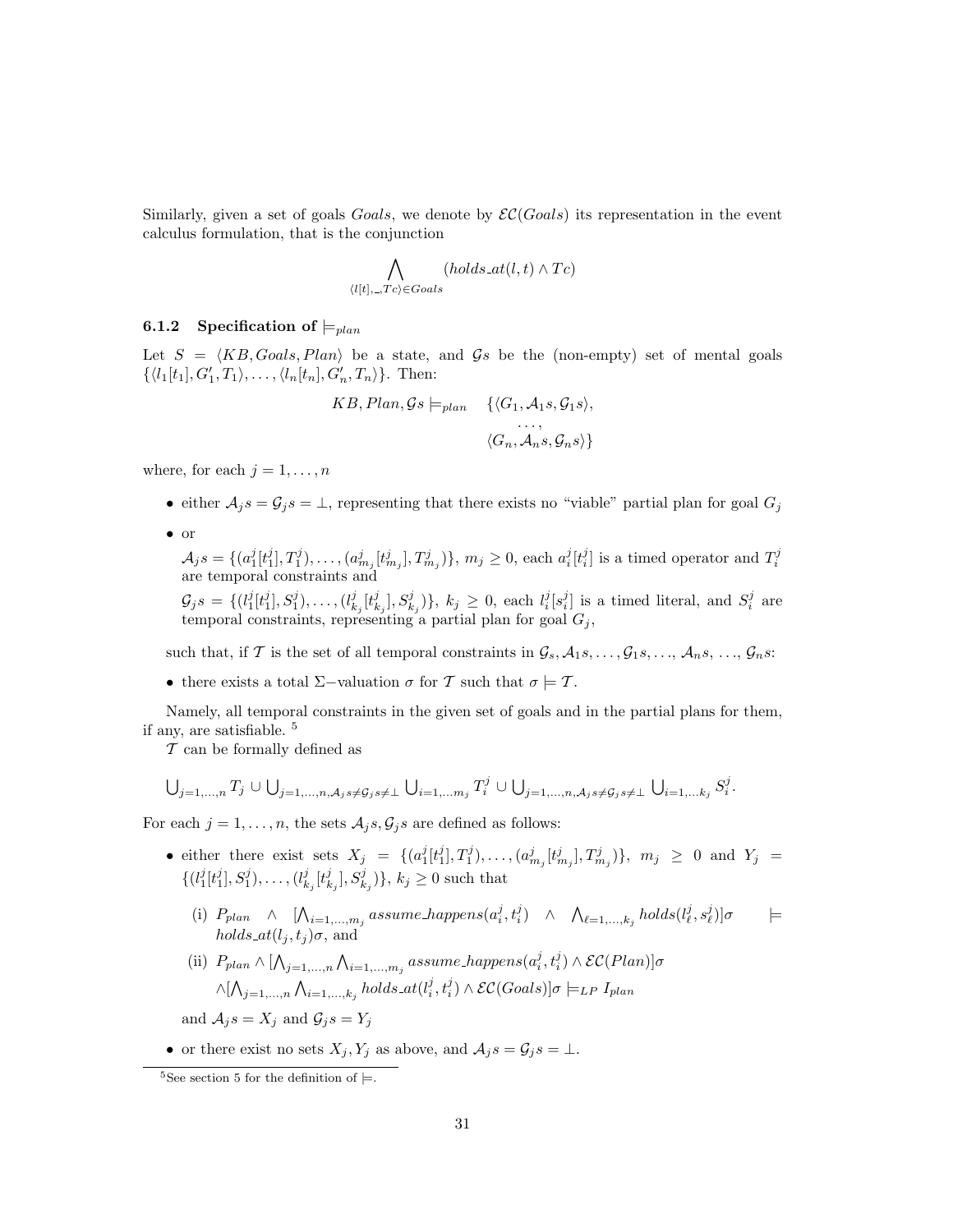Similarly, given a set of goals *Goals*, we denote by $\mathcal{EC}(Goals)$ its representation in the event calculus formulation, that is the conjunction

$$\bigwedge_{\langle l[t],\_,Tc\rangle \in Goals} (holds\_at(l,t) \wedge Tc)$$

### 6.1.2 Specification of $\models_{plan}$

Let $S = \langle KB, Goals, Plan\rangle$ be a state, and $\mathcal{G}s$ be the (non-empty) set of mental goals $\{\langle l_1[t_1], G'_1, T_1\rangle, \ldots, \langle l_n[t_n], G'_n, T_n\rangle\}$. Then:

$$KB, Plan, \mathcal{G}s \models_{plan} \quad \{\langle G_1, \mathcal{A}_1 s, \mathcal{G}_1 s\rangle, \ldots, \langle G_n, \mathcal{A}_n s, \mathcal{G}_n s\rangle\}$$

where, for each $j = 1, \ldots, n$

- either $\mathcal{A}_j s = \mathcal{G}_j s = \bot$, representing that there exists no "viable" partial plan for goal $G_j$
- or

  $\mathcal{A}_j s = \{(a^j_1[t^j_1], T^j_1), \ldots, (a^j_{m_j}[t^j_{m_j}], T^j_{m_j})\}$, $m_j \geq 0$, each $a^j_i[t^j_i]$ is a timed operator and $T^j_i$ are temporal constraints and

  $\mathcal{G}_j s = \{(l^j_1[t^j_1], S^j_1), \ldots, (l^j_{k_j}[t^j_{k_j}], S^j_{k_j})\}$, $k_j \geq 0$, each $l^j_i[s^j_i]$ is a timed literal, and $S^j_i$ are temporal constraints, representing a partial plan for goal $G_j$,

such that, if $\mathcal{T}$ is the set of all temporal constraints in $\mathcal{G}_s, \mathcal{A}_1 s, \ldots, \mathcal{G}_1 s, \ldots, \mathcal{A}_n s, \ldots, \mathcal{G}_n s$:

- there exists a total $\Sigma-$valuation $\sigma$ for $\mathcal{T}$ such that $\sigma \models \mathcal{T}$.

Namely, all temporal constraints in the given set of goals and in the partial plans for them, if any, are satisfiable. [5]

$\mathcal{T}$ can be formally defined as

$$\bigcup_{j=1,\ldots,n} T_j \cup \bigcup_{j=1,\ldots,n, \mathcal{A}_j s \neq \mathcal{G}_j s \neq \bot} \bigcup_{i=1,\ldots m_j} T^j_i \cup \bigcup_{j=1,\ldots,n, \mathcal{A}_j s \neq \mathcal{G}_j s \neq \bot} \bigcup_{i=1,\ldots k_j} S^j_i.$$

For each $j = 1, \ldots, n$, the sets $\mathcal{A}_j s, \mathcal{G}_j s$ are defined as follows:

- either there exist sets $X_j = \{(a^j_1[t^j_1], T^j_1), \ldots, (a^j_{m_j}[t^j_{m_j}], T^j_{m_j})\}$, $m_j \geq 0$ and $Y_j = \{(l^j_1[t^j_1], S^j_1), \ldots, (l^j_{k_j}[t^j_{k_j}], S^j_{k_j})\}$, $k_j \geq 0$ such that
  - (i) $P_{plan} \wedge [\bigwedge_{i=1,\ldots,m_j} assume\_happens(a^j_i, t^j_i) \wedge \bigwedge_{\ell=1,\ldots,k_j} holds(l^j_\ell, s^j_\ell)]\sigma \models holds\_at(l_j, t_j)\sigma$, and
  - (ii) $P_{plan} \wedge [\bigwedge_{j=1,\ldots,n} \bigwedge_{i=1,\ldots,m_j} assume\_happens(a^j_i, t^j_i) \wedge \mathcal{EC}(Plan)]\sigma$
    $\wedge [\bigwedge_{j=1,\ldots,n} \bigwedge_{i=1,\ldots,k_j} holds\_at(l^j_i, t^j_i) \wedge \mathcal{EC}(Goals)]\sigma \models_{LP} I_{plan}$

  and $\mathcal{A}_j s = X_j$ and $\mathcal{G}_j s = Y_j$
- or there exist no sets $X_j, Y_j$ as above, and $\mathcal{A}_j s = \mathcal{G}_j s = \bot$.

[5] See section 5 for the definition of $\models$.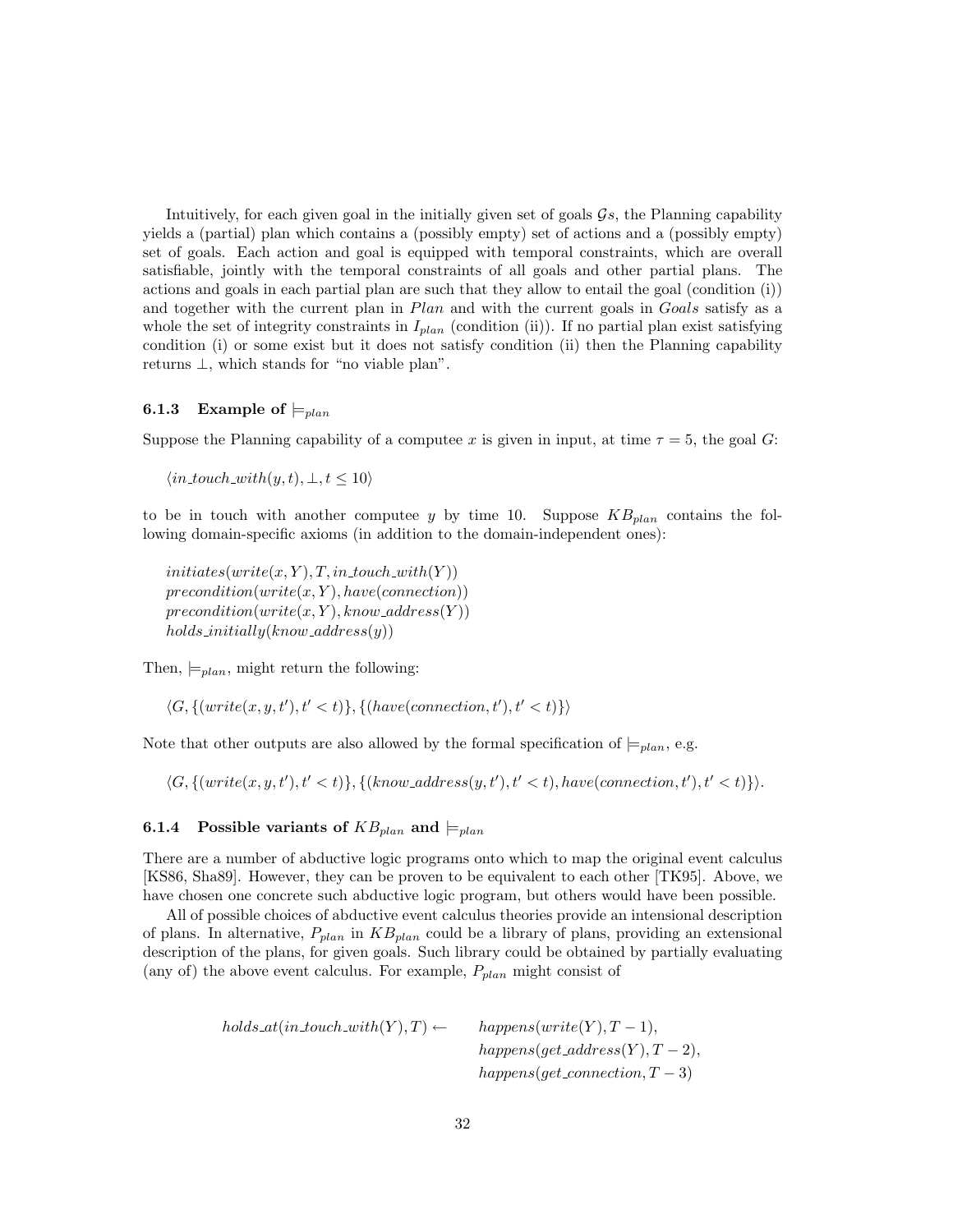Intuitively, for each given goal in the initially given set of goals $\mathcal{G}s$, the Planning capability yields a (partial) plan which contains a (possibly empty) set of actions and a (possibly empty) set of goals. Each action and goal is equipped with temporal constraints, which are overall satisfiable, jointly with the temporal constraints of all goals and other partial plans. The actions and goals in each partial plan are such that they allow to entail the goal (condition (i)) and together with the current plan in *Plan* and with the current goals in *Goals* satisfy as a whole the set of integrity constraints in $I_{plan}$ (condition (ii)). If no partial plan exist satisfying condition (i) or some exist but it does not satisfy condition (ii) then the Planning capability returns $\perp$, which stands for "no viable plan".

### 6.1.3 Example of $\models_{plan}$

Suppose the Planning capability of a computee $x$ is given in input, at time $\tau = 5$, the goal $G$:

$$\langle in\_touch\_with(y, t), \perp, t \leq 10 \rangle$$

to be in touch with another computee $y$ by time 10. Suppose $KB_{plan}$ contains the following domain-specific axioms (in addition to the domain-independent ones):

$$initiates(write(x, Y), T, in\_touch\_with(Y))$$
$$precondition(write(x, Y), have(connection))$$
$$precondition(write(x, Y), know\_address(Y))$$
$$holds\_initially(know\_address(y))$$

Then, $\models_{plan}$, might return the following:

$$\langle G, \{(write(x, y, t'), t' < t)\}, \{(have(connection, t'), t' < t)\} \rangle$$

Note that other outputs are also allowed by the formal specification of $\models_{plan}$, e.g.

$$\langle G, \{(write(x, y, t'), t' < t)\}, \{(know\_address(y, t'), t' < t), have(connection, t'), t' < t)\} \rangle.$$

### 6.1.4 Possible variants of $KB_{plan}$ and $\models_{plan}$

There are a number of abductive logic programs onto which to map the original event calculus [KS86, Sha89]. However, they can be proven to be equivalent to each other [TK95]. Above, we have chosen one concrete such abductive logic program, but others would have been possible.

All of possible choices of abductive event calculus theories provide an intensional description of plans. In alternative, $P_{plan}$ in $KB_{plan}$ could be a library of plans, providing an extensional description of the plans, for given goals. Such library could be obtained by partially evaluating (any of) the above event calculus. For example, $P_{plan}$ might consist of

$$\begin{aligned} holds\_at(in\_touch\_with(Y), T) \leftarrow \quad & happens(write(Y), T-1), \\ & happens(get\_address(Y), T-2), \\ & happens(get\_connection, T-3) \end{aligned}$$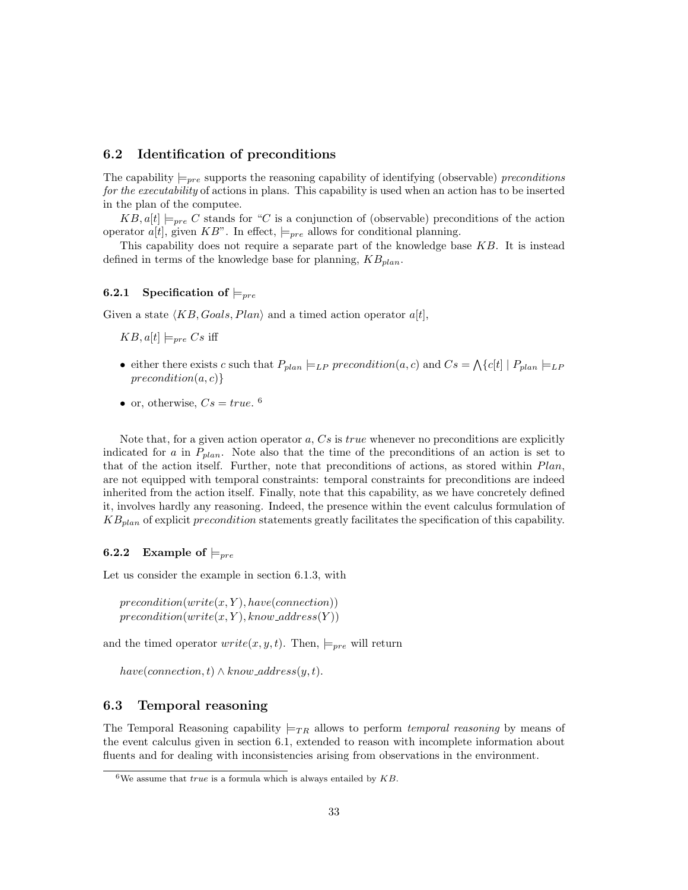## 6.2 Identification of preconditions

The capability $\models_{pre}$ supports the reasoning capability of identifying (observable) *preconditions for the executability* of actions in plans. This capability is used when an action has to be inserted in the plan of the computee.

$KB, a[t] \models_{pre} C$ stands for "$C$ is a conjunction of (observable) preconditions of the action operator $a[t]$, given $KB$". In effect, $\models_{pre}$ allows for conditional planning.

This capability does not require a separate part of the knowledge base $KB$. It is instead defined in terms of the knowledge base for planning, $KB_{plan}$.

### 6.2.1 Specification of $\models_{pre}$

Given a state $\langle KB, Goals, Plan \rangle$ and a timed action operator $a[t]$,

$KB, a[t] \models_{pre} Cs$ iff

- either there exists $c$ such that $P_{plan} \models_{LP} precondition(a, c)$ and $Cs = \bigwedge\{c[t] \mid P_{plan} \models_{LP} precondition(a, c)\}$
- or, otherwise, $Cs = true$. [6]

Note that, for a given action operator $a$, $Cs$ is *true* whenever no preconditions are explicitly indicated for $a$ in $P_{plan}$. Note also that the time of the preconditions of an action is set to that of the action itself. Further, note that preconditions of actions, as stored within $Plan$, are not equipped with temporal constraints: temporal constraints for preconditions are indeed inherited from the action itself. Finally, note that this capability, as we have concretely defined it, involves hardly any reasoning. Indeed, the presence within the event calculus formulation of $KB_{plan}$ of explicit *precondition* statements greatly facilitates the specification of this capability.

### 6.2.2 Example of $\models_{pre}$

Let us consider the example in section 6.1.3, with

$precondition(write(x, Y), have(connection))$
$precondition(write(x, Y), know\_address(Y))$

and the timed operator $write(x, y, t)$. Then, $\models_{pre}$ will return

$have(connection, t) \wedge know\_address(y, t)$.

## 6.3 Temporal reasoning

The Temporal Reasoning capability $\models_{TR}$ allows to perform *temporal reasoning* by means of the event calculus given in section 6.1, extended to reason with incomplete information about fluents and for dealing with inconsistencies arising from observations in the environment.

---

[6] We assume that *true* is a formula which is always entailed by $KB$.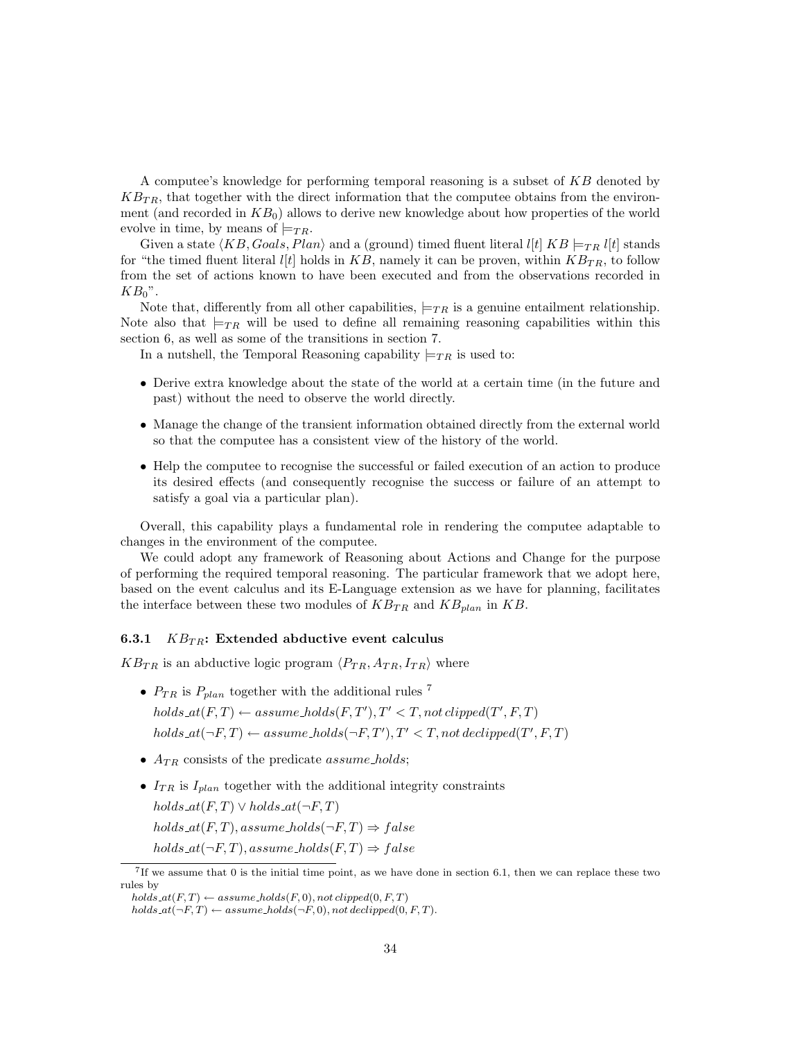A computee's knowledge for performing temporal reasoning is a subset of $KB$ denoted by $KB_{TR}$, that together with the direct information that the computee obtains from the environment (and recorded in $KB_0$) allows to derive new knowledge about how properties of the world evolve in time, by means of $\models_{TR}$.

Given a state $\langle KB, Goals, Plan\rangle$ and a (ground) timed fluent literal $l[t]$ $KB \models_{TR} l[t]$ stands for "the timed fluent literal $l[t]$ holds in $KB$, namely it can be proven, within $KB_{TR}$, to follow from the set of actions known to have been executed and from the observations recorded in $KB_0$".

Note that, differently from all other capabilities, $\models_{TR}$ is a genuine entailment relationship. Note also that $\models_{TR}$ will be used to define all remaining reasoning capabilities within this section 6, as well as some of the transitions in section 7.

In a nutshell, the Temporal Reasoning capability $\models_{TR}$ is used to:

- Derive extra knowledge about the state of the world at a certain time (in the future and past) without the need to observe the world directly.
- Manage the change of the transient information obtained directly from the external world so that the computee has a consistent view of the history of the world.
- Help the computee to recognise the successful or failed execution of an action to produce its desired effects (and consequently recognise the success or failure of an attempt to satisfy a goal via a particular plan).

Overall, this capability plays a fundamental role in rendering the computee adaptable to changes in the environment of the computee.

We could adopt any framework of Reasoning about Actions and Change for the purpose of performing the required temporal reasoning. The particular framework that we adopt here, based on the event calculus and its E-Language extension as we have for planning, facilitates the interface between these two modules of $KB_{TR}$ and $KB_{plan}$ in $KB$.

### 6.3.1 $KB_{TR}$: Extended abductive event calculus

$KB_{TR}$ is an abductive logic program $\langle P_{TR}, A_{TR}, I_{TR}\rangle$ where

- $P_{TR}$ is $P_{plan}$ together with the additional rules [7]

  $holds\_at(F,T) \leftarrow assume\_holds(F,T'), T' < T, not\, clipped(T',F,T)$

  $holds\_at(\neg F,T) \leftarrow assume\_holds(\neg F,T'), T' < T, not\, declipped(T',F,T)$

- $A_{TR}$ consists of the predicate $assume\_holds$;
- $I_{TR}$ is $I_{plan}$ together with the additional integrity constraints

  $holds\_at(F,T) \vee holds\_at(\neg F,T)$

  $holds\_at(F,T), assume\_holds(\neg F,T) \Rightarrow false$

  $holds\_at(\neg F,T), assume\_holds(F,T) \Rightarrow false$

---

[7] If we assume that 0 is the initial time point, as we have done in section 6.1, then we can replace these two rules by

$holds\_at(F,T) \leftarrow assume\_holds(F,0), not\, clipped(0,F,T)$

$holds\_at(\neg F,T) \leftarrow assume\_holds(\neg F,0), not\, declipped(0,F,T)$.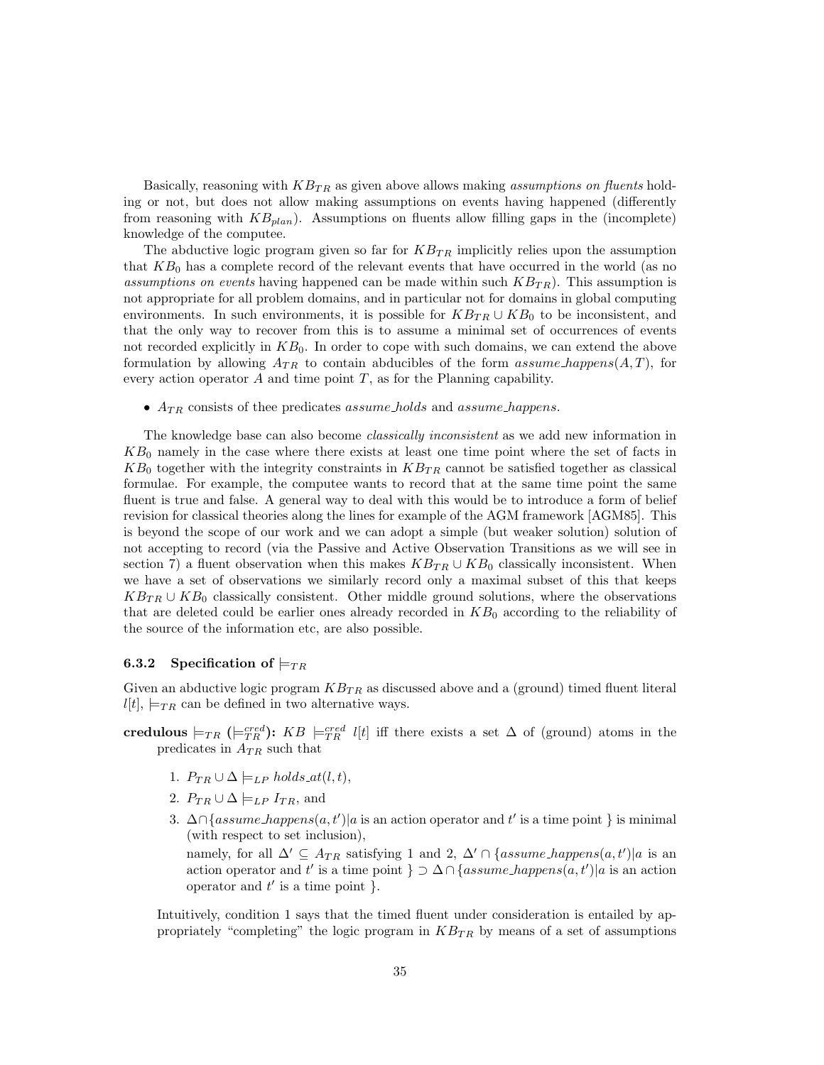Basically, reasoning with $KB_{TR}$ as given above allows making *assumptions on fluents* holding or not, but does not allow making assumptions on events having happened (differently from reasoning with $KB_{plan}$). Assumptions on fluents allow filling gaps in the (incomplete) knowledge of the computee.

The abductive logic program given so far for $KB_{TR}$ implicitly relies upon the assumption that $KB_0$ has a complete record of the relevant events that have occurred in the world (as no *assumptions on events* having happened can be made within such $KB_{TR}$). This assumption is not appropriate for all problem domains, and in particular not for domains in global computing environments. In such environments, it is possible for $KB_{TR} \cup KB_0$ to be inconsistent, and that the only way to recover from this is to assume a minimal set of occurrences of events not recorded explicitly in $KB_0$. In order to cope with such domains, we can extend the above formulation by allowing $A_{TR}$ to contain abducibles of the form $assume\_happens(A, T)$, for every action operator $A$ and time point $T$, as for the Planning capability.

- $A_{TR}$ consists of thee predicates $assume\_holds$ and $assume\_happens$.

The knowledge base can also become *classically inconsistent* as we add new information in $KB_0$ namely in the case where there exists at least one time point where the set of facts in $KB_0$ together with the integrity constraints in $KB_{TR}$ cannot be satisfied together as classical formulae. For example, the computee wants to record that at the same time point the same fluent is true and false. A general way to deal with this would be to introduce a form of belief revision for classical theories along the lines for example of the AGM framework [AGM85]. This is beyond the scope of our work and we can adopt a simple (but weaker solution) solution of not accepting to record (via the Passive and Active Observation Transitions as we will see in section 7) a fluent observation when this makes $KB_{TR} \cup KB_0$ classically inconsistent. When we have a set of observations we similarly record only a maximal subset of this that keeps $KB_{TR} \cup KB_0$ classically consistent. Other middle ground solutions, where the observations that are deleted could be earlier ones already recorded in $KB_0$ according to the reliability of the source of the information etc, are also possible.

### 6.3.2 Specification of $\models_{TR}$

Given an abductive logic program $KB_{TR}$ as discussed above and a (ground) timed fluent literal $l[t]$, $\models_{TR}$ can be defined in two alternative ways.

**credulous $\models_{TR}$ ($\models_{TR}^{cred}$):** $KB \models_{TR}^{cred} l[t]$ iff there exists a set $\Delta$ of (ground) atoms in the predicates in $A_{TR}$ such that

1. $P_{TR} \cup \Delta \models_{LP} holds\_at(l, t)$,
2. $P_{TR} \cup \Delta \models_{LP} I_{TR}$, and
3. $\Delta \cap \{assume\_happens(a, t') | a$ is an action operator and $t'$ is a time point $\}$ is minimal (with respect to set inclusion),
   namely, for all $\Delta' \subseteq A_{TR}$ satisfying 1 and 2, $\Delta' \cap \{assume\_happens(a, t') | a$ is an action operator and $t'$ is a time point $\} \supset \Delta \cap \{assume\_happens(a, t') | a$ is an action operator and $t'$ is a time point $\}$.

Intuitively, condition 1 says that the timed fluent under consideration is entailed by appropriately "completing" the logic program in $KB_{TR}$ by means of a set of assumptions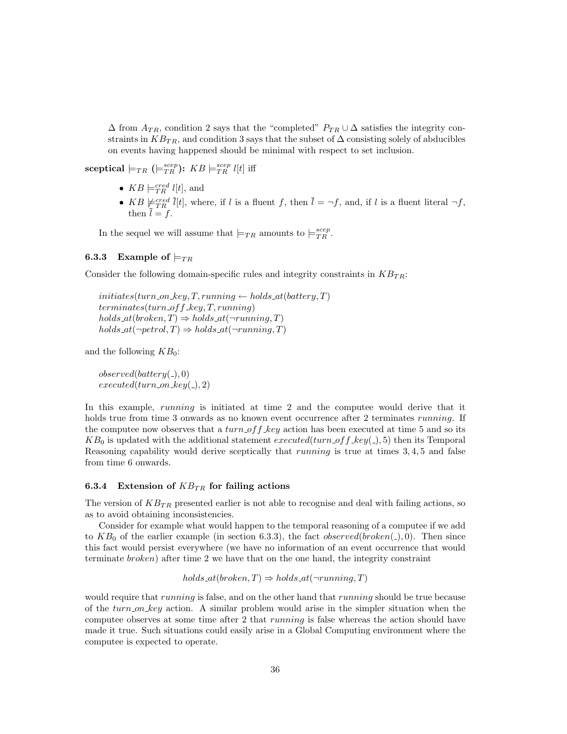$\Delta$ from $A_{TR}$, condition 2 says that the "completed" $P_{TR} \cup \Delta$ satisfies the integrity constraints in $KB_{TR}$, and condition 3 says that the subset of $\Delta$ consisting solely of abducibles on events having happened should be minimal with respect to set inclusion.

**sceptical** $\models_{TR}$ ($\models_{TR}^{scep}$)**:** $KB \models_{TR}^{scep} l[t]$ iff

- $KB \models_{TR}^{cred} l[t]$, and
- $KB \not\models_{TR}^{cred} \bar{l}[t]$, where, if $l$ is a fluent $f$, then $\bar{l} = \neg f$, and, if $l$ is a fluent literal $\neg f$, then $\bar{l} = f$.

In the sequel we will assume that $\models_{TR}$ amounts to $\models_{TR}^{scep}$.

### 6.3.3 Example of $\models_{TR}$

Consider the following domain-specific rules and integrity constraints in $KB_{TR}$:

$initiates(turn\_on\_key, T, running \leftarrow holds\_at(battery, T)$
$terminates(turn\_off\_key, T, running)$
$holds\_at(broken, T) \Rightarrow holds\_at(\neg running, T)$
$holds\_at(\neg petrol, T) \Rightarrow holds\_at(\neg running, T)$

and the following $KB_0$:

$observed(battery(\_), 0)$
$executed(turn\_on\_key(\_), 2)$

In this example, *running* is initiated at time 2 and the computee would derive that it holds true from time 3 onwards as no known event occurrence after 2 terminates *running*. If the computee now observes that a *turn_off_key* action has been executed at time 5 and so its $KB_0$ is updated with the additional statement $executed(turn\_off\_key(\_), 5)$ then its Temporal Reasoning capability would derive sceptically that *running* is true at times 3, 4, 5 and false from time 6 onwards.

### 6.3.4 Extension of $KB_{TR}$ for failing actions

The version of $KB_{TR}$ presented earlier is not able to recognise and deal with failing actions, so as to avoid obtaining inconsistencies.

Consider for example what would happen to the temporal reasoning of a computee if we add to $KB_0$ of the earlier example (in section 6.3.3), the fact $observed(broken(\_), 0)$. Then since this fact would persist everywhere (we have no information of an event occurrence that would terminate *broken*) after time 2 we have that on the one hand, the integrity constraint

$$holds\_at(broken, T) \Rightarrow holds\_at(\neg running, T)$$

would require that *running* is false, and on the other hand that *running* should be true because of the *turn_on_key* action. A similar problem would arise in the simpler situation when the computee observes at some time after 2 that *running* is false whereas the action should have made it true. Such situations could easily arise in a Global Computing environment where the computee is expected to operate.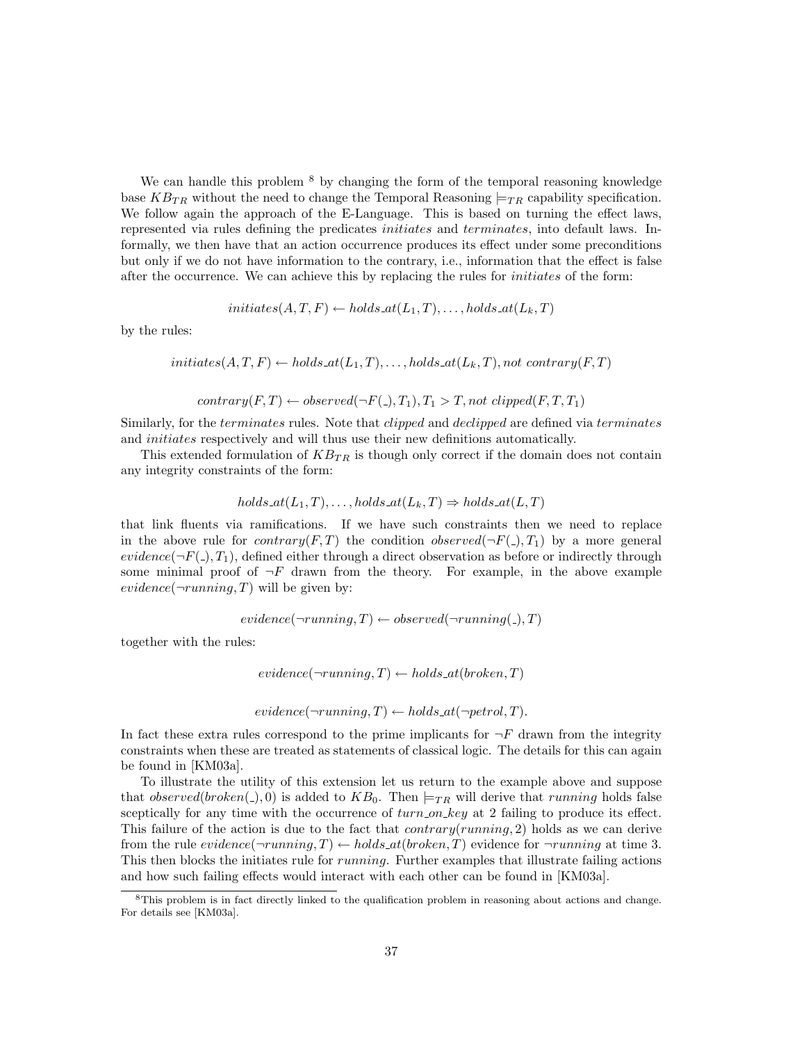We can handle this problem [8] by changing the form of the temporal reasoning knowledge base $KB_{TR}$ without the need to change the Temporal Reasoning $\models_{TR}$ capability specification. We follow again the approach of the E-Language. This is based on turning the effect laws, represented via rules defining the predicates *initiates* and *terminates*, into default laws. Informally, we then have that an action occurrence produces its effect under some preconditions but only if we do not have information to the contrary, i.e., information that the effect is false after the occurrence. We can achieve this by replacing the rules for *initiates* of the form:

$$initiates(A, T, F) \leftarrow holds\_at(L_1, T), \ldots, holds\_at(L_k, T)$$

by the rules:

$$initiates(A, T, F) \leftarrow holds\_at(L_1, T), \ldots, holds\_at(L_k, T), not\ contrary(F, T)$$

$$contrary(F, T) \leftarrow observed(\neg F(\_), T_1), T_1 > T, not\ clipped(F, T, T_1)$$

Similarly, for the *terminates* rules. Note that *clipped* and *declipped* are defined via *terminates* and *initiates* respectively and will thus use their new definitions automatically.

This extended formulation of $KB_{TR}$ is though only correct if the domain does not contain any integrity constraints of the form:

$$holds\_at(L_1, T), \ldots, holds\_at(L_k, T) \Rightarrow holds\_at(L, T)$$

that link fluents via ramifications. If we have such constraints then we need to replace in the above rule for $contrary(F, T)$ the condition $observed(\neg F(\_), T_1)$ by a more general $evidence(\neg F(\_), T_1)$, defined either through a direct observation as before or indirectly through some minimal proof of $\neg F$ drawn from the theory. For example, in the above example $evidence(\neg running, T)$ will be given by:

$$evidence(\neg running, T) \leftarrow observed(\neg running(\_), T)$$

together with the rules:

$$evidence(\neg running, T) \leftarrow holds\_at(broken, T)$$

$$evidence(\neg running, T) \leftarrow holds\_at(\neg petrol, T).$$

In fact these extra rules correspond to the prime implicants for $\neg F$ drawn from the integrity constraints when these are treated as statements of classical logic. The details for this can again be found in [KM03a].

To illustrate the utility of this extension let us return to the example above and suppose that $observed(broken(\_), 0)$ is added to $KB_0$. Then $\models_{TR}$ will derive that *running* holds false sceptically for any time with the occurrence of *turn_on_key* at 2 failing to produce its effect. This failure of the action is due to the fact that $contrary(running, 2)$ holds as we can derive from the rule $evidence(\neg running, T) \leftarrow holds\_at(broken, T)$ evidence for $\neg running$ at time 3. This then blocks the initiates rule for *running*. Further examples that illustrate failing actions and how such failing effects would interact with each other can be found in [KM03a].

[8] This problem is in fact directly linked to the qualification problem in reasoning about actions and change. For details see [KM03a].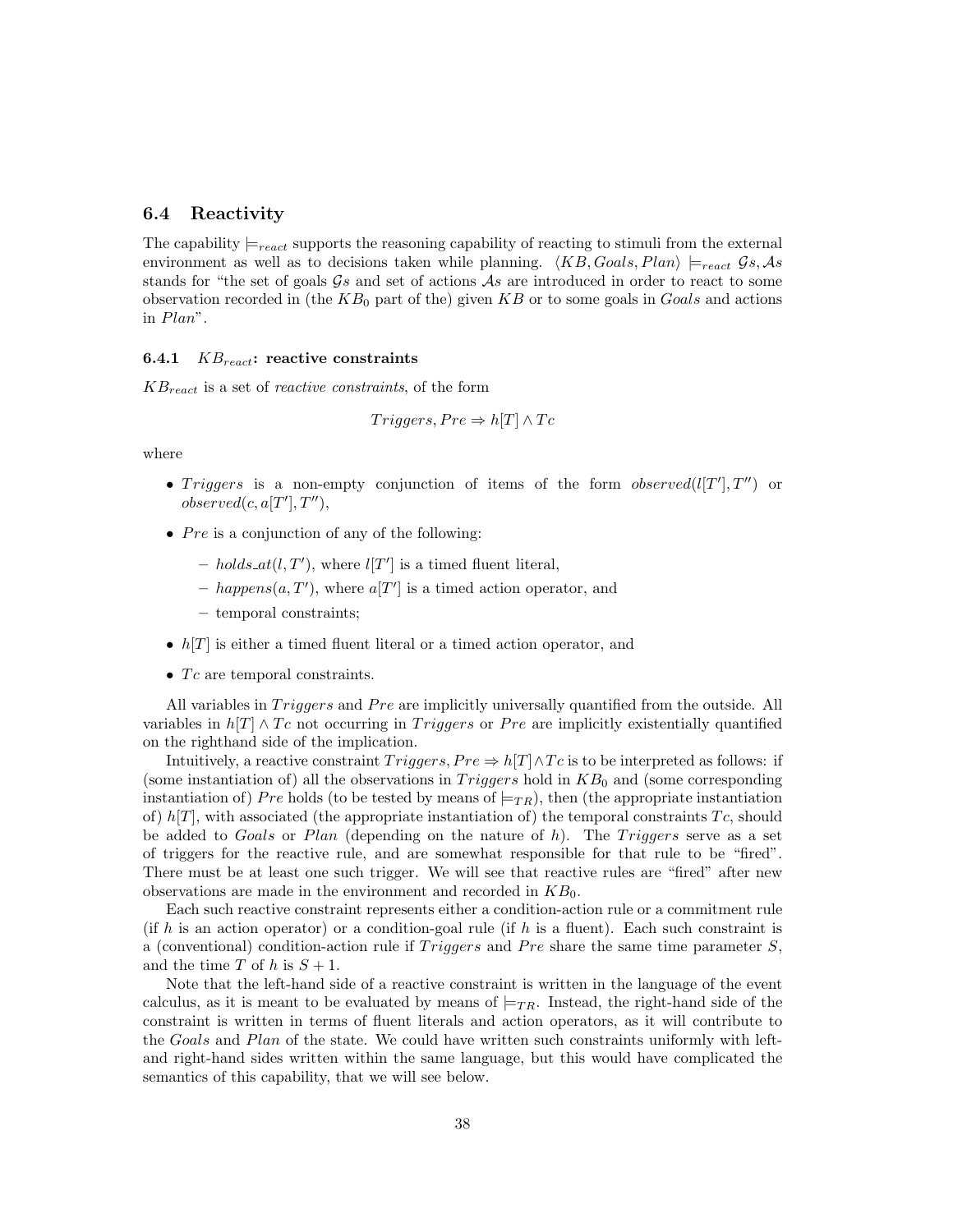## 6.4 Reactivity

The capability $\models_{react}$ supports the reasoning capability of reacting to stimuli from the external environment as well as to decisions taken while planning. $\langle KB, Goals, Plan \rangle \models_{react} \mathcal{G}s, \mathcal{A}s$ stands for "the set of goals $\mathcal{G}s$ and set of actions $\mathcal{A}s$ are introduced in order to react to some observation recorded in (the $KB_0$ part of the) given $KB$ or to some goals in $Goals$ and actions in $Plan$".

### 6.4.1 $KB_{react}$: reactive constraints

$KB_{react}$ is a set of *reactive constraints*, of the form

$$Triggers, Pre \Rightarrow h[T] \wedge Tc$$

where

- $Triggers$ is a non-empty conjunction of items of the form $observed(l[T'], T'')$ or $observed(c, a[T'], T'')$,
- $Pre$ is a conjunction of any of the following:
  - $holds\_at(l, T')$, where $l[T']$ is a timed fluent literal,
  - $happens(a, T')$, where $a[T']$ is a timed action operator, and
  - temporal constraints;
- $h[T]$ is either a timed fluent literal or a timed action operator, and
- $Tc$ are temporal constraints.

All variables in $Triggers$ and $Pre$ are implicitly universally quantified from the outside. All variables in $h[T] \wedge Tc$ not occurring in $Triggers$ or $Pre$ are implicitly existentially quantified on the righthand side of the implication.

Intuitively, a reactive constraint $Triggers, Pre \Rightarrow h[T] \wedge Tc$ is to be interpreted as follows: if (some instantiation of) all the observations in $Triggers$ hold in $KB_0$ and (some corresponding instantiation of) $Pre$ holds (to be tested by means of $\models_{TR}$), then (the appropriate instantiation of) $h[T]$, with associated (the appropriate instantiation of) the temporal constraints $Tc$, should be added to $Goals$ or $Plan$ (depending on the nature of $h$). The $Triggers$ serve as a set of triggers for the reactive rule, and are somewhat responsible for that rule to be "fired". There must be at least one such trigger. We will see that reactive rules are "fired" after new observations are made in the environment and recorded in $KB_0$.

Each such reactive constraint represents either a condition-action rule or a commitment rule (if $h$ is an action operator) or a condition-goal rule (if $h$ is a fluent). Each such constraint is a (conventional) condition-action rule if $Triggers$ and $Pre$ share the same time parameter $S$, and the time $T$ of $h$ is $S + 1$.

Note that the left-hand side of a reactive constraint is written in the language of the event calculus, as it is meant to be evaluated by means of $\models_{TR}$. Instead, the right-hand side of the constraint is written in terms of fluent literals and action operators, as it will contribute to the $Goals$ and $Plan$ of the state. We could have written such constraints uniformly with left- and right-hand sides written within the same language, but this would have complicated the semantics of this capability, that we will see below.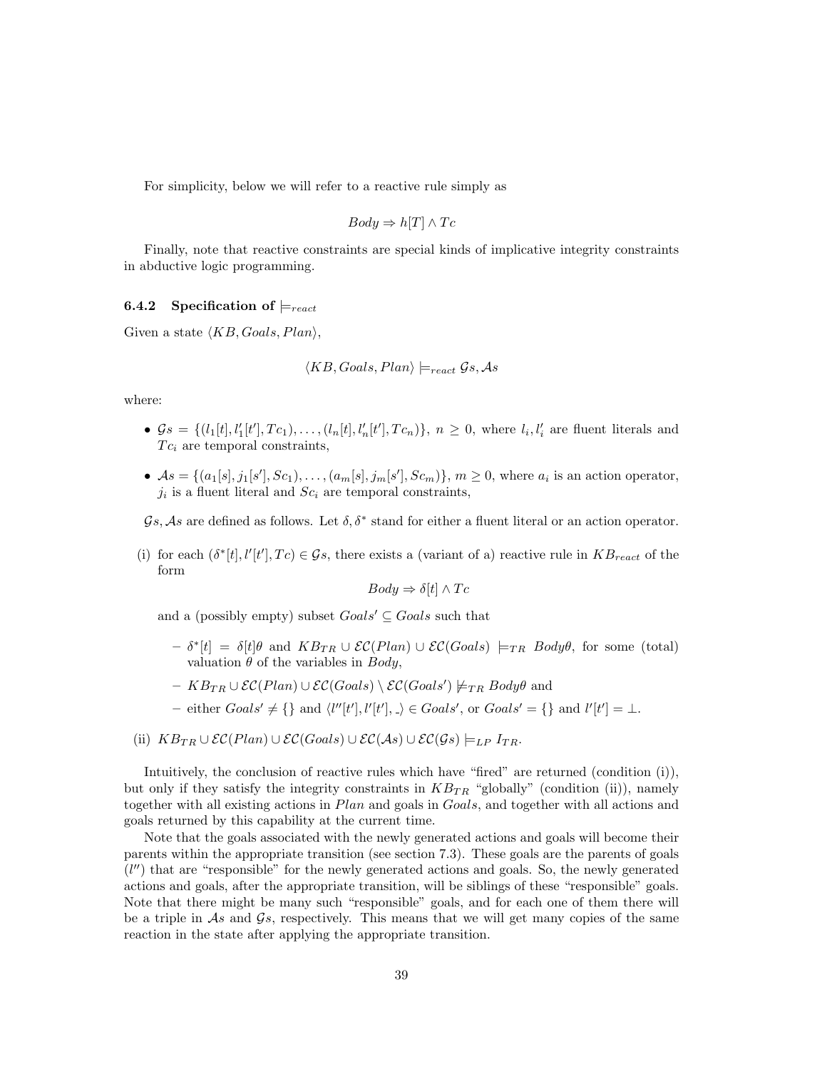For simplicity, below we will refer to a reactive rule simply as

$$Body \Rightarrow h[T] \wedge Tc$$

Finally, note that reactive constraints are special kinds of implicative integrity constraints in abductive logic programming.

### 6.4.2 Specification of $\models_{react}$

Given a state $\langle KB, Goals, Plan\rangle$,

$$\langle KB, Goals, Plan\rangle \models_{react} \mathcal{G}s, \mathcal{A}s$$

where:

- $\mathcal{G}s = \{(l_1[t], l_1'[t'], Tc_1), \ldots, (l_n[t], l_n'[t'], Tc_n)\}$, $n \geq 0$, where $l_i, l_i'$ are fluent literals and $Tc_i$ are temporal constraints,
- $\mathcal{A}s = \{(a_1[s], j_1[s'], Sc_1), \ldots, (a_m[s], j_m[s'], Sc_m)\}$, $m \geq 0$, where $a_i$ is an action operator, $j_i$ is a fluent literal and $Sc_i$ are temporal constraints,

$\mathcal{G}s, \mathcal{A}s$ are defined as follows. Let $\delta, \delta^*$ stand for either a fluent literal or an action operator.

(i) for each $(\delta^*[t], l'[t'], Tc) \in \mathcal{G}s$, there exists a (variant of a) reactive rule in $KB_{react}$ of the form

$$Body \Rightarrow \delta[t] \wedge Tc$$

and a (possibly empty) subset $Goals' \subseteq Goals$ such that

- $\delta^*[t] = \delta[t]\theta$ and $KB_{TR} \cup \mathcal{EC}(Plan) \cup \mathcal{EC}(Goals) \models_{TR} Body\theta$, for some (total) valuation $\theta$ of the variables in $Body$,
- $KB_{TR} \cup \mathcal{EC}(Plan) \cup \mathcal{EC}(Goals) \setminus \mathcal{EC}(Goals') \not\models_{TR} Body\theta$ and
- either $Goals' \neq \{\}$ and $\langle l''[t'], l'[t'], \_\rangle \in Goals'$, or $Goals' = \{\}$ and $l'[t'] = \bot$.

(ii) $KB_{TR} \cup \mathcal{EC}(Plan) \cup \mathcal{EC}(Goals) \cup \mathcal{EC}(\mathcal{A}s) \cup \mathcal{EC}(\mathcal{G}s) \models_{LP} I_{TR}$.

Intuitively, the conclusion of reactive rules which have "fired" are returned (condition (i)), but only if they satisfy the integrity constraints in $KB_{TR}$ "globally" (condition (ii)), namely together with all existing actions in *Plan* and goals in *Goals*, and together with all actions and goals returned by this capability at the current time.

Note that the goals associated with the newly generated actions and goals will become their parents within the appropriate transition (see section 7.3). These goals are the parents of goals ($l''$) that are "responsible" for the newly generated actions and goals. So, the newly generated actions and goals, after the appropriate transition, will be siblings of these "responsible" goals. Note that there might be many such "responsible" goals, and for each one of them there will be a triple in $\mathcal{A}s$ and $\mathcal{G}s$, respectively. This means that we will get many copies of the same reaction in the state after applying the appropriate transition.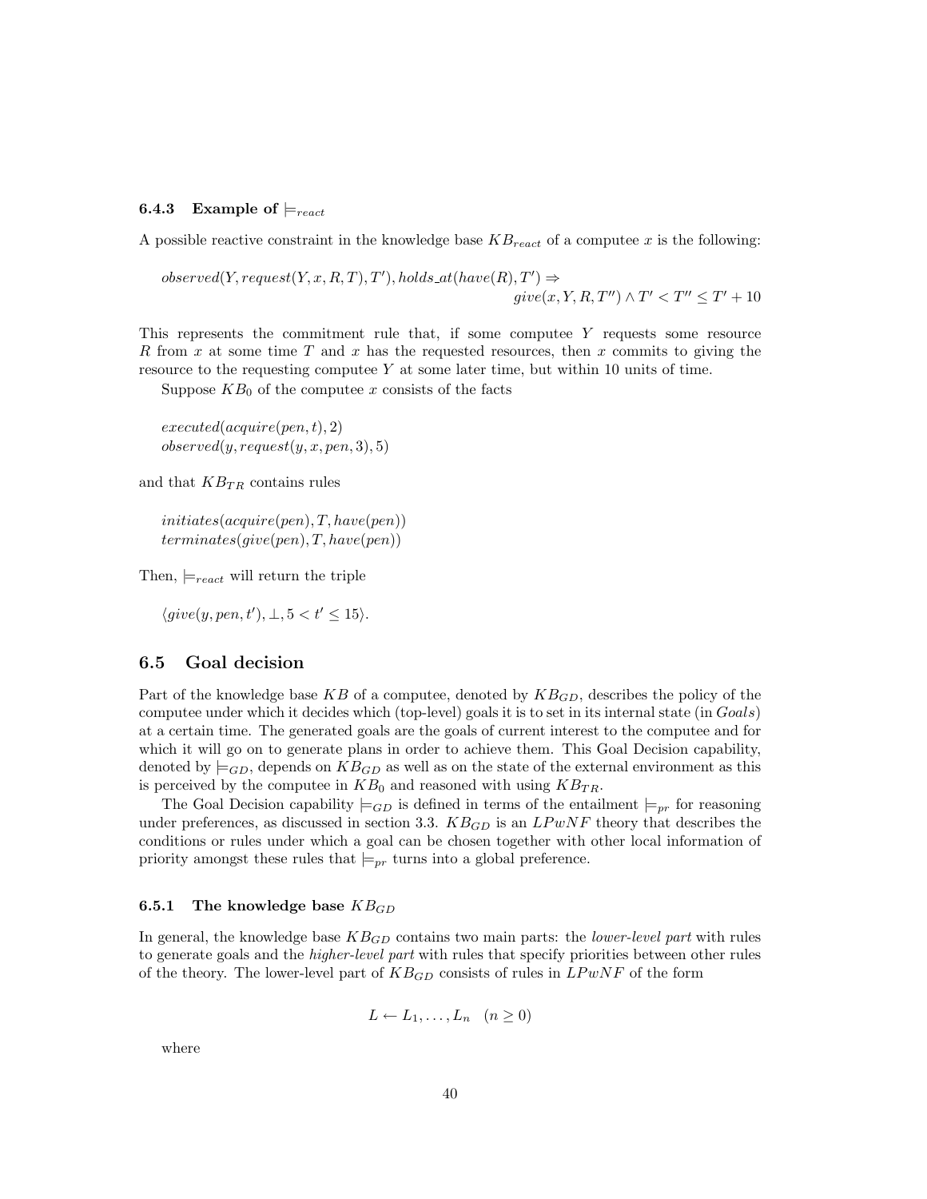#### 6.4.3 Example of $\models_{react}$

A possible reactive constraint in the knowledge base $KB_{react}$ of a computee $x$ is the following:

$$observed(Y, request(Y, x, R, T), T'), holds\_at(have(R), T') \Rightarrow give(x, Y, R, T'') \wedge T' < T'' \leq T' + 10$$

This represents the commitment rule that, if some computee $Y$ requests some resource $R$ from $x$ at some time $T$ and $x$ has the requested resources, then $x$ commits to giving the resource to the requesting computee $Y$ at some later time, but within 10 units of time.

Suppose $KB_0$ of the computee $x$ consists of the facts

$executed(acquire(pen, t), 2)$
$observed(y, request(y, x, pen, 3), 5)$

and that $KB_{TR}$ contains rules

$initiates(acquire(pen), T, have(pen))$
$terminates(give(pen), T, have(pen))$

Then, $\models_{react}$ will return the triple

$\langle give(y, pen, t'), \bot, 5 < t' \leq 15 \rangle$.

## 6.5 Goal decision

Part of the knowledge base $KB$ of a computee, denoted by $KB_{GD}$, describes the policy of the computee under which it decides which (top-level) goals it is to set in its internal state (in *Goals*) at a certain time. The generated goals are the goals of current interest to the computee and for which it will go on to generate plans in order to achieve them. This Goal Decision capability, denoted by $\models_{GD}$, depends on $KB_{GD}$ as well as on the state of the external environment as this is perceived by the computee in $KB_0$ and reasoned with using $KB_{TR}$.

The Goal Decision capability $\models_{GD}$ is defined in terms of the entailment $\models_{pr}$ for reasoning under preferences, as discussed in section 3.3. $KB_{GD}$ is an $LPwNF$ theory that describes the conditions or rules under which a goal can be chosen together with other local information of priority amongst these rules that $\models_{pr}$ turns into a global preference.

#### 6.5.1 The knowledge base $KB_{GD}$

In general, the knowledge base $KB_{GD}$ contains two main parts: the *lower-level part* with rules to generate goals and the *higher-level part* with rules that specify priorities between other rules of the theory. The lower-level part of $KB_{GD}$ consists of rules in $LPwNF$ of the form

$$L \leftarrow L_1, \ldots, L_n \quad (n \geq 0)$$

where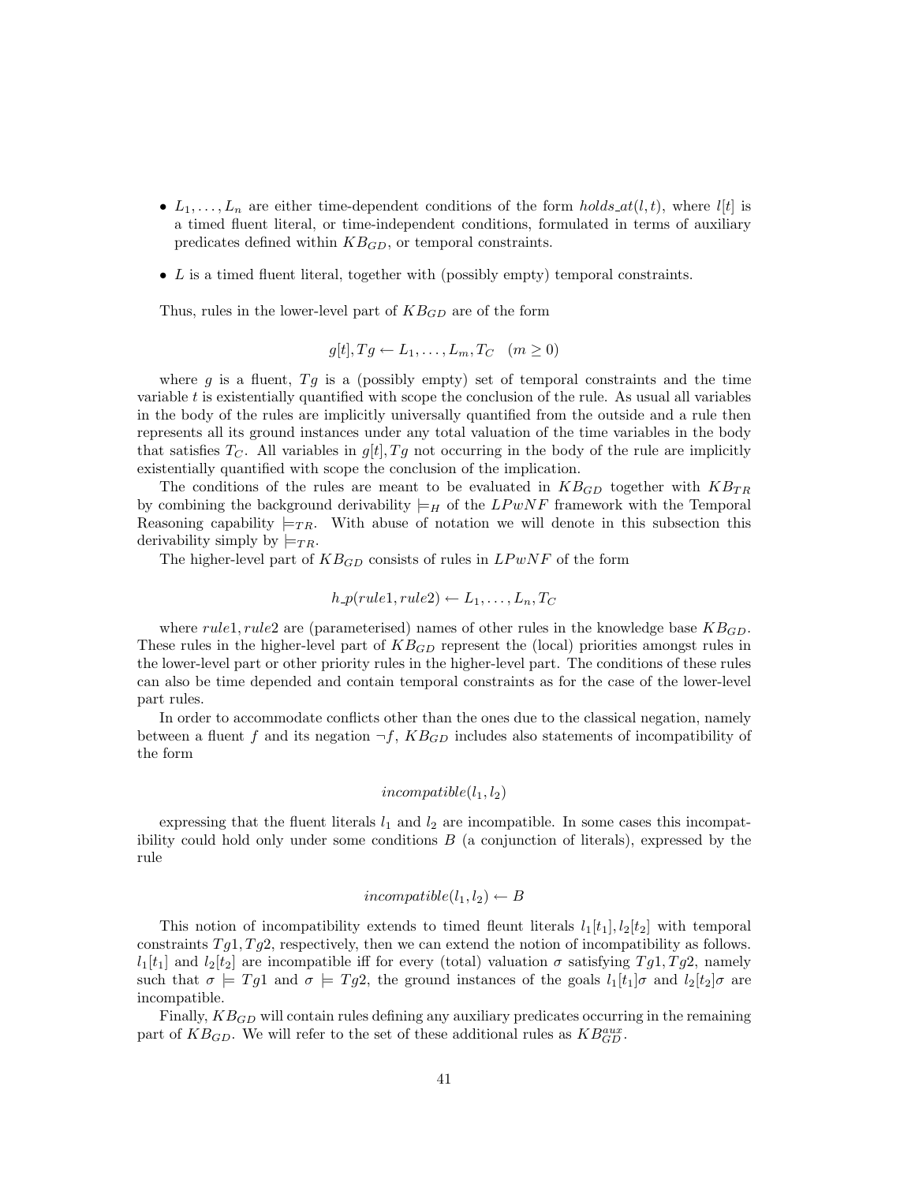- $L_1, \ldots, L_n$ are either time-dependent conditions of the form $holds\_at(l, t)$, where $l[t]$ is a timed fluent literal, or time-independent conditions, formulated in terms of auxiliary predicates defined within $KB_{GD}$, or temporal constraints.
- $L$ is a timed fluent literal, together with (possibly empty) temporal constraints.

Thus, rules in the lower-level part of $KB_{GD}$ are of the form

$$g[t], Tg \leftarrow L_1, \ldots, L_m, T_C \quad (m \geq 0)$$

where $g$ is a fluent, $Tg$ is a (possibly empty) set of temporal constraints and the time variable $t$ is existentially quantified with scope the conclusion of the rule. As usual all variables in the body of the rules are implicitly universally quantified from the outside and a rule then represents all its ground instances under any total valuation of the time variables in the body that satisfies $T_C$. All variables in $g[t], Tg$ not occurring in the body of the rule are implicitly existentially quantified with scope the conclusion of the implication.

The conditions of the rules are meant to be evaluated in $KB_{GD}$ together with $KB_{TR}$ by combining the background derivability $\models_H$ of the $LPwNF$ framework with the Temporal Reasoning capability $\models_{TR}$. With abuse of notation we will denote in this subsection this derivability simply by $\models_{TR}$.

The higher-level part of $KB_{GD}$ consists of rules in $LPwNF$ of the form

$$h\_p(rule1, rule2) \leftarrow L_1, \ldots, L_n, T_C$$

where $rule1, rule2$ are (parameterised) names of other rules in the knowledge base $KB_{GD}$. These rules in the higher-level part of $KB_{GD}$ represent the (local) priorities amongst rules in the lower-level part or other priority rules in the higher-level part. The conditions of these rules can also be time depended and contain temporal constraints as for the case of the lower-level part rules.

In order to accommodate conflicts other than the ones due to the classical negation, namely between a fluent $f$ and its negation $\neg f$, $KB_{GD}$ includes also statements of incompatibility of the form

$$incompatible(l_1, l_2)$$

expressing that the fluent literals $l_1$ and $l_2$ are incompatible. In some cases this incompatibility could hold only under some conditions $B$ (a conjunction of literals), expressed by the rule

$$incompatible(l_1, l_2) \leftarrow B$$

This notion of incompatibility extends to timed fleunt literals $l_1[t_1], l_2[t_2]$ with temporal constraints $Tg1, Tg2$, respectively, then we can extend the notion of incompatibility as follows. $l_1[t_1]$ and $l_2[t_2]$ are incompatible iff for every (total) valuation $\sigma$ satisfying $Tg1, Tg2$, namely such that $\sigma \models Tg1$ and $\sigma \models Tg2$, the ground instances of the goals $l_1[t_1]\sigma$ and $l_2[t_2]\sigma$ are incompatible.

Finally, $KB_{GD}$ will contain rules defining any auxiliary predicates occurring in the remaining part of $KB_{GD}$. We will refer to the set of these additional rules as $KB_{GD}^{aux}$.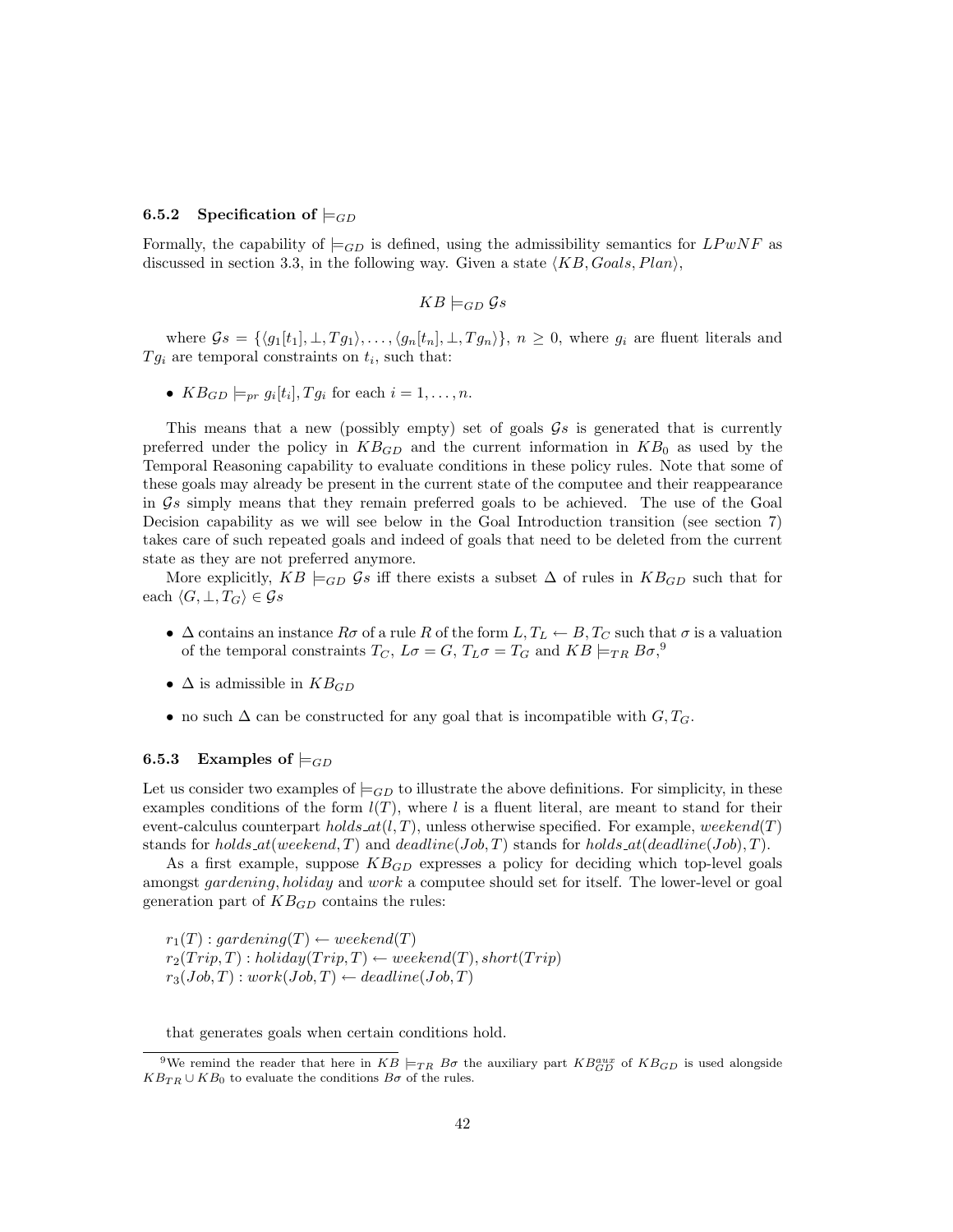### 6.5.2 Specification of $\models_{GD}$

Formally, the capability of $\models_{GD}$ is defined, using the admissibility semantics for $LPwNF$ as discussed in section 3.3, in the following way. Given a state $\langle KB, Goals, Plan\rangle$,

$$KB \models_{GD} \mathcal{G}s$$

where $\mathcal{G}s = \{\langle g_1[t_1], \bot, Tg_1\rangle, \ldots, \langle g_n[t_n], \bot, Tg_n\rangle\}$, $n \geq 0$, where $g_i$ are fluent literals and $Tg_i$ are temporal constraints on $t_i$, such that:

- $KB_{GD} \models_{pr} g_i[t_i], Tg_i$ for each $i = 1, \ldots, n$.

This means that a new (possibly empty) set of goals $\mathcal{G}s$ is generated that is currently preferred under the policy in $KB_{GD}$ and the current information in $KB_0$ as used by the Temporal Reasoning capability to evaluate conditions in these policy rules. Note that some of these goals may already be present in the current state of the computee and their reappearance in $\mathcal{G}s$ simply means that they remain preferred goals to be achieved. The use of the Goal Decision capability as we will see below in the Goal Introduction transition (see section 7) takes care of such repeated goals and indeed of goals that need to be deleted from the current state as they are not preferred anymore.

More explicitly, $KB \models_{GD} \mathcal{G}s$ iff there exists a subset $\Delta$ of rules in $KB_{GD}$ such that for each $\langle G, \bot, T_G\rangle \in \mathcal{G}s$

- $\Delta$ contains an instance $R\sigma$ of a rule $R$ of the form $L, T_L \leftarrow B, T_C$ such that $\sigma$ is a valuation of the temporal constraints $T_C$, $L\sigma = G$, $T_L\sigma = T_G$ and $KB \models_{TR} B\sigma$,[9]
- $\Delta$ is admissible in $KB_{GD}$
- no such $\Delta$ can be constructed for any goal that is incompatible with $G, T_G$.

### 6.5.3 Examples of $\models_{GD}$

Let us consider two examples of $\models_{GD}$ to illustrate the above definitions. For simplicity, in these examples conditions of the form $l(T)$, where $l$ is a fluent literal, are meant to stand for their event-calculus counterpart $holds\_at(l, T)$, unless otherwise specified. For example, $weekend(T)$ stands for $holds\_at(weekend, T)$ and $deadline(Job, T)$ stands for $holds\_at(deadline(Job), T)$.

As a first example, suppose $KB_{GD}$ expresses a policy for deciding which top-level goals amongst $gardening, holiday$ and $work$ a computee should set for itself. The lower-level or goal generation part of $KB_{GD}$ contains the rules:

$r_1(T) : gardening(T) \leftarrow weekend(T)$
$r_2(Trip, T) : holiday(Trip, T) \leftarrow weekend(T), short(Trip)$
$r_3(Job, T) : work(Job, T) \leftarrow deadline(Job, T)$

that generates goals when certain conditions hold.

[9] We remind the reader that here in $KB \models_{TR} B\sigma$ the auxiliary part $KB_{GD}^{aux}$ of $KB_{GD}$ is used alongside $KB_{TR} \cup KB_0$ to evaluate the conditions $B\sigma$ of the rules.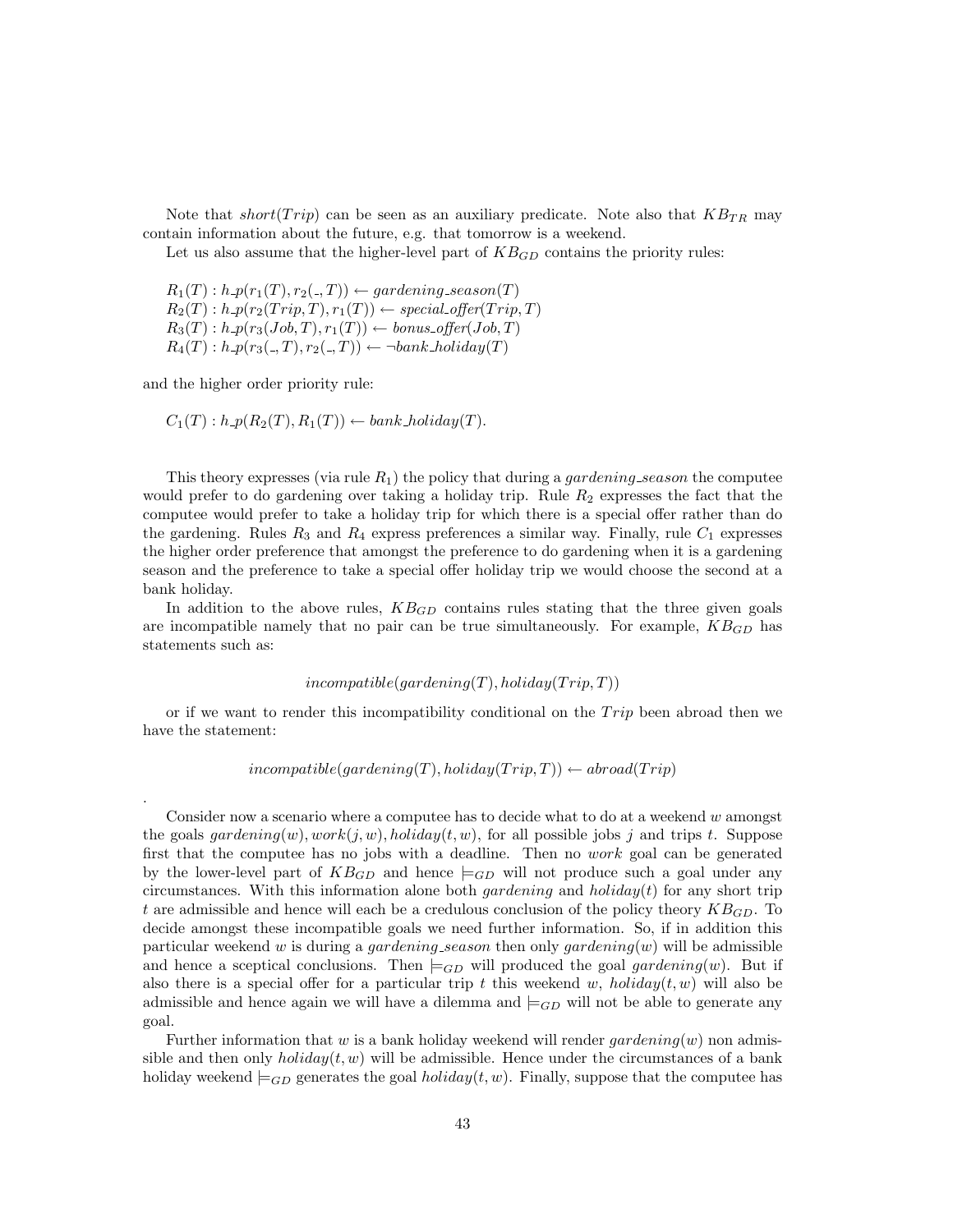Note that $short(Trip)$ can be seen as an auxiliary predicate. Note also that $KB_{TR}$ may contain information about the future, e.g. that tomorrow is a weekend.

Let us also assume that the higher-level part of $KB_{GD}$ contains the priority rules:

$R_1(T) : h\_p(r_1(T), r_2(\_, T)) \leftarrow gardening\_season(T)$
$R_2(T) : h\_p(r_2(Trip, T), r_1(T)) \leftarrow special\_offer(Trip, T)$
$R_3(T) : h\_p(r_3(Job, T), r_1(T)) \leftarrow bonus\_offer(Job, T)$
$R_4(T) : h\_p(r_3(\_, T), r_2(\_, T)) \leftarrow \neg bank\_holiday(T)$

and the higher order priority rule:

$C_1(T) : h\_p(R_2(T), R_1(T)) \leftarrow bank\_holiday(T).$

This theory expresses (via rule $R_1$) the policy that during a *gardening_season* the computee would prefer to do gardening over taking a holiday trip. Rule $R_2$ expresses the fact that the computee would prefer to take a holiday trip for which there is a special offer rather than do the gardening. Rules $R_3$ and $R_4$ express preferences a similar way. Finally, rule $C_1$ expresses the higher order preference that amongst the preference to do gardening when it is a gardening season and the preference to take a special offer holiday trip we would choose the second at a bank holiday.

In addition to the above rules, $KB_{GD}$ contains rules stating that the three given goals are incompatible namely that no pair can be true simultaneously. For example, $KB_{GD}$ has statements such as:

$$incompatible(gardening(T), holiday(Trip, T))$$

or if we want to render this incompatibility conditional on the $Trip$ been abroad then we have the statement:

$$incompatible(gardening(T), holiday(Trip, T)) \leftarrow abroad(Trip)$$

.

Consider now a scenario where a computee has to decide what to do at a weekend $w$ amongst the goals $gardening(w), work(j, w), holiday(t, w)$, for all possible jobs $j$ and trips $t$. Suppose first that the computee has no jobs with a deadline. Then no *work* goal can be generated by the lower-level part of $KB_{GD}$ and hence $\models_{GD}$ will not produce such a goal under any circumstances. With this information alone both *gardening* and $holiday(t)$ for any short trip $t$ are admissible and hence will each be a credulous conclusion of the policy theory $KB_{GD}$. To decide amongst these incompatible goals we need further information. So, if in addition this particular weekend $w$ is during a *gardening_season* then only $gardening(w)$ will be admissible and hence a sceptical conclusions. Then $\models_{GD}$ will produced the goal $gardening(w)$. But if also there is a special offer for a particular trip $t$ this weekend $w$, $holiday(t, w)$ will also be admissible and hence again we will have a dilemma and $\models_{GD}$ will not be able to generate any goal.

Further information that $w$ is a bank holiday weekend will render $gardening(w)$ non admissible and then only $holiday(t, w)$ will be admissible. Hence under the circumstances of a bank holiday weekend $\models_{GD}$ generates the goal $holiday(t, w)$. Finally, suppose that the computee has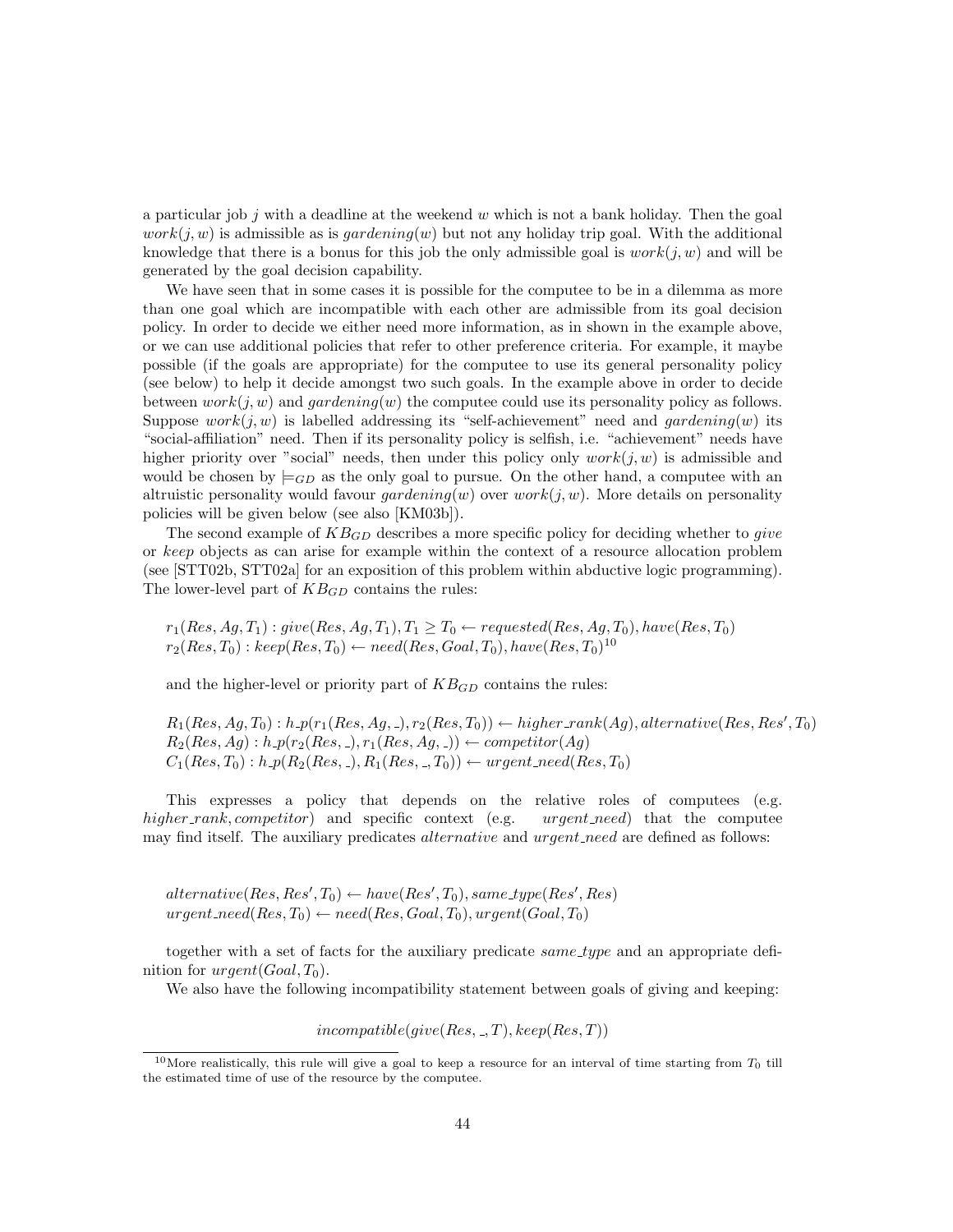a particular job $j$ with a deadline at the weekend $w$ which is not a bank holiday. Then the goal $work(j, w)$ is admissible as is $gardening(w)$ but not any holiday trip goal. With the additional knowledge that there is a bonus for this job the only admissible goal is $work(j, w)$ and will be generated by the goal decision capability.

We have seen that in some cases it is possible for the computee to be in a dilemma as more than one goal which are incompatible with each other are admissible from its goal decision policy. In order to decide we either need more information, as in shown in the example above, or we can use additional policies that refer to other preference criteria. For example, it maybe possible (if the goals are appropriate) for the computee to use its general personality policy (see below) to help it decide amongst two such goals. In the example above in order to decide between $work(j, w)$ and $gardening(w)$ the computee could use its personality policy as follows. Suppose $work(j, w)$ is labelled addressing its "self-achievement" need and $gardening(w)$ its "social-affiliation" need. Then if its personality policy is selfish, i.e. "achievement" needs have higher priority over "social" needs, then under this policy only $work(j, w)$ is admissible and would be chosen by $\models_{GD}$ as the only goal to pursue. On the other hand, a computee with an altruistic personality would favour $gardening(w)$ over $work(j, w)$. More details on personality policies will be given below (see also [KM03b]).

The second example of $KB_{GD}$ describes a more specific policy for deciding whether to *give* or *keep* objects as can arise for example within the context of a resource allocation problem (see [STT02b, STT02a] for an exposition of this problem within abductive logic programming). The lower-level part of $KB_{GD}$ contains the rules:

$$r_1(Res, Ag, T_1) : give(Res, Ag, T_1), T_1 \geq T_0 \leftarrow requested(Res, Ag, T_0), have(Res, T_0)$$
$$r_2(Res, T_0) : keep(Res, T_0) \leftarrow need(Res, Goal, T_0), have(Res, T_0)$$ [10]

and the higher-level or priority part of $KB_{GD}$ contains the rules:

$$R_1(Res, Ag, T_0) : h\_p(r_1(Res, Ag, \_), r_2(Res, T_0)) \leftarrow higher\_rank(Ag), alternative(Res, Res', T_0)$$
$$R_2(Res, Ag) : h\_p(r_2(Res, \_), r_1(Res, Ag, \_)) \leftarrow competitor(Ag)$$
$$C_1(Res, T_0) : h\_p(R_2(Res, \_), R_1(Res, \_, T_0)) \leftarrow urgent\_need(Res, T_0)$$

This expresses a policy that depends on the relative roles of computees (e.g. $higher\_rank, competitor$) and specific context (e.g. $urgent\_need$) that the computee may find itself. The auxiliary predicates *alternative* and *urgent_need* are defined as follows:

$$alternative(Res, Res', T_0) \leftarrow have(Res', T_0), same\_type(Res', Res)$$
$$urgent\_need(Res, T_0) \leftarrow need(Res, Goal, T_0), urgent(Goal, T_0)$$

together with a set of facts for the auxiliary predicate *same_type* and an appropriate definition for $urgent(Goal, T_0)$.

We also have the following incompatibility statement between goals of giving and keeping:

$$incompatible(give(Res, \_, T), keep(Res, T))$$

[10] More realistically, this rule will give a goal to keep a resource for an interval of time starting from $T_0$ till the estimated time of use of the resource by the computee.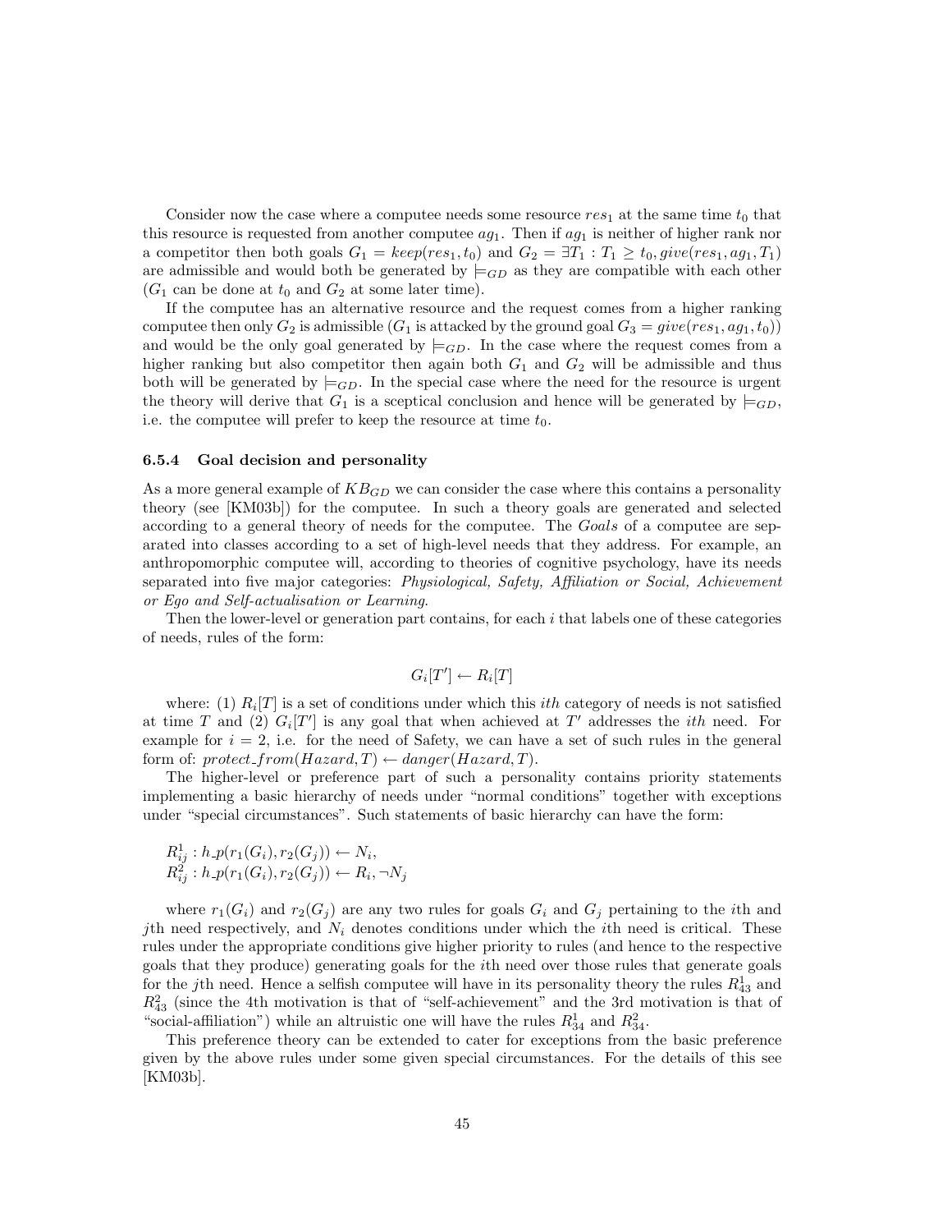Consider now the case where a computee needs some resource $res_1$ at the same time $t_0$ that this resource is requested from another computee $ag_1$. Then if $ag_1$ is neither of higher rank nor a competitor then both goals $G_1 = keep(res_1, t_0)$ and $G_2 = \exists T_1 : T_1 \geq t_0, give(res_1, ag_1, T_1)$ are admissible and would both be generated by $\models_{GD}$ as they are compatible with each other ($G_1$ can be done at $t_0$ and $G_2$ at some later time).

If the computee has an alternative resource and the request comes from a higher ranking computee then only $G_2$ is admissible ($G_1$ is attacked by the ground goal $G_3 = give(res_1, ag_1, t_0)$) and would be the only goal generated by $\models_{GD}$. In the case where the request comes from a higher ranking but also competitor then again both $G_1$ and $G_2$ will be admissible and thus both will be generated by $\models_{GD}$. In the special case where the need for the resource is urgent the theory will derive that $G_1$ is a sceptical conclusion and hence will be generated by $\models_{GD}$, i.e. the computee will prefer to keep the resource at time $t_0$.

### 6.5.4 Goal decision and personality

As a more general example of $KB_{GD}$ we can consider the case where this contains a personality theory (see [KM03b]) for the computee. In such a theory goals are generated and selected according to a general theory of needs for the computee. The *Goals* of a computee are separated into classes according to a set of high-level needs that they address. For example, an anthropomorphic computee will, according to theories of cognitive psychology, have its needs separated into five major categories: *Physiological, Safety, Affiliation or Social, Achievement or Ego and Self-actualisation or Learning*.

Then the lower-level or generation part contains, for each $i$ that labels one of these categories of needs, rules of the form:

$$G_i[T'] \leftarrow R_i[T]$$

where: (1) $R_i[T]$ is a set of conditions under which this *ith* category of needs is not satisfied at time $T$ and (2) $G_i[T']$ is any goal that when achieved at $T'$ addresses the *ith* need. For example for $i = 2$, i.e. for the need of Safety, we can have a set of such rules in the general form of: $protect\_from(Hazard, T) \leftarrow danger(Hazard, T)$.

The higher-level or preference part of such a personality contains priority statements implementing a basic hierarchy of needs under "normal conditions" together with exceptions under "special circumstances". Such statements of basic hierarchy can have the form:

$R^1_{ij} : h\_p(r_1(G_i), r_2(G_j)) \leftarrow N_i,$
$R^2_{ij} : h\_p(r_1(G_i), r_2(G_j)) \leftarrow R_i, \neg N_j$

where $r_1(G_i)$ and $r_2(G_j)$ are any two rules for goals $G_i$ and $G_j$ pertaining to the $i$th and $j$th need respectively, and $N_i$ denotes conditions under which the $i$th need is critical. These rules under the appropriate conditions give higher priority to rules (and hence to the respective goals that they produce) generating goals for the $i$th need over those rules that generate goals for the $j$th need. Hence a selfish computee will have in its personality theory the rules $R^1_{43}$ and $R^2_{43}$ (since the 4th motivation is that of "self-achievement" and the 3rd motivation is that of "social-affiliation") while an altruistic one will have the rules $R^1_{34}$ and $R^2_{34}$.

This preference theory can be extended to cater for exceptions from the basic preference given by the above rules under some given special circumstances. For the details of this see [KM03b].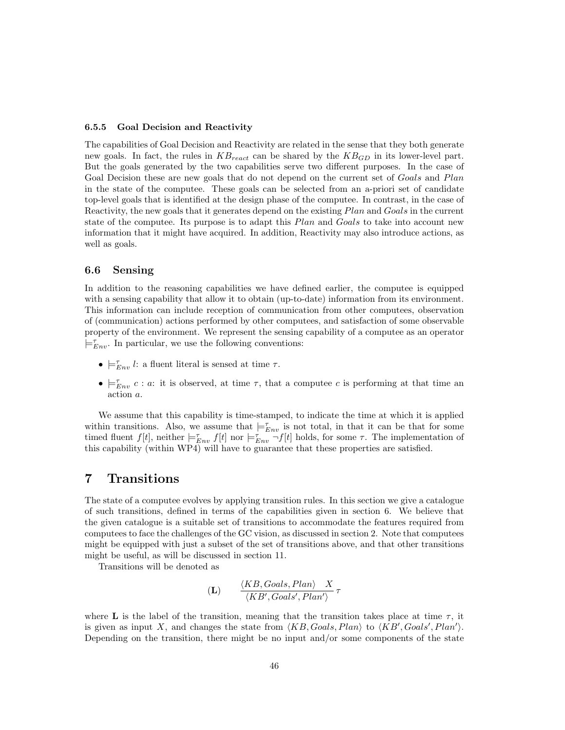#### 6.5.5 Goal Decision and Reactivity

The capabilities of Goal Decision and Reactivity are related in the sense that they both generate new goals. In fact, the rules in $KB_{react}$ can be shared by the $KB_{GD}$ in its lower-level part. But the goals generated by the two capabilities serve two different purposes. In the case of Goal Decision these are new goals that do not depend on the current set of *Goals* and *Plan* in the state of the computee. These goals can be selected from an a-priori set of candidate top-level goals that is identified at the design phase of the computee. In contrast, in the case of Reactivity, the new goals that it generates depend on the existing *Plan* and *Goals* in the current state of the computee. Its purpose is to adapt this *Plan* and *Goals* to take into account new information that it might have acquired. In addition, Reactivity may also introduce actions, as well as goals.

### 6.6 Sensing

In addition to the reasoning capabilities we have defined earlier, the computee is equipped with a sensing capability that allow it to obtain (up-to-date) information from its environment. This information can include reception of communication from other computees, observation of (communication) actions performed by other computees, and satisfaction of some observable property of the environment. We represent the sensing capability of a computee as an operator $\models^{\tau}_{Env}$. In particular, we use the following conventions:

- $\models^{\tau}_{Env}\ l$: a fluent literal is sensed at time $\tau$.
- $\models^{\tau}_{Env}\ c : a$: it is observed, at time $\tau$, that a computee $c$ is performing at that time an action $a$.

We assume that this capability is time-stamped, to indicate the time at which it is applied within transitions. Also, we assume that $\models^{\tau}_{Env}$ is not total, in that it can be that for some timed fluent $f[t]$, neither $\models^{\tau}_{Env} f[t]$ nor $\models^{\tau}_{Env} \neg f[t]$ holds, for some $\tau$. The implementation of this capability (within WP4) will have to guarantee that these properties are satisfied.

## 7 Transitions

The state of a computee evolves by applying transition rules. In this section we give a catalogue of such transitions, defined in terms of the capabilities given in section 6. We believe that the given catalogue is a suitable set of transitions to accommodate the features required from computees to face the challenges of the GC vision, as discussed in section 2. Note that computees might be equipped with just a subset of the set of transitions above, and that other transitions might be useful, as will be discussed in section 11.

Transitions will be denoted as

$$(\mathbf{L}) \qquad \frac{\langle KB, Goals, Plan\rangle \quad X}{\langle KB', Goals', Plan'\rangle}\,\tau$$

where $\mathbf{L}$ is the label of the transition, meaning that the transition takes place at time $\tau$, it is given as input $X$, and changes the state from $\langle KB, Goals, Plan\rangle$ to $\langle KB', Goals', Plan'\rangle$. Depending on the transition, there might be no input and/or some components of the state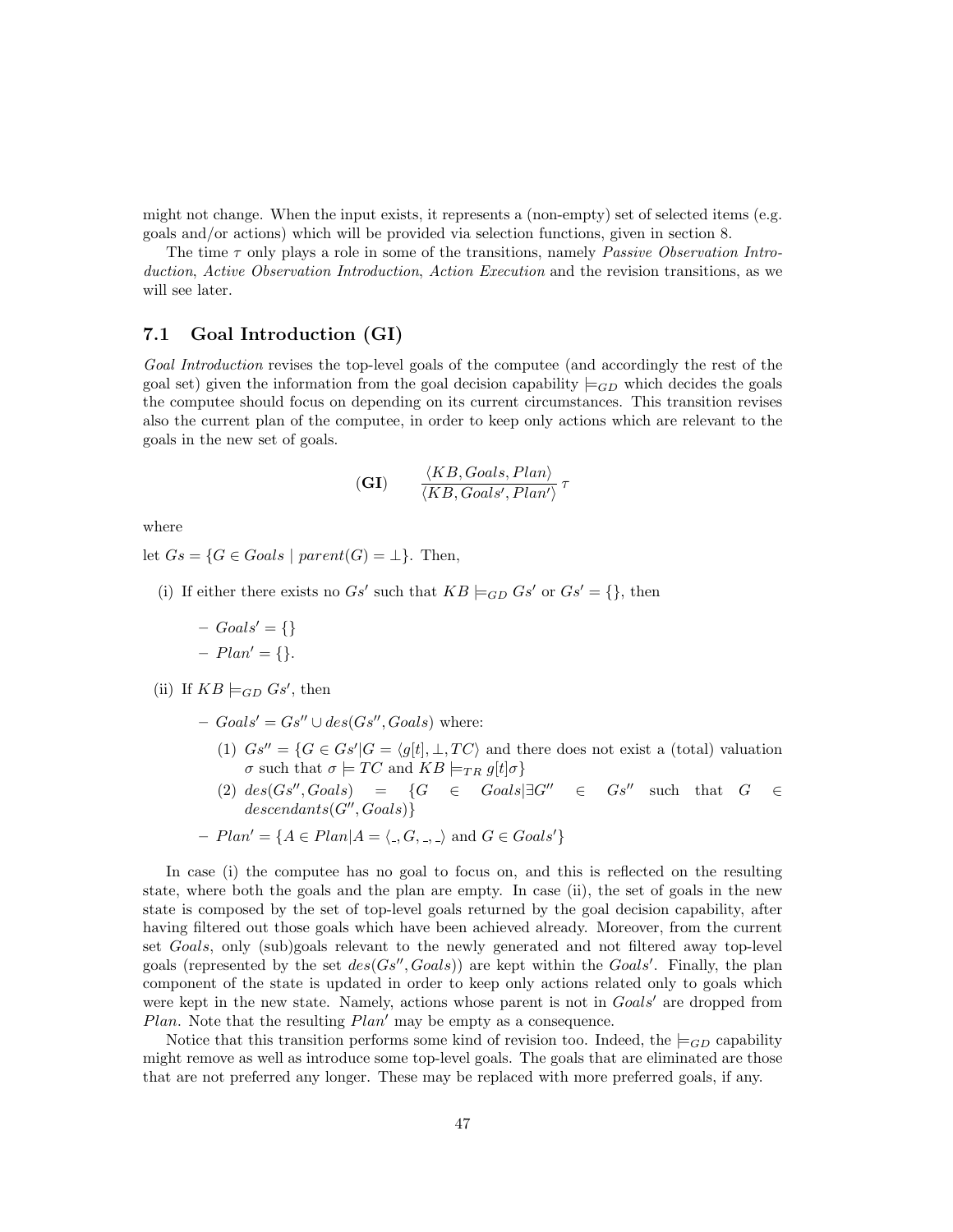might not change. When the input exists, it represents a (non-empty) set of selected items (e.g. goals and/or actions) which will be provided via selection functions, given in section 8.

The time $\tau$ only plays a role in some of the transitions, namely *Passive Observation Introduction*, *Active Observation Introduction*, *Action Execution* and the revision transitions, as we will see later.

## 7.1 Goal Introduction (GI)

*Goal Introduction* revises the top-level goals of the computee (and accordingly the rest of the goal set) given the information from the goal decision capability $\models_{GD}$ which decides the goals the computee should focus on depending on its current circumstances. This transition revises also the current plan of the computee, in order to keep only actions which are relevant to the goals in the new set of goals.

$$(\mathbf{GI}) \qquad \frac{\langle KB, Goals, Plan \rangle}{\langle KB, Goals', Plan' \rangle} \, \tau$$

where

let $Gs = \{G \in Goals \mid parent(G) = \bot\}$. Then,

(i) If either there exists no $Gs'$ such that $KB \models_{GD} Gs'$ or $Gs' = \{\}$, then

- $Goals' = \{\}$
- $Plan' = \{\}$.

(ii) If $KB \models_{GD} Gs'$, then

- $Goals' = Gs'' \cup des(Gs'', Goals)$ where:
  1. $Gs'' = \{G \in Gs' | G = \langle g[t], \bot, TC \rangle$ and there does not exist a (total) valuation $\sigma$ such that $\sigma \models TC$ and $KB \models_{TR} g[t]\sigma\}$
  2. $des(Gs'', Goals) = \{G \in Goals | \exists G'' \in Gs''$ such that $G \in descendants(G'', Goals)\}$
- $Plan' = \{A \in Plan | A = \langle \_, G, \_, \_ \rangle$ and $G \in Goals'\}$

In case (i) the computee has no goal to focus on, and this is reflected on the resulting state, where both the goals and the plan are empty. In case (ii), the set of goals in the new state is composed by the set of top-level goals returned by the goal decision capability, after having filtered out those goals which have been achieved already. Moreover, from the current set *Goals*, only (sub)goals relevant to the newly generated and not filtered away top-level goals (represented by the set $des(Gs'', Goals)$) are kept within the $Goals'$. Finally, the plan component of the state is updated in order to keep only actions related only to goals which were kept in the new state. Namely, actions whose parent is not in $Goals'$ are dropped from *Plan*. Note that the resulting $Plan'$ may be empty as a consequence.

Notice that this transition performs some kind of revision too. Indeed, the $\models_{GD}$ capability might remove as well as introduce some top-level goals. The goals that are eliminated are those that are not preferred any longer. These may be replaced with more preferred goals, if any.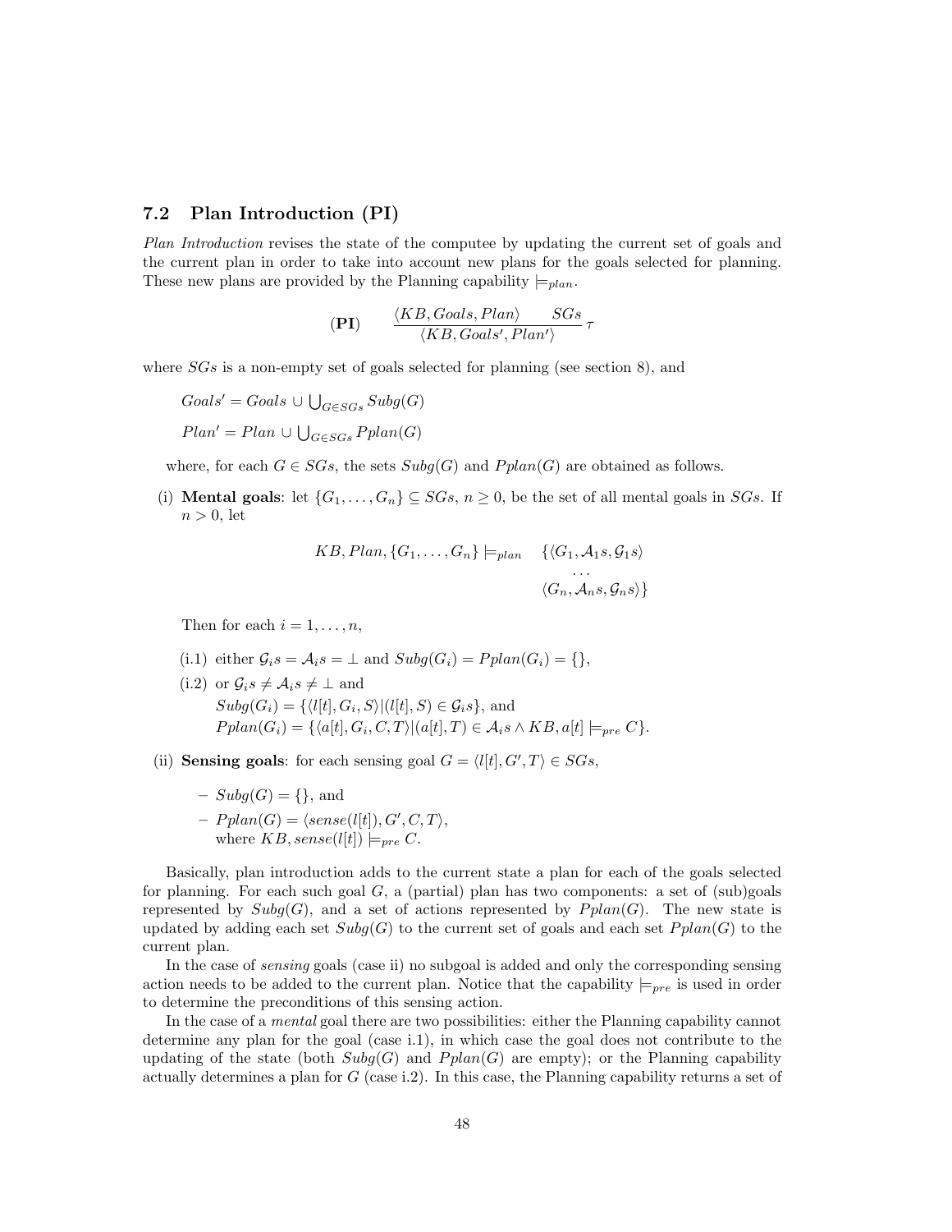### 7.2 Plan Introduction (PI)

*Plan Introduction* revises the state of the computee by updating the current set of goals and the current plan in order to take into account new plans for the goals selected for planning. These new plans are provided by the Planning capability $\models_{plan}$.

$$(\mathbf{PI}) \qquad \frac{\langle KB, Goals, Plan\rangle \qquad SGs}{\langle KB, Goals', Plan'\rangle}\,\tau$$

where $SGs$ is a non-empty set of goals selected for planning (see section 8), and

$Goals' = Goals \cup \bigcup_{G \in SGs} Subg(G)$

$Plan' = Plan \cup \bigcup_{G \in SGs} Pplan(G)$

where, for each $G \in SGs$, the sets $Subg(G)$ and $Pplan(G)$ are obtained as follows.

(i) **Mental goals**: let $\{G_1, \ldots, G_n\} \subseteq SGs$, $n \geq 0$, be the set of all mental goals in $SGs$. If $n > 0$, let

$$KB, Plan, \{G_1, \ldots, G_n\} \models_{plan} \quad \begin{array}{l}\{\langle G_1, \mathcal{A}_1 s, \mathcal{G}_1 s\rangle \\ \quad \ldots \\ \langle G_n, \mathcal{A}_n s, \mathcal{G}_n s\rangle\}\end{array}$$

Then for each $i = 1, \ldots, n$,

(i.1) either $\mathcal{G}_i s = \mathcal{A}_i s = \bot$ and $Subg(G_i) = Pplan(G_i) = \{\}$,

(i.2) or $\mathcal{G}_i s \neq \mathcal{A}_i s \neq \bot$ and
$Subg(G_i) = \{\langle l[t], G_i, S\rangle | (l[t], S) \in \mathcal{G}_i s\}$, and
$Pplan(G_i) = \{\langle a[t], G_i, C, T\rangle | (a[t], T) \in \mathcal{A}_i s \wedge KB, a[t] \models_{pre} C\}$.

(ii) **Sensing goals**: for each sensing goal $G = \langle l[t], G', T\rangle \in SGs$,

– $Subg(G) = \{\}$, and

– $Pplan(G) = \langle sense(l[t]), G', C, T\rangle$,
where $KB, sense(l[t]) \models_{pre} C$.

Basically, plan introduction adds to the current state a plan for each of the goals selected for planning. For each such goal $G$, a (partial) plan has two components: a set of (sub)goals represented by $Subg(G)$, and a set of actions represented by $Pplan(G)$. The new state is updated by adding each set $Subg(G)$ to the current set of goals and each set $Pplan(G)$ to the current plan.

In the case of *sensing* goals (case ii) no subgoal is added and only the corresponding sensing action needs to be added to the current plan. Notice that the capability $\models_{pre}$ is used in order to determine the preconditions of this sensing action.

In the case of a *mental* goal there are two possibilities: either the Planning capability cannot determine any plan for the goal (case i.1), in which case the goal does not contribute to the updating of the state (both $Subg(G)$ and $Pplan(G)$ are empty); or the Planning capability actually determines a plan for $G$ (case i.2). In this case, the Planning capability returns a set of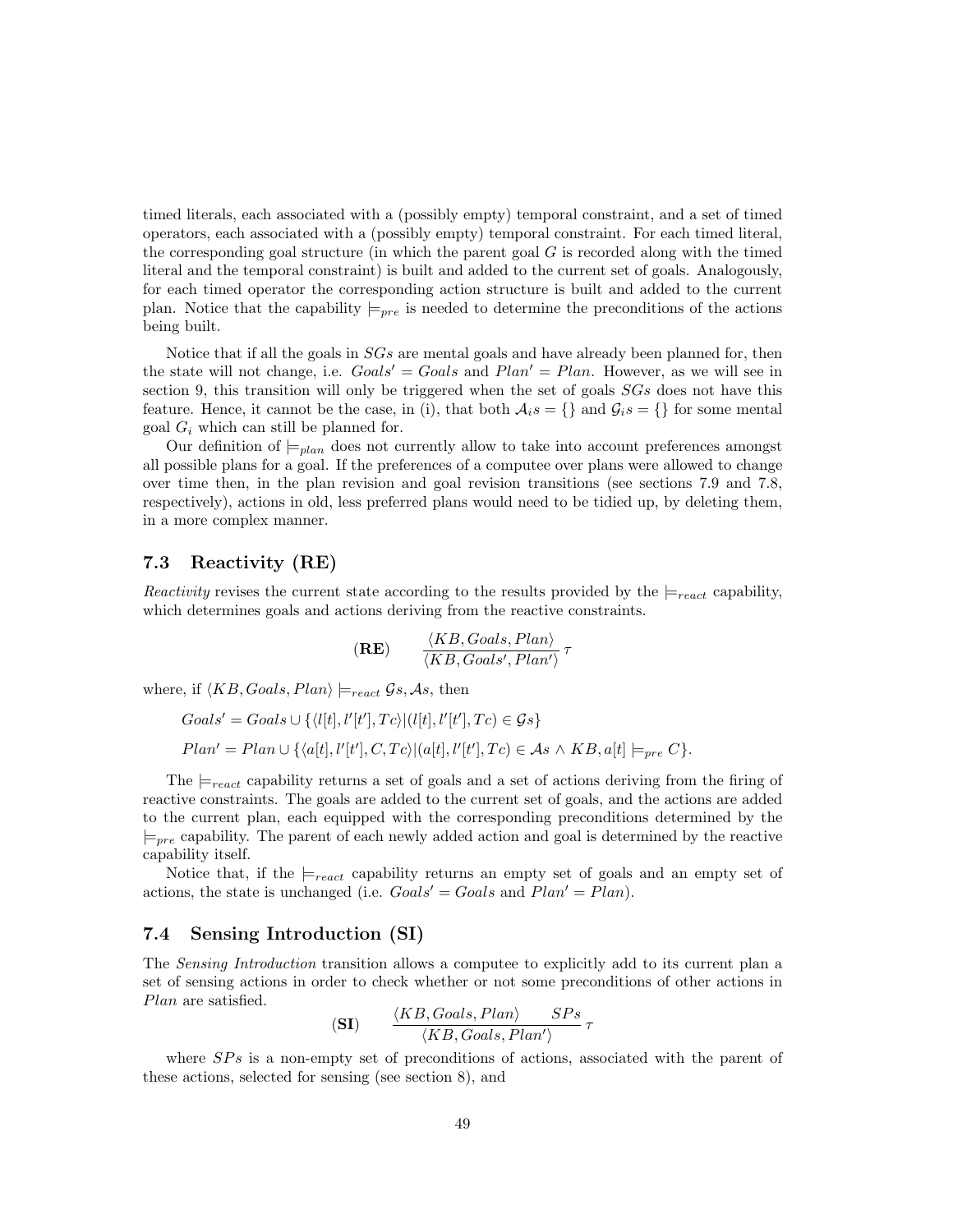timed literals, each associated with a (possibly empty) temporal constraint, and a set of timed operators, each associated with a (possibly empty) temporal constraint. For each timed literal, the corresponding goal structure (in which the parent goal $G$ is recorded along with the timed literal and the temporal constraint) is built and added to the current set of goals. Analogously, for each timed operator the corresponding action structure is built and added to the current plan. Notice that the capability $\models_{pre}$ is needed to determine the preconditions of the actions being built.

Notice that if all the goals in $SGs$ are mental goals and have already been planned for, then the state will not change, i.e. $Goals' = Goals$ and $Plan' = Plan$. However, as we will see in section 9, this transition will only be triggered when the set of goals $SGs$ does not have this feature. Hence, it cannot be the case, in (i), that both $\mathcal{A}_i s = \{\}$ and $\mathcal{G}_i s = \{\}$ for some mental goal $G_i$ which can still be planned for.

Our definition of $\models_{plan}$ does not currently allow to take into account preferences amongst all possible plans for a goal. If the preferences of a computee over plans were allowed to change over time then, in the plan revision and goal revision transitions (see sections 7.9 and 7.8, respectively), actions in old, less preferred plans would need to be tidied up, by deleting them, in a more complex manner.

### 7.3 Reactivity (RE)

*Reactivity* revises the current state according to the results provided by the $\models_{react}$ capability, which determines goals and actions deriving from the reactive constraints.

$$(\mathbf{RE}) \qquad \frac{\langle KB, Goals, Plan\rangle}{\langle KB, Goals', Plan'\rangle}\,\tau$$

where, if $\langle KB, Goals, Plan\rangle \models_{react} \mathcal{G}s, \mathcal{A}s$, then

$$Goals' = Goals \cup \{\langle l[t], l'[t'], Tc\rangle | (l[t], l'[t'], Tc) \in \mathcal{G}s\}$$

$$Plan' = Plan \cup \{\langle a[t], l'[t'], C, Tc\rangle | (a[t], l'[t'], Tc) \in \mathcal{A}s \wedge KB, a[t] \models_{pre} C\}.$$

The $\models_{react}$ capability returns a set of goals and a set of actions deriving from the firing of reactive constraints. The goals are added to the current set of goals, and the actions are added to the current plan, each equipped with the corresponding preconditions determined by the $\models_{pre}$ capability. The parent of each newly added action and goal is determined by the reactive capability itself.

Notice that, if the $\models_{react}$ capability returns an empty set of goals and an empty set of actions, the state is unchanged (i.e. $Goals' = Goals$ and $Plan' = Plan$).

### 7.4 Sensing Introduction (SI)

The *Sensing Introduction* transition allows a computee to explicitly add to its current plan a set of sensing actions in order to check whether or not some preconditions of other actions in *Plan* are satisfied.

$$(\mathbf{SI}) \qquad \frac{\langle KB, Goals, Plan\rangle \qquad SPs}{\langle KB, Goals, Plan'\rangle}\,\tau$$

where $SPs$ is a non-empty set of preconditions of actions, associated with the parent of these actions, selected for sensing (see section 8), and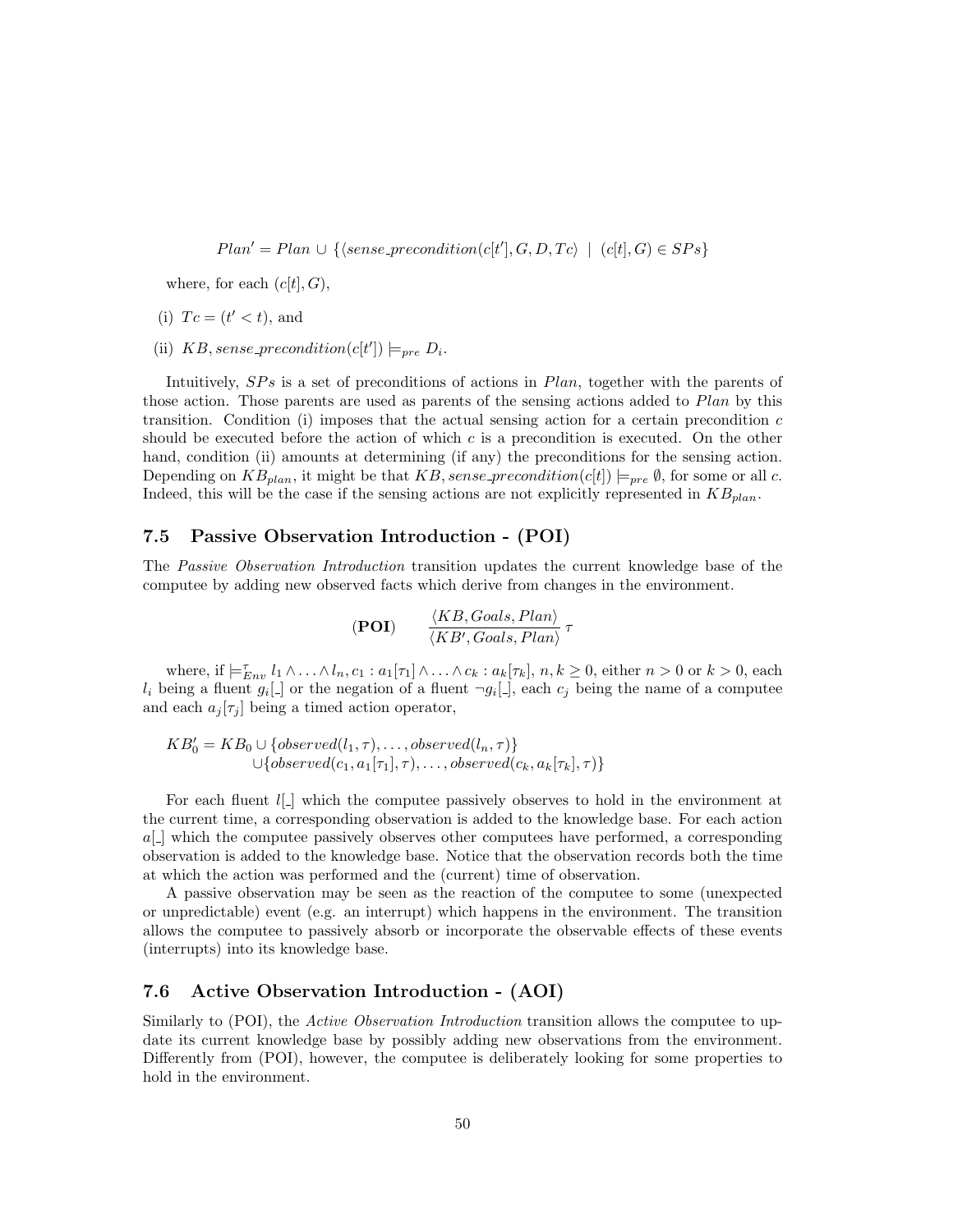$$Plan' = Plan \cup \{\langle sense\_precondition(c[t'], G, D, Tc\rangle \mid (c[t], G) \in SPs\}$$

where, for each $(c[t], G)$,

(i) $Tc = (t' < t)$, and

(ii) $KB, sense\_precondition(c[t']) \models_{pre} D_i$.

Intuitively, $SPs$ is a set of preconditions of actions in $Plan$, together with the parents of those action. Those parents are used as parents of the sensing actions added to $Plan$ by this transition. Condition (i) imposes that the actual sensing action for a certain precondition $c$ should be executed before the action of which $c$ is a precondition is executed. On the other hand, condition (ii) amounts at determining (if any) the preconditions for the sensing action. Depending on $KB_{plan}$, it might be that $KB, sense\_precondition(c[t]) \models_{pre} \emptyset$, for some or all $c$. Indeed, this will be the case if the sensing actions are not explicitly represented in $KB_{plan}$.

### 7.5 Passive Observation Introduction - (POI)

The *Passive Observation Introduction* transition updates the current knowledge base of the computee by adding new observed facts which derive from changes in the environment.

$$(\mathbf{POI}) \qquad \frac{\langle KB, Goals, Plan\rangle}{\langle KB', Goals, Plan\rangle}\,\tau$$

where, if $\models^{\tau}_{Env} l_1 \wedge \ldots \wedge l_n, c_1 : a_1[\tau_1] \wedge \ldots \wedge c_k : a_k[\tau_k]$, $n, k \geq 0$, either $n > 0$ or $k > 0$, each $l_i$ being a fluent $g_i[\_]$ or the negation of a fluent $\neg g_i[\_]$, each $c_j$ being the name of a computee and each $a_j[\tau_j]$ being a timed action operator,

$$\begin{aligned} KB'_0 = KB_0 &\cup \{observed(l_1, \tau), \ldots, observed(l_n, \tau)\} \\ &\cup \{observed(c_1, a_1[\tau_1], \tau), \ldots, observed(c_k, a_k[\tau_k], \tau)\} \end{aligned}$$

For each fluent $l[\_]$ which the computee passively observes to hold in the environment at the current time, a corresponding observation is added to the knowledge base. For each action $a[\_]$ which the computee passively observes other computees have performed, a corresponding observation is added to the knowledge base. Notice that the observation records both the time at which the action was performed and the (current) time of observation.

A passive observation may be seen as the reaction of the computee to some (unexpected or unpredictable) event (e.g. an interrupt) which happens in the environment. The transition allows the computee to passively absorb or incorporate the observable effects of these events (interrupts) into its knowledge base.

### 7.6 Active Observation Introduction - (AOI)

Similarly to (POI), the *Active Observation Introduction* transition allows the computee to update its current knowledge base by possibly adding new observations from the environment. Differently from (POI), however, the computee is deliberately looking for some properties to hold in the environment.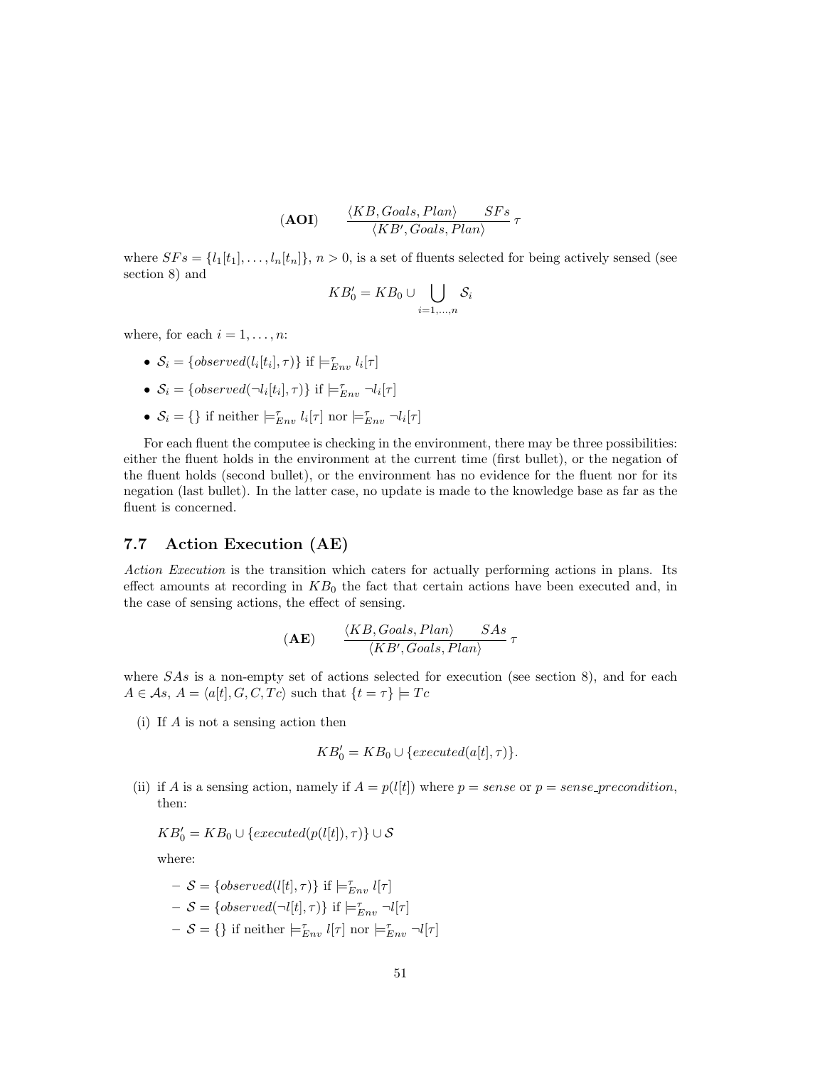$$(\textbf{AOI}) \qquad \frac{\langle KB, Goals, Plan\rangle \qquad SFs}{\langle KB', Goals, Plan\rangle}\,\tau$$

where $SFs = \{l_1[t_1], \ldots, l_n[t_n]\}$, $n > 0$, is a set of fluents selected for being actively sensed (see section 8) and

$$KB'_0 = KB_0 \cup \bigcup_{i=1,\ldots,n} \mathcal{S}_i$$

where, for each $i = 1, \ldots, n$:

- $\mathcal{S}_i = \{observed(l_i[t_i], \tau)\}$ if $\models^{\tau}_{Env} l_i[\tau]$
- $\mathcal{S}_i = \{observed(\neg l_i[t_i], \tau)\}$ if $\models^{\tau}_{Env} \neg l_i[\tau]$
- $\mathcal{S}_i = \{\}$ if neither $\models^{\tau}_{Env} l_i[\tau]$ nor $\models^{\tau}_{Env} \neg l_i[\tau]$

For each fluent the computee is checking in the environment, there may be three possibilities: either the fluent holds in the environment at the current time (first bullet), or the negation of the fluent holds (second bullet), or the environment has no evidence for the fluent nor for its negation (last bullet). In the latter case, no update is made to the knowledge base as far as the fluent is concerned.

## 7.7 Action Execution (AE)

*Action Execution* is the transition which caters for actually performing actions in plans. Its effect amounts at recording in $KB_0$ the fact that certain actions have been executed and, in the case of sensing actions, the effect of sensing.

$$(\textbf{AE}) \qquad \frac{\langle KB, Goals, Plan\rangle \qquad SAs}{\langle KB', Goals, Plan\rangle}\,\tau$$

where $SAs$ is a non-empty set of actions selected for execution (see section 8), and for each $A \in \mathcal{A}s$, $A = \langle a[t], G, C, Tc\rangle$ such that $\{t = \tau\} \models Tc$

(i) If $A$ is not a sensing action then

$$KB'_0 = KB_0 \cup \{executed(a[t], \tau)\}.$$

(ii) if $A$ is a sensing action, namely if $A = p(l[t])$ where $p = sense$ or $p = sense\_precondition$, then:

$KB'_0 = KB_0 \cup \{executed(p(l[t]), \tau)\} \cup \mathcal{S}$

where:

- $\mathcal{S} = \{observed(l[t], \tau)\}$ if $\models^{\tau}_{Env} l[\tau]$
- $\mathcal{S} = \{observed(\neg l[t], \tau)\}$ if $\models^{\tau}_{Env} \neg l[\tau]$
- $\mathcal{S} = \{\}$ if neither $\models^{\tau}_{Env} l[\tau]$ nor $\models^{\tau}_{Env} \neg l[\tau]$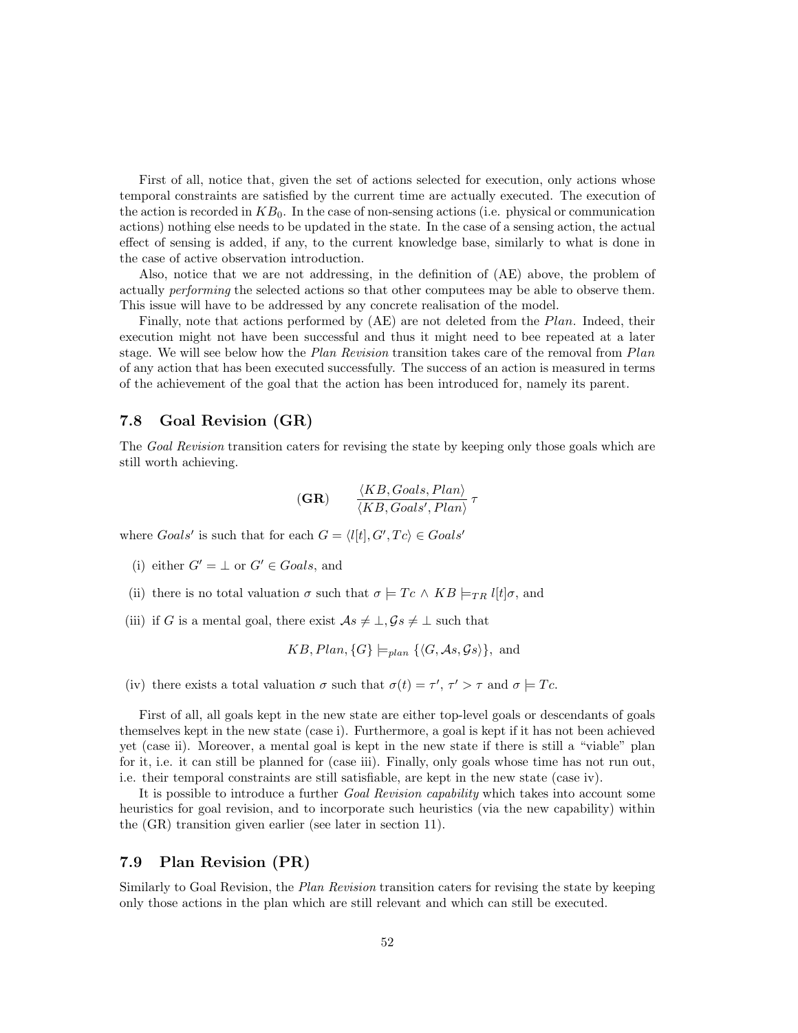First of all, notice that, given the set of actions selected for execution, only actions whose temporal constraints are satisfied by the current time are actually executed. The execution of the action is recorded in $KB_0$. In the case of non-sensing actions (i.e. physical or communication actions) nothing else needs to be updated in the state. In the case of a sensing action, the actual effect of sensing is added, if any, to the current knowledge base, similarly to what is done in the case of active observation introduction.

Also, notice that we are not addressing, in the definition of (AE) above, the problem of actually *performing* the selected actions so that other computees may be able to observe them. This issue will have to be addressed by any concrete realisation of the model.

Finally, note that actions performed by (AE) are not deleted from the *Plan*. Indeed, their execution might not have been successful and thus it might need to bee repeated at a later stage. We will see below how the *Plan Revision* transition takes care of the removal from *Plan* of any action that has been executed successfully. The success of an action is measured in terms of the achievement of the goal that the action has been introduced for, namely its parent.

## 7.8 Goal Revision (GR)

The *Goal Revision* transition caters for revising the state by keeping only those goals which are still worth achieving.

$$\textbf{(GR)} \qquad \frac{\langle KB, Goals, Plan\rangle}{\langle KB, Goals', Plan\rangle}\,\tau$$

where $Goals'$ is such that for each $G = \langle l[t], G', Tc\rangle \in Goals'$

(i) either $G' = \bot$ or $G' \in Goals$, and

(ii) there is no total valuation $\sigma$ such that $\sigma \models Tc \wedge KB \models_{TR} l[t]\sigma$, and

(iii) if $G$ is a mental goal, there exist $\mathcal{A}s \neq \bot, \mathcal{G}s \neq \bot$ such that

$$KB, Plan, \{G\} \models_{plan} \{\langle G, \mathcal{A}s, \mathcal{G}s\rangle\}, \text{ and}$$

(iv) there exists a total valuation $\sigma$ such that $\sigma(t) = \tau'$, $\tau' > \tau$ and $\sigma \models Tc$.

First of all, all goals kept in the new state are either top-level goals or descendants of goals themselves kept in the new state (case i). Furthermore, a goal is kept if it has not been achieved yet (case ii). Moreover, a mental goal is kept in the new state if there is still a "viable" plan for it, i.e. it can still be planned for (case iii). Finally, only goals whose time has not run out, i.e. their temporal constraints are still satisfiable, are kept in the new state (case iv).

It is possible to introduce a further *Goal Revision capability* which takes into account some heuristics for goal revision, and to incorporate such heuristics (via the new capability) within the (GR) transition given earlier (see later in section 11).

## 7.9 Plan Revision (PR)

Similarly to Goal Revision, the *Plan Revision* transition caters for revising the state by keeping only those actions in the plan which are still relevant and which can still be executed.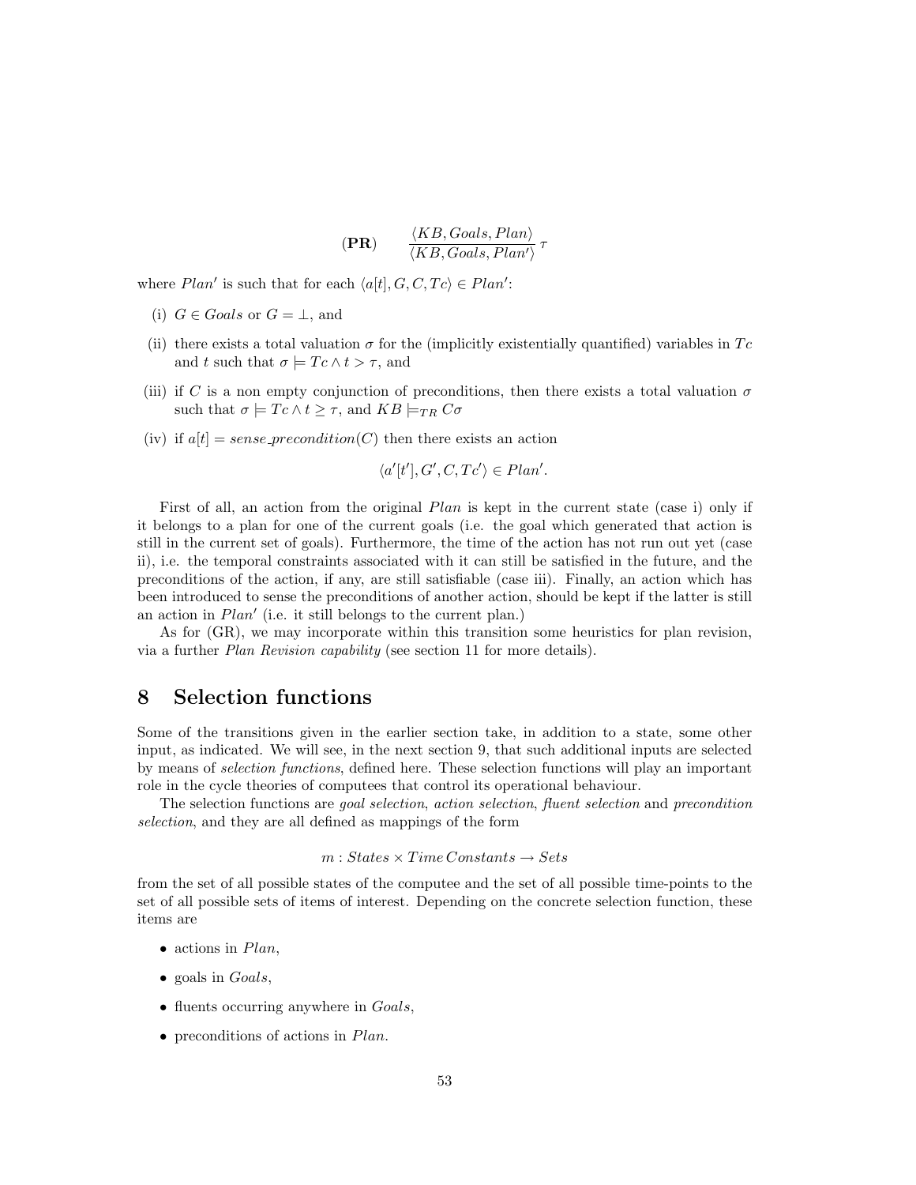$$(\mathbf{PR}) \qquad \frac{\langle KB, Goals, Plan \rangle}{\langle KB, Goals, Plan' \rangle}\,\tau$$

where $Plan'$ is such that for each $\langle a[t], G, C, Tc\rangle \in Plan'$:

(i) $G \in Goals$ or $G = \bot$, and

(ii) there exists a total valuation $\sigma$ for the (implicitly existentially quantified) variables in $Tc$ and $t$ such that $\sigma \models Tc \wedge t > \tau$, and

(iii) if $C$ is a non empty conjunction of preconditions, then there exists a total valuation $\sigma$ such that $\sigma \models Tc \wedge t \geq \tau$, and $KB \models_{TR} C\sigma$

(iv) if $a[t] = sense\_precondition(C)$ then there exists an action

$$\langle a'[t'], G', C, Tc'\rangle \in Plan'.$$

First of all, an action from the original $Plan$ is kept in the current state (case i) only if it belongs to a plan for one of the current goals (i.e. the goal which generated that action is still in the current set of goals). Furthermore, the time of the action has not run out yet (case ii), i.e. the temporal constraints associated with it can still be satisfied in the future, and the preconditions of the action, if any, are still satisfiable (case iii). Finally, an action which has been introduced to sense the preconditions of another action, should be kept if the latter is still an action in $Plan'$ (i.e. it still belongs to the current plan.)

As for (GR), we may incorporate within this transition some heuristics for plan revision, via a further *Plan Revision capability* (see section 11 for more details).

# 8 Selection functions

Some of the transitions given in the earlier section take, in addition to a state, some other input, as indicated. We will see, in the next section 9, that such additional inputs are selected by means of *selection functions*, defined here. These selection functions will play an important role in the cycle theories of computees that control its operational behaviour.

The selection functions are *goal selection*, *action selection*, *fluent selection* and *precondition selection*, and they are all defined as mappings of the form

$$m : States \times Time\,Constants \rightarrow Sets$$

from the set of all possible states of the computee and the set of all possible time-points to the set of all possible sets of items of interest. Depending on the concrete selection function, these items are

- actions in $Plan$,
- goals in $Goals$,
- fluents occurring anywhere in $Goals$,
- preconditions of actions in $Plan$.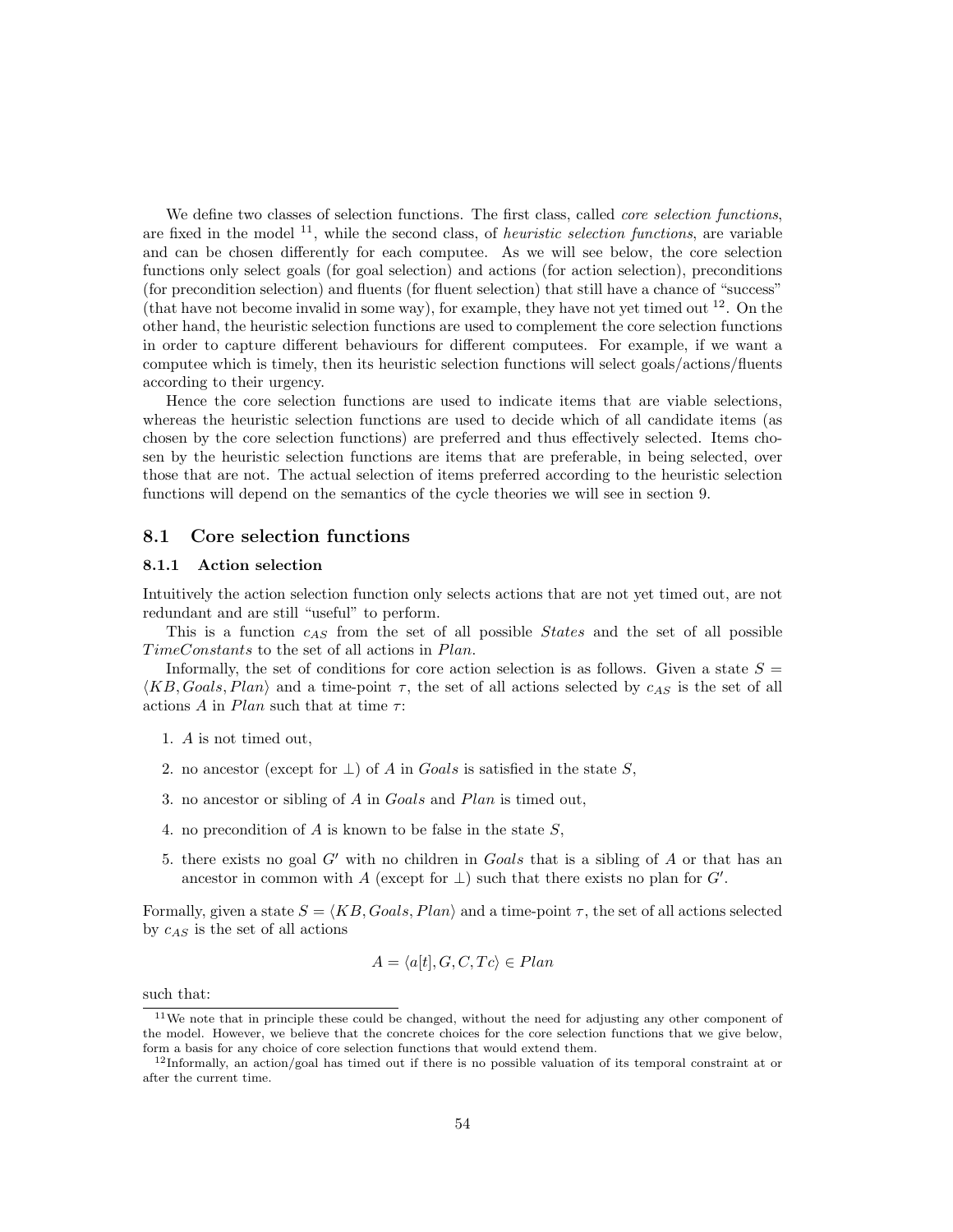We define two classes of selection functions. The first class, called *core selection functions*, are fixed in the model [11], while the second class, of *heuristic selection functions*, are variable and can be chosen differently for each computee. As we will see below, the core selection functions only select goals (for goal selection) and actions (for action selection), preconditions (for precondition selection) and fluents (for fluent selection) that still have a chance of "success" (that have not become invalid in some way), for example, they have not yet timed out [12]. On the other hand, the heuristic selection functions are used to complement the core selection functions in order to capture different behaviours for different computees. For example, if we want a computee which is timely, then its heuristic selection functions will select goals/actions/fluents according to their urgency.

Hence the core selection functions are used to indicate items that are viable selections, whereas the heuristic selection functions are used to decide which of all candidate items (as chosen by the core selection functions) are preferred and thus effectively selected. Items chosen by the heuristic selection functions are items that are preferable, in being selected, over those that are not. The actual selection of items preferred according to the heuristic selection functions will depend on the semantics of the cycle theories we will see in section 9.

## 8.1 Core selection functions

### 8.1.1 Action selection

Intuitively the action selection function only selects actions that are not yet timed out, are not redundant and are still "useful" to perform.

This is a function $c_{AS}$ from the set of all possible *States* and the set of all possible *TimeConstants* to the set of all actions in *Plan*.

Informally, the set of conditions for core action selection is as follows. Given a state $S = \langle KB, Goals, Plan \rangle$ and a time-point $\tau$, the set of all actions selected by $c_{AS}$ is the set of all actions $A$ in *Plan* such that at time $\tau$:

1. $A$ is not timed out,
2. no ancestor (except for $\bot$) of $A$ in *Goals* is satisfied in the state $S$,
3. no ancestor or sibling of $A$ in *Goals* and *Plan* is timed out,
4. no precondition of $A$ is known to be false in the state $S$,
5. there exists no goal $G'$ with no children in *Goals* that is a sibling of $A$ or that has an ancestor in common with $A$ (except for $\bot$) such that there exists no plan for $G'$.

Formally, given a state $S = \langle KB, Goals, Plan \rangle$ and a time-point $\tau$, the set of all actions selected by $c_{AS}$ is the set of all actions

$$A = \langle a[t], G, C, Tc \rangle \in Plan$$

such that:

[11] We note that in principle these could be changed, without the need for adjusting any other component of the model. However, we believe that the concrete choices for the core selection functions that we give below, form a basis for any choice of core selection functions that would extend them.

[12] Informally, an action/goal has timed out if there is no possible valuation of its temporal constraint at or after the current time.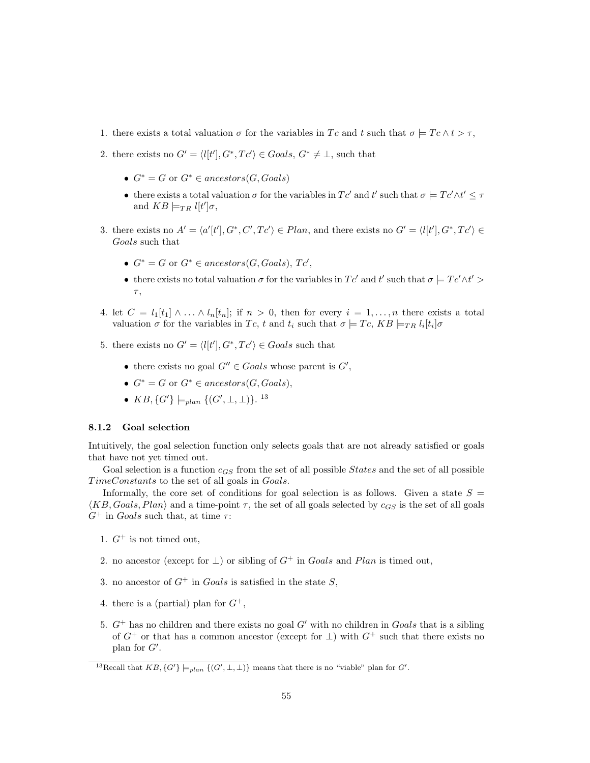1. there exists a total valuation $\sigma$ for the variables in $Tc$ and $t$ such that $\sigma \models Tc \wedge t > \tau$,

2. there exists no $G' = \langle l[t'], G^*, Tc' \rangle \in Goals$, $G^* \neq \bot$, such that

   - $G^* = G$ or $G^* \in ancestors(G, Goals)$
   - there exists a total valuation $\sigma$ for the variables in $Tc'$ and $t'$ such that $\sigma \models Tc' \wedge t' \leq \tau$ and $KB \models_{TR} l[t']\sigma$,

3. there exists no $A' = \langle a'[t'], G^*, C', Tc' \rangle \in Plan$, and there exists no $G' = \langle l[t'], G^*, Tc' \rangle \in Goals$ such that

   - $G^* = G$ or $G^* \in ancestors(G, Goals)$, $Tc'$,
   - there exists no total valuation $\sigma$ for the variables in $Tc'$ and $t'$ such that $\sigma \models Tc' \wedge t' > \tau$,

4. let $C = l_1[t_1] \wedge \ldots \wedge l_n[t_n]$; if $n > 0$, then for every $i = 1, \ldots, n$ there exists a total valuation $\sigma$ for the variables in $Tc$, $t$ and $t_i$ such that $\sigma \models Tc$, $KB \models_{TR} l_i[t_i]\sigma$

5. there exists no $G' = \langle l[t'], G^*, Tc' \rangle \in Goals$ such that

   - there exists no goal $G'' \in Goals$ whose parent is $G'$,
   - $G^* = G$ or $G^* \in ancestors(G, Goals)$,
   - $KB, \{G'\} \models_{plan} \{(G', \bot, \bot)\}$. [13]

### 8.1.2 Goal selection

Intuitively, the goal selection function only selects goals that are not already satisfied or goals that have not yet timed out.

Goal selection is a function $c_{GS}$ from the set of all possible *States* and the set of all possible *TimeConstants* to the set of all goals in *Goals*.

Informally, the core set of conditions for goal selection is as follows. Given a state $S = \langle KB, Goals, Plan \rangle$ and a time-point $\tau$, the set of all goals selected by $c_{GS}$ is the set of all goals $G^+$ in *Goals* such that, at time $\tau$:

1. $G^+$ is not timed out,

2. no ancestor (except for $\bot$) or sibling of $G^+$ in *Goals* and *Plan* is timed out,

3. no ancestor of $G^+$ in *Goals* is satisfied in the state $S$,

4. there is a (partial) plan for $G^+$,

5. $G^+$ has no children and there exists no goal $G'$ with no children in *Goals* that is a sibling of $G^+$ or that has a common ancestor (except for $\bot$) with $G^+$ such that there exists no plan for $G'$.

[13] Recall that $KB, \{G'\} \models_{plan} \{(G', \bot, \bot)\}$ means that there is no "viable" plan for $G'$.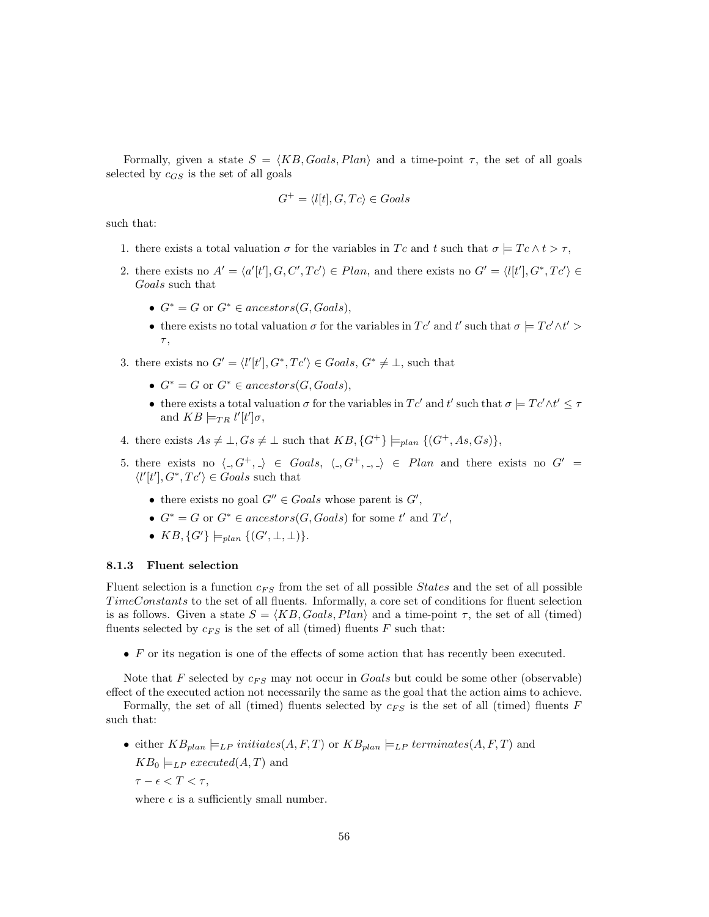Formally, given a state $S = \langle KB, Goals, Plan \rangle$ and a time-point $\tau$, the set of all goals selected by $c_{GS}$ is the set of all goals

$$G^+ = \langle l[t], G, Tc \rangle \in Goals$$

such that:

1. there exists a total valuation $\sigma$ for the variables in $Tc$ and $t$ such that $\sigma \models Tc \wedge t > \tau$,
2. there exists no $A' = \langle a'[t'], G, C', Tc' \rangle \in Plan$, and there exists no $G' = \langle l[t'], G^*, Tc' \rangle \in Goals$ such that
   - $G^* = G$ or $G^* \in ancestors(G, Goals)$,
   - there exists no total valuation $\sigma$ for the variables in $Tc'$ and $t'$ such that $\sigma \models Tc' \wedge t' > \tau$,
3. there exists no $G' = \langle l'[t'], G^*, Tc' \rangle \in Goals$, $G^* \neq \perp$, such that
   - $G^* = G$ or $G^* \in ancestors(G, Goals)$,
   - there exists a total valuation $\sigma$ for the variables in $Tc'$ and $t'$ such that $\sigma \models Tc' \wedge t' \leq \tau$ and $KB \models_{TR} l'[t']\sigma$,
4. there exists $As \neq \perp, Gs \neq \perp$ such that $KB, \{G^+\} \models_{plan} \{(G^+, As, Gs)\}$,
5. there exists no $\langle \_, G^+, \_ \rangle \in Goals$, $\langle \_, G^+, \_, \_ \rangle \in Plan$ and there exists no $G' = \langle l'[t'], G^*, Tc' \rangle \in Goals$ such that
   - there exists no goal $G'' \in Goals$ whose parent is $G'$,
   - $G^* = G$ or $G^* \in ancestors(G, Goals)$ for some $t'$ and $Tc'$,
   - $KB, \{G'\} \models_{plan} \{(G', \perp, \perp)\}$.

### 8.1.3 Fluent selection

Fluent selection is a function $c_{FS}$ from the set of all possible *States* and the set of all possible *TimeConstants* to the set of all fluents. Informally, a core set of conditions for fluent selection is as follows. Given a state $S = \langle KB, Goals, Plan \rangle$ and a time-point $\tau$, the set of all (timed) fluents selected by $c_{FS}$ is the set of all (timed) fluents $F$ such that:

- $F$ or its negation is one of the effects of some action that has recently been executed.

Note that $F$ selected by $c_{FS}$ may not occur in *Goals* but could be some other (observable) effect of the executed action not necessarily the same as the goal that the action aims to achieve.

Formally, the set of all (timed) fluents selected by $c_{FS}$ is the set of all (timed) fluents $F$ such that:

- either $KB_{plan} \models_{LP} initiates(A, F, T)$ or $KB_{plan} \models_{LP} terminates(A, F, T)$ and
  $KB_0 \models_{LP} executed(A, T)$ and
  $\tau - \epsilon < T < \tau$,
  where $\epsilon$ is a sufficiently small number.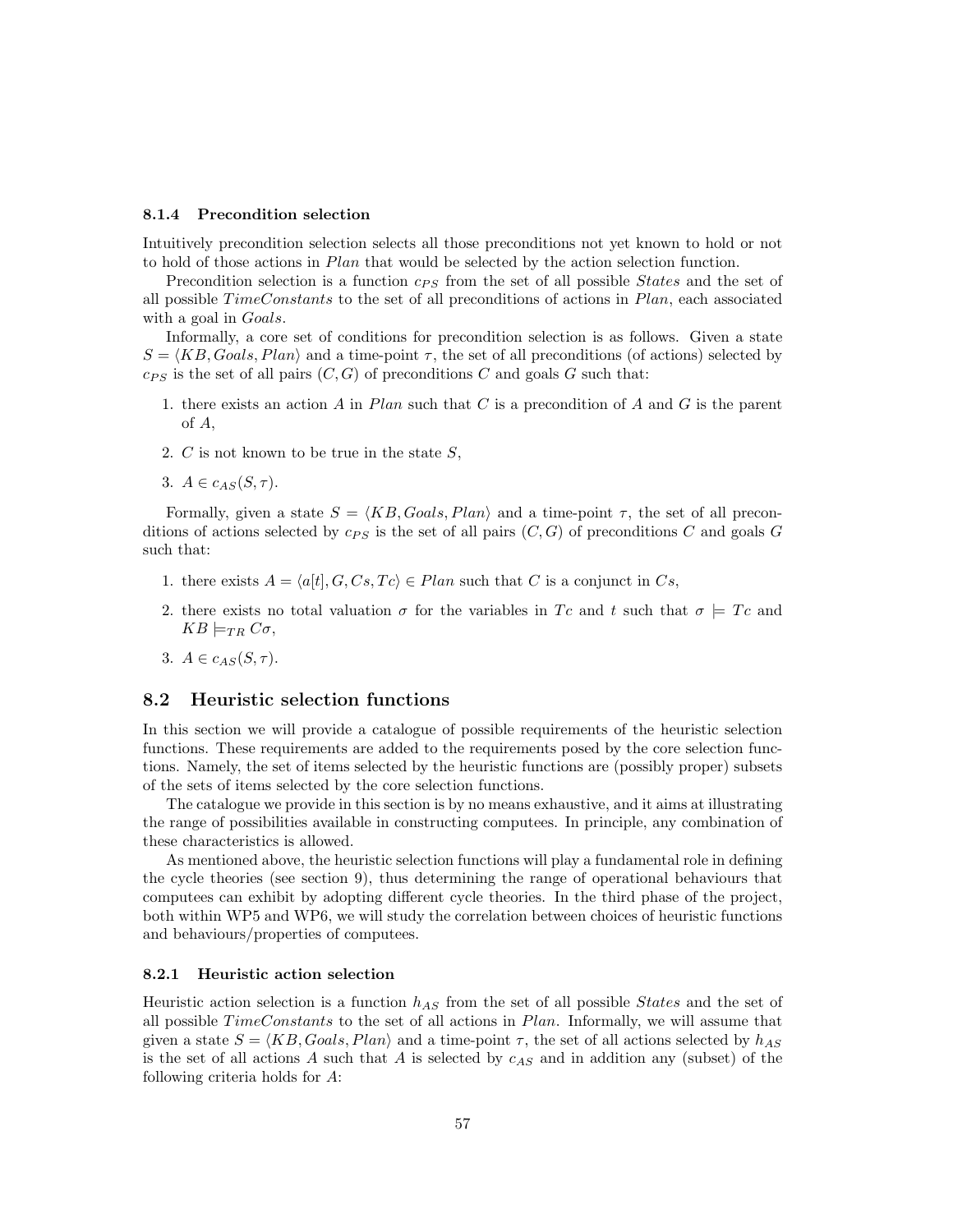#### 8.1.4 Precondition selection

Intuitively precondition selection selects all those preconditions not yet known to hold or not to hold of those actions in *Plan* that would be selected by the action selection function.

Precondition selection is a function $c_{PS}$ from the set of all possible *States* and the set of all possible *TimeConstants* to the set of all preconditions of actions in *Plan*, each associated with a goal in *Goals*.

Informally, a core set of conditions for precondition selection is as follows. Given a state $S = \langle KB, Goals, Plan \rangle$ and a time-point $\tau$, the set of all preconditions (of actions) selected by $c_{PS}$ is the set of all pairs $(C, G)$ of preconditions $C$ and goals $G$ such that:

1. there exists an action $A$ in *Plan* such that $C$ is a precondition of $A$ and $G$ is the parent of $A$,
2. $C$ is not known to be true in the state $S$,
3. $A \in c_{AS}(S, \tau)$.

Formally, given a state $S = \langle KB, Goals, Plan \rangle$ and a time-point $\tau$, the set of all preconditions of actions selected by $c_{PS}$ is the set of all pairs $(C, G)$ of preconditions $C$ and goals $G$ such that:

1. there exists $A = \langle a[t], G, Cs, Tc \rangle \in Plan$ such that $C$ is a conjunct in $Cs$,
2. there exists no total valuation $\sigma$ for the variables in $Tc$ and $t$ such that $\sigma \models Tc$ and $KB \models_{TR} C\sigma$,
3. $A \in c_{AS}(S, \tau)$.

## 8.2 Heuristic selection functions

In this section we will provide a catalogue of possible requirements of the heuristic selection functions. These requirements are added to the requirements posed by the core selection functions. Namely, the set of items selected by the heuristic functions are (possibly proper) subsets of the sets of items selected by the core selection functions.

The catalogue we provide in this section is by no means exhaustive, and it aims at illustrating the range of possibilities available in constructing computees. In principle, any combination of these characteristics is allowed.

As mentioned above, the heuristic selection functions will play a fundamental role in defining the cycle theories (see section 9), thus determining the range of operational behaviours that computees can exhibit by adopting different cycle theories. In the third phase of the project, both within WP5 and WP6, we will study the correlation between choices of heuristic functions and behaviours/properties of computees.

#### 8.2.1 Heuristic action selection

Heuristic action selection is a function $h_{AS}$ from the set of all possible *States* and the set of all possible *TimeConstants* to the set of all actions in *Plan*. Informally, we will assume that given a state $S = \langle KB, Goals, Plan \rangle$ and a time-point $\tau$, the set of all actions selected by $h_{AS}$ is the set of all actions $A$ such that $A$ is selected by $c_{AS}$ and in addition any (subset) of the following criteria holds for $A$: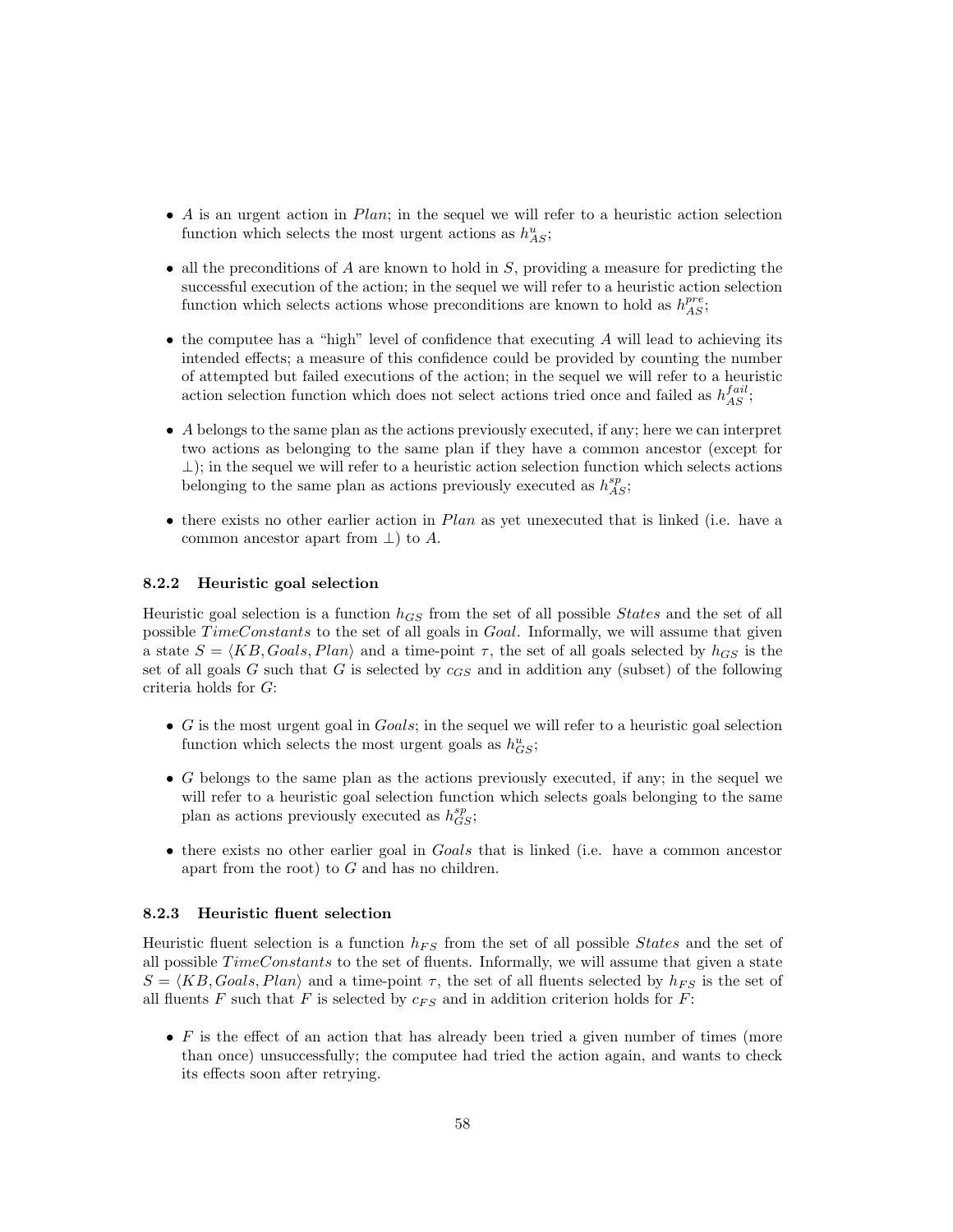- $A$ is an urgent action in $Plan$; in the sequel we will refer to a heuristic action selection function which selects the most urgent actions as $h^{u}_{AS}$;

- all the preconditions of $A$ are known to hold in $S$, providing a measure for predicting the successful execution of the action; in the sequel we will refer to a heuristic action selection function which selects actions whose preconditions are known to hold as $h^{pre}_{AS}$;

- the computee has a "high" level of confidence that executing $A$ will lead to achieving its intended effects; a measure of this confidence could be provided by counting the number of attempted but failed executions of the action; in the sequel we will refer to a heuristic action selection function which does not select actions tried once and failed as $h^{fail}_{AS}$;

- $A$ belongs to the same plan as the actions previously executed, if any; here we can interpret two actions as belonging to the same plan if they have a common ancestor (except for $\bot$); in the sequel we will refer to a heuristic action selection function which selects actions belonging to the same plan as actions previously executed as $h^{sp}_{AS}$;

- there exists no other earlier action in $Plan$ as yet unexecuted that is linked (i.e. have a common ancestor apart from $\bot$) to $A$.

### 8.2.2 Heuristic goal selection

Heuristic goal selection is a function $h_{GS}$ from the set of all possible $States$ and the set of all possible $TimeConstants$ to the set of all goals in $Goal$. Informally, we will assume that given a state $S = \langle KB, Goals, Plan \rangle$ and a time-point $\tau$, the set of all goals selected by $h_{GS}$ is the set of all goals $G$ such that $G$ is selected by $c_{GS}$ and in addition any (subset) of the following criteria holds for $G$:

- $G$ is the most urgent goal in $Goals$; in the sequel we will refer to a heuristic goal selection function which selects the most urgent goals as $h^{u}_{GS}$;

- $G$ belongs to the same plan as the actions previously executed, if any; in the sequel we will refer to a heuristic goal selection function which selects goals belonging to the same plan as actions previously executed as $h^{sp}_{GS}$;

- there exists no other earlier goal in $Goals$ that is linked (i.e. have a common ancestor apart from the root) to $G$ and has no children.

### 8.2.3 Heuristic fluent selection

Heuristic fluent selection is a function $h_{FS}$ from the set of all possible $States$ and the set of all possible $TimeConstants$ to the set of fluents. Informally, we will assume that given a state $S = \langle KB, Goals, Plan \rangle$ and a time-point $\tau$, the set of all fluents selected by $h_{FS}$ is the set of all fluents $F$ such that $F$ is selected by $c_{FS}$ and in addition criterion holds for $F$:

- $F$ is the effect of an action that has already been tried a given number of times (more than once) unsuccessfully; the computee had tried the action again, and wants to check its effects soon after retrying.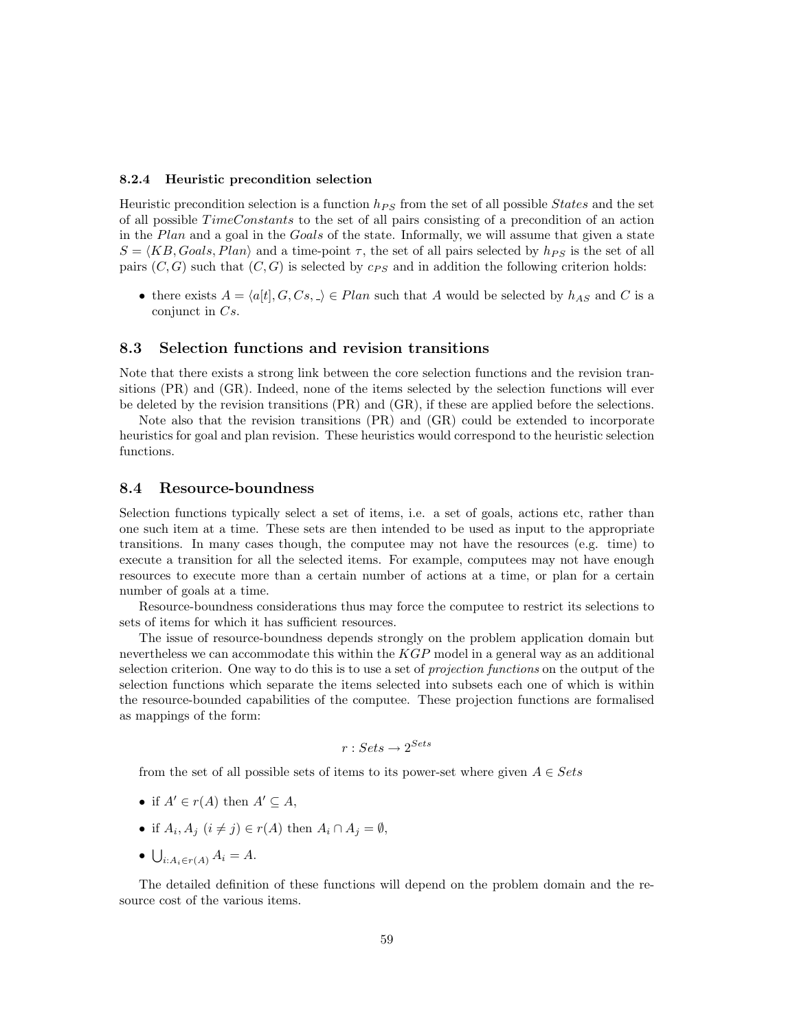#### 8.2.4 Heuristic precondition selection

Heuristic precondition selection is a function $h_{PS}$ from the set of all possible $States$ and the set of all possible $TimeConstants$ to the set of all pairs consisting of a precondition of an action in the $Plan$ and a goal in the $Goals$ of the state. Informally, we will assume that given a state $S = \langle KB, Goals, Plan \rangle$ and a time-point $\tau$, the set of all pairs selected by $h_{PS}$ is the set of all pairs $(C, G)$ such that $(C, G)$ is selected by $c_{PS}$ and in addition the following criterion holds:

- there exists $A = \langle a[t], G, Cs, \_ \rangle \in Plan$ such that $A$ would be selected by $h_{AS}$ and $C$ is a conjunct in $Cs$.

### 8.3 Selection functions and revision transitions

Note that there exists a strong link between the core selection functions and the revision transitions (PR) and (GR). Indeed, none of the items selected by the selection functions will ever be deleted by the revision transitions (PR) and (GR), if these are applied before the selections.

Note also that the revision transitions (PR) and (GR) could be extended to incorporate heuristics for goal and plan revision. These heuristics would correspond to the heuristic selection functions.

### 8.4 Resource-boundness

Selection functions typically select a set of items, i.e. a set of goals, actions etc, rather than one such item at a time. These sets are then intended to be used as input to the appropriate transitions. In many cases though, the computee may not have the resources (e.g. time) to execute a transition for all the selected items. For example, computees may not have enough resources to execute more than a certain number of actions at a time, or plan for a certain number of goals at a time.

Resource-boundness considerations thus may force the computee to restrict its selections to sets of items for which it has sufficient resources.

The issue of resource-boundness depends strongly on the problem application domain but nevertheless we can accommodate this within the $KGP$ model in a general way as an additional selection criterion. One way to do this is to use a set of *projection functions* on the output of the selection functions which separate the items selected into subsets each one of which is within the resource-bounded capabilities of the computee. These projection functions are formalised as mappings of the form:

$$r : Sets \rightarrow 2^{Sets}$$

from the set of all possible sets of items to its power-set where given $A \in Sets$

- if $A' \in r(A)$ then $A' \subseteq A$,
- if $A_i, A_j$ $(i \neq j) \in r(A)$ then $A_i \cap A_j = \emptyset$,
- $\bigcup_{i:A_i \in r(A)} A_i = A$.

The detailed definition of these functions will depend on the problem domain and the resource cost of the various items.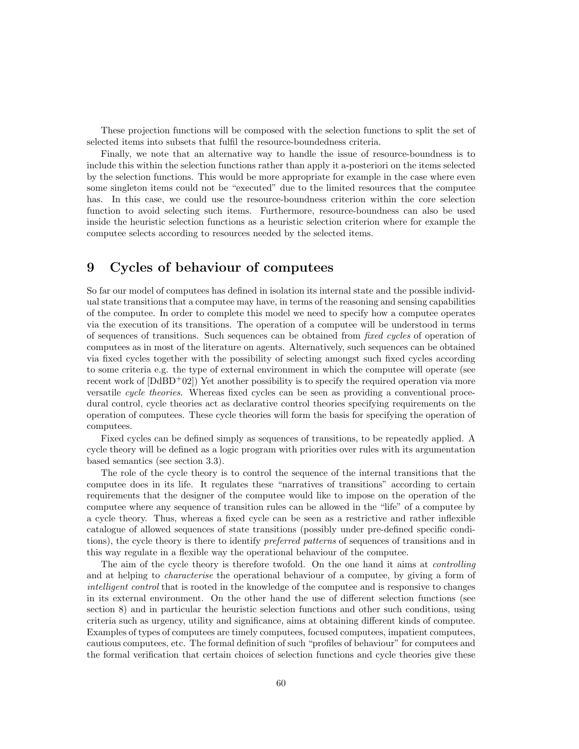These projection functions will be composed with the selection functions to split the set of selected items into subsets that fulfil the resource-boundedness criteria.

Finally, we note that an alternative way to handle the issue of resource-boundness is to include this within the selection functions rather than apply it a-posteriori on the items selected by the selection functions. This would be more appropriate for example in the case where even some singleton items could not be "executed" due to the limited resources that the computee has. In this case, we could use the resource-boundness criterion within the core selection function to avoid selecting such items. Furthermore, resource-boundness can also be used inside the heuristic selection functions as a heuristic selection criterion where for example the computee selects according to resources needed by the selected items.

# 9 Cycles of behaviour of computees

So far our model of computees has defined in isolation its internal state and the possible individual state transitions that a computee may have, in terms of the reasoning and sensing capabilities of the computee. In order to complete this model we need to specify how a computee operates via the execution of its transitions. The operation of a computee will be understood in terms of sequences of transitions. Such sequences can be obtained from *fixed cycles* of operation of computees as in most of the literature on agents. Alternatively, such sequences can be obtained via fixed cycles together with the possibility of selecting amongst such fixed cycles according to some criteria e.g. the type of external environment in which the computee will operate (see recent work of [DdBD+02]) Yet another possibility is to specify the required operation via more versatile *cycle theories*. Whereas fixed cycles can be seen as providing a conventional procedural control, cycle theories act as declarative control theories specifying requirements on the operation of computees. These cycle theories will form the basis for specifying the operation of computees.

Fixed cycles can be defined simply as sequences of transitions, to be repeatedly applied. A cycle theory will be defined as a logic program with priorities over rules with its argumentation based semantics (see section 3.3).

The role of the cycle theory is to control the sequence of the internal transitions that the computee does in its life. It regulates these "narratives of transitions" according to certain requirements that the designer of the computee would like to impose on the operation of the computee where any sequence of transition rules can be allowed in the "life" of a computee by a cycle theory. Thus, whereas a fixed cycle can be seen as a restrictive and rather inflexible catalogue of allowed sequences of state transitions (possibly under pre-defined specific conditions), the cycle theory is there to identify *preferred patterns* of sequences of transitions and in this way regulate in a flexible way the operational behaviour of the computee.

The aim of the cycle theory is therefore twofold. On the one hand it aims at *controlling* and at helping to *characterise* the operational behaviour of a computee, by giving a form of *intelligent control* that is rooted in the knowledge of the computee and is responsive to changes in its external environment. On the other hand the use of different selection functions (see section 8) and in particular the heuristic selection functions and other such conditions, using criteria such as urgency, utility and significance, aims at obtaining different kinds of computee. Examples of types of computees are timely computees, focused computees, impatient computees, cautious computees, etc. The formal definition of such "profiles of behaviour" for computees and the formal verification that certain choices of selection functions and cycle theories give these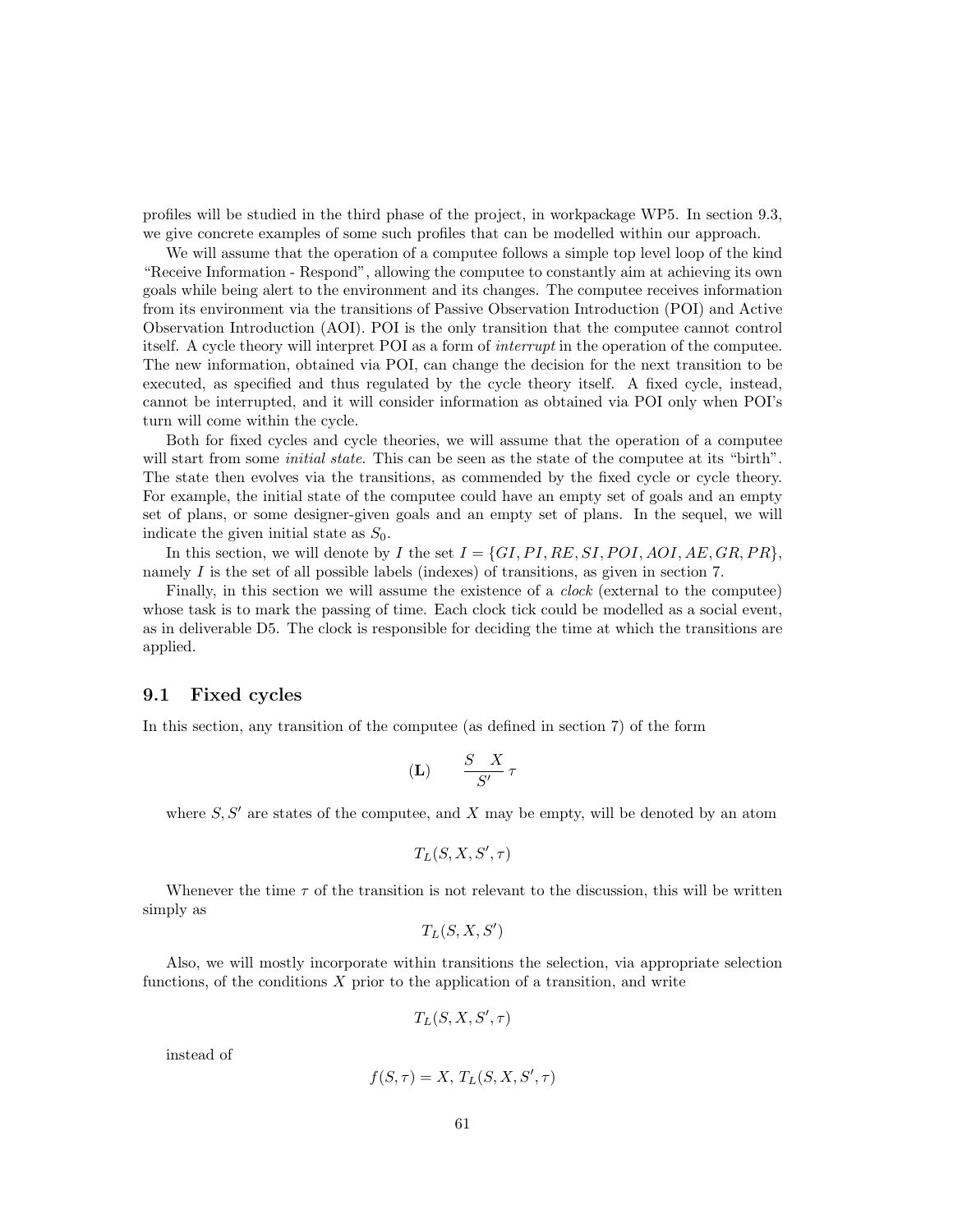profiles will be studied in the third phase of the project, in workpackage WP5. In section 9.3, we give concrete examples of some such profiles that can be modelled within our approach.

We will assume that the operation of a computee follows a simple top level loop of the kind "Receive Information - Respond", allowing the computee to constantly aim at achieving its own goals while being alert to the environment and its changes. The computee receives information from its environment via the transitions of Passive Observation Introduction (POI) and Active Observation Introduction (AOI). POI is the only transition that the computee cannot control itself. A cycle theory will interpret POI as a form of *interrupt* in the operation of the computee. The new information, obtained via POI, can change the decision for the next transition to be executed, as specified and thus regulated by the cycle theory itself. A fixed cycle, instead, cannot be interrupted, and it will consider information as obtained via POI only when POI's turn will come within the cycle.

Both for fixed cycles and cycle theories, we will assume that the operation of a computee will start from some *initial state*. This can be seen as the state of the computee at its "birth". The state then evolves via the transitions, as commended by the fixed cycle or cycle theory. For example, the initial state of the computee could have an empty set of goals and an empty set of plans, or some designer-given goals and an empty set of plans. In the sequel, we will indicate the given initial state as $S_0$.

In this section, we will denote by $I$ the set $I = \{GI, PI, RE, SI, POI, AOI, AE, GR, PR\}$, namely $I$ is the set of all possible labels (indexes) of transitions, as given in section 7.

Finally, in this section we will assume the existence of a *clock* (external to the computee) whose task is to mark the passing of time. Each clock tick could be modelled as a social event, as in deliverable D5. The clock is responsible for deciding the time at which the transitions are applied.

## 9.1 Fixed cycles

In this section, any transition of the computee (as defined in section 7) of the form

$$(\mathbf{L}) \qquad \frac{S \quad X}{S'}\,\tau$$

where $S, S'$ are states of the computee, and $X$ may be empty, will be denoted by an atom

$$T_L(S, X, S', \tau)$$

Whenever the time $\tau$ of the transition is not relevant to the discussion, this will be written simply as

$$T_L(S, X, S')$$

Also, we will mostly incorporate within transitions the selection, via appropriate selection functions, of the conditions $X$ prior to the application of a transition, and write

$$T_L(S, X, S', \tau)$$

instead of

$$f(S, \tau) = X,\, T_L(S, X, S', \tau)$$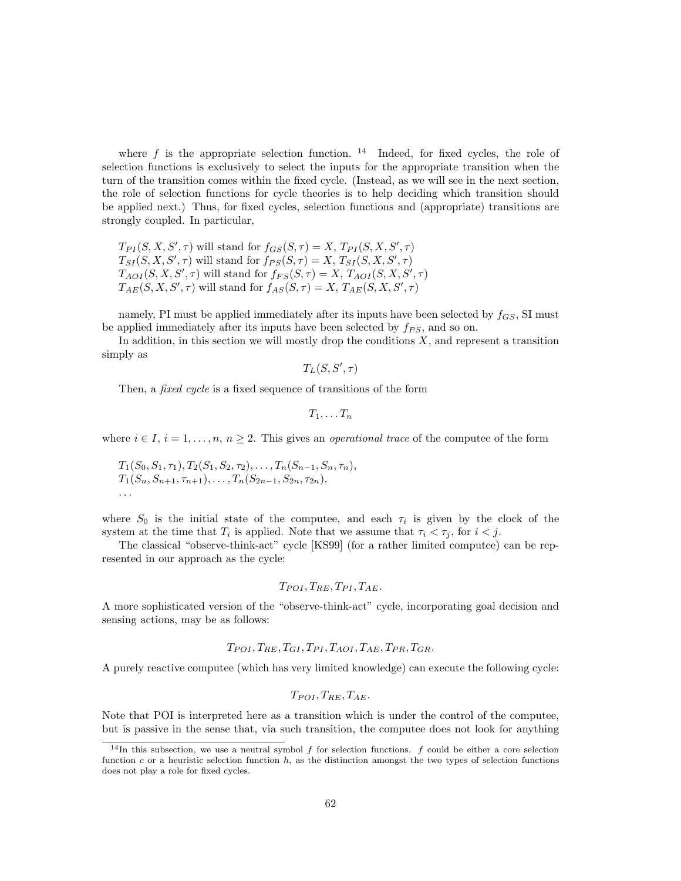where $f$ is the appropriate selection function. [14] Indeed, for fixed cycles, the role of selection functions is exclusively to select the inputs for the appropriate transition when the turn of the transition comes within the fixed cycle. (Instead, as we will see in the next section, the role of selection functions for cycle theories is to help deciding which transition should be applied next.) Thus, for fixed cycles, selection functions and (appropriate) transitions are strongly coupled. In particular,

$T_{PI}(S, X, S', \tau)$ will stand for $f_{GS}(S, \tau) = X$, $T_{PI}(S, X, S', \tau)$
$T_{SI}(S, X, S', \tau)$ will stand for $f_{PS}(S, \tau) = X$, $T_{SI}(S, X, S', \tau)$
$T_{AOI}(S, X, S', \tau)$ will stand for $f_{FS}(S, \tau) = X$, $T_{AOI}(S, X, S', \tau)$
$T_{AE}(S, X, S', \tau)$ will stand for $f_{AS}(S, \tau) = X$, $T_{AE}(S, X, S', \tau)$

namely, PI must be applied immediately after its inputs have been selected by $f_{GS}$, SI must be applied immediately after its inputs have been selected by $f_{PS}$, and so on.

In addition, in this section we will mostly drop the conditions $X$, and represent a transition simply as

$$T_L(S, S', \tau)$$

Then, a *fixed cycle* is a fixed sequence of transitions of the form

$$T_1, \ldots T_n$$

where $i \in I$, $i = 1, \ldots, n$, $n \geq 2$. This gives an *operational trace* of the computee of the form

$T_1(S_0, S_1, \tau_1), T_2(S_1, S_2, \tau_2), \ldots, T_n(S_{n-1}, S_n, \tau_n),$
$T_1(S_n, S_{n+1}, \tau_{n+1}), \ldots, T_n(S_{2n-1}, S_{2n}, \tau_{2n}),$
$\ldots$

where $S_0$ is the initial state of the computee, and each $\tau_i$ is given by the clock of the system at the time that $T_i$ is applied. Note that we assume that $\tau_i < \tau_j$, for $i < j$.

The classical "observe-think-act" cycle [KS99] (for a rather limited computee) can be represented in our approach as the cycle:

$$T_{POI}, T_{RE}, T_{PI}, T_{AE}.$$

A more sophisticated version of the "observe-think-act" cycle, incorporating goal decision and sensing actions, may be as follows:

$$T_{POI}, T_{RE}, T_{GI}, T_{PI}, T_{AOI}, T_{AE}, T_{PR}, T_{GR}.$$

A purely reactive computee (which has very limited knowledge) can execute the following cycle:

$$T_{POI}, T_{RE}, T_{AE}.$$

Note that POI is interpreted here as a transition which is under the control of the computee, but is passive in the sense that, via such transition, the computee does not look for anything

[14] In this subsection, we use a neutral symbol $f$ for selection functions. $f$ could be either a core selection function $c$ or a heuristic selection function $h$, as the distinction amongst the two types of selection functions does not play a role for fixed cycles.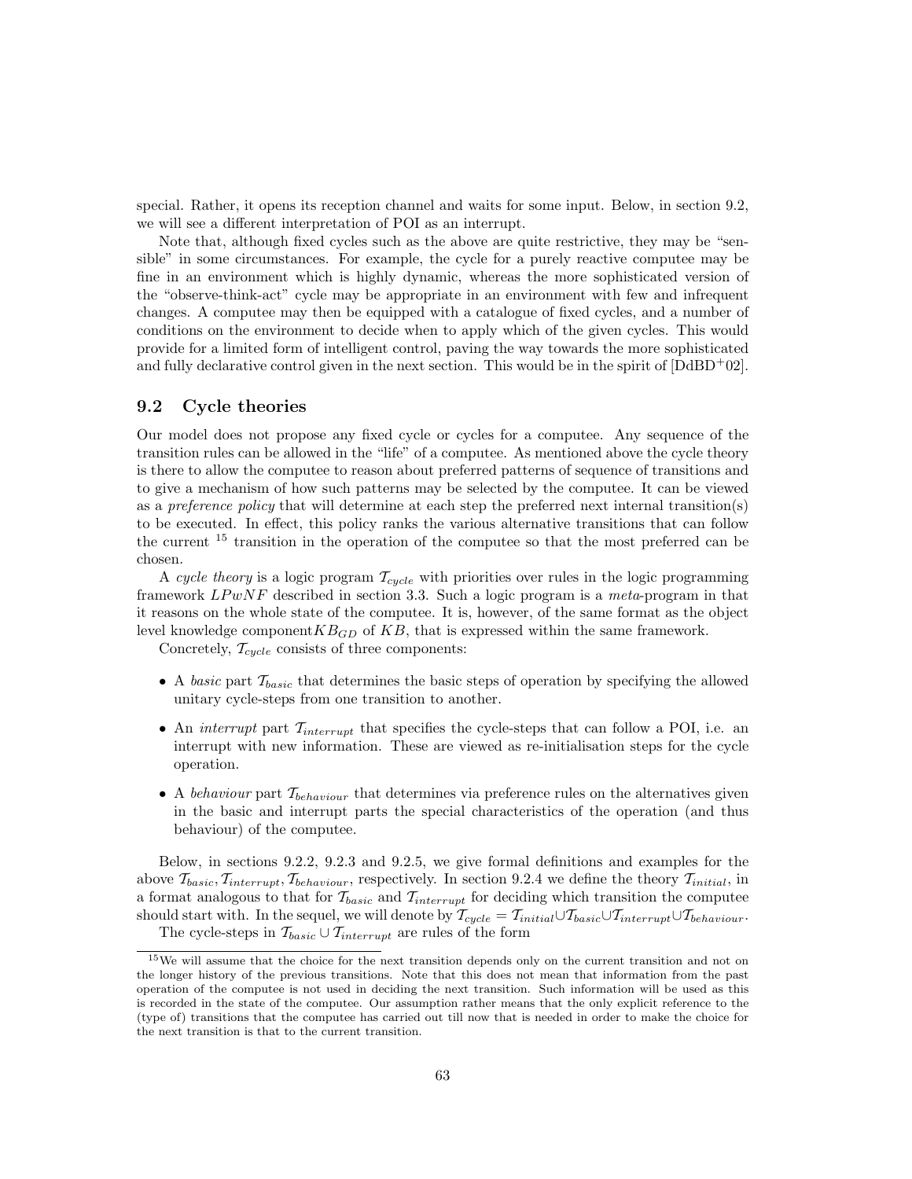special. Rather, it opens its reception channel and waits for some input. Below, in section 9.2, we will see a different interpretation of POI as an interrupt.

Note that, although fixed cycles such as the above are quite restrictive, they may be "sensible" in some circumstances. For example, the cycle for a purely reactive computee may be fine in an environment which is highly dynamic, whereas the more sophisticated version of the "observe-think-act" cycle may be appropriate in an environment with few and infrequent changes. A computee may then be equipped with a catalogue of fixed cycles, and a number of conditions on the environment to decide when to apply which of the given cycles. This would provide for a limited form of intelligent control, paving the way towards the more sophisticated and fully declarative control given in the next section. This would be in the spirit of [DdBD+02].

## 9.2 Cycle theories

Our model does not propose any fixed cycle or cycles for a computee. Any sequence of the transition rules can be allowed in the "life" of a computee. As mentioned above the cycle theory is there to allow the computee to reason about preferred patterns of sequence of transitions and to give a mechanism of how such patterns may be selected by the computee. It can be viewed as a *preference policy* that will determine at each step the preferred next internal transition(s) to be executed. In effect, this policy ranks the various alternative transitions that can follow the current [15] transition in the operation of the computee so that the most preferred can be chosen.

A *cycle theory* is a logic program $\mathcal{T}_{cycle}$ with priorities over rules in the logic programming framework $LPwNF$ described in section 3.3. Such a logic program is a *meta*-program in that it reasons on the whole state of the computee. It is, however, of the same format as the object level knowledge component$KB_{GD}$ of $KB$, that is expressed within the same framework.

Concretely, $\mathcal{T}_{cycle}$ consists of three components:

- A *basic* part $\mathcal{T}_{basic}$ that determines the basic steps of operation by specifying the allowed unitary cycle-steps from one transition to another.
- An *interrupt* part $\mathcal{T}_{interrupt}$ that specifies the cycle-steps that can follow a POI, i.e. an interrupt with new information. These are viewed as re-initialisation steps for the cycle operation.
- A *behaviour* part $\mathcal{T}_{behaviour}$ that determines via preference rules on the alternatives given in the basic and interrupt parts the special characteristics of the operation (and thus behaviour) of the computee.

Below, in sections 9.2.2, 9.2.3 and 9.2.5, we give formal definitions and examples for the above $\mathcal{T}_{basic}, \mathcal{T}_{interrupt}, \mathcal{T}_{behaviour}$, respectively. In section 9.2.4 we define the theory $\mathcal{T}_{initial}$, in a format analogous to that for $\mathcal{T}_{basic}$ and $\mathcal{T}_{interrupt}$ for deciding which transition the computee should start with. In the sequel, we will denote by $\mathcal{T}_{cycle} = \mathcal{T}_{initial} \cup \mathcal{T}_{basic} \cup \mathcal{T}_{interrupt} \cup \mathcal{T}_{behaviour}$.

The cycle-steps in $\mathcal{T}_{basic} \cup \mathcal{T}_{interrupt}$ are rules of the form

[15] We will assume that the choice for the next transition depends only on the current transition and not on the longer history of the previous transitions. Note that this does not mean that information from the past operation of the computee is not used in deciding the next transition. Such information will be used as this is recorded in the state of the computee. Our assumption rather means that the only explicit reference to the (type of) transitions that the computee has carried out till now that is needed in order to make the choice for the next transition is that to the current transition.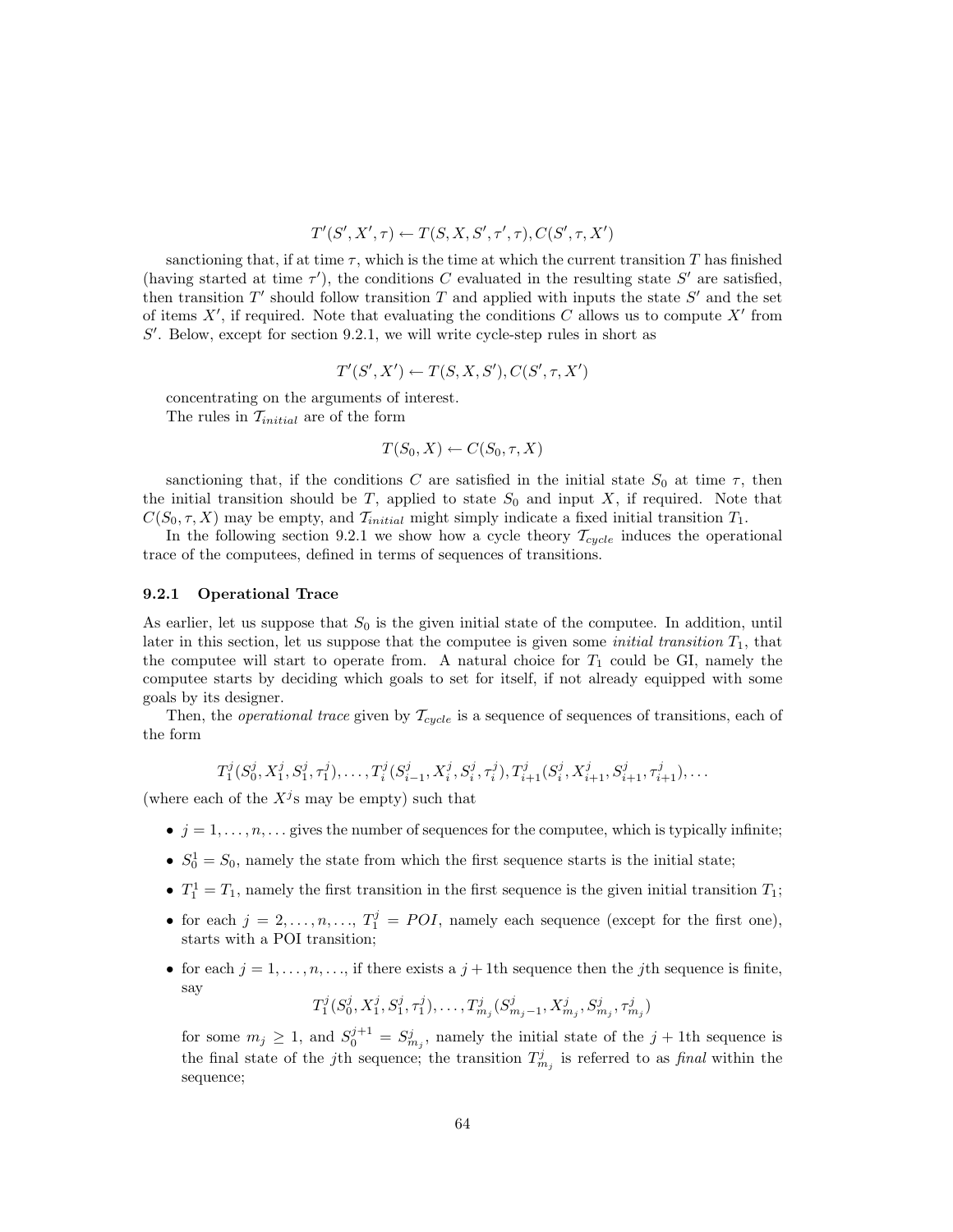$$T'(S', X', \tau) \leftarrow T(S, X, S', \tau', \tau), C(S', \tau, X')$$

sanctioning that, if at time $\tau$, which is the time at which the current transition $T$ has finished (having started at time $\tau'$), the conditions $C$ evaluated in the resulting state $S'$ are satisfied, then transition $T'$ should follow transition $T$ and applied with inputs the state $S'$ and the set of items $X'$, if required. Note that evaluating the conditions $C$ allows us to compute $X'$ from $S'$. Below, except for section 9.2.1, we will write cycle-step rules in short as

$$T'(S', X') \leftarrow T(S, X, S'), C(S', \tau, X')$$

concentrating on the arguments of interest.

The rules in $\mathcal{T}_{initial}$ are of the form

$$T(S_0, X) \leftarrow C(S_0, \tau, X)$$

sanctioning that, if the conditions $C$ are satisfied in the initial state $S_0$ at time $\tau$, then the initial transition should be $T$, applied to state $S_0$ and input $X$, if required. Note that $C(S_0, \tau, X)$ may be empty, and $\mathcal{T}_{initial}$ might simply indicate a fixed initial transition $T_1$.

In the following section 9.2.1 we show how a cycle theory $\mathcal{T}_{cycle}$ induces the operational trace of the computees, defined in terms of sequences of transitions.

### 9.2.1 Operational Trace

As earlier, let us suppose that $S_0$ is the given initial state of the computee. In addition, until later in this section, let us suppose that the computee is given some *initial transition* $T_1$, that the computee will start to operate from. A natural choice for $T_1$ could be GI, namely the computee starts by deciding which goals to set for itself, if not already equipped with some goals by its designer.

Then, the *operational trace* given by $\mathcal{T}_{cycle}$ is a sequence of sequences of transitions, each of the form

$$T_1^j(S_0^j, X_1^j, S_1^j, \tau_1^j), \ldots, T_i^j(S_{i-1}^j, X_i^j, S_i^j, \tau_i^j), T_{i+1}^j(S_i^j, X_{i+1}^j, S_{i+1}^j, \tau_{i+1}^j), \ldots$$

(where each of the $X^j$s may be empty) such that

- $j = 1, \ldots, n, \ldots$ gives the number of sequences for the computee, which is typically infinite;
- $S_0^1 = S_0$, namely the state from which the first sequence starts is the initial state;
- $T_1^1 = T_1$, namely the first transition in the first sequence is the given initial transition $T_1$;
- for each $j = 2, \ldots, n, \ldots$, $T_1^j = POI$, namely each sequence (except for the first one), starts with a POI transition;
- for each $j = 1, \ldots, n, \ldots$, if there exists a $j+1$th sequence then the $j$th sequence is finite, say

  $$T_1^j(S_0^j, X_1^j, S_1^j, \tau_1^j), \ldots, T_{m_j}^j(S_{m_j-1}^j, X_{m_j}^j, S_{m_j}^j, \tau_{m_j}^j)$$

  for some $m_j \geq 1$, and $S_0^{j+1} = S_{m_j}^j$, namely the initial state of the $j+1$th sequence is the final state of the $j$th sequence; the transition $T_{m_j}^j$ is referred to as *final* within the sequence;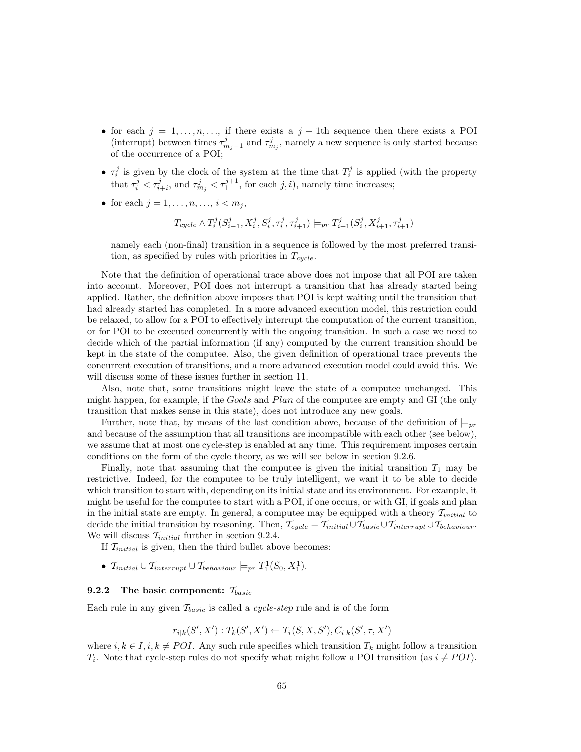- for each $j = 1, \ldots, n, \ldots$, if there exists a $j + 1$th sequence then there exists a POI (interrupt) between times $\tau^j_{m_j - 1}$ and $\tau^j_{m_j}$, namely a new sequence is only started because of the occurrence of a POI;

- $\tau^j_i$ is given by the clock of the system at the time that $T^j_i$ is applied (with the property that $\tau^j_i < \tau^j_{i+i}$, and $\tau^j_{m_j} < \tau^{j+1}_1$, for each $j, i$), namely time increases;

- for each $j = 1, \ldots, n, \ldots, i < m_j$,

$$T_{cycle} \wedge T^j_i(S^j_{i-1}, X^j_i, S^j_i, \tau^j_i, \tau^j_{i+1}) \models_{pr} T^j_{i+1}(S^j_i, X^j_{i+1}, \tau^j_{i+1})$$

  namely each (non-final) transition in a sequence is followed by the most preferred transition, as specified by rules with priorities in $T_{cycle}$.

Note that the definition of operational trace above does not impose that all POI are taken into account. Moreover, POI does not interrupt a transition that has already started being applied. Rather, the definition above imposes that POI is kept waiting until the transition that had already started has completed. In a more advanced execution model, this restriction could be relaxed, to allow for a POI to effectively interrupt the computation of the current transition, or for POI to be executed concurrently with the ongoing transition. In such a case we need to decide which of the partial information (if any) computed by the current transition should be kept in the state of the computee. Also, the given definition of operational trace prevents the concurrent execution of transitions, and a more advanced execution model could avoid this. We will discuss some of these issues further in section 11.

Also, note that, some transitions might leave the state of a computee unchanged. This might happen, for example, if the *Goals* and *Plan* of the computee are empty and GI (the only transition that makes sense in this state), does not introduce any new goals.

Further, note that, by means of the last condition above, because of the definition of $\models_{pr}$ and because of the assumption that all transitions are incompatible with each other (see below), we assume that at most one cycle-step is enabled at any time. This requirement imposes certain conditions on the form of the cycle theory, as we will see below in section 9.2.6.

Finally, note that assuming that the computee is given the initial transition $T_1$ may be restrictive. Indeed, for the computee to be truly intelligent, we want it to be able to decide which transition to start with, depending on its initial state and its environment. For example, it might be useful for the computee to start with a POI, if one occurs, or with GI, if goals and plan in the initial state are empty. In general, a computee may be equipped with a theory $\mathcal{T}_{initial}$ to decide the initial transition by reasoning. Then, $\mathcal{T}_{cycle} = \mathcal{T}_{initial} \cup \mathcal{T}_{basic} \cup \mathcal{T}_{interrupt} \cup \mathcal{T}_{behaviour}$. We will discuss $\mathcal{T}_{initial}$ further in section 9.2.4.

If $\mathcal{T}_{initial}$ is given, then the third bullet above becomes:

- $\mathcal{T}_{initial} \cup \mathcal{T}_{interrupt} \cup \mathcal{T}_{behaviour} \models_{pr} T^1_1(S_0, X^1_1)$.

### 9.2.2 The basic component: $\mathcal{T}_{basic}$

Each rule in any given $\mathcal{T}_{basic}$ is called a *cycle-step* rule and is of the form

$$r_{i|k}(S', X') : T_k(S', X') \leftarrow T_i(S, X, S'), C_{i|k}(S', \tau, X')$$

where $i, k \in I, i, k \neq POI$. Any such rule specifies which transition $T_k$ might follow a transition $T_i$. Note that cycle-step rules do not specify what might follow a POI transition (as $i \neq POI$).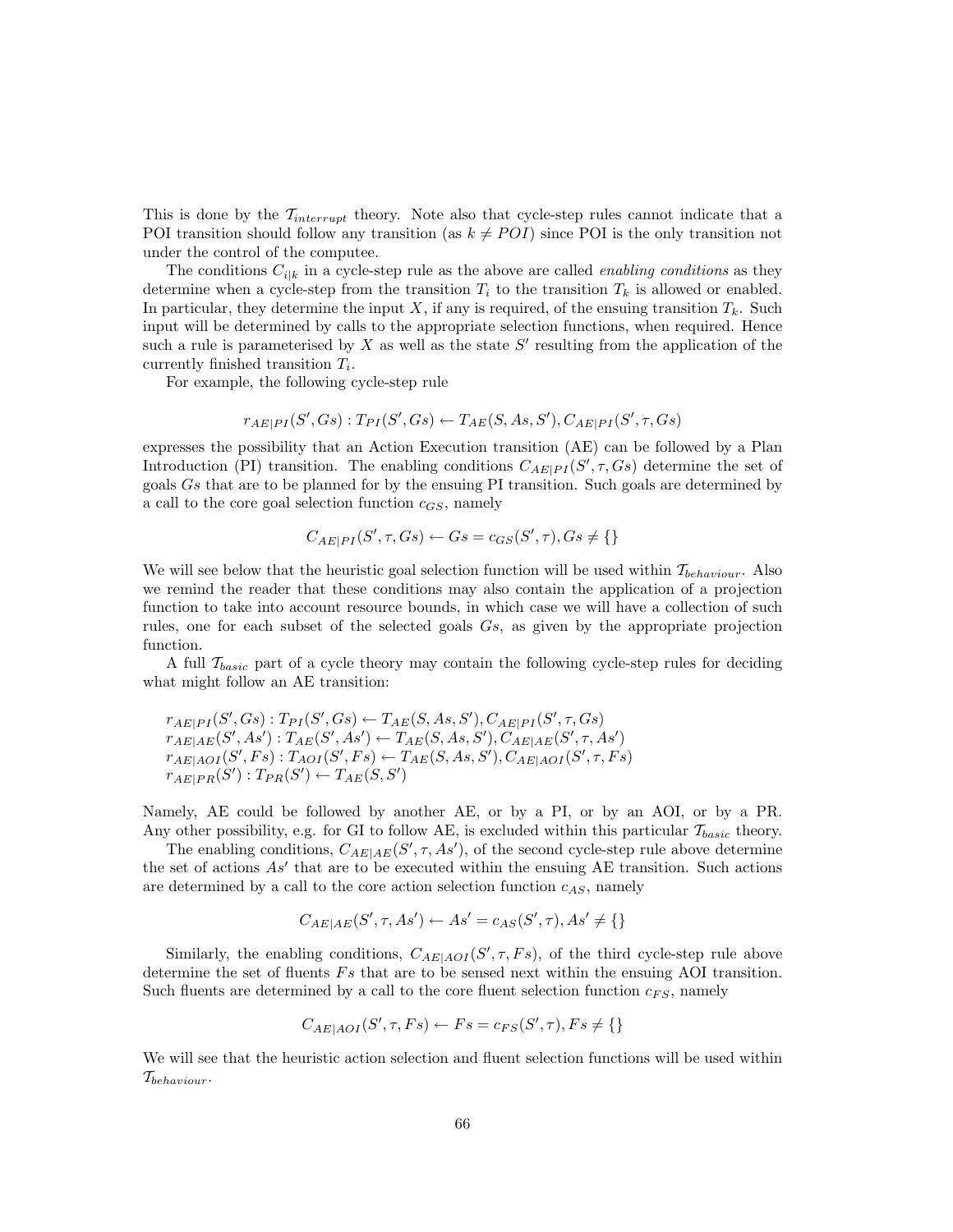This is done by the $\mathcal{T}_{interrupt}$ theory. Note also that cycle-step rules cannot indicate that a POI transition should follow any transition (as $k \neq POI$) since POI is the only transition not under the control of the computee.

The conditions $C_{i|k}$ in a cycle-step rule as the above are called *enabling conditions* as they determine when a cycle-step from the transition $T_i$ to the transition $T_k$ is allowed or enabled. In particular, they determine the input $X$, if any is required, of the ensuing transition $T_k$. Such input will be determined by calls to the appropriate selection functions, when required. Hence such a rule is parameterised by $X$ as well as the state $S'$ resulting from the application of the currently finished transition $T_i$.

For example, the following cycle-step rule

$$r_{AE|PI}(S', Gs) : T_{PI}(S', Gs) \leftarrow T_{AE}(S, As, S'), C_{AE|PI}(S', \tau, Gs)$$

expresses the possibility that an Action Execution transition (AE) can be followed by a Plan Introduction (PI) transition. The enabling conditions $C_{AE|PI}(S', \tau, Gs)$ determine the set of goals $Gs$ that are to be planned for by the ensuing PI transition. Such goals are determined by a call to the core goal selection function $c_{GS}$, namely

$$C_{AE|PI}(S', \tau, Gs) \leftarrow Gs = c_{GS}(S', \tau), Gs \neq \{\}$$

We will see below that the heuristic goal selection function will be used within $\mathcal{T}_{behaviour}$. Also we remind the reader that these conditions may also contain the application of a projection function to take into account resource bounds, in which case we will have a collection of such rules, one for each subset of the selected goals $Gs$, as given by the appropriate projection function.

A full $\mathcal{T}_{basic}$ part of a cycle theory may contain the following cycle-step rules for deciding what might follow an AE transition:

$$\begin{array}{l}
r_{AE|PI}(S', Gs) : T_{PI}(S', Gs) \leftarrow T_{AE}(S, As, S'), C_{AE|PI}(S', \tau, Gs) \\
r_{AE|AE}(S', As') : T_{AE}(S', As') \leftarrow T_{AE}(S, As, S'), C_{AE|AE}(S', \tau, As') \\
r_{AE|AOI}(S', Fs) : T_{AOI}(S', Fs) \leftarrow T_{AE}(S, As, S'), C_{AE|AOI}(S', \tau, Fs) \\
r_{AE|PR}(S') : T_{PR}(S') \leftarrow T_{AE}(S, S')
\end{array}$$

Namely, AE could be followed by another AE, or by a PI, or by an AOI, or by a PR. Any other possibility, e.g. for GI to follow AE, is excluded within this particular $\mathcal{T}_{basic}$ theory.

The enabling conditions, $C_{AE|AE}(S', \tau, As')$, of the second cycle-step rule above determine the set of actions $As'$ that are to be executed within the ensuing AE transition. Such actions are determined by a call to the core action selection function $c_{AS}$, namely

$$C_{AE|AE}(S', \tau, As') \leftarrow As' = c_{AS}(S', \tau), As' \neq \{\}$$

Similarly, the enabling conditions, $C_{AE|AOI}(S', \tau, Fs)$, of the third cycle-step rule above determine the set of fluents $Fs$ that are to be sensed next within the ensuing AOI transition. Such fluents are determined by a call to the core fluent selection function $c_{FS}$, namely

$$C_{AE|AOI}(S', \tau, Fs) \leftarrow Fs = c_{FS}(S', \tau), Fs \neq \{\}$$

We will see that the heuristic action selection and fluent selection functions will be used within $\mathcal{T}_{behaviour}$.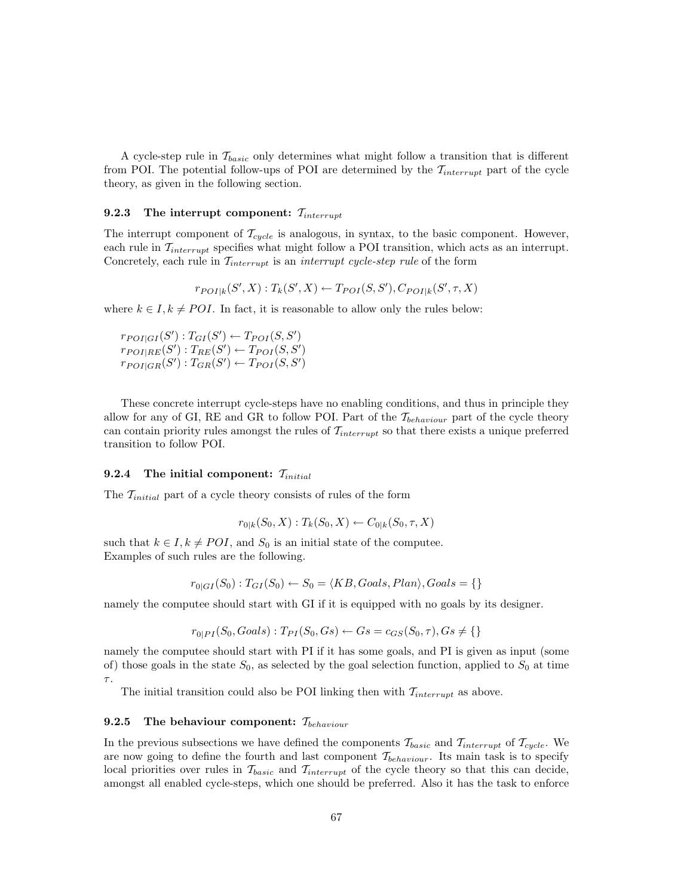A cycle-step rule in $\mathcal{T}_{basic}$ only determines what might follow a transition that is different from POI. The potential follow-ups of POI are determined by the $\mathcal{T}_{interrupt}$ part of the cycle theory, as given in the following section.

### 9.2.3 The interrupt component: $\mathcal{T}_{interrupt}$

The interrupt component of $\mathcal{T}_{cycle}$ is analogous, in syntax, to the basic component. However, each rule in $\mathcal{T}_{interrupt}$ specifies what might follow a POI transition, which acts as an interrupt. Concretely, each rule in $\mathcal{T}_{interrupt}$ is an *interrupt cycle-step rule* of the form

$$r_{POI|k}(S', X) : T_k(S', X) \leftarrow T_{POI}(S, S'), C_{POI|k}(S', \tau, X)$$

where $k \in I, k \neq POI$. In fact, it is reasonable to allow only the rules below:

$r_{POI|GI}(S') : T_{GI}(S') \leftarrow T_{POI}(S, S')$
$r_{POI|RE}(S') : T_{RE}(S') \leftarrow T_{POI}(S, S')$
$r_{POI|GR}(S') : T_{GR}(S') \leftarrow T_{POI}(S, S')$

These concrete interrupt cycle-steps have no enabling conditions, and thus in principle they allow for any of GI, RE and GR to follow POI. Part of the $\mathcal{T}_{behaviour}$ part of the cycle theory can contain priority rules amongst the rules of $\mathcal{T}_{interrupt}$ so that there exists a unique preferred transition to follow POI.

### 9.2.4 The initial component: $\mathcal{T}_{initial}$

The $\mathcal{T}_{initial}$ part of a cycle theory consists of rules of the form

$$r_{0|k}(S_0, X) : T_k(S_0, X) \leftarrow C_{0|k}(S_0, \tau, X)$$

such that $k \in I, k \neq POI$, and $S_0$ is an initial state of the computee.
Examples of such rules are the following.

$$r_{0|GI}(S_0) : T_{GI}(S_0) \leftarrow S_0 = \langle KB, Goals, Plan \rangle, Goals = \{\}$$

namely the computee should start with GI if it is equipped with no goals by its designer.

$$r_{0|PI}(S_0, Goals) : T_{PI}(S_0, Gs) \leftarrow Gs = c_{GS}(S_0, \tau), Gs \neq \{\}$$

namely the computee should start with PI if it has some goals, and PI is given as input (some of) those goals in the state $S_0$, as selected by the goal selection function, applied to $S_0$ at time $\tau$.

The initial transition could also be POI linking then with $\mathcal{T}_{interrupt}$ as above.

### 9.2.5 The behaviour component: $\mathcal{T}_{behaviour}$

In the previous subsections we have defined the components $\mathcal{T}_{basic}$ and $\mathcal{T}_{interrupt}$ of $\mathcal{T}_{cycle}$. We are now going to define the fourth and last component $\mathcal{T}_{behaviour}$. Its main task is to specify local priorities over rules in $\mathcal{T}_{basic}$ and $\mathcal{T}_{interrupt}$ of the cycle theory so that this can decide, amongst all enabled cycle-steps, which one should be preferred. Also it has the task to enforce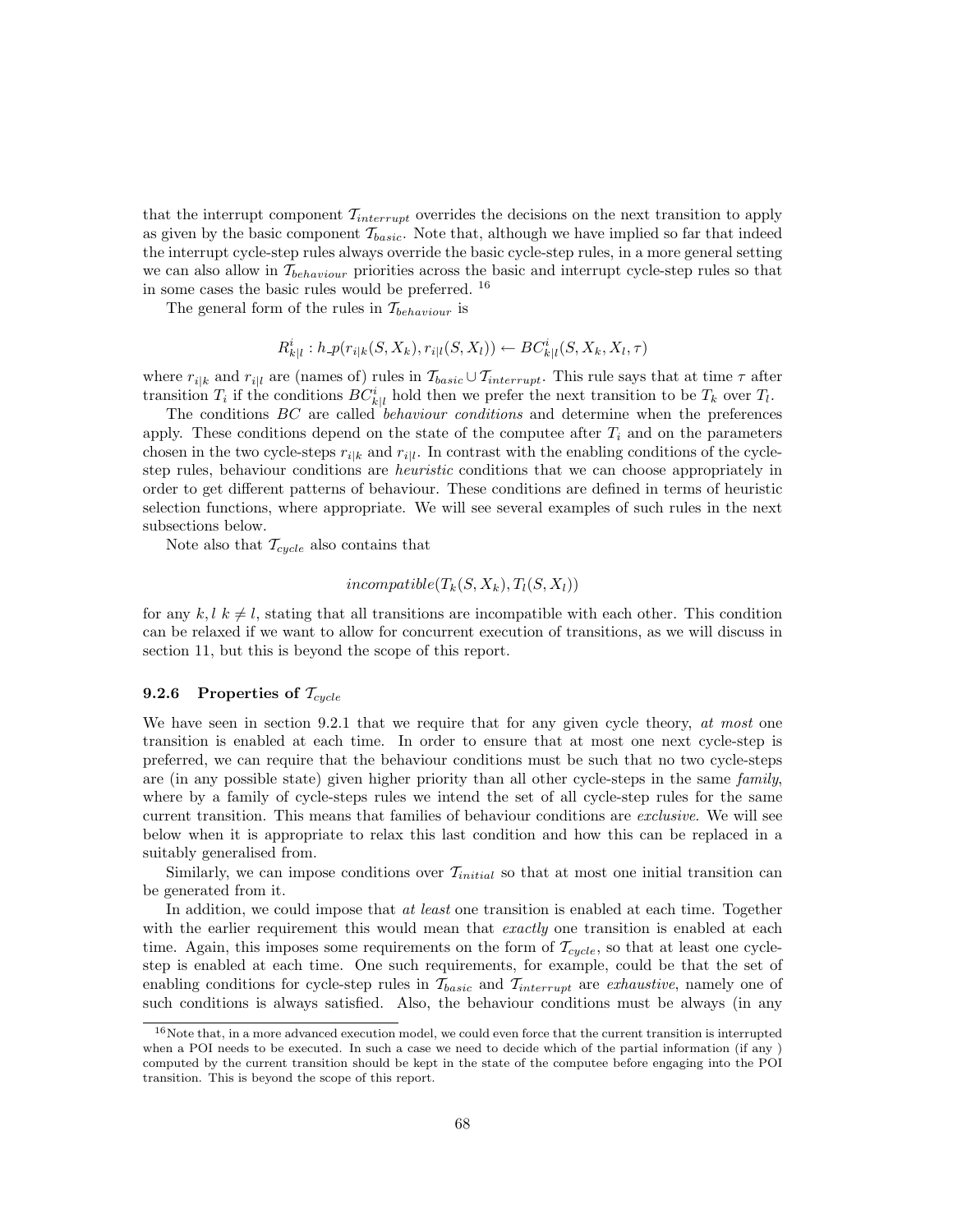that the interrupt component $\mathcal{T}_{interrupt}$ overrides the decisions on the next transition to apply as given by the basic component $\mathcal{T}_{basic}$. Note that, although we have implied so far that indeed the interrupt cycle-step rules always override the basic cycle-step rules, in a more general setting we can also allow in $\mathcal{T}_{behaviour}$ priorities across the basic and interrupt cycle-step rules so that in some cases the basic rules would be preferred. [16]

The general form of the rules in $\mathcal{T}_{behaviour}$ is

$$R^i_{k|l} : h\_p(r_{i|k}(S, X_k), r_{i|l}(S, X_l)) \leftarrow BC^i_{k|l}(S, X_k, X_l, \tau)$$

where $r_{i|k}$ and $r_{i|l}$ are (names of) rules in $\mathcal{T}_{basic} \cup \mathcal{T}_{interrupt}$. This rule says that at time $\tau$ after transition $T_i$ if the conditions $BC^i_{k|l}$ hold then we prefer the next transition to be $T_k$ over $T_l$.

The conditions $BC$ are called *behaviour conditions* and determine when the preferences apply. These conditions depend on the state of the computee after $T_i$ and on the parameters chosen in the two cycle-steps $r_{i|k}$ and $r_{i|l}$. In contrast with the enabling conditions of the cycle-step rules, behaviour conditions are *heuristic* conditions that we can choose appropriately in order to get different patterns of behaviour. These conditions are defined in terms of heuristic selection functions, where appropriate. We will see several examples of such rules in the next subsections below.

Note also that $\mathcal{T}_{cycle}$ also contains that

$$incompatible(T_k(S, X_k), T_l(S, X_l))$$

for any $k, l$ $k \neq l$, stating that all transitions are incompatible with each other. This condition can be relaxed if we want to allow for concurrent execution of transitions, as we will discuss in section 11, but this is beyond the scope of this report.

#### 9.2.6 Properties of $\mathcal{T}_{cycle}$

We have seen in section 9.2.1 that we require that for any given cycle theory, *at most* one transition is enabled at each time. In order to ensure that at most one next cycle-step is preferred, we can require that the behaviour conditions must be such that no two cycle-steps are (in any possible state) given higher priority than all other cycle-steps in the same *family*, where by a family of cycle-steps rules we intend the set of all cycle-step rules for the same current transition. This means that families of behaviour conditions are *exclusive*. We will see below when it is appropriate to relax this last condition and how this can be replaced in a suitably generalised from.

Similarly, we can impose conditions over $\mathcal{T}_{initial}$ so that at most one initial transition can be generated from it.

In addition, we could impose that *at least* one transition is enabled at each time. Together with the earlier requirement this would mean that *exactly* one transition is enabled at each time. Again, this imposes some requirements on the form of $\mathcal{T}_{cycle}$, so that at least one cycle-step is enabled at each time. One such requirements, for example, could be that the set of enabling conditions for cycle-step rules in $\mathcal{T}_{basic}$ and $\mathcal{T}_{interrupt}$ are *exhaustive*, namely one of such conditions is always satisfied. Also, the behaviour conditions must be always (in any

[16] Note that, in a more advanced execution model, we could even force that the current transition is interrupted when a POI needs to be executed. In such a case we need to decide which of the partial information (if any ) computed by the current transition should be kept in the state of the computee before engaging into the POI transition. This is beyond the scope of this report.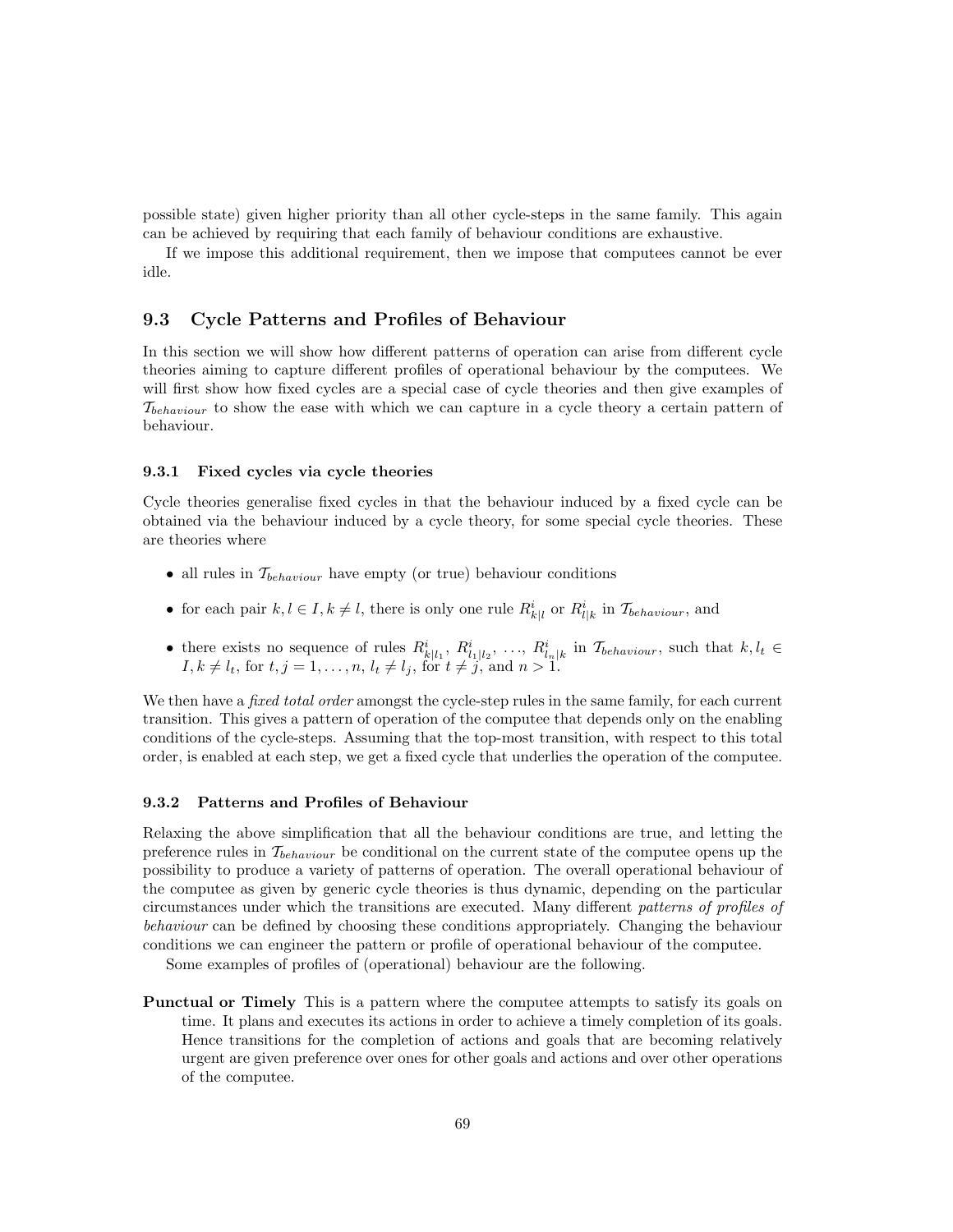possible state) given higher priority than all other cycle-steps in the same family. This again can be achieved by requiring that each family of behaviour conditions are exhaustive.

If we impose this additional requirement, then we impose that computees cannot be ever idle.

## 9.3 Cycle Patterns and Profiles of Behaviour

In this section we will show how different patterns of operation can arise from different cycle theories aiming to capture different profiles of operational behaviour by the computees. We will first show how fixed cycles are a special case of cycle theories and then give examples of $\mathcal{T}_{behaviour}$ to show the ease with which we can capture in a cycle theory a certain pattern of behaviour.

### 9.3.1 Fixed cycles via cycle theories

Cycle theories generalise fixed cycles in that the behaviour induced by a fixed cycle can be obtained via the behaviour induced by a cycle theory, for some special cycle theories. These are theories where

- all rules in $\mathcal{T}_{behaviour}$ have empty (or true) behaviour conditions
- for each pair $k, l \in I, k \neq l$, there is only one rule $R^i_{k|l}$ or $R^i_{l|k}$ in $\mathcal{T}_{behaviour}$, and
- there exists no sequence of rules $R^i_{k|l_1}$, $R^i_{l_1|l_2}$, $\ldots$, $R^i_{l_n|k}$ in $\mathcal{T}_{behaviour}$, such that $k, l_t \in I, k \neq l_t$, for $t, j = 1, \ldots, n$, $l_t \neq l_j$, for $t \neq j$, and $n > 1$.

We then have a *fixed total order* amongst the cycle-step rules in the same family, for each current transition. This gives a pattern of operation of the computee that depends only on the enabling conditions of the cycle-steps. Assuming that the top-most transition, with respect to this total order, is enabled at each step, we get a fixed cycle that underlies the operation of the computee.

### 9.3.2 Patterns and Profiles of Behaviour

Relaxing the above simplification that all the behaviour conditions are true, and letting the preference rules in $\mathcal{T}_{behaviour}$ be conditional on the current state of the computee opens up the possibility to produce a variety of patterns of operation. The overall operational behaviour of the computee as given by generic cycle theories is thus dynamic, depending on the particular circumstances under which the transitions are executed. Many different *patterns of profiles of behaviour* can be defined by choosing these conditions appropriately. Changing the behaviour conditions we can engineer the pattern or profile of operational behaviour of the computee.

Some examples of profiles of (operational) behaviour are the following.

**Punctual or Timely** This is a pattern where the computee attempts to satisfy its goals on time. It plans and executes its actions in order to achieve a timely completion of its goals. Hence transitions for the completion of actions and goals that are becoming relatively urgent are given preference over ones for other goals and actions and over other operations of the computee.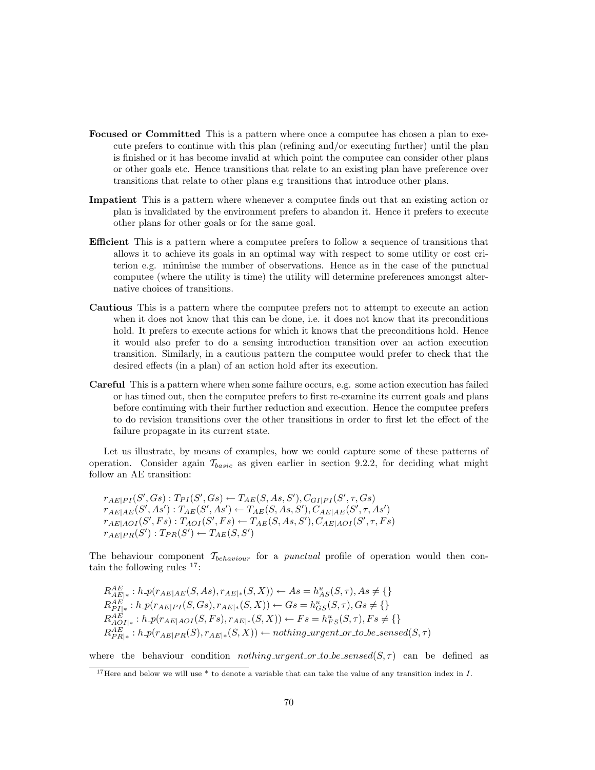**Focused or Committed** This is a pattern where once a computee has chosen a plan to execute prefers to continue with this plan (refining and/or executing further) until the plan is finished or it has become invalid at which point the computee can consider other plans or other goals etc. Hence transitions that relate to an existing plan have preference over transitions that relate to other plans e.g transitions that introduce other plans.

**Impatient** This is a pattern where whenever a computee finds out that an existing action or plan is invalidated by the environment prefers to abandon it. Hence it prefers to execute other plans for other goals or for the same goal.

**Efficient** This is a pattern where a computee prefers to follow a sequence of transitions that allows it to achieve its goals in an optimal way with respect to some utility or cost criterion e.g. minimise the number of observations. Hence as in the case of the punctual computee (where the utility is time) the utility will determine preferences amongst alternative choices of transitions.

**Cautious** This is a pattern where the computee prefers not to attempt to execute an action when it does not know that this can be done, i.e. it does not know that its preconditions hold. It prefers to execute actions for which it knows that the preconditions hold. Hence it would also prefer to do a sensing introduction transition over an action execution transition. Similarly, in a cautious pattern the computee would prefer to check that the desired effects (in a plan) of an action hold after its execution.

**Careful** This is a pattern where when some failure occurs, e.g. some action execution has failed or has timed out, then the computee prefers to first re-examine its current goals and plans before continuing with their further reduction and execution. Hence the computee prefers to do revision transitions over the other transitions in order to first let the effect of the failure propagate in its current state.

Let us illustrate, by means of examples, how we could capture some of these patterns of operation. Consider again $\mathcal{T}_{basic}$ as given earlier in section 9.2.2, for deciding what might follow an AE transition:

$$
\begin{aligned}
&r_{AE|PI}(S', Gs) : T_{PI}(S', Gs) \leftarrow T_{AE}(S, As, S'), C_{GI|PI}(S', \tau, Gs)\\
&r_{AE|AE}(S', As') : T_{AE}(S', As') \leftarrow T_{AE}(S, As, S'), C_{AE|AE}(S', \tau, As')\\
&r_{AE|AOI}(S', Fs) : T_{AOI}(S', Fs) \leftarrow T_{AE}(S, As, S'), C_{AE|AOI}(S', \tau, Fs)\\
&r_{AE|PR}(S') : T_{PR}(S') \leftarrow T_{AE}(S, S')
\end{aligned}
$$

The behaviour component $\mathcal{T}_{behaviour}$ for a *punctual* profile of operation would then contain the following rules [17]:

$$
\begin{aligned}
&R^{AE}_{AE|*} : h\_p(r_{AE|AE}(S, As), r_{AE|*}(S, X)) \leftarrow As = h^{u}_{AS}(S, \tau), As \neq \{\}\\
&R^{AE}_{PI|*} : h\_p(r_{AE|PI}(S, Gs), r_{AE|*}(S, X)) \leftarrow Gs = h^{u}_{GS}(S, \tau), Gs \neq \{\}\\
&R^{AE}_{AOI|*} : h\_p(r_{AE|AOI}(S, Fs), r_{AE|*}(S, X)) \leftarrow Fs = h^{u}_{FS}(S, \tau), Fs \neq \{\}\\
&R^{AE}_{PR|*} : h\_p(r_{AE|PR}(S), r_{AE|*}(S, X)) \leftarrow nothing\_urgent\_or\_to\_be\_sensed(S, \tau)
\end{aligned}
$$

where the behaviour condition $nothing\_urgent\_or\_to\_be\_sensed(S, \tau)$ can be defined as

[17] Here and below we will use * to denote a variable that can take the value of any transition index in $I$.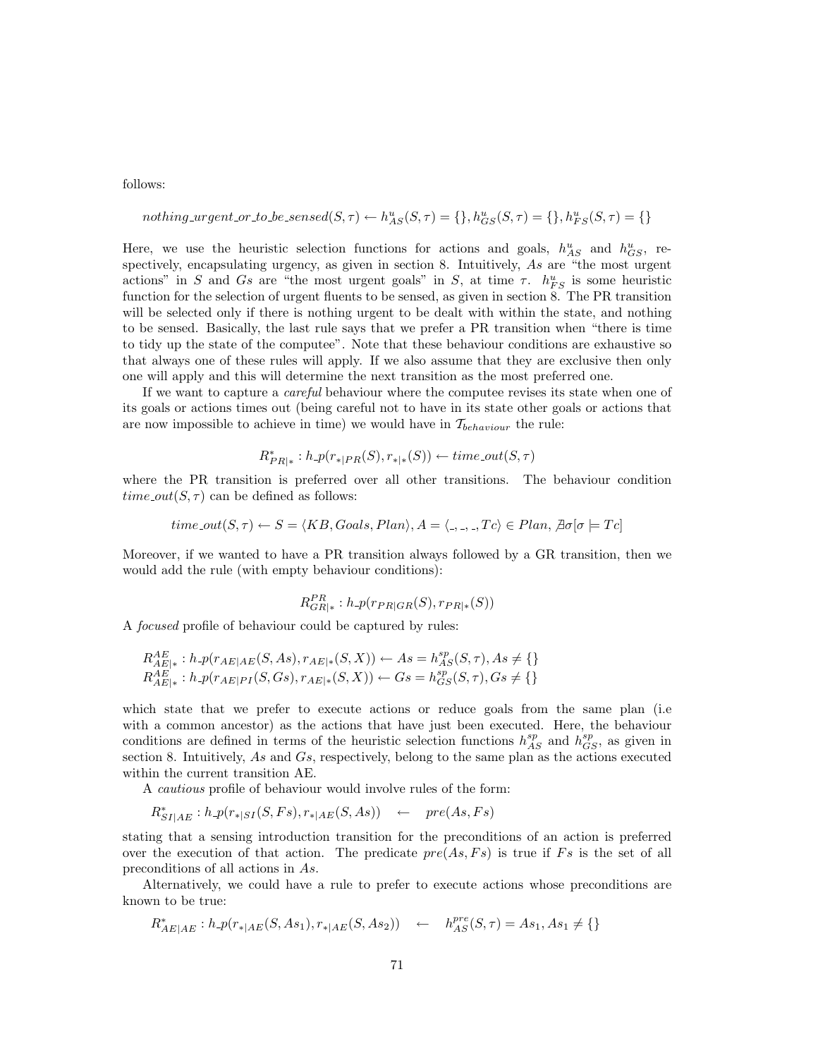follows:

$$nothing\_urgent\_or\_to\_be\_sensed(S,\tau) \leftarrow h^u_{AS}(S,\tau) = \{\}, h^u_{GS}(S,\tau) = \{\}, h^u_{FS}(S,\tau) = \{\}$$

Here, we use the heuristic selection functions for actions and goals, $h^u_{AS}$ and $h^u_{GS}$, respectively, encapsulating urgency, as given in section 8. Intuitively, $As$ are "the most urgent actions" in $S$ and $Gs$ are "the most urgent goals" in $S$, at time $\tau$. $h^u_{FS}$ is some heuristic function for the selection of urgent fluents to be sensed, as given in section 8. The PR transition will be selected only if there is nothing urgent to be dealt with within the state, and nothing to be sensed. Basically, the last rule says that we prefer a PR transition when "there is time to tidy up the state of the computee". Note that these behaviour conditions are exhaustive so that always one of these rules will apply. If we also assume that they are exclusive then only one will apply and this will determine the next transition as the most preferred one.

If we want to capture a *careful* behaviour where the computee revises its state when one of its goals or actions times out (being careful not to have in its state other goals or actions that are now impossible to achieve in time) we would have in $\mathcal{T}_{behaviour}$ the rule:

$$R^*_{PR|*} : h\_p(r_{*|PR}(S), r_{*|*}(S)) \leftarrow time\_out(S,\tau)$$

where the PR transition is preferred over all other transitions. The behaviour condition $time\_out(S,\tau)$ can be defined as follows:

$$time\_out(S,\tau) \leftarrow S = \langle KB, Goals, Plan\rangle, A = \langle \_,\_,\_, Tc\rangle \in Plan, \nexists\sigma[\sigma \models Tc]$$

Moreover, if we wanted to have a PR transition always followed by a GR transition, then we would add the rule (with empty behaviour conditions):

$$R^{PR}_{GR|*} : h\_p(r_{PR|GR}(S), r_{PR|*}(S))$$

A *focused* profile of behaviour could be captured by rules:

$$R^{AE}_{AE|*} : h\_p(r_{AE|AE}(S, As), r_{AE|*}(S,X)) \leftarrow As = h^{sp}_{AS}(S,\tau), As \neq \{\}$$
$$R^{AE}_{AE|*} : h\_p(r_{AE|PI}(S, Gs), r_{AE|*}(S,X)) \leftarrow Gs = h^{sp}_{GS}(S,\tau), Gs \neq \{\}$$

which state that we prefer to execute actions or reduce goals from the same plan (i.e with a common ancestor) as the actions that have just been executed. Here, the behaviour conditions are defined in terms of the heuristic selection functions $h^{sp}_{AS}$ and $h^{sp}_{GS}$, as given in section 8. Intuitively, $As$ and $Gs$, respectively, belong to the same plan as the actions executed within the current transition AE.

A *cautious* profile of behaviour would involve rules of the form:

$$R^*_{SI|AE} : h\_p(r_{*|SI}(S, Fs), r_{*|AE}(S, As)) \quad \leftarrow \quad pre(As, Fs)$$

stating that a sensing introduction transition for the preconditions of an action is preferred over the execution of that action. The predicate $pre(As, Fs)$ is true if $Fs$ is the set of all preconditions of all actions in $As$.

Alternatively, we could have a rule to prefer to execute actions whose preconditions are known to be true:

$$R^*_{AE|AE} : h\_p(r_{*|AE}(S, As_1), r_{*|AE}(S, As_2)) \quad \leftarrow \quad h^{pre}_{AS}(S,\tau) = As_1, As_1 \neq \{\}$$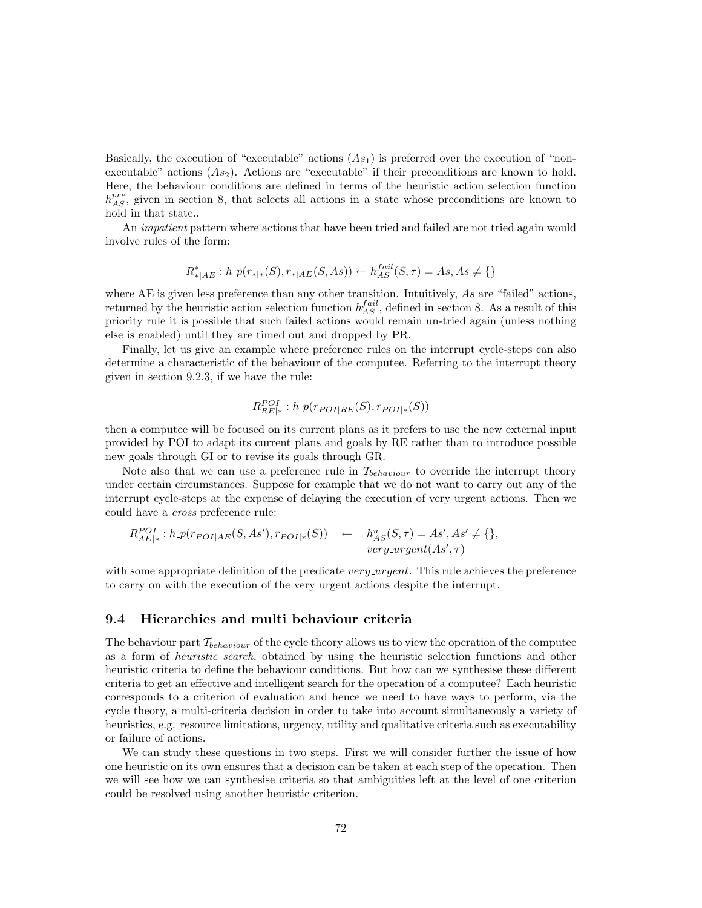Basically, the execution of "executable" actions ($As_1$) is preferred over the execution of "non-executable" actions ($As_2$). Actions are "executable" if their preconditions are known to hold. Here, the behaviour conditions are defined in terms of the heuristic action selection function $h^{pre}_{AS}$, given in section 8, that selects all actions in a state whose preconditions are known to hold in that state..

An *impatient* pattern where actions that have been tried and failed are not tried again would involve rules of the form:

$$R^{*}_{*|AE} : h\_p(r_{*|*}(S), r_{*|AE}(S, As)) \leftarrow h^{fail}_{AS}(S, \tau) = As, As \neq \{\}$$

where AE is given less preference than any other transition. Intuitively, $As$ are "failed" actions, returned by the heuristic action selection function $h^{fail}_{AS}$, defined in section 8. As a result of this priority rule it is possible that such failed actions would remain un-tried again (unless nothing else is enabled) until they are timed out and dropped by PR.

Finally, let us give an example where preference rules on the interrupt cycle-steps can also determine a characteristic of the behaviour of the computee. Referring to the interrupt theory given in section 9.2.3, if we have the rule:

$$R^{POI}_{RE|*} : h\_p(r_{POI|RE}(S), r_{POI|*}(S))$$

then a computee will be focused on its current plans as it prefers to use the new external input provided by POI to adapt its current plans and goals by RE rather than to introduce possible new goals through GI or to revise its goals through GR.

Note also that we can use a preference rule in $\mathcal{T}_{behaviour}$ to override the interrupt theory under certain circumstances. Suppose for example that we do not want to carry out any of the interrupt cycle-steps at the expense of delaying the execution of very urgent actions. Then we could have a *cross* preference rule:

$$\begin{array}{lcl} R^{POI}_{AE|*} : h\_p(r_{POI|AE}(S, As'), r_{POI|*}(S)) & \leftarrow & h^{u}_{AS}(S, \tau) = As', As' \neq \{\}, \\ & & very\_urgent(As', \tau) \end{array}$$

with some appropriate definition of the predicate $very\_urgent$. This rule achieves the preference to carry on with the execution of the very urgent actions despite the interrupt.

## 9.4 Hierarchies and multi behaviour criteria

The behaviour part $\mathcal{T}_{behaviour}$ of the cycle theory allows us to view the operation of the computee as a form of *heuristic search*, obtained by using the heuristic selection functions and other heuristic criteria to define the behaviour conditions. But how can we synthesise these different criteria to get an effective and intelligent search for the operation of a computee? Each heuristic corresponds to a criterion of evaluation and hence we need to have ways to perform, via the cycle theory, a multi-criteria decision in order to take into account simultaneously a variety of heuristics, e.g. resource limitations, urgency, utility and qualitative criteria such as executability or failure of actions.

We can study these questions in two steps. First we will consider further the issue of how one heuristic on its own ensures that a decision can be taken at each step of the operation. Then we will see how we can synthesise criteria so that ambiguities left at the level of one criterion could be resolved using another heuristic criterion.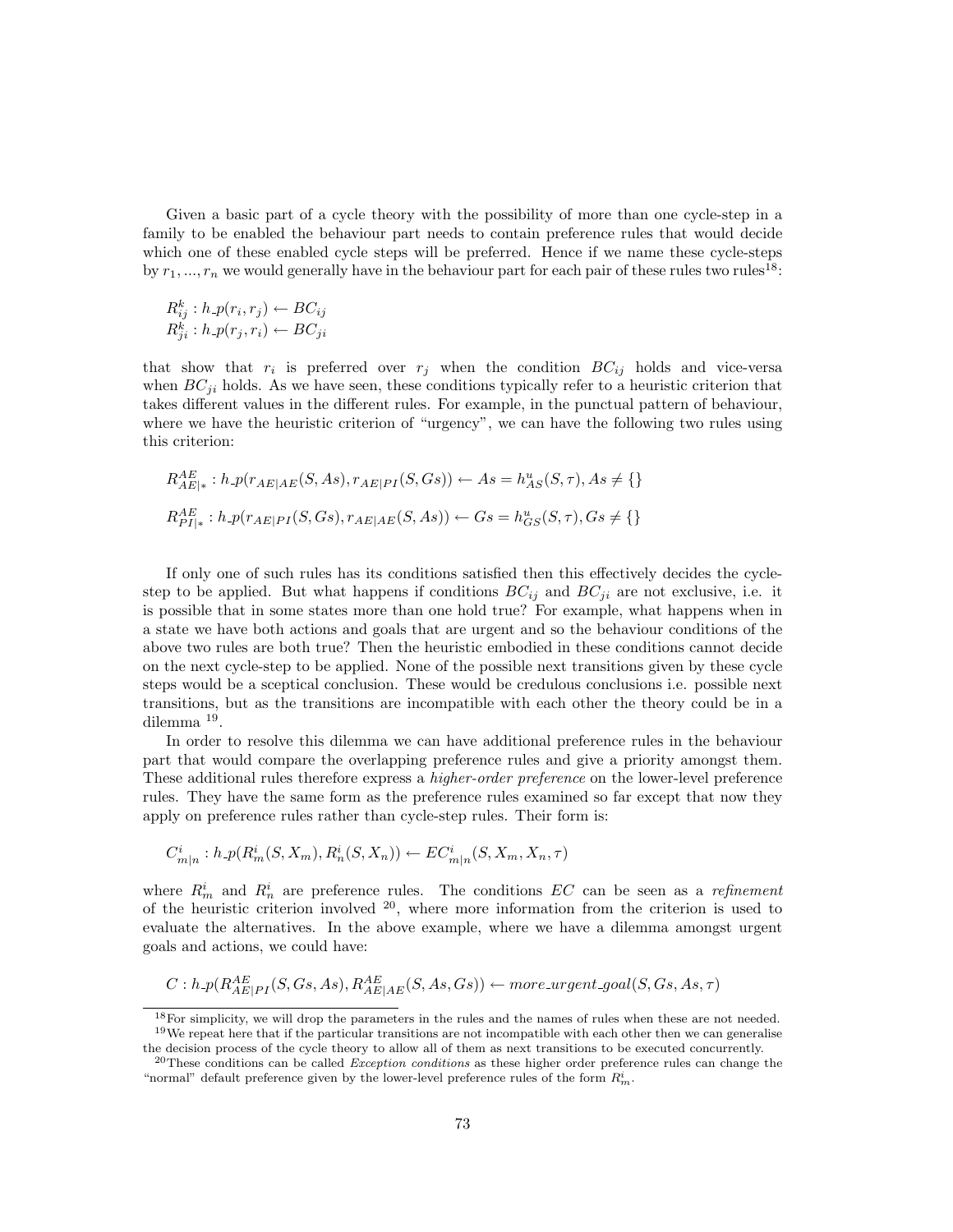Given a basic part of a cycle theory with the possibility of more than one cycle-step in a family to be enabled the behaviour part needs to contain preference rules that would decide which one of these enabled cycle steps will be preferred. Hence if we name these cycle-steps by $r_1, ..., r_n$ we would generally have in the behaviour part for each pair of these rules two rules[18]:

$$R^k_{ij} : h\_p(r_i, r_j) \leftarrow BC_{ij}$$
$$R^k_{ji} : h\_p(r_j, r_i) \leftarrow BC_{ji}$$

that show that $r_i$ is preferred over $r_j$ when the condition $BC_{ij}$ holds and vice-versa when $BC_{ji}$ holds. As we have seen, these conditions typically refer to a heuristic criterion that takes different values in the different rules. For example, in the punctual pattern of behaviour, where we have the heuristic criterion of "urgency", we can have the following two rules using this criterion:

$$R^{AE}_{AE|*} : h\_p(r_{AE|AE}(S, As), r_{AE|PI}(S, Gs)) \leftarrow As = h^u_{AS}(S, \tau), As \neq \{\}$$

$$R^{AE}_{PI|*} : h\_p(r_{AE|PI}(S, Gs), r_{AE|AE}(S, As)) \leftarrow Gs = h^u_{GS}(S, \tau), Gs \neq \{\}$$

If only one of such rules has its conditions satisfied then this effectively decides the cycle-step to be applied. But what happens if conditions $BC_{ij}$ and $BC_{ji}$ are not exclusive, i.e. it is possible that in some states more than one hold true? For example, what happens when in a state we have both actions and goals that are urgent and so the behaviour conditions of the above two rules are both true? Then the heuristic embodied in these conditions cannot decide on the next cycle-step to be applied. None of the possible next transitions given by these cycle steps would be a sceptical conclusion. These would be credulous conclusions i.e. possible next transitions, but as the transitions are incompatible with each other the theory could be in a dilemma [19].

In order to resolve this dilemma we can have additional preference rules in the behaviour part that would compare the overlapping preference rules and give a priority amongst them. These additional rules therefore express a *higher-order preference* on the lower-level preference rules. They have the same form as the preference rules examined so far except that now they apply on preference rules rather than cycle-step rules. Their form is:

$$C^i_{m|n} : h\_p(R^i_m(S, X_m), R^i_n(S, X_n)) \leftarrow EC^i_{m|n}(S, X_m, X_n, \tau)$$

where $R^i_m$ and $R^i_n$ are preference rules. The conditions $EC$ can be seen as a *refinement* of the heuristic criterion involved [20], where more information from the criterion is used to evaluate the alternatives. In the above example, where we have a dilemma amongst urgent goals and actions, we could have:

$$C : h\_p(R^{AE}_{AE|PI}(S, Gs, As), R^{AE}_{AE|AE}(S, As, Gs)) \leftarrow more\_urgent\_goal(S, Gs, As, \tau)$$

[18] For simplicity, we will drop the parameters in the rules and the names of rules when these are not needed.

[19] We repeat here that if the particular transitions are not incompatible with each other then we can generalise the decision process of the cycle theory to allow all of them as next transitions to be executed concurrently.

[20] These conditions can be called *Exception conditions* as these higher order preference rules can change the "normal" default preference given by the lower-level preference rules of the form $R^i_m$.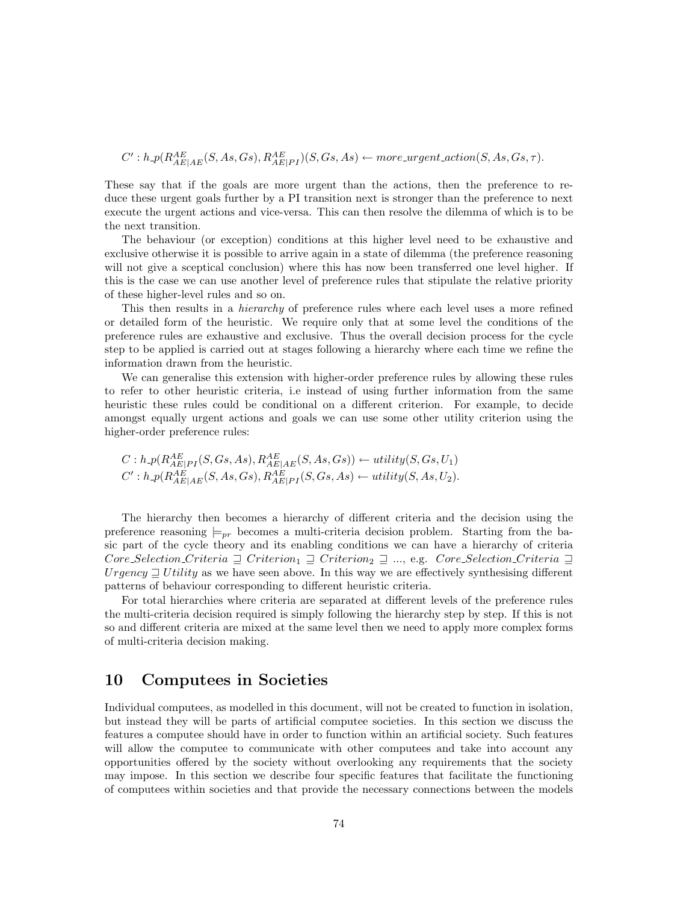$$C' : h\_p(R^{AE}_{AE|AE}(S, As, Gs), R^{AE}_{AE|PI})(S, Gs, As) \leftarrow more\_urgent\_action(S, As, Gs, \tau).$$

These say that if the goals are more urgent than the actions, then the preference to reduce these urgent goals further by a PI transition next is stronger than the preference to next execute the urgent actions and vice-versa. This can then resolve the dilemma of which is to be the next transition.

The behaviour (or exception) conditions at this higher level need to be exhaustive and exclusive otherwise it is possible to arrive again in a state of dilemma (the preference reasoning will not give a sceptical conclusion) where this has now been transferred one level higher. If this is the case we can use another level of preference rules that stipulate the relative priority of these higher-level rules and so on.

This then results in a *hierarchy* of preference rules where each level uses a more refined or detailed form of the heuristic. We require only that at some level the conditions of the preference rules are exhaustive and exclusive. Thus the overall decision process for the cycle step to be applied is carried out at stages following a hierarchy where each time we refine the information drawn from the heuristic.

We can generalise this extension with higher-order preference rules by allowing these rules to refer to other heuristic criteria, i.e instead of using further information from the same heuristic these rules could be conditional on a different criterion. For example, to decide amongst equally urgent actions and goals we can use some other utility criterion using the higher-order preference rules:

$$C : h\_p(R^{AE}_{AE|PI}(S, Gs, As), R^{AE}_{AE|AE}(S, As, Gs)) \leftarrow utility(S, Gs, U_1)$$
$$C' : h\_p(R^{AE}_{AE|AE}(S, As, Gs), R^{AE}_{AE|PI}(S, Gs, As) \leftarrow utility(S, As, U_2).$$

The hierarchy then becomes a hierarchy of different criteria and the decision using the preference reasoning $\models_{pr}$ becomes a multi-criteria decision problem. Starting from the basic part of the cycle theory and its enabling conditions we can have a hierarchy of criteria $Core\_Selection\_Criteria \sqsupseteq Criterion_1 \sqsupseteq Criterion_2 \sqsupseteq ...$, e.g. $Core\_Selection\_Criteria \sqsupseteq Urgency \sqsupseteq Utility$ as we have seen above. In this way we are effectively synthesising different patterns of behaviour corresponding to different heuristic criteria.

For total hierarchies where criteria are separated at different levels of the preference rules the multi-criteria decision required is simply following the hierarchy step by step. If this is not so and different criteria are mixed at the same level then we need to apply more complex forms of multi-criteria decision making.

# 10 Computees in Societies

Individual computees, as modelled in this document, will not be created to function in isolation, but instead they will be parts of artificial computee societies. In this section we discuss the features a computee should have in order to function within an artificial society. Such features will allow the computee to communicate with other computees and take into account any opportunities offered by the society without overlooking any requirements that the society may impose. In this section we describe four specific features that facilitate the functioning of computees within societies and that provide the necessary connections between the models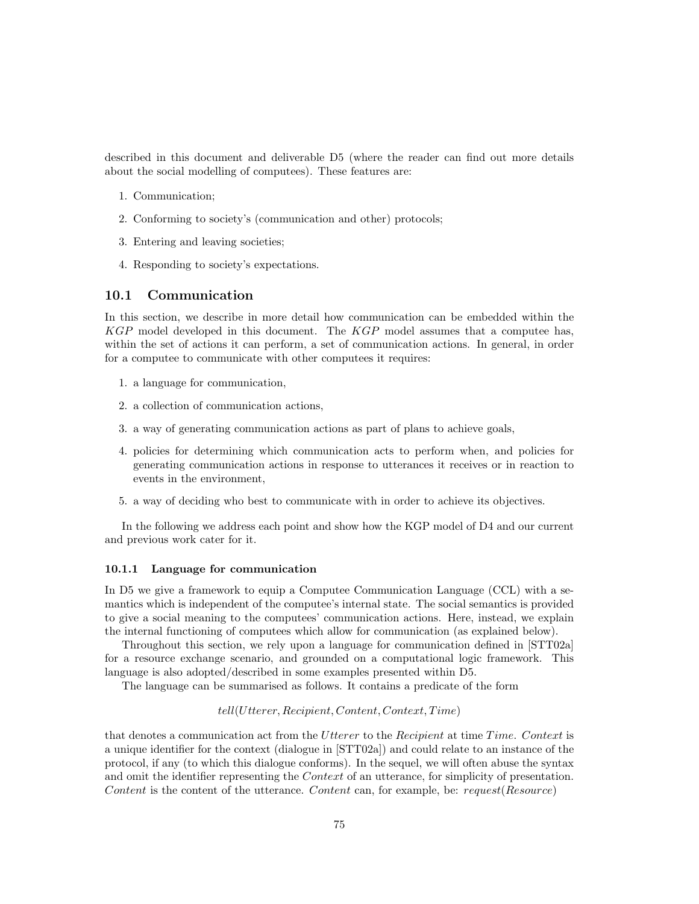described in this document and deliverable D5 (where the reader can find out more details about the social modelling of computees). These features are:

1. Communication;
2. Conforming to society's (communication and other) protocols;
3. Entering and leaving societies;
4. Responding to society's expectations.

## 10.1 Communication

In this section, we describe in more detail how communication can be embedded within the $KGP$ model developed in this document. The $KGP$ model assumes that a computee has, within the set of actions it can perform, a set of communication actions. In general, in order for a computee to communicate with other computees it requires:

1. a language for communication,
2. a collection of communication actions,
3. a way of generating communication actions as part of plans to achieve goals,
4. policies for determining which communication acts to perform when, and policies for generating communication actions in response to utterances it receives or in reaction to events in the environment,
5. a way of deciding who best to communicate with in order to achieve its objectives.

In the following we address each point and show how the KGP model of D4 and our current and previous work cater for it.

### 10.1.1 Language for communication

In D5 we give a framework to equip a Computee Communication Language (CCL) with a semantics which is independent of the computee's internal state. The social semantics is provided to give a social meaning to the computees' communication actions. Here, instead, we explain the internal functioning of computees which allow for communication (as explained below).

Throughout this section, we rely upon a language for communication defined in [STT02a] for a resource exchange scenario, and grounded on a computational logic framework. This language is also adopted/described in some examples presented within D5.

The language can be summarised as follows. It contains a predicate of the form

$$tell(Utterer, Recipient, Content, Context, Time)$$

that denotes a communication act from the $Utterer$ to the $Recipient$ at time $Time$. $Context$ is a unique identifier for the context (dialogue in [STT02a]) and could relate to an instance of the protocol, if any (to which this dialogue conforms). In the sequel, we will often abuse the syntax and omit the identifier representing the $Context$ of an utterance, for simplicity of presentation. $Content$ is the content of the utterance. $Content$ can, for example, be: $request(Resource)$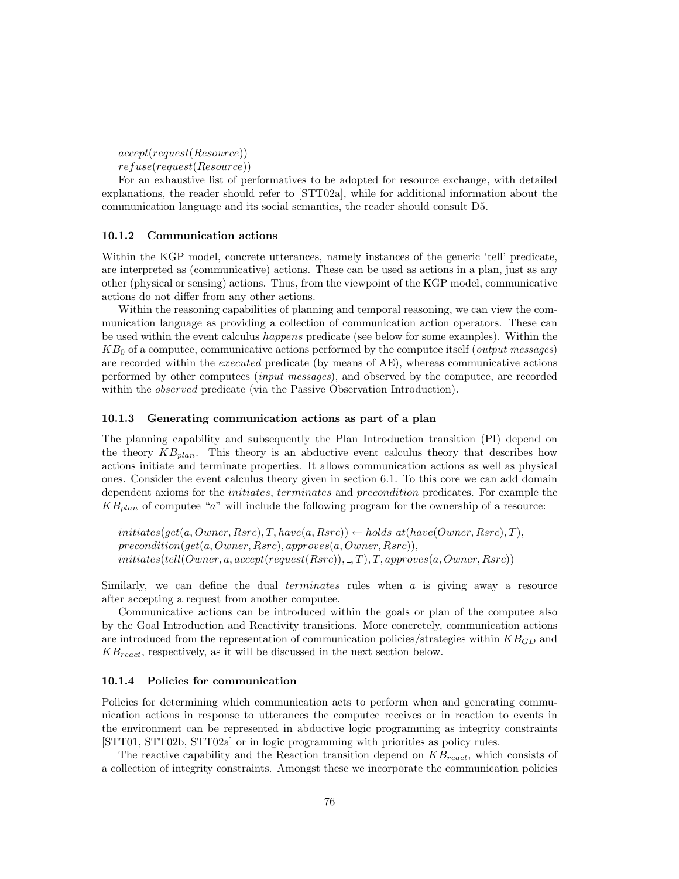$accept(request(Resource))$
$refuse(request(Resource))$

For an exhaustive list of performatives to be adopted for resource exchange, with detailed explanations, the reader should refer to [STT02a], while for additional information about the communication language and its social semantics, the reader should consult D5.

### 10.1.2 Communication actions

Within the KGP model, concrete utterances, namely instances of the generic 'tell' predicate, are interpreted as (communicative) actions. These can be used as actions in a plan, just as any other (physical or sensing) actions. Thus, from the viewpoint of the KGP model, communicative actions do not differ from any other actions.

Within the reasoning capabilities of planning and temporal reasoning, we can view the communication language as providing a collection of communication action operators. These can be used within the event calculus *happens* predicate (see below for some examples). Within the $KB_0$ of a computee, communicative actions performed by the computee itself (*output messages*) are recorded within the *executed* predicate (by means of AE), whereas communicative actions performed by other computees (*input messages*), and observed by the computee, are recorded within the *observed* predicate (via the Passive Observation Introduction).

### 10.1.3 Generating communication actions as part of a plan

The planning capability and subsequently the Plan Introduction transition (PI) depend on the theory $KB_{plan}$. This theory is an abductive event calculus theory that describes how actions initiate and terminate properties. It allows communication actions as well as physical ones. Consider the event calculus theory given in section 6.1. To this core we can add domain dependent axioms for the *initiates*, *terminates* and *precondition* predicates. For example the $KB_{plan}$ of computee "$a$" will include the following program for the ownership of a resource:

$initiates(get(a, Owner, Rsrc), T, have(a, Rsrc)) \leftarrow holds\_at(have(Owner, Rsrc), T),$
$precondition(get(a, Owner, Rsrc), approves(a, Owner, Rsrc)),$
$initiates(tell(Owner, a, accept(request(Rsrc)), \_, T), T, approves(a, Owner, Rsrc))$

Similarly, we can define the dual *terminates* rules when $a$ is giving away a resource after accepting a request from another computee.

Communicative actions can be introduced within the goals or plan of the computee also by the Goal Introduction and Reactivity transitions. More concretely, communication actions are introduced from the representation of communication policies/strategies within $KB_{GD}$ and $KB_{react}$, respectively, as it will be discussed in the next section below.

### 10.1.4 Policies for communication

Policies for determining which communication acts to perform when and generating communication actions in response to utterances the computee receives or in reaction to events in the environment can be represented in abductive logic programming as integrity constraints [STT01, STT02b, STT02a] or in logic programming with priorities as policy rules.

The reactive capability and the Reaction transition depend on $KB_{react}$, which consists of a collection of integrity constraints. Amongst these we incorporate the communication policies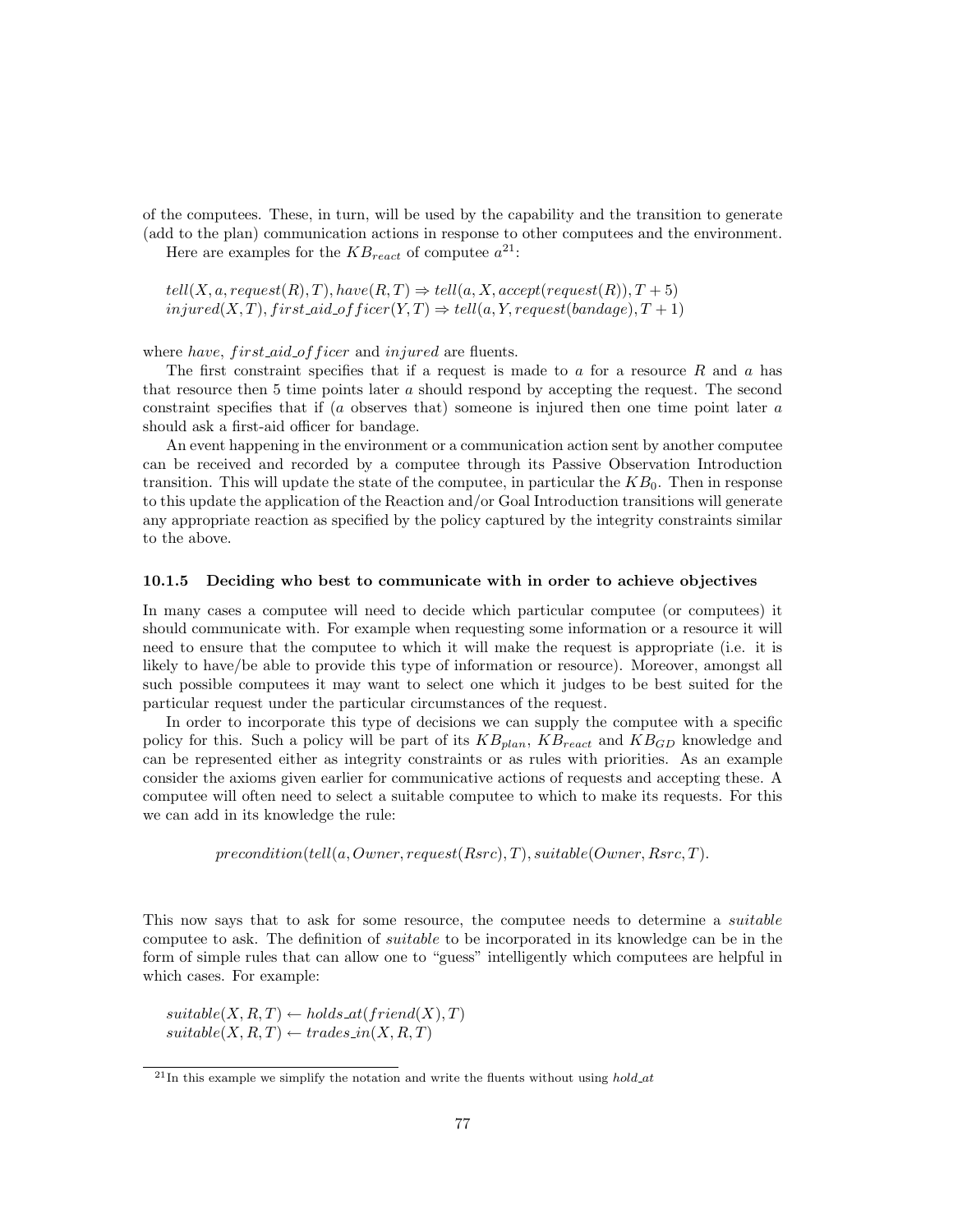of the computees. These, in turn, will be used by the capability and the transition to generate (add to the plan) communication actions in response to other computees and the environment.

Here are examples for the $KB_{react}$ of computee $a$[21]:

$tell(X, a, request(R), T), have(R, T) \Rightarrow tell(a, X, accept(request(R)), T + 5)$
$injured(X, T), first\_aid\_officer(Y, T) \Rightarrow tell(a, Y, request(bandage), T + 1)$

where $have$, $first\_aid\_officer$ and $injured$ are fluents.

The first constraint specifies that if a request is made to $a$ for a resource $R$ and $a$ has that resource then 5 time points later $a$ should respond by accepting the request. The second constraint specifies that if ($a$ observes that) someone is injured then one time point later $a$ should ask a first-aid officer for bandage.

An event happening in the environment or a communication action sent by another computee can be received and recorded by a computee through its Passive Observation Introduction transition. This will update the state of the computee, in particular the $KB_0$. Then in response to this update the application of the Reaction and/or Goal Introduction transitions will generate any appropriate reaction as specified by the policy captured by the integrity constraints similar to the above.

### 10.1.5 Deciding who best to communicate with in order to achieve objectives

In many cases a computee will need to decide which particular computee (or computees) it should communicate with. For example when requesting some information or a resource it will need to ensure that the computee to which it will make the request is appropriate (i.e. it is likely to have/be able to provide this type of information or resource). Moreover, amongst all such possible computees it may want to select one which it judges to be best suited for the particular request under the particular circumstances of the request.

In order to incorporate this type of decisions we can supply the computee with a specific policy for this. Such a policy will be part of its $KB_{plan}$, $KB_{react}$ and $KB_{GD}$ knowledge and can be represented either as integrity constraints or as rules with priorities. As an example consider the axioms given earlier for communicative actions of requests and accepting these. A computee will often need to select a suitable computee to which to make its requests. For this we can add in its knowledge the rule:

$$precondition(tell(a, Owner, request(Rsrc), T), suitable(Owner, Rsrc, T).$$

This now says that to ask for some resource, the computee needs to determine a *suitable* computee to ask. The definition of *suitable* to be incorporated in its knowledge can be in the form of simple rules that can allow one to "guess" intelligently which computees are helpful in which cases. For example:

$suitable(X, R, T) \leftarrow holds\_at(friend(X), T)$
$suitable(X, R, T) \leftarrow trades\_in(X, R, T)$

[21] In this example we simplify the notation and write the fluents without using $hold\_at$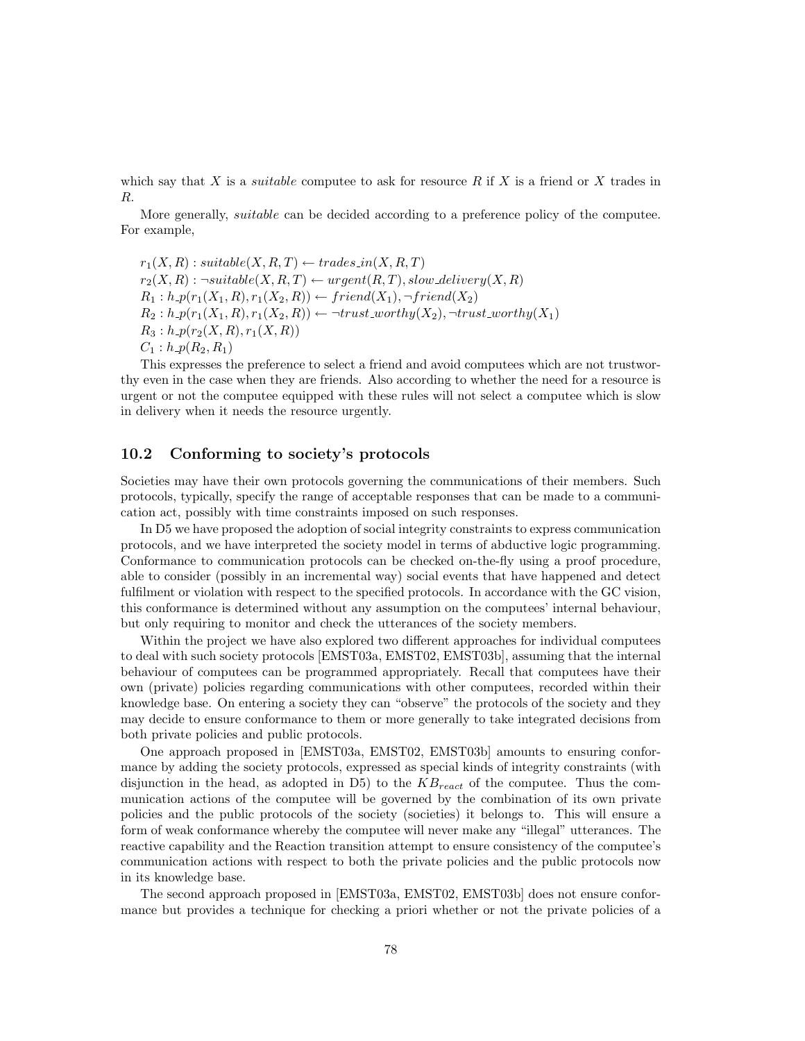which say that $X$ is a *suitable* computee to ask for resource $R$ if $X$ is a friend or $X$ trades in $R$.

More generally, *suitable* can be decided according to a preference policy of the computee. For example,

$r_1(X,R) : suitable(X,R,T) \leftarrow trades\_in(X,R,T)$
$r_2(X,R) : \neg suitable(X,R,T) \leftarrow urgent(R,T), slow\_delivery(X,R)$
$R_1 : h\_p(r_1(X_1,R), r_1(X_2,R)) \leftarrow friend(X_1), \neg friend(X_2)$
$R_2 : h\_p(r_1(X_1,R), r_1(X_2,R)) \leftarrow \neg trust\_worthy(X_2), \neg trust\_worthy(X_1)$
$R_3 : h\_p(r_2(X,R), r_1(X,R))$
$C_1 : h\_p(R_2, R_1)$

This expresses the preference to select a friend and avoid computees which are not trustworthy even in the case when they are friends. Also according to whether the need for a resource is urgent or not the computee equipped with these rules will not select a computee which is slow in delivery when it needs the resource urgently.

## 10.2 Conforming to society's protocols

Societies may have their own protocols governing the communications of their members. Such protocols, typically, specify the range of acceptable responses that can be made to a communication act, possibly with time constraints imposed on such responses.

In D5 we have proposed the adoption of social integrity constraints to express communication protocols, and we have interpreted the society model in terms of abductive logic programming. Conformance to communication protocols can be checked on-the-fly using a proof procedure, able to consider (possibly in an incremental way) social events that have happened and detect fulfilment or violation with respect to the specified protocols. In accordance with the GC vision, this conformance is determined without any assumption on the computees' internal behaviour, but only requiring to monitor and check the utterances of the society members.

Within the project we have also explored two different approaches for individual computees to deal with such society protocols [EMST03a, EMST02, EMST03b], assuming that the internal behaviour of computees can be programmed appropriately. Recall that computees have their own (private) policies regarding communications with other computees, recorded within their knowledge base. On entering a society they can "observe" the protocols of the society and they may decide to ensure conformance to them or more generally to take integrated decisions from both private policies and public protocols.

One approach proposed in [EMST03a, EMST02, EMST03b] amounts to ensuring conformance by adding the society protocols, expressed as special kinds of integrity constraints (with disjunction in the head, as adopted in D5) to the $KB_{react}$ of the computee. Thus the communication actions of the computee will be governed by the combination of its own private policies and the public protocols of the society (societies) it belongs to. This will ensure a form of weak conformance whereby the computee will never make any "illegal" utterances. The reactive capability and the Reaction transition attempt to ensure consistency of the computee's communication actions with respect to both the private policies and the public protocols now in its knowledge base.

The second approach proposed in [EMST03a, EMST02, EMST03b] does not ensure conformance but provides a technique for checking a priori whether or not the private policies of a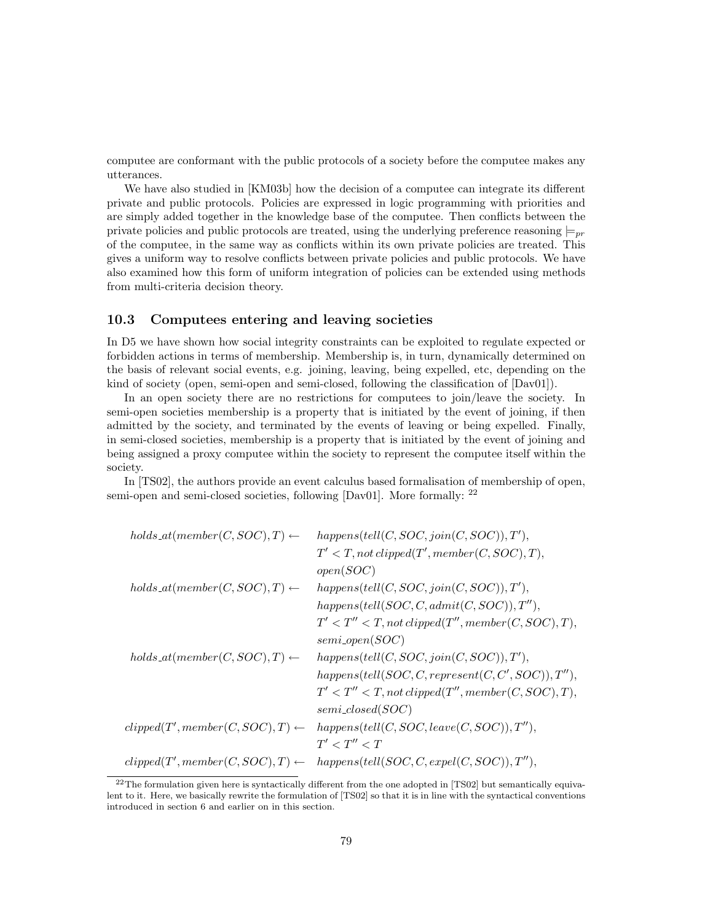computee are conformant with the public protocols of a society before the computee makes any utterances.

We have also studied in [KM03b] how the decision of a computee can integrate its different private and public protocols. Policies are expressed in logic programming with priorities and are simply added together in the knowledge base of the computee. Then conflicts between the private policies and public protocols are treated, using the underlying preference reasoning $\models_{pr}$ of the computee, in the same way as conflicts within its own private policies are treated. This gives a uniform way to resolve conflicts between private policies and public protocols. We have also examined how this form of uniform integration of policies can be extended using methods from multi-criteria decision theory.

### 10.3 Computees entering and leaving societies

In D5 we have shown how social integrity constraints can be exploited to regulate expected or forbidden actions in terms of membership. Membership is, in turn, dynamically determined on the basis of relevant social events, e.g. joining, leaving, being expelled, etc, depending on the kind of society (open, semi-open and semi-closed, following the classification of [Dav01]).

In an open society there are no restrictions for computees to join/leave the society. In semi-open societies membership is a property that is initiated by the event of joining, if then admitted by the society, and terminated by the events of leaving or being expelled. Finally, in semi-closed societies, membership is a property that is initiated by the event of joining and being assigned a proxy computee within the society to represent the computee itself within the society.

In [TS02], the authors provide an event calculus based formalisation of membership of open, semi-open and semi-closed societies, following [Dav01]. More formally: [22]

$$
\begin{array}{rl}
holds\_at(member(C,SOC),T) \leftarrow & happens(tell(C,SOC,join(C,SOC)),T'),\\
& T' < T, not\, clipped(T', member(C,SOC),T),\\
& open(SOC)\\
holds\_at(member(C,SOC),T) \leftarrow & happens(tell(C,SOC,join(C,SOC)),T'),\\
& happens(tell(SOC,C,admit(C,SOC)),T''),\\
& T' < T'' < T, not\, clipped(T'', member(C,SOC),T),\\
& semi\_open(SOC)\\
holds\_at(member(C,SOC),T) \leftarrow & happens(tell(C,SOC,join(C,SOC)),T'),\\
& happens(tell(SOC,C,represent(C,C',SOC)),T''),\\
& T' < T'' < T, not\, clipped(T'', member(C,SOC),T),\\
& semi\_closed(SOC)\\
clipped(T', member(C,SOC),T) \leftarrow & happens(tell(C,SOC,leave(C,SOC)),T''),\\
& T' < T'' < T\\
clipped(T', member(C,SOC),T) \leftarrow & happens(tell(SOC,C,expel(C,SOC)),T''),
\end{array}
$$

[22] The formulation given here is syntactically different from the one adopted in [TS02] but semantically equivalent to it. Here, we basically rewrite the formulation of [TS02] so that it is in line with the syntactical conventions introduced in section 6 and earlier on in this section.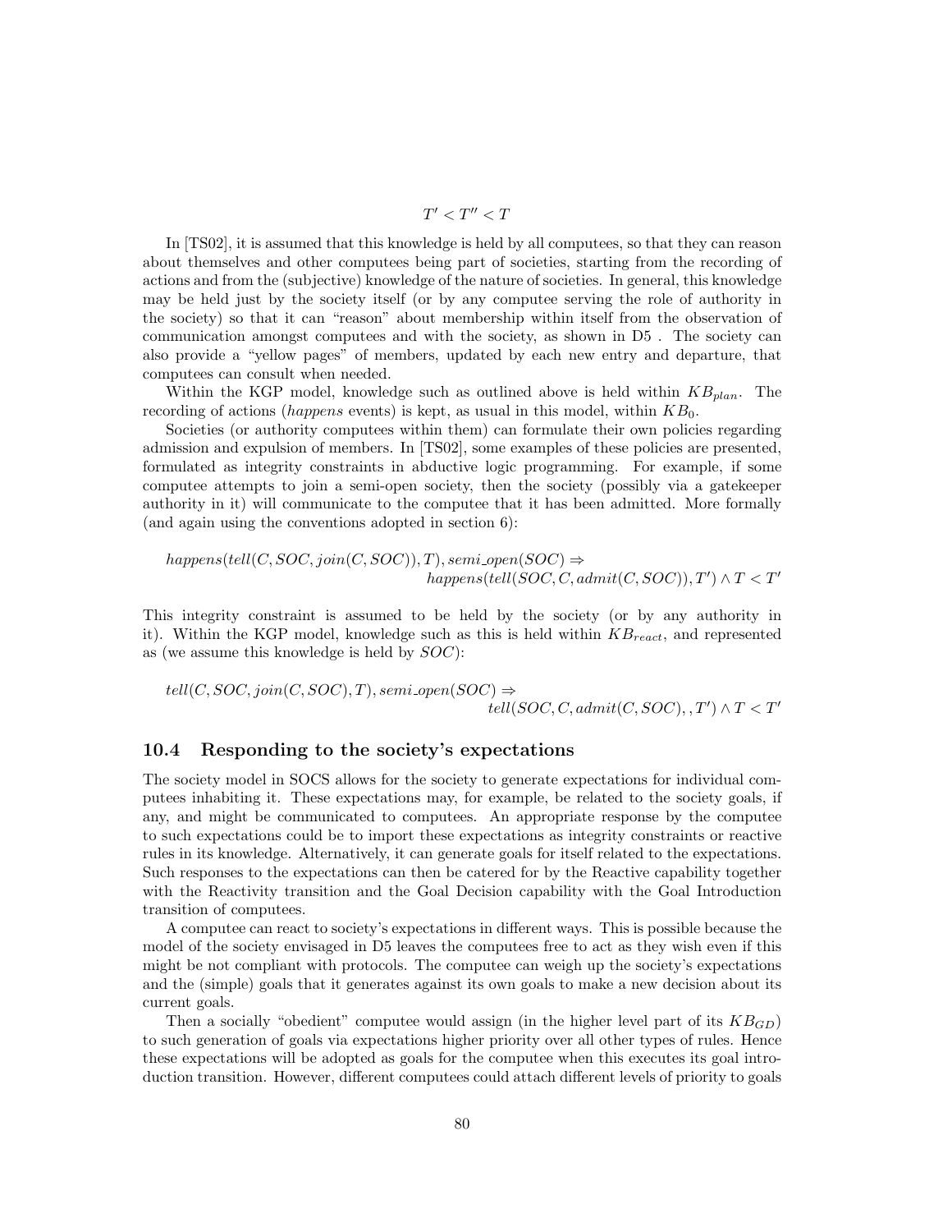$$T' < T'' < T$$

In [TS02], it is assumed that this knowledge is held by all computees, so that they can reason about themselves and other computees being part of societies, starting from the recording of actions and from the (subjective) knowledge of the nature of societies. In general, this knowledge may be held just by the society itself (or by any computee serving the role of authority in the society) so that it can "reason" about membership within itself from the observation of communication amongst computees and with the society, as shown in D5 . The society can also provide a "yellow pages" of members, updated by each new entry and departure, that computees can consult when needed.

Within the KGP model, knowledge such as outlined above is held within $KB_{plan}$. The recording of actions (*happens* events) is kept, as usual in this model, within $KB_0$.

Societies (or authority computees within them) can formulate their own policies regarding admission and expulsion of members. In [TS02], some examples of these policies are presented, formulated as integrity constraints in abductive logic programming. For example, if some computee attempts to join a semi-open society, then the society (possibly via a gatekeeper authority in it) will communicate to the computee that it has been admitted. More formally (and again using the conventions adopted in section 6):

$$happens(tell(C, SOC, join(C, SOC)), T), semi\_open(SOC) \Rightarrow$$
$$happens(tell(SOC, C, admit(C, SOC)), T') \wedge T < T'$$

This integrity constraint is assumed to be held by the society (or by any authority in it). Within the KGP model, knowledge such as this is held within $KB_{react}$, and represented as (we assume this knowledge is held by $SOC$):

$$tell(C, SOC, join(C, SOC), T), semi\_open(SOC) \Rightarrow$$
$$tell(SOC, C, admit(C, SOC), , T') \wedge T < T'$$

## 10.4 Responding to the society's expectations

The society model in SOCS allows for the society to generate expectations for individual computees inhabiting it. These expectations may, for example, be related to the society goals, if any, and might be communicated to computees. An appropriate response by the computee to such expectations could be to import these expectations as integrity constraints or reactive rules in its knowledge. Alternatively, it can generate goals for itself related to the expectations. Such responses to the expectations can then be catered for by the Reactive capability together with the Reactivity transition and the Goal Decision capability with the Goal Introduction transition of computees.

A computee can react to society's expectations in different ways. This is possible because the model of the society envisaged in D5 leaves the computees free to act as they wish even if this might be not compliant with protocols. The computee can weigh up the society's expectations and the (simple) goals that it generates against its own goals to make a new decision about its current goals.

Then a socially "obedient" computee would assign (in the higher level part of its $KB_{GD}$) to such generation of goals via expectations higher priority over all other types of rules. Hence these expectations will be adopted as goals for the computee when this executes its goal introduction transition. However, different computees could attach different levels of priority to goals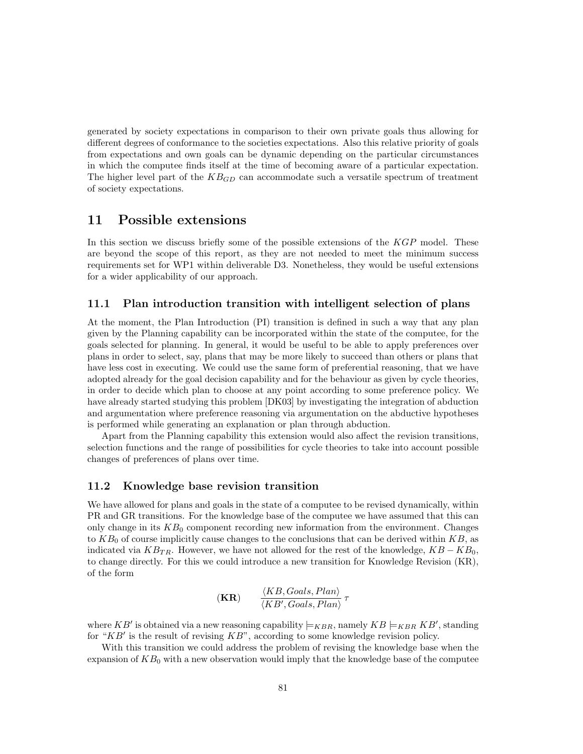generated by society expectations in comparison to their own private goals thus allowing for different degrees of conformance to the societies expectations. Also this relative priority of goals from expectations and own goals can be dynamic depending on the particular circumstances in which the computee finds itself at the time of becoming aware of a particular expectation. The higher level part of the $KB_{GD}$ can accommodate such a versatile spectrum of treatment of society expectations.

## 11 Possible extensions

In this section we discuss briefly some of the possible extensions of the $KGP$ model. These are beyond the scope of this report, as they are not needed to meet the minimum success requirements set for WP1 within deliverable D3. Nonetheless, they would be useful extensions for a wider applicability of our approach.

### 11.1 Plan introduction transition with intelligent selection of plans

At the moment, the Plan Introduction (PI) transition is defined in such a way that any plan given by the Planning capability can be incorporated within the state of the computee, for the goals selected for planning. In general, it would be useful to be able to apply preferences over plans in order to select, say, plans that may be more likely to succeed than others or plans that have less cost in executing. We could use the same form of preferential reasoning, that we have adopted already for the goal decision capability and for the behaviour as given by cycle theories, in order to decide which plan to choose at any point according to some preference policy. We have already started studying this problem [DK03] by investigating the integration of abduction and argumentation where preference reasoning via argumentation on the abductive hypotheses is performed while generating an explanation or plan through abduction.

Apart from the Planning capability this extension would also affect the revision transitions, selection functions and the range of possibilities for cycle theories to take into account possible changes of preferences of plans over time.

### 11.2 Knowledge base revision transition

We have allowed for plans and goals in the state of a computee to be revised dynamically, within PR and GR transitions. For the knowledge base of the computee we have assumed that this can only change in its $KB_0$ component recording new information from the environment. Changes to $KB_0$ of course implicitly cause changes to the conclusions that can be derived within $KB$, as indicated via $KB_{TR}$. However, we have not allowed for the rest of the knowledge, $KB - KB_0$, to change directly. For this we could introduce a new transition for Knowledge Revision (KR), of the form

$$\textbf{(KR)} \qquad \frac{\langle KB, Goals, Plan\rangle}{\langle KB', Goals, Plan\rangle}\,\tau$$

where $KB'$ is obtained via a new reasoning capability $\models_{KBR}$, namely $KB \models_{KBR} KB'$, standing for "$KB'$ is the result of revising $KB$", according to some knowledge revision policy.

With this transition we could address the problem of revising the knowledge base when the expansion of $KB_0$ with a new observation would imply that the knowledge base of the computee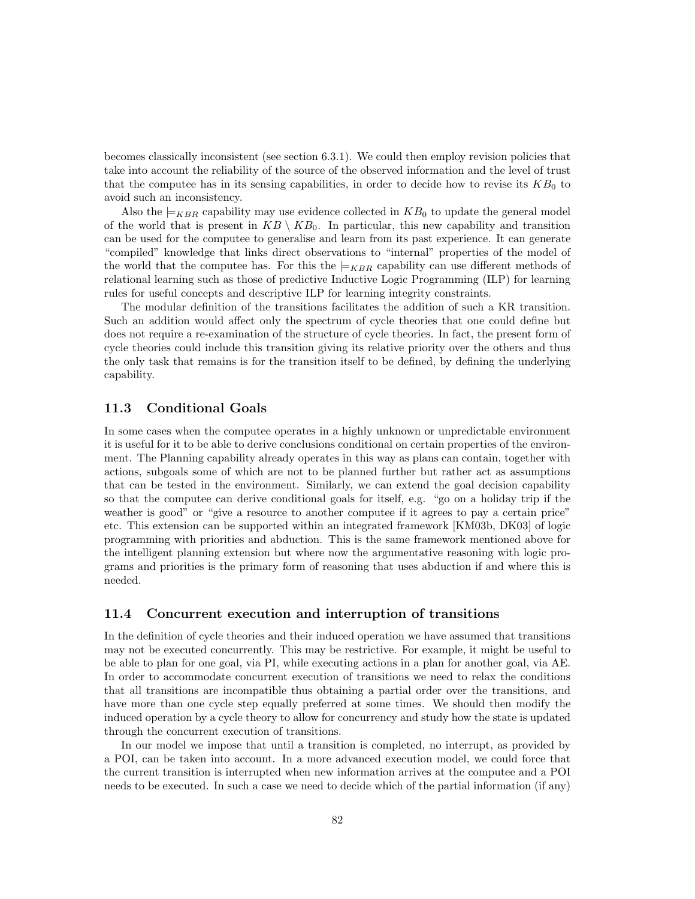becomes classically inconsistent (see section 6.3.1). We could then employ revision policies that take into account the reliability of the source of the observed information and the level of trust that the computee has in its sensing capabilities, in order to decide how to revise its $KB_0$ to avoid such an inconsistency.

Also the $\models_{KBR}$ capability may use evidence collected in $KB_0$ to update the general model of the world that is present in $KB \setminus KB_0$. In particular, this new capability and transition can be used for the computee to generalise and learn from its past experience. It can generate "compiled" knowledge that links direct observations to "internal" properties of the model of the world that the computee has. For this the $\models_{KBR}$ capability can use different methods of relational learning such as those of predictive Inductive Logic Programming (ILP) for learning rules for useful concepts and descriptive ILP for learning integrity constraints.

The modular definition of the transitions facilitates the addition of such a KR transition. Such an addition would affect only the spectrum of cycle theories that one could define but does not require a re-examination of the structure of cycle theories. In fact, the present form of cycle theories could include this transition giving its relative priority over the others and thus the only task that remains is for the transition itself to be defined, by defining the underlying capability.

## 11.3 Conditional Goals

In some cases when the computee operates in a highly unknown or unpredictable environment it is useful for it to be able to derive conclusions conditional on certain properties of the environment. The Planning capability already operates in this way as plans can contain, together with actions, subgoals some of which are not to be planned further but rather act as assumptions that can be tested in the environment. Similarly, we can extend the goal decision capability so that the computee can derive conditional goals for itself, e.g. "go on a holiday trip if the weather is good" or "give a resource to another computee if it agrees to pay a certain price" etc. This extension can be supported within an integrated framework [KM03b, DK03] of logic programming with priorities and abduction. This is the same framework mentioned above for the intelligent planning extension but where now the argumentative reasoning with logic programs and priorities is the primary form of reasoning that uses abduction if and where this is needed.

## 11.4 Concurrent execution and interruption of transitions

In the definition of cycle theories and their induced operation we have assumed that transitions may not be executed concurrently. This may be restrictive. For example, it might be useful to be able to plan for one goal, via PI, while executing actions in a plan for another goal, via AE. In order to accommodate concurrent execution of transitions we need to relax the conditions that all transitions are incompatible thus obtaining a partial order over the transitions, and have more than one cycle step equally preferred at some times. We should then modify the induced operation by a cycle theory to allow for concurrency and study how the state is updated through the concurrent execution of transitions.

In our model we impose that until a transition is completed, no interrupt, as provided by a POI, can be taken into account. In a more advanced execution model, we could force that the current transition is interrupted when new information arrives at the computee and a POI needs to be executed. In such a case we need to decide which of the partial information (if any)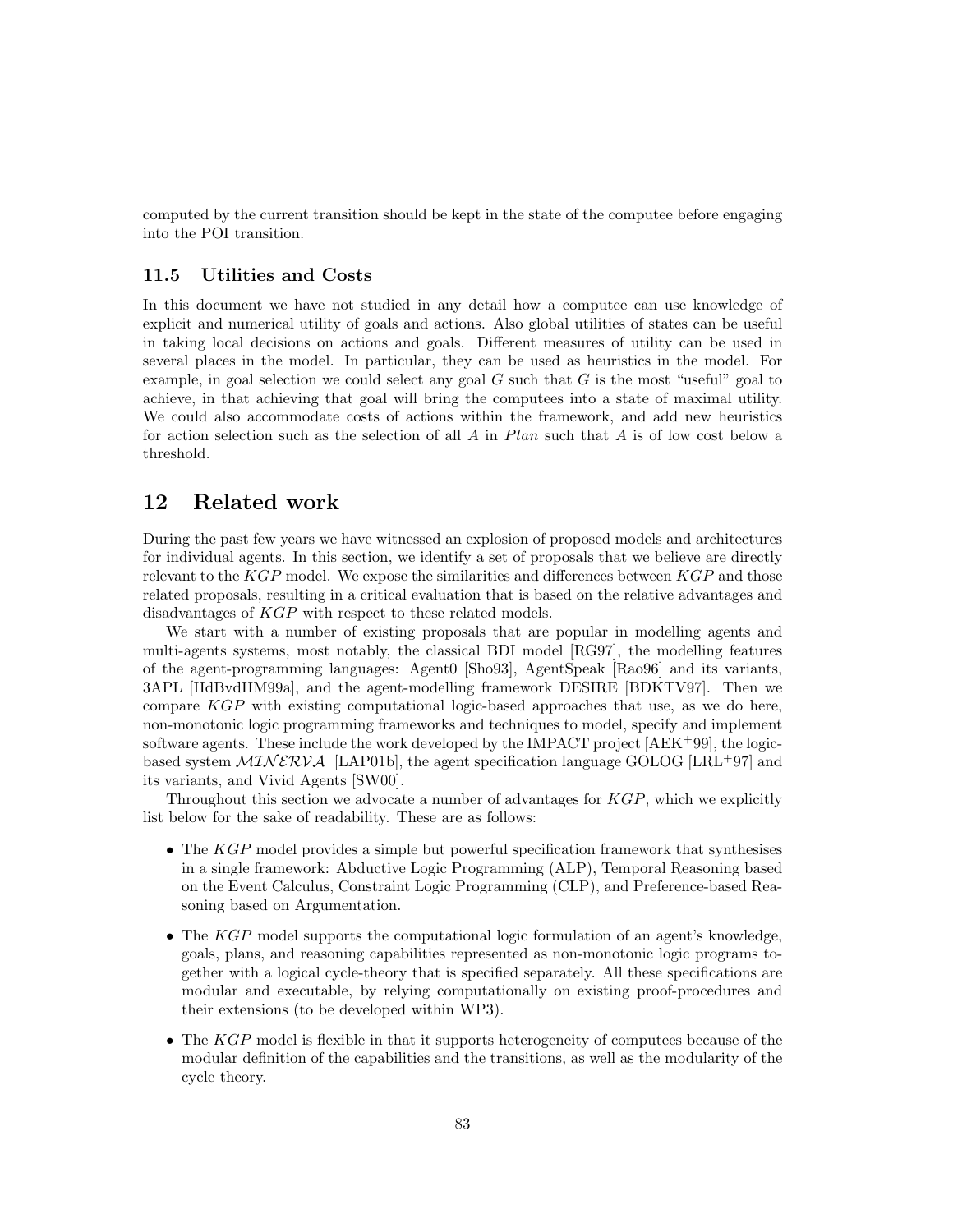computed by the current transition should be kept in the state of the computee before engaging into the POI transition.

### 11.5 Utilities and Costs

In this document we have not studied in any detail how a computee can use knowledge of explicit and numerical utility of goals and actions. Also global utilities of states can be useful in taking local decisions on actions and goals. Different measures of utility can be used in several places in the model. In particular, they can be used as heuristics in the model. For example, in goal selection we could select any goal $G$ such that $G$ is the most "useful" goal to achieve, in that achieving that goal will bring the computees into a state of maximal utility. We could also accommodate costs of actions within the framework, and add new heuristics for action selection such as the selection of all $A$ in $Plan$ such that $A$ is of low cost below a threshold.

## 12 Related work

During the past few years we have witnessed an explosion of proposed models and architectures for individual agents. In this section, we identify a set of proposals that we believe are directly relevant to the $KGP$ model. We expose the similarities and differences between $KGP$ and those related proposals, resulting in a critical evaluation that is based on the relative advantages and disadvantages of $KGP$ with respect to these related models.

We start with a number of existing proposals that are popular in modelling agents and multi-agents systems, most notably, the classical BDI model [RG97], the modelling features of the agent-programming languages: Agent0 [Sho93], AgentSpeak [Rao96] and its variants, 3APL [HdBvdHM99a], and the agent-modelling framework DESIRE [BDKTV97]. Then we compare $KGP$ with existing computational logic-based approaches that use, as we do here, non-monotonic logic programming frameworks and techniques to model, specify and implement software agents. These include the work developed by the IMPACT project [AEK+99], the logic-based system $\mathcal{MINERVA}$ [LAP01b], the agent specification language GOLOG [LRL+97] and its variants, and Vivid Agents [SW00].

Throughout this section we advocate a number of advantages for $KGP$, which we explicitly list below for the sake of readability. These are as follows:

- The $KGP$ model provides a simple but powerful specification framework that synthesises in a single framework: Abductive Logic Programming (ALP), Temporal Reasoning based on the Event Calculus, Constraint Logic Programming (CLP), and Preference-based Reasoning based on Argumentation.
- The $KGP$ model supports the computational logic formulation of an agent's knowledge, goals, plans, and reasoning capabilities represented as non-monotonic logic programs together with a logical cycle-theory that is specified separately. All these specifications are modular and executable, by relying computationally on existing proof-procedures and their extensions (to be developed within WP3).
- The $KGP$ model is flexible in that it supports heterogeneity of computees because of the modular definition of the capabilities and the transitions, as well as the modularity of the cycle theory.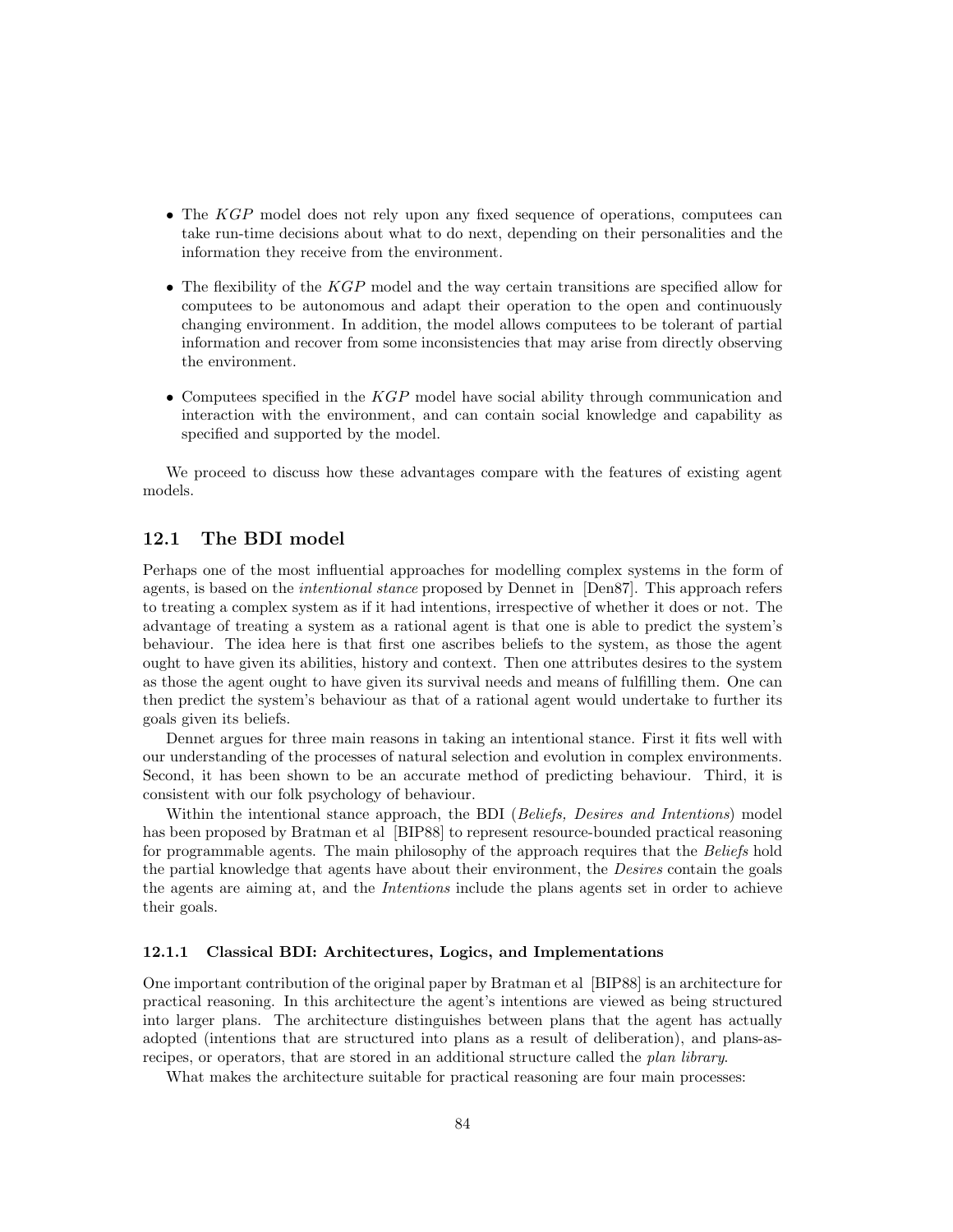- The *KGP* model does not rely upon any fixed sequence of operations, computees can take run-time decisions about what to do next, depending on their personalities and the information they receive from the environment.

- The flexibility of the *KGP* model and the way certain transitions are specified allow for computees to be autonomous and adapt their operation to the open and continuously changing environment. In addition, the model allows computees to be tolerant of partial information and recover from some inconsistencies that may arise from directly observing the environment.

- Computees specified in the *KGP* model have social ability through communication and interaction with the environment, and can contain social knowledge and capability as specified and supported by the model.

We proceed to discuss how these advantages compare with the features of existing agent models.

## 12.1 The BDI model

Perhaps one of the most influential approaches for modelling complex systems in the form of agents, is based on the *intentional stance* proposed by Dennet in [Den87]. This approach refers to treating a complex system as if it had intentions, irrespective of whether it does or not. The advantage of treating a system as a rational agent is that one is able to predict the system's behaviour. The idea here is that first one ascribes beliefs to the system, as those the agent ought to have given its abilities, history and context. Then one attributes desires to the system as those the agent ought to have given its survival needs and means of fulfilling them. One can then predict the system's behaviour as that of a rational agent would undertake to further its goals given its beliefs.

Dennet argues for three main reasons in taking an intentional stance. First it fits well with our understanding of the processes of natural selection and evolution in complex environments. Second, it has been shown to be an accurate method of predicting behaviour. Third, it is consistent with our folk psychology of behaviour.

Within the intentional stance approach, the BDI (*Beliefs, Desires and Intentions*) model has been proposed by Bratman et al [BIP88] to represent resource-bounded practical reasoning for programmable agents. The main philosophy of the approach requires that the *Beliefs* hold the partial knowledge that agents have about their environment, the *Desires* contain the goals the agents are aiming at, and the *Intentions* include the plans agents set in order to achieve their goals.

### 12.1.1 Classical BDI: Architectures, Logics, and Implementations

One important contribution of the original paper by Bratman et al [BIP88] is an architecture for practical reasoning. In this architecture the agent's intentions are viewed as being structured into larger plans. The architecture distinguishes between plans that the agent has actually adopted (intentions that are structured into plans as a result of deliberation), and plans-as-recipes, or operators, that are stored in an additional structure called the *plan library*.

What makes the architecture suitable for practical reasoning are four main processes: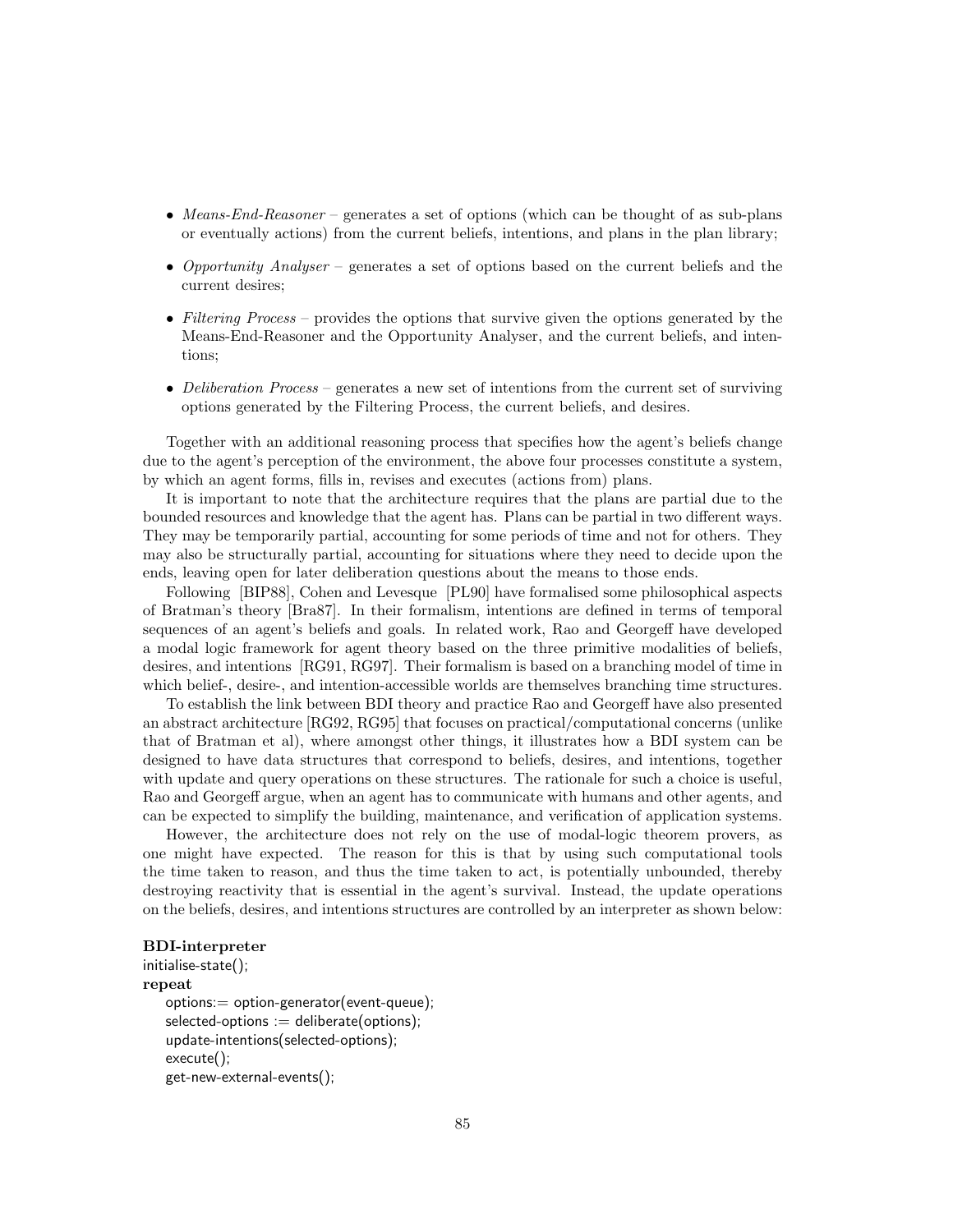- *Means-End-Reasoner* – generates a set of options (which can be thought of as sub-plans or eventually actions) from the current beliefs, intentions, and plans in the plan library;
- *Opportunity Analyser* – generates a set of options based on the current beliefs and the current desires;
- *Filtering Process* – provides the options that survive given the options generated by the Means-End-Reasoner and the Opportunity Analyser, and the current beliefs, and intentions;
- *Deliberation Process* – generates a new set of intentions from the current set of surviving options generated by the Filtering Process, the current beliefs, and desires.

Together with an additional reasoning process that specifies how the agent's beliefs change due to the agent's perception of the environment, the above four processes constitute a system, by which an agent forms, fills in, revises and executes (actions from) plans.

It is important to note that the architecture requires that the plans are partial due to the bounded resources and knowledge that the agent has. Plans can be partial in two different ways. They may be temporarily partial, accounting for some periods of time and not for others. They may also be structurally partial, accounting for situations where they need to decide upon the ends, leaving open for later deliberation questions about the means to those ends.

Following [BIP88], Cohen and Levesque [PL90] have formalised some philosophical aspects of Bratman's theory [Bra87]. In their formalism, intentions are defined in terms of temporal sequences of an agent's beliefs and goals. In related work, Rao and Georgeff have developed a modal logic framework for agent theory based on the three primitive modalities of beliefs, desires, and intentions [RG91, RG97]. Their formalism is based on a branching model of time in which belief-, desire-, and intention-accessible worlds are themselves branching time structures.

To establish the link between BDI theory and practice Rao and Georgeff have also presented an abstract architecture [RG92, RG95] that focuses on practical/computational concerns (unlike that of Bratman et al), where amongst other things, it illustrates how a BDI system can be designed to have data structures that correspond to beliefs, desires, and intentions, together with update and query operations on these structures. The rationale for such a choice is useful, Rao and Georgeff argue, when an agent has to communicate with humans and other agents, and can be expected to simplify the building, maintenance, and verification of application systems.

However, the architecture does not rely on the use of modal-logic theorem provers, as one might have expected. The reason for this is that by using such computational tools the time taken to reason, and thus the time taken to act, is potentially unbounded, thereby destroying reactivity that is essential in the agent's survival. Instead, the update operations on the beliefs, desires, and intentions structures are controlled by an interpreter as shown below:

```
BDI-interpreter
initialise-state();
repeat
    options:= option-generator(event-queue);
    selected-options := deliberate(options);
    update-intentions(selected-options);
    execute();
    get-new-external-events();
```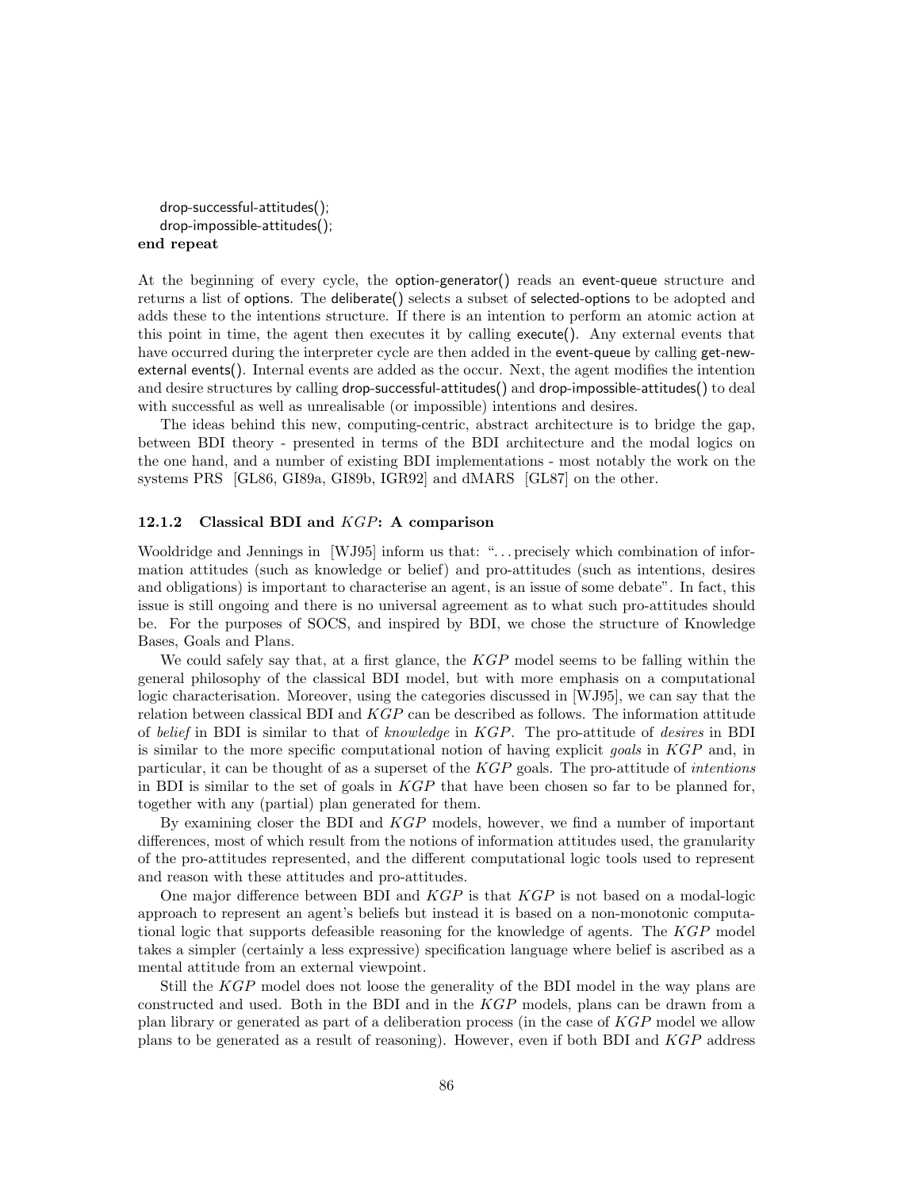```
    drop-successful-attitudes();
    drop-impossible-attitudes();
end repeat
```

At the beginning of every cycle, the option-generator() reads an event-queue structure and returns a list of options. The deliberate() selects a subset of selected-options to be adopted and adds these to the intentions structure. If there is an intention to perform an atomic action at this point in time, the agent then executes it by calling execute(). Any external events that have occurred during the interpreter cycle are then added in the event-queue by calling get-new-external events(). Internal events are added as the occur. Next, the agent modifies the intention and desire structures by calling drop-successful-attitudes() and drop-impossible-attitudes() to deal with successful as well as unrealisable (or impossible) intentions and desires.

The ideas behind this new, computing-centric, abstract architecture is to bridge the gap, between BDI theory - presented in terms of the BDI architecture and the modal logics on the one hand, and a number of existing BDI implementations - most notably the work on the systems PRS [GL86, GI89a, GI89b, IGR92] and dMARS [GL87] on the other.

### 12.1.2 Classical BDI and *KGP*: A comparison

Wooldridge and Jennings in [WJ95] inform us that: "...precisely which combination of information attitudes (such as knowledge or belief) and pro-attitudes (such as intentions, desires and obligations) is important to characterise an agent, is an issue of some debate". In fact, this issue is still ongoing and there is no universal agreement as to what such pro-attitudes should be. For the purposes of SOCS, and inspired by BDI, we chose the structure of Knowledge Bases, Goals and Plans.

We could safely say that, at a first glance, the *KGP* model seems to be falling within the general philosophy of the classical BDI model, but with more emphasis on a computational logic characterisation. Moreover, using the categories discussed in [WJ95], we can say that the relation between classical BDI and *KGP* can be described as follows. The information attitude of *belief* in BDI is similar to that of *knowledge* in *KGP*. The pro-attitude of *desires* in BDI is similar to the more specific computational notion of having explicit *goals* in *KGP* and, in particular, it can be thought of as a superset of the *KGP* goals. The pro-attitude of *intentions* in BDI is similar to the set of goals in *KGP* that have been chosen so far to be planned for, together with any (partial) plan generated for them.

By examining closer the BDI and *KGP* models, however, we find a number of important differences, most of which result from the notions of information attitudes used, the granularity of the pro-attitudes represented, and the different computational logic tools used to represent and reason with these attitudes and pro-attitudes.

One major difference between BDI and *KGP* is that *KGP* is not based on a modal-logic approach to represent an agent's beliefs but instead it is based on a non-monotonic computational logic that supports defeasible reasoning for the knowledge of agents. The *KGP* model takes a simpler (certainly a less expressive) specification language where belief is ascribed as a mental attitude from an external viewpoint.

Still the *KGP* model does not loose the generality of the BDI model in the way plans are constructed and used. Both in the BDI and in the *KGP* models, plans can be drawn from a plan library or generated as part of a deliberation process (in the case of *KGP* model we allow plans to be generated as a result of reasoning). However, even if both BDI and *KGP* address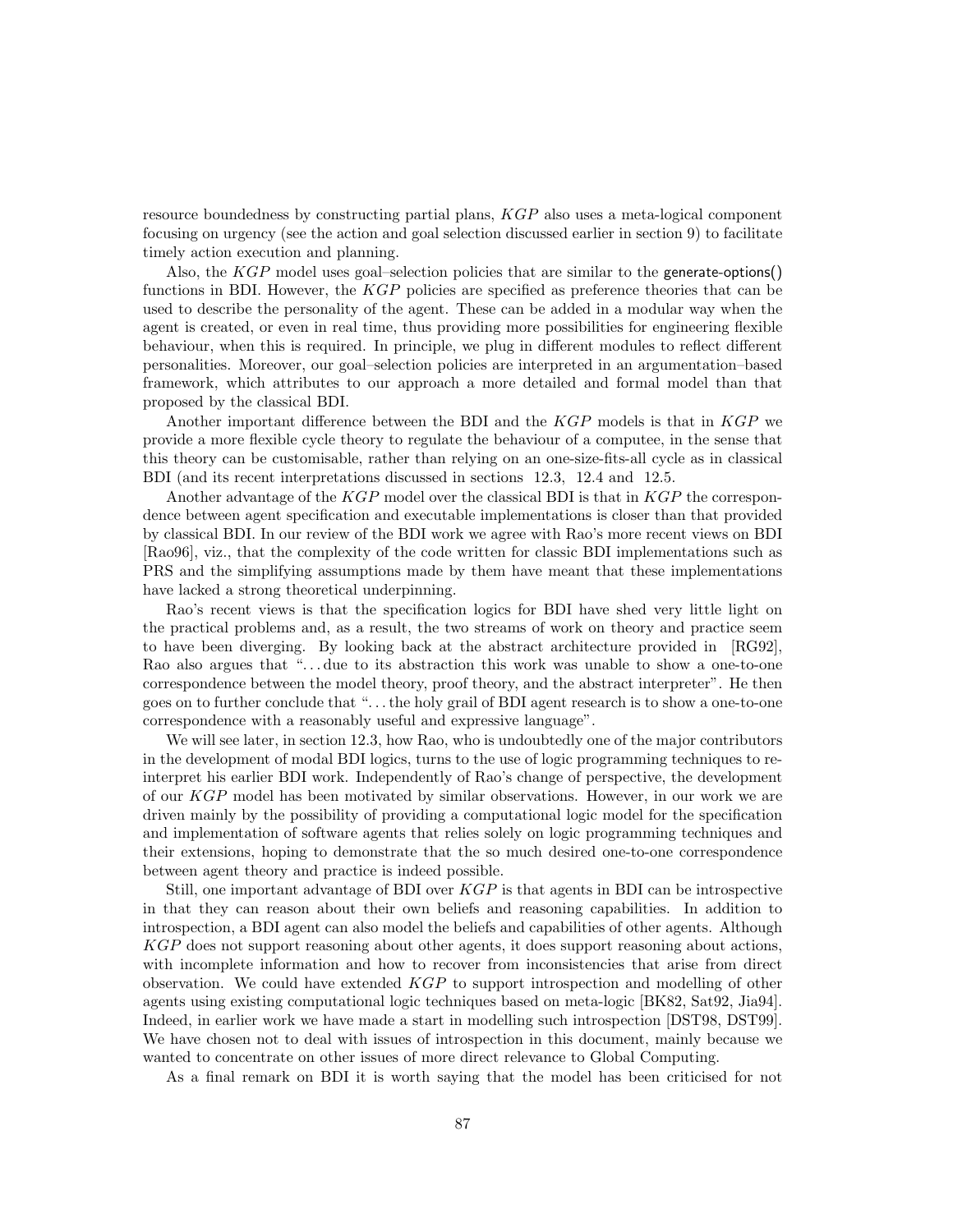resource boundedness by constructing partial plans, $KGP$ also uses a meta-logical component focusing on urgency (see the action and goal selection discussed earlier in section 9) to facilitate timely action execution and planning.

Also, the $KGP$ model uses goal–selection policies that are similar to the generate-options() functions in BDI. However, the $KGP$ policies are specified as preference theories that can be used to describe the personality of the agent. These can be added in a modular way when the agent is created, or even in real time, thus providing more possibilities for engineering flexible behaviour, when this is required. In principle, we plug in different modules to reflect different personalities. Moreover, our goal–selection policies are interpreted in an argumentation–based framework, which attributes to our approach a more detailed and formal model than that proposed by the classical BDI.

Another important difference between the BDI and the $KGP$ models is that in $KGP$ we provide a more flexible cycle theory to regulate the behaviour of a computee, in the sense that this theory can be customisable, rather than relying on an one-size-fits-all cycle as in classical BDI (and its recent interpretations discussed in sections 12.3, 12.4 and 12.5.

Another advantage of the $KGP$ model over the classical BDI is that in $KGP$ the correspondence between agent specification and executable implementations is closer than that provided by classical BDI. In our review of the BDI work we agree with Rao's more recent views on BDI [Rao96], viz., that the complexity of the code written for classic BDI implementations such as PRS and the simplifying assumptions made by them have meant that these implementations have lacked a strong theoretical underpinning.

Rao's recent views is that the specification logics for BDI have shed very little light on the practical problems and, as a result, the two streams of work on theory and practice seem to have been diverging. By looking back at the abstract architecture provided in [RG92], Rao also argues that "...due to its abstraction this work was unable to show a one-to-one correspondence between the model theory, proof theory, and the abstract interpreter". He then goes on to further conclude that "...the holy grail of BDI agent research is to show a one-to-one correspondence with a reasonably useful and expressive language".

We will see later, in section 12.3, how Rao, who is undoubtedly one of the major contributors in the development of modal BDI logics, turns to the use of logic programming techniques to re-interpret his earlier BDI work. Independently of Rao's change of perspective, the development of our $KGP$ model has been motivated by similar observations. However, in our work we are driven mainly by the possibility of providing a computational logic model for the specification and implementation of software agents that relies solely on logic programming techniques and their extensions, hoping to demonstrate that the so much desired one-to-one correspondence between agent theory and practice is indeed possible.

Still, one important advantage of BDI over $KGP$ is that agents in BDI can be introspective in that they can reason about their own beliefs and reasoning capabilities. In addition to introspection, a BDI agent can also model the beliefs and capabilities of other agents. Although $KGP$ does not support reasoning about other agents, it does support reasoning about actions, with incomplete information and how to recover from inconsistencies that arise from direct observation. We could have extended $KGP$ to support introspection and modelling of other agents using existing computational logic techniques based on meta-logic [BK82, Sat92, Jia94]. Indeed, in earlier work we have made a start in modelling such introspection [DST98, DST99]. We have chosen not to deal with issues of introspection in this document, mainly because we wanted to concentrate on other issues of more direct relevance to Global Computing.

As a final remark on BDI it is worth saying that the model has been criticised for not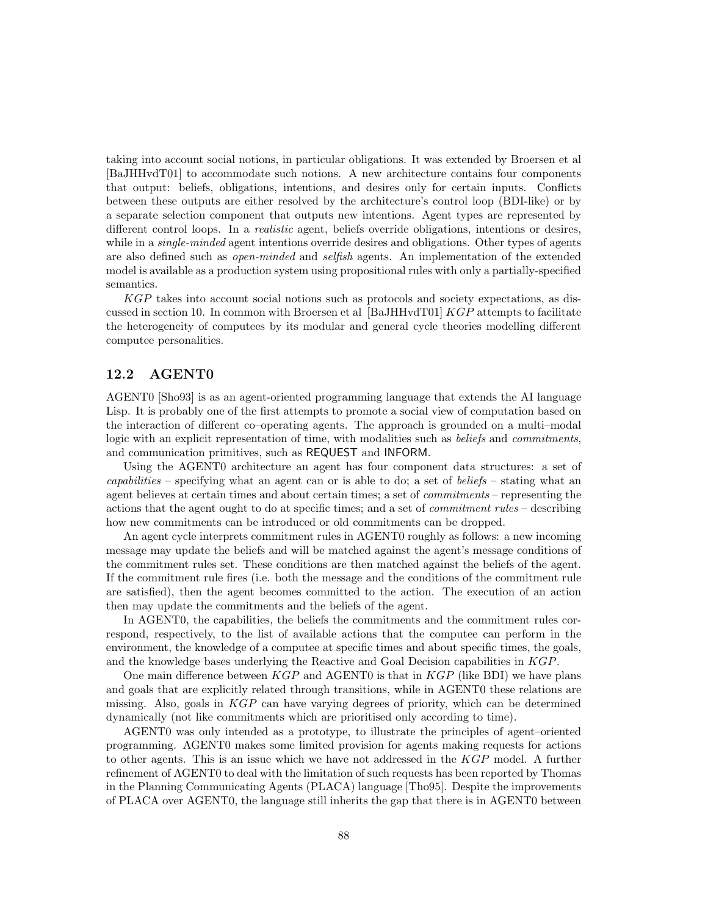taking into account social notions, in particular obligations. It was extended by Broersen et al [BaJHHvdT01] to accommodate such notions. A new architecture contains four components that output: beliefs, obligations, intentions, and desires only for certain inputs. Conflicts between these outputs are either resolved by the architecture's control loop (BDI-like) or by a separate selection component that outputs new intentions. Agent types are represented by different control loops. In a *realistic* agent, beliefs override obligations, intentions or desires, while in a *single-minded* agent intentions override desires and obligations. Other types of agents are also defined such as *open-minded* and *selfish* agents. An implementation of the extended model is available as a production system using propositional rules with only a partially-specified semantics.

*KGP* takes into account social notions such as protocols and society expectations, as discussed in section 10. In common with Broersen et al [BaJHHvdT01] *KGP* attempts to facilitate the heterogeneity of computees by its modular and general cycle theories modelling different computee personalities.

## 12.2 AGENT0

AGENT0 [Sho93] is as an agent-oriented programming language that extends the AI language Lisp. It is probably one of the first attempts to promote a social view of computation based on the interaction of different co–operating agents. The approach is grounded on a multi–modal logic with an explicit representation of time, with modalities such as *beliefs* and *commitments*, and communication primitives, such as REQUEST and INFORM.

Using the AGENT0 architecture an agent has four component data structures: a set of *capabilities* – specifying what an agent can or is able to do; a set of *beliefs* – stating what an agent believes at certain times and about certain times; a set of *commitments* – representing the actions that the agent ought to do at specific times; and a set of *commitment rules* – describing how new commitments can be introduced or old commitments can be dropped.

An agent cycle interprets commitment rules in AGENT0 roughly as follows: a new incoming message may update the beliefs and will be matched against the agent's message conditions of the commitment rules set. These conditions are then matched against the beliefs of the agent. If the commitment rule fires (i.e. both the message and the conditions of the commitment rule are satisfied), then the agent becomes committed to the action. The execution of an action then may update the commitments and the beliefs of the agent.

In AGENT0, the capabilities, the beliefs the commitments and the commitment rules correspond, respectively, to the list of available actions that the computee can perform in the environment, the knowledge of a computee at specific times and about specific times, the goals, and the knowledge bases underlying the Reactive and Goal Decision capabilities in *KGP*.

One main difference between *KGP* and AGENT0 is that in *KGP* (like BDI) we have plans and goals that are explicitly related through transitions, while in AGENT0 these relations are missing. Also, goals in *KGP* can have varying degrees of priority, which can be determined dynamically (not like commitments which are prioritised only according to time).

AGENT0 was only intended as a prototype, to illustrate the principles of agent–oriented programming. AGENT0 makes some limited provision for agents making requests for actions to other agents. This is an issue which we have not addressed in the *KGP* model. A further refinement of AGENT0 to deal with the limitation of such requests has been reported by Thomas in the Planning Communicating Agents (PLACA) language [Tho95]. Despite the improvements of PLACA over AGENT0, the language still inherits the gap that there is in AGENT0 between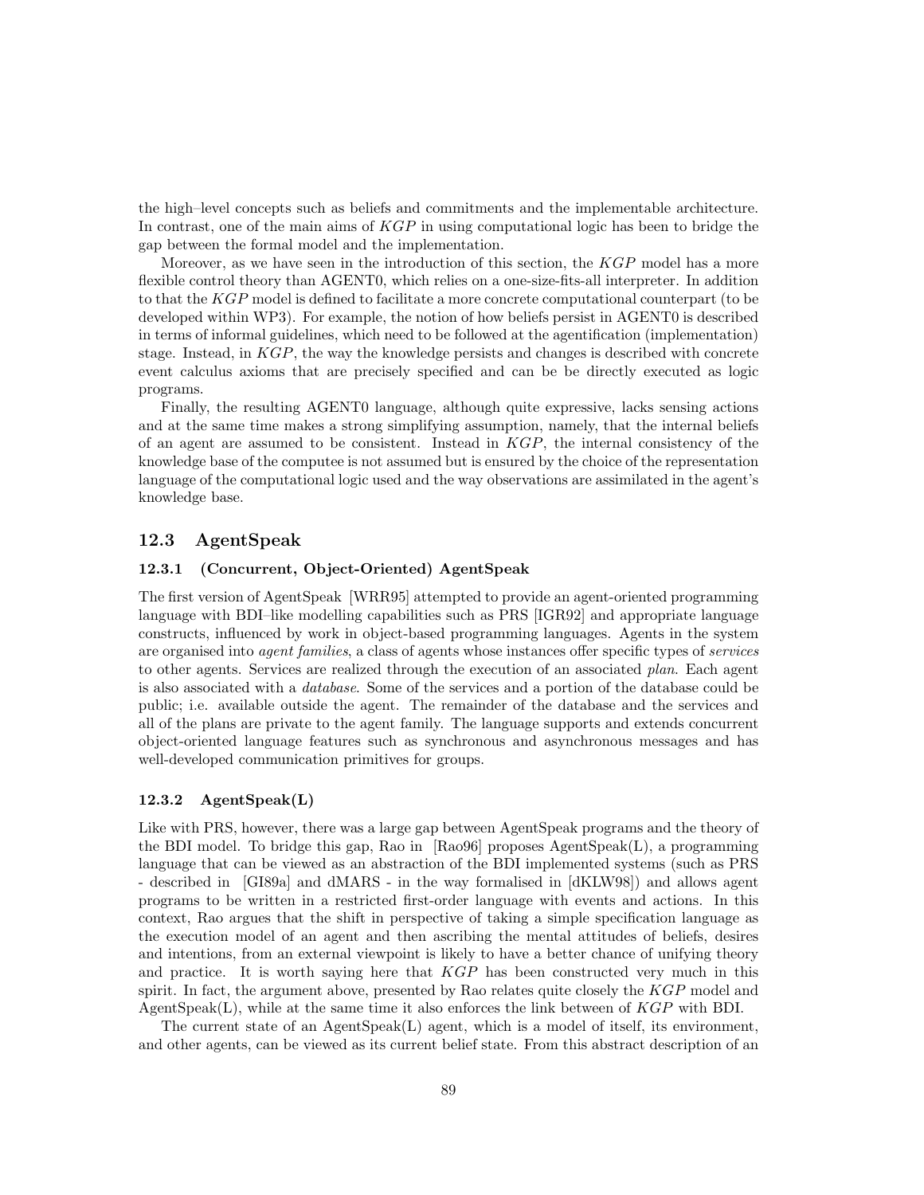the high–level concepts such as beliefs and commitments and the implementable architecture. In contrast, one of the main aims of *KGP* in using computational logic has been to bridge the gap between the formal model and the implementation.

Moreover, as we have seen in the introduction of this section, the *KGP* model has a more flexible control theory than AGENT0, which relies on a one-size-fits-all interpreter. In addition to that the *KGP* model is defined to facilitate a more concrete computational counterpart (to be developed within WP3). For example, the notion of how beliefs persist in AGENT0 is described in terms of informal guidelines, which need to be followed at the agentification (implementation) stage. Instead, in *KGP*, the way the knowledge persists and changes is described with concrete event calculus axioms that are precisely specified and can be be directly executed as logic programs.

Finally, the resulting AGENT0 language, although quite expressive, lacks sensing actions and at the same time makes a strong simplifying assumption, namely, that the internal beliefs of an agent are assumed to be consistent. Instead in *KGP*, the internal consistency of the knowledge base of the computee is not assumed but is ensured by the choice of the representation language of the computational logic used and the way observations are assimilated in the agent's knowledge base.

## 12.3 AgentSpeak

### 12.3.1 (Concurrent, Object-Oriented) AgentSpeak

The first version of AgentSpeak [WRR95] attempted to provide an agent-oriented programming language with BDI–like modelling capabilities such as PRS [IGR92] and appropriate language constructs, influenced by work in object-based programming languages. Agents in the system are organised into *agent families*, a class of agents whose instances offer specific types of *services* to other agents. Services are realized through the execution of an associated *plan*. Each agent is also associated with a *database*. Some of the services and a portion of the database could be public; i.e. available outside the agent. The remainder of the database and the services and all of the plans are private to the agent family. The language supports and extends concurrent object-oriented language features such as synchronous and asynchronous messages and has well-developed communication primitives for groups.

### 12.3.2 AgentSpeak(L)

Like with PRS, however, there was a large gap between AgentSpeak programs and the theory of the BDI model. To bridge this gap, Rao in [Rao96] proposes AgentSpeak(L), a programming language that can be viewed as an abstraction of the BDI implemented systems (such as PRS - described in [GI89a] and dMARS - in the way formalised in [dKLW98]) and allows agent programs to be written in a restricted first-order language with events and actions. In this context, Rao argues that the shift in perspective of taking a simple specification language as the execution model of an agent and then ascribing the mental attitudes of beliefs, desires and intentions, from an external viewpoint is likely to have a better chance of unifying theory and practice. It is worth saying here that *KGP* has been constructed very much in this spirit. In fact, the argument above, presented by Rao relates quite closely the *KGP* model and AgentSpeak(L), while at the same time it also enforces the link between of *KGP* with BDI.

The current state of an AgentSpeak(L) agent, which is a model of itself, its environment, and other agents, can be viewed as its current belief state. From this abstract description of an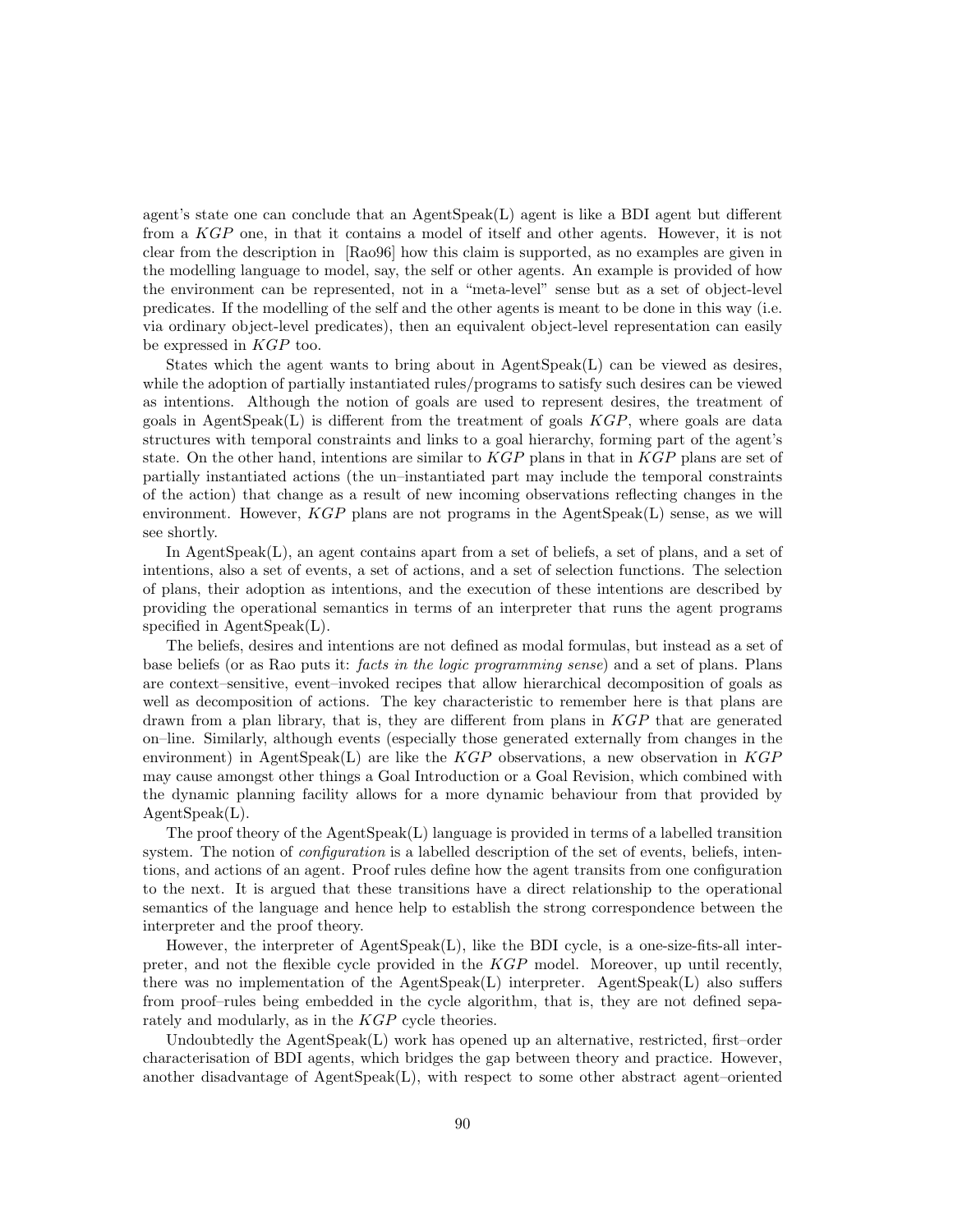agent's state one can conclude that an AgentSpeak(L) agent is like a BDI agent but different from a *KGP* one, in that it contains a model of itself and other agents. However, it is not clear from the description in [Rao96] how this claim is supported, as no examples are given in the modelling language to model, say, the self or other agents. An example is provided of how the environment can be represented, not in a "meta-level" sense but as a set of object-level predicates. If the modelling of the self and the other agents is meant to be done in this way (i.e. via ordinary object-level predicates), then an equivalent object-level representation can easily be expressed in *KGP* too.

States which the agent wants to bring about in AgentSpeak(L) can be viewed as desires, while the adoption of partially instantiated rules/programs to satisfy such desires can be viewed as intentions. Although the notion of goals are used to represent desires, the treatment of goals in AgentSpeak(L) is different from the treatment of goals *KGP*, where goals are data structures with temporal constraints and links to a goal hierarchy, forming part of the agent's state. On the other hand, intentions are similar to *KGP* plans in that in *KGP* plans are set of partially instantiated actions (the un–instantiated part may include the temporal constraints of the action) that change as a result of new incoming observations reflecting changes in the environment. However, *KGP* plans are not programs in the AgentSpeak(L) sense, as we will see shortly.

In AgentSpeak(L), an agent contains apart from a set of beliefs, a set of plans, and a set of intentions, also a set of events, a set of actions, and a set of selection functions. The selection of plans, their adoption as intentions, and the execution of these intentions are described by providing the operational semantics in terms of an interpreter that runs the agent programs specified in AgentSpeak(L).

The beliefs, desires and intentions are not defined as modal formulas, but instead as a set of base beliefs (or as Rao puts it: *facts in the logic programming sense*) and a set of plans. Plans are context–sensitive, event–invoked recipes that allow hierarchical decomposition of goals as well as decomposition of actions. The key characteristic to remember here is that plans are drawn from a plan library, that is, they are different from plans in *KGP* that are generated on–line. Similarly, although events (especially those generated externally from changes in the environment) in AgentSpeak(L) are like the *KGP* observations, a new observation in *KGP* may cause amongst other things a Goal Introduction or a Goal Revision, which combined with the dynamic planning facility allows for a more dynamic behaviour from that provided by AgentSpeak(L).

The proof theory of the AgentSpeak(L) language is provided in terms of a labelled transition system. The notion of *configuration* is a labelled description of the set of events, beliefs, intentions, and actions of an agent. Proof rules define how the agent transits from one configuration to the next. It is argued that these transitions have a direct relationship to the operational semantics of the language and hence help to establish the strong correspondence between the interpreter and the proof theory.

However, the interpreter of AgentSpeak(L), like the BDI cycle, is a one-size-fits-all interpreter, and not the flexible cycle provided in the *KGP* model. Moreover, up until recently, there was no implementation of the AgentSpeak(L) interpreter. AgentSpeak(L) also suffers from proof–rules being embedded in the cycle algorithm, that is, they are not defined separately and modularly, as in the *KGP* cycle theories.

Undoubtedly the AgentSpeak(L) work has opened up an alternative, restricted, first–order characterisation of BDI agents, which bridges the gap between theory and practice. However, another disadvantage of AgentSpeak(L), with respect to some other abstract agent–oriented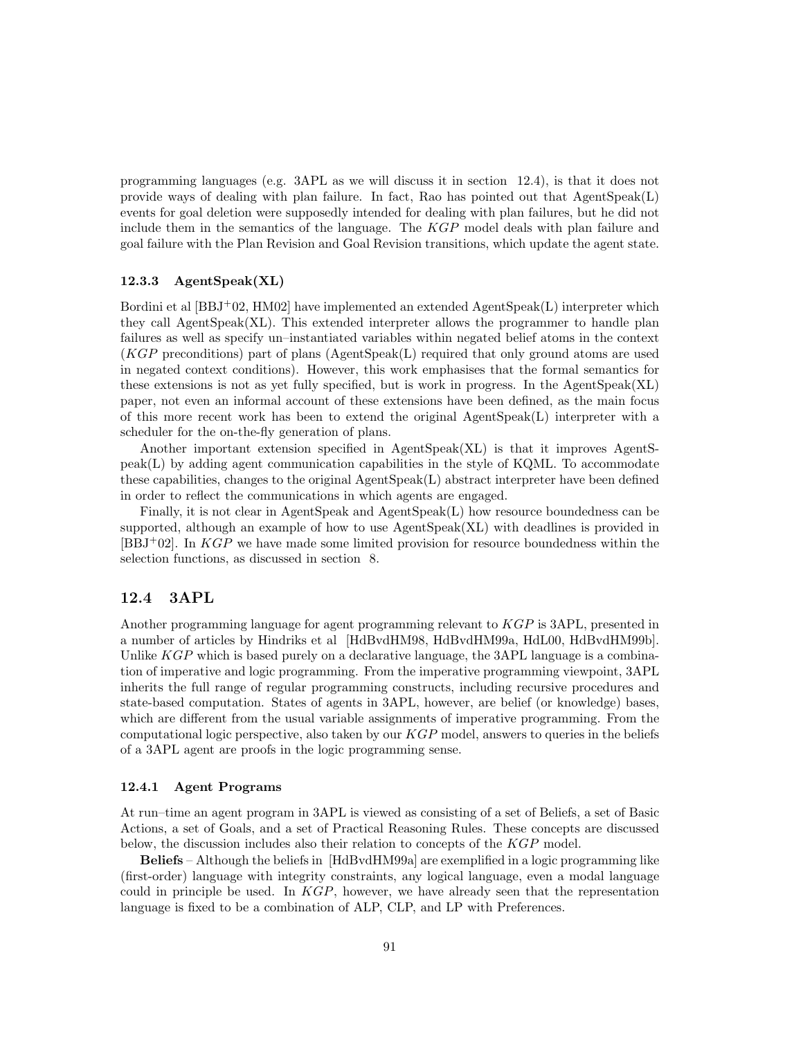programming languages (e.g. 3APL as we will discuss it in section 12.4), is that it does not provide ways of dealing with plan failure. In fact, Rao has pointed out that AgentSpeak(L) events for goal deletion were supposedly intended for dealing with plan failures, but he did not include them in the semantics of the language. The *KGP* model deals with plan failure and goal failure with the Plan Revision and Goal Revision transitions, which update the agent state.

### 12.3.3 AgentSpeak(XL)

Bordini et al [BBJ+02, HM02] have implemented an extended AgentSpeak(L) interpreter which they call AgentSpeak(XL). This extended interpreter allows the programmer to handle plan failures as well as specify un–instantiated variables within negated belief atoms in the context (*KGP* preconditions) part of plans (AgentSpeak(L) required that only ground atoms are used in negated context conditions). However, this work emphasises that the formal semantics for these extensions is not as yet fully specified, but is work in progress. In the AgentSpeak(XL) paper, not even an informal account of these extensions have been defined, as the main focus of this more recent work has been to extend the original AgentSpeak(L) interpreter with a scheduler for the on-the-fly generation of plans.

Another important extension specified in AgentSpeak(XL) is that it improves AgentSpeak(L) by adding agent communication capabilities in the style of KQML. To accommodate these capabilities, changes to the original AgentSpeak(L) abstract interpreter have been defined in order to reflect the communications in which agents are engaged.

Finally, it is not clear in AgentSpeak and AgentSpeak(L) how resource boundedness can be supported, although an example of how to use AgentSpeak(XL) with deadlines is provided in [BBJ+02]. In *KGP* we have made some limited provision for resource boundedness within the selection functions, as discussed in section 8.

## 12.4 3APL

Another programming language for agent programming relevant to *KGP* is 3APL, presented in a number of articles by Hindriks et al [HdBvdHM98, HdBvdHM99a, HdL00, HdBvdHM99b]. Unlike *KGP* which is based purely on a declarative language, the 3APL language is a combination of imperative and logic programming. From the imperative programming viewpoint, 3APL inherits the full range of regular programming constructs, including recursive procedures and state-based computation. States of agents in 3APL, however, are belief (or knowledge) bases, which are different from the usual variable assignments of imperative programming. From the computational logic perspective, also taken by our *KGP* model, answers to queries in the beliefs of a 3APL agent are proofs in the logic programming sense.

### 12.4.1 Agent Programs

At run–time an agent program in 3APL is viewed as consisting of a set of Beliefs, a set of Basic Actions, a set of Goals, and a set of Practical Reasoning Rules. These concepts are discussed below, the discussion includes also their relation to concepts of the *KGP* model.

**Beliefs** – Although the beliefs in [HdBvdHM99a] are exemplified in a logic programming like (first-order) language with integrity constraints, any logical language, even a modal language could in principle be used. In *KGP*, however, we have already seen that the representation language is fixed to be a combination of ALP, CLP, and LP with Preferences.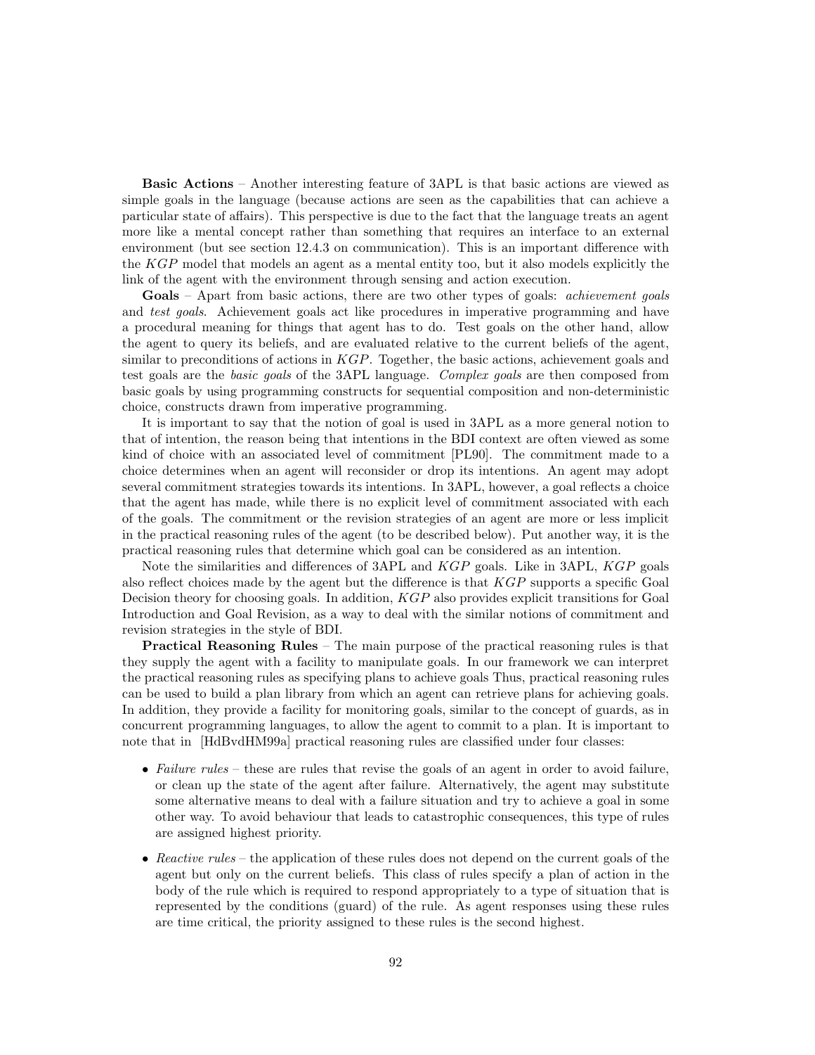**Basic Actions** – Another interesting feature of 3APL is that basic actions are viewed as simple goals in the language (because actions are seen as the capabilities that can achieve a particular state of affairs). This perspective is due to the fact that the language treats an agent more like a mental concept rather than something that requires an interface to an external environment (but see section 12.4.3 on communication). This is an important difference with the *KGP* model that models an agent as a mental entity too, but it also models explicitly the link of the agent with the environment through sensing and action execution.

**Goals** – Apart from basic actions, there are two other types of goals: *achievement goals* and *test goals*. Achievement goals act like procedures in imperative programming and have a procedural meaning for things that agent has to do. Test goals on the other hand, allow the agent to query its beliefs, and are evaluated relative to the current beliefs of the agent, similar to preconditions of actions in *KGP*. Together, the basic actions, achievement goals and test goals are the *basic goals* of the 3APL language. *Complex goals* are then composed from basic goals by using programming constructs for sequential composition and non-deterministic choice, constructs drawn from imperative programming.

It is important to say that the notion of goal is used in 3APL as a more general notion to that of intention, the reason being that intentions in the BDI context are often viewed as some kind of choice with an associated level of commitment [PL90]. The commitment made to a choice determines when an agent will reconsider or drop its intentions. An agent may adopt several commitment strategies towards its intentions. In 3APL, however, a goal reflects a choice that the agent has made, while there is no explicit level of commitment associated with each of the goals. The commitment or the revision strategies of an agent are more or less implicit in the practical reasoning rules of the agent (to be described below). Put another way, it is the practical reasoning rules that determine which goal can be considered as an intention.

Note the similarities and differences of 3APL and *KGP* goals. Like in 3APL, *KGP* goals also reflect choices made by the agent but the difference is that *KGP* supports a specific Goal Decision theory for choosing goals. In addition, *KGP* also provides explicit transitions for Goal Introduction and Goal Revision, as a way to deal with the similar notions of commitment and revision strategies in the style of BDI.

**Practical Reasoning Rules** – The main purpose of the practical reasoning rules is that they supply the agent with a facility to manipulate goals. In our framework we can interpret the practical reasoning rules as specifying plans to achieve goals Thus, practical reasoning rules can be used to build a plan library from which an agent can retrieve plans for achieving goals. In addition, they provide a facility for monitoring goals, similar to the concept of guards, as in concurrent programming languages, to allow the agent to commit to a plan. It is important to note that in [HdBvdHM99a] practical reasoning rules are classified under four classes:

- *Failure rules* – these are rules that revise the goals of an agent in order to avoid failure, or clean up the state of the agent after failure. Alternatively, the agent may substitute some alternative means to deal with a failure situation and try to achieve a goal in some other way. To avoid behaviour that leads to catastrophic consequences, this type of rules are assigned highest priority.

- *Reactive rules* – the application of these rules does not depend on the current goals of the agent but only on the current beliefs. This class of rules specify a plan of action in the body of the rule which is required to respond appropriately to a type of situation that is represented by the conditions (guard) of the rule. As agent responses using these rules are time critical, the priority assigned to these rules is the second highest.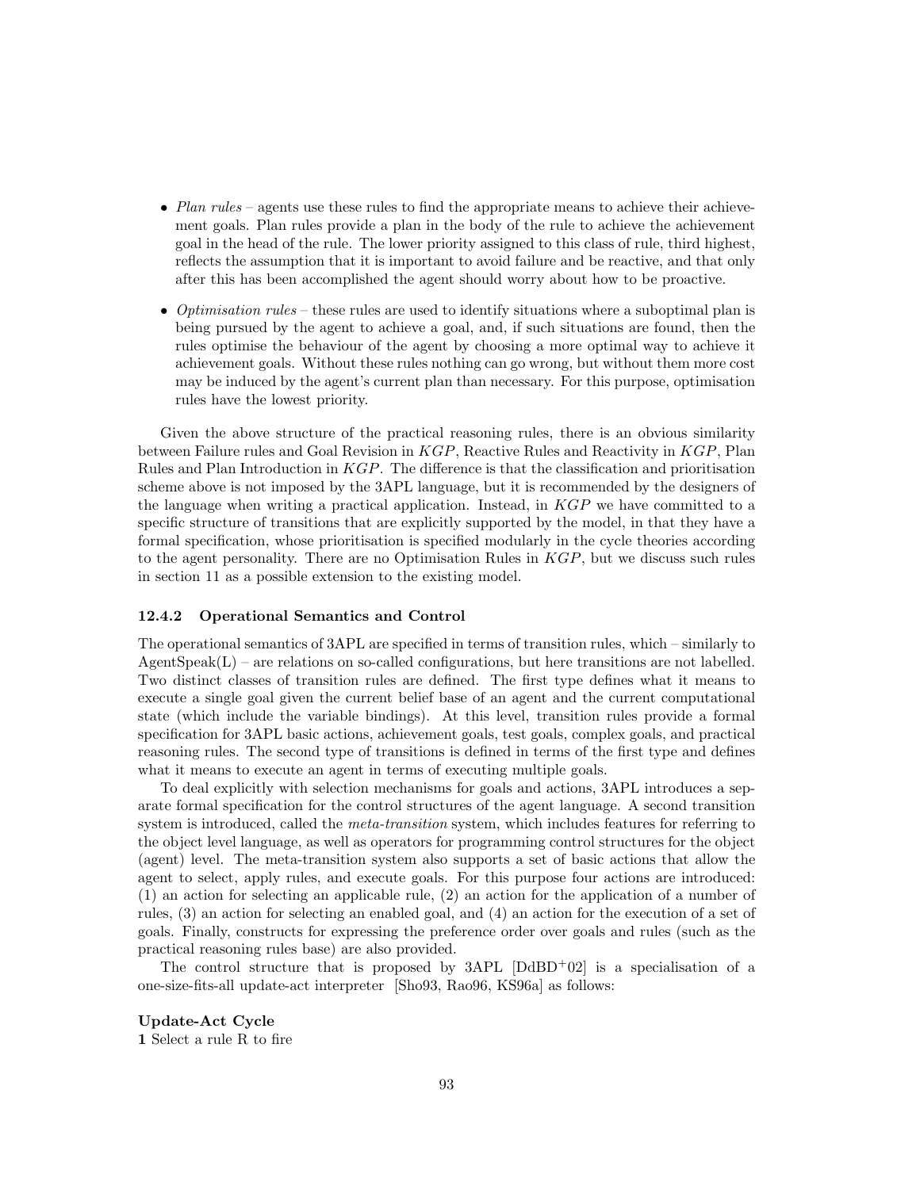- *Plan rules* – agents use these rules to find the appropriate means to achieve their achievement goals. Plan rules provide a plan in the body of the rule to achieve the achievement goal in the head of the rule. The lower priority assigned to this class of rule, third highest, reflects the assumption that it is important to avoid failure and be reactive, and that only after this has been accomplished the agent should worry about how to be proactive.

- *Optimisation rules* – these rules are used to identify situations where a suboptimal plan is being pursued by the agent to achieve a goal, and, if such situations are found, then the rules optimise the behaviour of the agent by choosing a more optimal way to achieve it achievement goals. Without these rules nothing can go wrong, but without them more cost may be induced by the agent's current plan than necessary. For this purpose, optimisation rules have the lowest priority.

Given the above structure of the practical reasoning rules, there is an obvious similarity between Failure rules and Goal Revision in $KGP$, Reactive Rules and Reactivity in $KGP$, Plan Rules and Plan Introduction in $KGP$. The difference is that the classification and prioritisation scheme above is not imposed by the 3APL language, but it is recommended by the designers of the language when writing a practical application. Instead, in $KGP$ we have committed to a specific structure of transitions that are explicitly supported by the model, in that they have a formal specification, whose prioritisation is specified modularly in the cycle theories according to the agent personality. There are no Optimisation Rules in $KGP$, but we discuss such rules in section 11 as a possible extension to the existing model.

#### 12.4.2 Operational Semantics and Control

The operational semantics of 3APL are specified in terms of transition rules, which – similarly to AgentSpeak(L) – are relations on so-called configurations, but here transitions are not labelled. Two distinct classes of transition rules are defined. The first type defines what it means to execute a single goal given the current belief base of an agent and the current computational state (which include the variable bindings). At this level, transition rules provide a formal specification for 3APL basic actions, achievement goals, test goals, complex goals, and practical reasoning rules. The second type of transitions is defined in terms of the first type and defines what it means to execute an agent in terms of executing multiple goals.

To deal explicitly with selection mechanisms for goals and actions, 3APL introduces a separate formal specification for the control structures of the agent language. A second transition system is introduced, called the *meta-transition* system, which includes features for referring to the object level language, as well as operators for programming control structures for the object (agent) level. The meta-transition system also supports a set of basic actions that allow the agent to select, apply rules, and execute goals. For this purpose four actions are introduced: (1) an action for selecting an applicable rule, (2) an action for the application of a number of rules, (3) an action for selecting an enabled goal, and (4) an action for the execution of a set of goals. Finally, constructs for expressing the preference order over goals and rules (such as the practical reasoning rules base) are also provided.

The control structure that is proposed by 3APL [DdBD+02] is a specialisation of a one-size-fits-all update-act interpreter [Sho93, Rao96, KS96a] as follows:

**Update-Act Cycle**
**1** Select a rule R to fire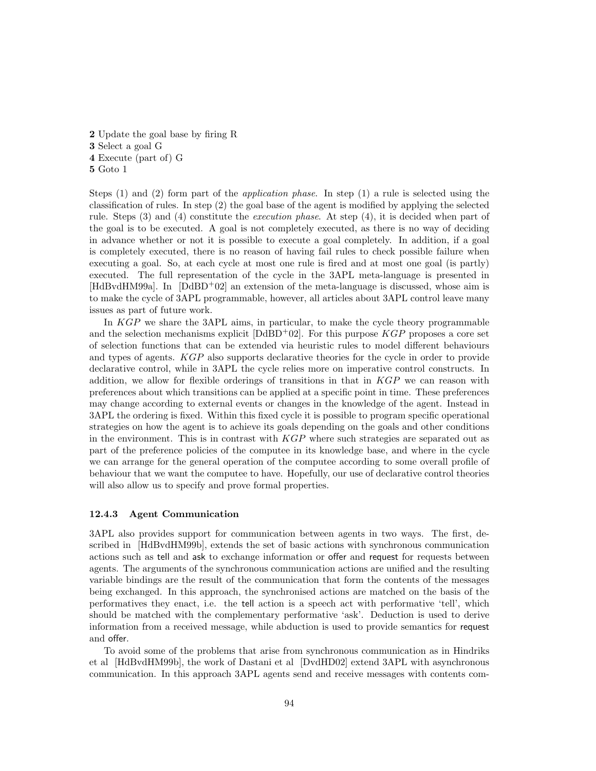**2** Update the goal base by firing R
**3** Select a goal G
**4** Execute (part of) G
**5** Goto 1

Steps (1) and (2) form part of the *application phase*. In step (1) a rule is selected using the classification of rules. In step (2) the goal base of the agent is modified by applying the selected rule. Steps (3) and (4) constitute the *execution phase*. At step (4), it is decided when part of the goal is to be executed. A goal is not completely executed, as there is no way of deciding in advance whether or not it is possible to execute a goal completely. In addition, if a goal is completely executed, there is no reason of having fail rules to check possible failure when executing a goal. So, at each cycle at most one rule is fired and at most one goal (is partly) executed. The full representation of the cycle in the 3APL meta-language is presented in [HdBvdHM99a]. In [DdBD[+]02] an extension of the meta-language is discussed, whose aim is to make the cycle of 3APL programmable, however, all articles about 3APL control leave many issues as part of future work.

In *KGP* we share the 3APL aims, in particular, to make the cycle theory programmable and the selection mechanisms explicit [DdBD[+]02]. For this purpose *KGP* proposes a core set of selection functions that can be extended via heuristic rules to model different behaviours and types of agents. *KGP* also supports declarative theories for the cycle in order to provide declarative control, while in 3APL the cycle relies more on imperative control constructs. In addition, we allow for flexible orderings of transitions in that in *KGP* we can reason with preferences about which transitions can be applied at a specific point in time. These preferences may change according to external events or changes in the knowledge of the agent. Instead in 3APL the ordering is fixed. Within this fixed cycle it is possible to program specific operational strategies on how the agent is to achieve its goals depending on the goals and other conditions in the environment. This is in contrast with *KGP* where such strategies are separated out as part of the preference policies of the computee in its knowledge base, and where in the cycle we can arrange for the general operation of the computee according to some overall profile of behaviour that we want the computee to have. Hopefully, our use of declarative control theories will also allow us to specify and prove formal properties.

### 12.4.3 Agent Communication

3APL also provides support for communication between agents in two ways. The first, described in [HdBvdHM99b], extends the set of basic actions with synchronous communication actions such as tell and ask to exchange information or offer and request for requests between agents. The arguments of the synchronous communication actions are unified and the resulting variable bindings are the result of the communication that form the contents of the messages being exchanged. In this approach, the synchronised actions are matched on the basis of the performatives they enact, i.e. the tell action is a speech act with performative 'tell', which should be matched with the complementary performative 'ask'. Deduction is used to derive information from a received message, while abduction is used to provide semantics for request and offer.

To avoid some of the problems that arise from synchronous communication as in Hindriks et al [HdBvdHM99b], the work of Dastani et al [DvdHD02] extend 3APL with asynchronous communication. In this approach 3APL agents send and receive messages with contents com-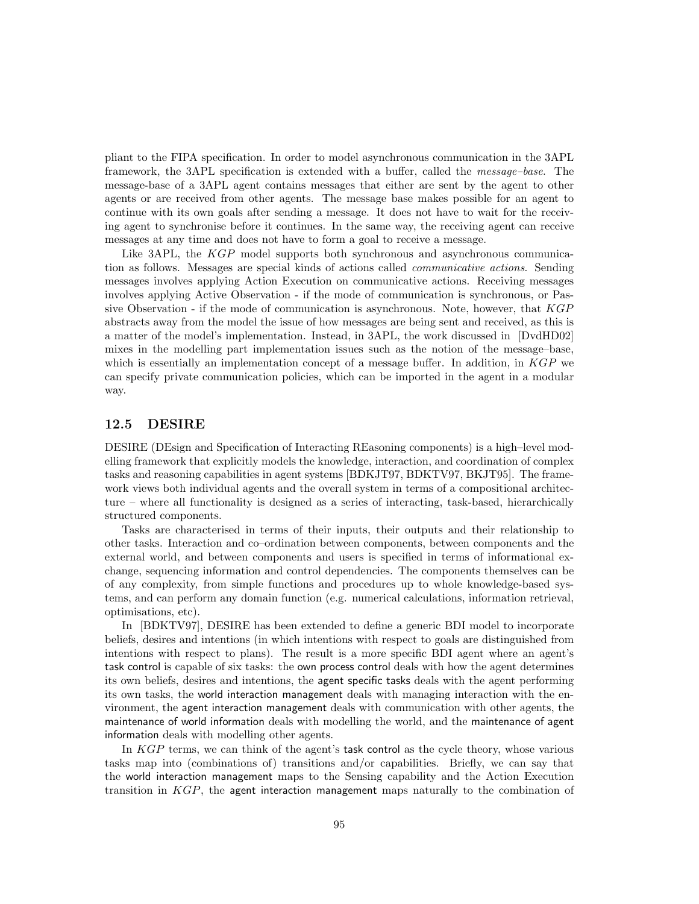pliant to the FIPA specification. In order to model asynchronous communication in the 3APL framework, the 3APL specification is extended with a buffer, called the *message–base*. The message-base of a 3APL agent contains messages that either are sent by the agent to other agents or are received from other agents. The message base makes possible for an agent to continue with its own goals after sending a message. It does not have to wait for the receiving agent to synchronise before it continues. In the same way, the receiving agent can receive messages at any time and does not have to form a goal to receive a message.

Like 3APL, the *KGP* model supports both synchronous and asynchronous communication as follows. Messages are special kinds of actions called *communicative actions*. Sending messages involves applying Action Execution on communicative actions. Receiving messages involves applying Active Observation - if the mode of communication is synchronous, or Passive Observation - if the mode of communication is asynchronous. Note, however, that *KGP* abstracts away from the model the issue of how messages are being sent and received, as this is a matter of the model's implementation. Instead, in 3APL, the work discussed in [DvdHD02] mixes in the modelling part implementation issues such as the notion of the message–base, which is essentially an implementation concept of a message buffer. In addition, in *KGP* we can specify private communication policies, which can be imported in the agent in a modular way.

## 12.5 DESIRE

DESIRE (DEsign and Specification of Interacting REasoning components) is a high–level modelling framework that explicitly models the knowledge, interaction, and coordination of complex tasks and reasoning capabilities in agent systems [BDKJT97, BDKTV97, BKJT95]. The framework views both individual agents and the overall system in terms of a compositional architecture – where all functionality is designed as a series of interacting, task-based, hierarchically structured components.

Tasks are characterised in terms of their inputs, their outputs and their relationship to other tasks. Interaction and co–ordination between components, between components and the external world, and between components and users is specified in terms of informational exchange, sequencing information and control dependencies. The components themselves can be of any complexity, from simple functions and procedures up to whole knowledge-based systems, and can perform any domain function (e.g. numerical calculations, information retrieval, optimisations, etc).

In [BDKTV97], DESIRE has been extended to define a generic BDI model to incorporate beliefs, desires and intentions (in which intentions with respect to goals are distinguished from intentions with respect to plans). The result is a more specific BDI agent where an agent's task control is capable of six tasks: the own process control deals with how the agent determines its own beliefs, desires and intentions, the agent specific tasks deals with the agent performing its own tasks, the world interaction management deals with managing interaction with the environment, the agent interaction management deals with communication with other agents, the maintenance of world information deals with modelling the world, and the maintenance of agent information deals with modelling other agents.

In *KGP* terms, we can think of the agent's task control as the cycle theory, whose various tasks map into (combinations of) transitions and/or capabilities. Briefly, we can say that the world interaction management maps to the Sensing capability and the Action Execution transition in *KGP*, the agent interaction management maps naturally to the combination of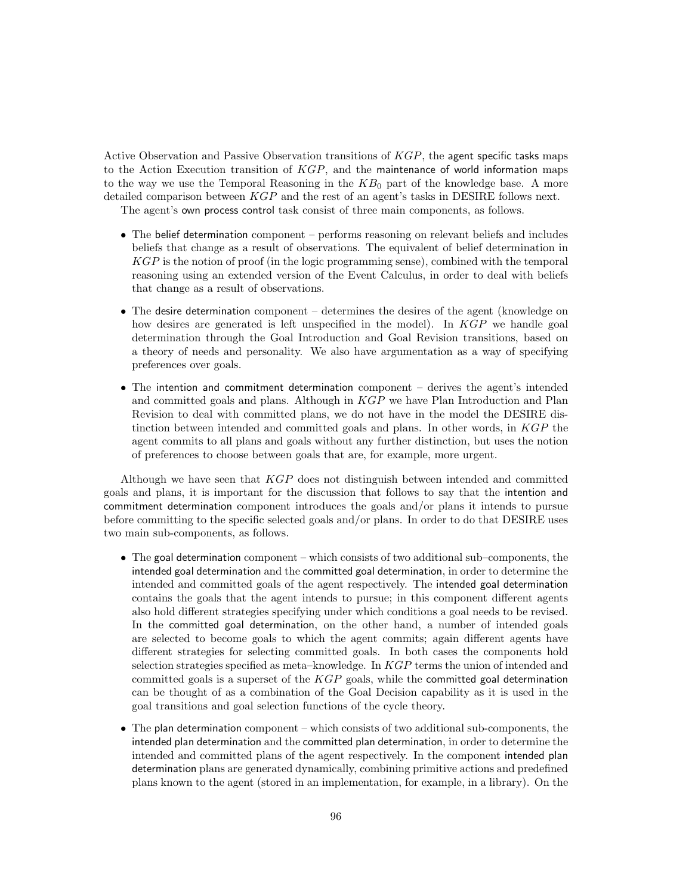Active Observation and Passive Observation transitions of $KGP$, the agent specific tasks maps to the Action Execution transition of $KGP$, and the maintenance of world information maps to the way we use the Temporal Reasoning in the $KB_0$ part of the knowledge base. A more detailed comparison between $KGP$ and the rest of an agent's tasks in DESIRE follows next.

The agent's own process control task consist of three main components, as follows.

- The belief determination component – performs reasoning on relevant beliefs and includes beliefs that change as a result of observations. The equivalent of belief determination in $KGP$ is the notion of proof (in the logic programming sense), combined with the temporal reasoning using an extended version of the Event Calculus, in order to deal with beliefs that change as a result of observations.

- The desire determination component – determines the desires of the agent (knowledge on how desires are generated is left unspecified in the model). In $KGP$ we handle goal determination through the Goal Introduction and Goal Revision transitions, based on a theory of needs and personality. We also have argumentation as a way of specifying preferences over goals.

- The intention and commitment determination component – derives the agent's intended and committed goals and plans. Although in $KGP$ we have Plan Introduction and Plan Revision to deal with committed plans, we do not have in the model the DESIRE distinction between intended and committed goals and plans. In other words, in $KGP$ the agent commits to all plans and goals without any further distinction, but uses the notion of preferences to choose between goals that are, for example, more urgent.

Although we have seen that $KGP$ does not distinguish between intended and committed goals and plans, it is important for the discussion that follows to say that the intention and commitment determination component introduces the goals and/or plans it intends to pursue before committing to the specific selected goals and/or plans. In order to do that DESIRE uses two main sub-components, as follows.

- The goal determination component – which consists of two additional sub–components, the intended goal determination and the committed goal determination, in order to determine the intended and committed goals of the agent respectively. The intended goal determination contains the goals that the agent intends to pursue; in this component different agents also hold different strategies specifying under which conditions a goal needs to be revised. In the committed goal determination, on the other hand, a number of intended goals are selected to become goals to which the agent commits; again different agents have different strategies for selecting committed goals. In both cases the components hold selection strategies specified as meta–knowledge. In $KGP$ terms the union of intended and committed goals is a superset of the $KGP$ goals, while the committed goal determination can be thought of as a combination of the Goal Decision capability as it is used in the goal transitions and goal selection functions of the cycle theory.

- The plan determination component – which consists of two additional sub-components, the intended plan determination and the committed plan determination, in order to determine the intended and committed plans of the agent respectively. In the component intended plan determination plans are generated dynamically, combining primitive actions and predefined plans known to the agent (stored in an implementation, for example, in a library). On the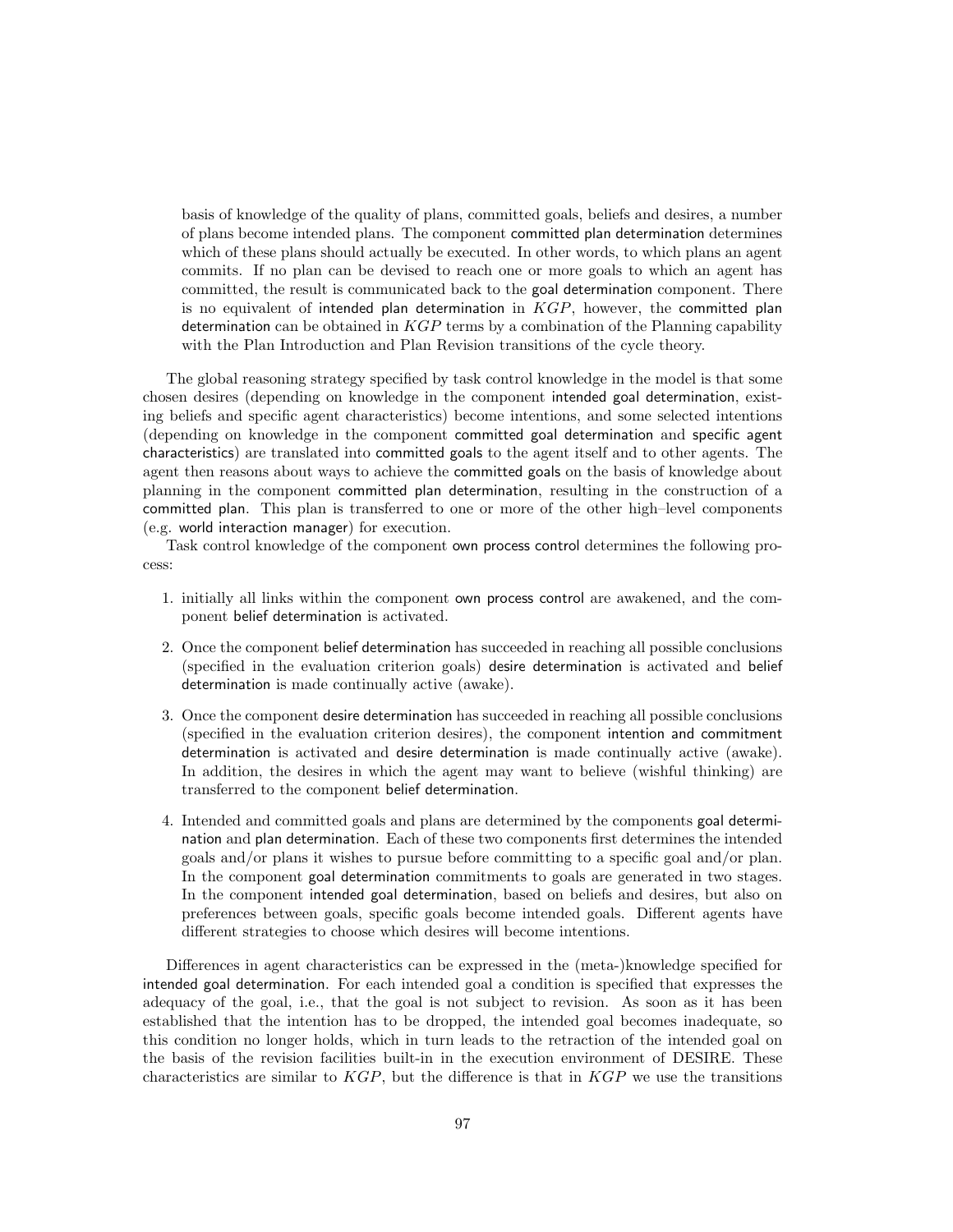basis of knowledge of the quality of plans, committed goals, beliefs and desires, a number of plans become intended plans. The component committed plan determination determines which of these plans should actually be executed. In other words, to which plans an agent commits. If no plan can be devised to reach one or more goals to which an agent has committed, the result is communicated back to the goal determination component. There is no equivalent of intended plan determination in $KGP$, however, the committed plan determination can be obtained in $KGP$ terms by a combination of the Planning capability with the Plan Introduction and Plan Revision transitions of the cycle theory.

The global reasoning strategy specified by task control knowledge in the model is that some chosen desires (depending on knowledge in the component intended goal determination, existing beliefs and specific agent characteristics) become intentions, and some selected intentions (depending on knowledge in the component committed goal determination and specific agent characteristics) are translated into committed goals to the agent itself and to other agents. The agent then reasons about ways to achieve the committed goals on the basis of knowledge about planning in the component committed plan determination, resulting in the construction of a committed plan. This plan is transferred to one or more of the other high–level components (e.g. world interaction manager) for execution.

Task control knowledge of the component own process control determines the following process:

1. initially all links within the component own process control are awakened, and the component belief determination is activated.
2. Once the component belief determination has succeeded in reaching all possible conclusions (specified in the evaluation criterion goals) desire determination is activated and belief determination is made continually active (awake).
3. Once the component desire determination has succeeded in reaching all possible conclusions (specified in the evaluation criterion desires), the component intention and commitment determination is activated and desire determination is made continually active (awake). In addition, the desires in which the agent may want to believe (wishful thinking) are transferred to the component belief determination.
4. Intended and committed goals and plans are determined by the components goal determination and plan determination. Each of these two components first determines the intended goals and/or plans it wishes to pursue before committing to a specific goal and/or plan. In the component goal determination commitments to goals are generated in two stages. In the component intended goal determination, based on beliefs and desires, but also on preferences between goals, specific goals become intended goals. Different agents have different strategies to choose which desires will become intentions.

Differences in agent characteristics can be expressed in the (meta-)knowledge specified for intended goal determination. For each intended goal a condition is specified that expresses the adequacy of the goal, i.e., that the goal is not subject to revision. As soon as it has been established that the intention has to be dropped, the intended goal becomes inadequate, so this condition no longer holds, which in turn leads to the retraction of the intended goal on the basis of the revision facilities built-in in the execution environment of DESIRE. These characteristics are similar to $KGP$, but the difference is that in $KGP$ we use the transitions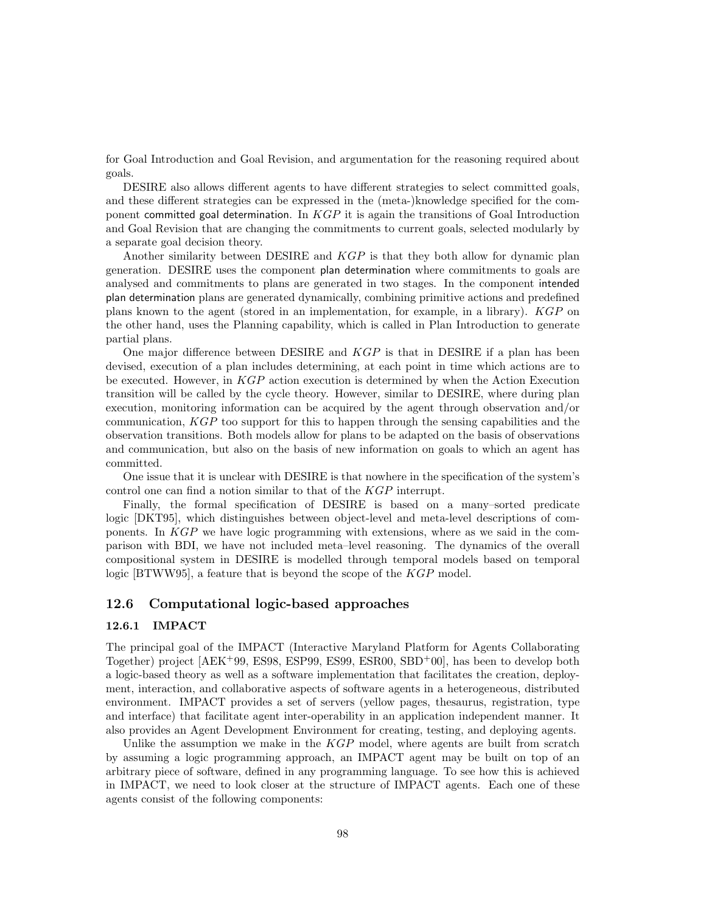for Goal Introduction and Goal Revision, and argumentation for the reasoning required about goals.

DESIRE also allows different agents to have different strategies to select committed goals, and these different strategies can be expressed in the (meta-)knowledge specified for the component committed goal determination. In $KGP$ it is again the transitions of Goal Introduction and Goal Revision that are changing the commitments to current goals, selected modularly by a separate goal decision theory.

Another similarity between DESIRE and $KGP$ is that they both allow for dynamic plan generation. DESIRE uses the component plan determination where commitments to goals are analysed and commitments to plans are generated in two stages. In the component intended plan determination plans are generated dynamically, combining primitive actions and predefined plans known to the agent (stored in an implementation, for example, in a library). $KGP$ on the other hand, uses the Planning capability, which is called in Plan Introduction to generate partial plans.

One major difference between DESIRE and $KGP$ is that in DESIRE if a plan has been devised, execution of a plan includes determining, at each point in time which actions are to be executed. However, in $KGP$ action execution is determined by when the Action Execution transition will be called by the cycle theory. However, similar to DESIRE, where during plan execution, monitoring information can be acquired by the agent through observation and/or communication, $KGP$ too support for this to happen through the sensing capabilities and the observation transitions. Both models allow for plans to be adapted on the basis of observations and communication, but also on the basis of new information on goals to which an agent has committed.

One issue that it is unclear with DESIRE is that nowhere in the specification of the system's control one can find a notion similar to that of the $KGP$ interrupt.

Finally, the formal specification of DESIRE is based on a many–sorted predicate logic [DKT95], which distinguishes between object-level and meta-level descriptions of components. In $KGP$ we have logic programming with extensions, where as we said in the comparison with BDI, we have not included meta–level reasoning. The dynamics of the overall compositional system in DESIRE is modelled through temporal models based on temporal logic [BTWW95], a feature that is beyond the scope of the $KGP$ model.

## 12.6 Computational logic-based approaches

### 12.6.1 IMPACT

The principal goal of the IMPACT (Interactive Maryland Platform for Agents Collaborating Together) project [AEK+99, ES98, ESP99, ES99, ESR00, SBD+00], has been to develop both a logic-based theory as well as a software implementation that facilitates the creation, deployment, interaction, and collaborative aspects of software agents in a heterogeneous, distributed environment. IMPACT provides a set of servers (yellow pages, thesaurus, registration, type and interface) that facilitate agent inter-operability in an application independent manner. It also provides an Agent Development Environment for creating, testing, and deploying agents.

Unlike the assumption we make in the $KGP$ model, where agents are built from scratch by assuming a logic programming approach, an IMPACT agent may be built on top of an arbitrary piece of software, defined in any programming language. To see how this is achieved in IMPACT, we need to look closer at the structure of IMPACT agents. Each one of these agents consist of the following components: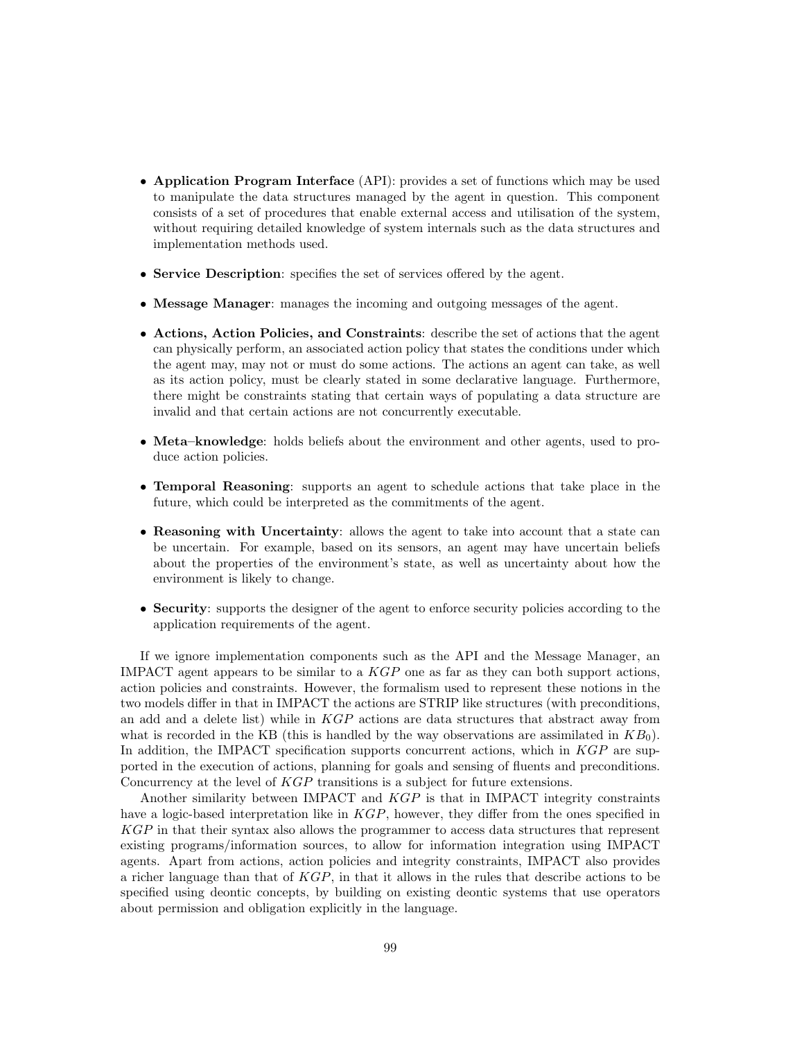- **Application Program Interface** (API): provides a set of functions which may be used to manipulate the data structures managed by the agent in question. This component consists of a set of procedures that enable external access and utilisation of the system, without requiring detailed knowledge of system internals such as the data structures and implementation methods used.

- **Service Description**: specifies the set of services offered by the agent.

- **Message Manager**: manages the incoming and outgoing messages of the agent.

- **Actions, Action Policies, and Constraints**: describe the set of actions that the agent can physically perform, an associated action policy that states the conditions under which the agent may, may not or must do some actions. The actions an agent can take, as well as its action policy, must be clearly stated in some declarative language. Furthermore, there might be constraints stating that certain ways of populating a data structure are invalid and that certain actions are not concurrently executable.

- **Meta–knowledge**: holds beliefs about the environment and other agents, used to produce action policies.

- **Temporal Reasoning**: supports an agent to schedule actions that take place in the future, which could be interpreted as the commitments of the agent.

- **Reasoning with Uncertainty**: allows the agent to take into account that a state can be uncertain. For example, based on its sensors, an agent may have uncertain beliefs about the properties of the environment's state, as well as uncertainty about how the environment is likely to change.

- **Security**: supports the designer of the agent to enforce security policies according to the application requirements of the agent.

If we ignore implementation components such as the API and the Message Manager, an IMPACT agent appears to be similar to a $KGP$ one as far as they can both support actions, action policies and constraints. However, the formalism used to represent these notions in the two models differ in that in IMPACT the actions are STRIP like structures (with preconditions, an add and a delete list) while in $KGP$ actions are data structures that abstract away from what is recorded in the KB (this is handled by the way observations are assimilated in $KB_0$). In addition, the IMPACT specification supports concurrent actions, which in $KGP$ are supported in the execution of actions, planning for goals and sensing of fluents and preconditions. Concurrency at the level of $KGP$ transitions is a subject for future extensions.

Another similarity between IMPACT and $KGP$ is that in IMPACT integrity constraints have a logic-based interpretation like in $KGP$, however, they differ from the ones specified in $KGP$ in that their syntax also allows the programmer to access data structures that represent existing programs/information sources, to allow for information integration using IMPACT agents. Apart from actions, action policies and integrity constraints, IMPACT also provides a richer language than that of $KGP$, in that it allows in the rules that describe actions to be specified using deontic concepts, by building on existing deontic systems that use operators about permission and obligation explicitly in the language.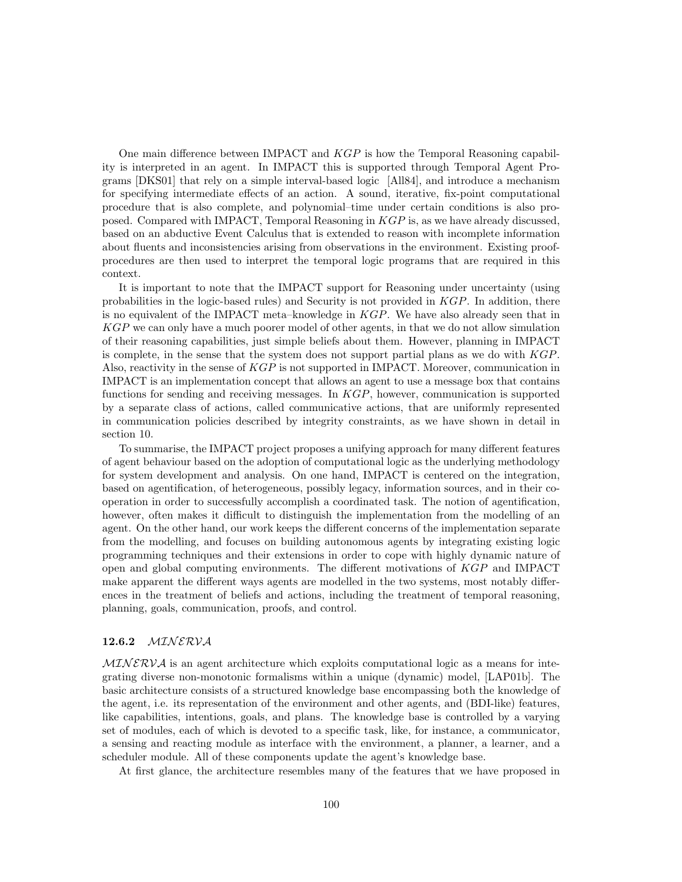One main difference between IMPACT and *KGP* is how the Temporal Reasoning capability is interpreted in an agent. In IMPACT this is supported through Temporal Agent Programs [DKS01] that rely on a simple interval-based logic [All84], and introduce a mechanism for specifying intermediate effects of an action. A sound, iterative, fix-point computational procedure that is also complete, and polynomial–time under certain conditions is also proposed. Compared with IMPACT, Temporal Reasoning in *KGP* is, as we have already discussed, based on an abductive Event Calculus that is extended to reason with incomplete information about fluents and inconsistencies arising from observations in the environment. Existing proof-procedures are then used to interpret the temporal logic programs that are required in this context.

It is important to note that the IMPACT support for Reasoning under uncertainty (using probabilities in the logic-based rules) and Security is not provided in *KGP*. In addition, there is no equivalent of the IMPACT meta–knowledge in *KGP*. We have also already seen that in *KGP* we can only have a much poorer model of other agents, in that we do not allow simulation of their reasoning capabilities, just simple beliefs about them. However, planning in IMPACT is complete, in the sense that the system does not support partial plans as we do with *KGP*. Also, reactivity in the sense of *KGP* is not supported in IMPACT. Moreover, communication in IMPACT is an implementation concept that allows an agent to use a message box that contains functions for sending and receiving messages. In *KGP*, however, communication is supported by a separate class of actions, called communicative actions, that are uniformly represented in communication policies described by integrity constraints, as we have shown in detail in section 10.

To summarise, the IMPACT project proposes a unifying approach for many different features of agent behaviour based on the adoption of computational logic as the underlying methodology for system development and analysis. On one hand, IMPACT is centered on the integration, based on agentification, of heterogeneous, possibly legacy, information sources, and in their co-operation in order to successfully accomplish a coordinated task. The notion of agentification, however, often makes it difficult to distinguish the implementation from the modelling of an agent. On the other hand, our work keeps the different concerns of the implementation separate from the modelling, and focuses on building autonomous agents by integrating existing logic programming techniques and their extensions in order to cope with highly dynamic nature of open and global computing environments. The different motivations of *KGP* and IMPACT make apparent the different ways agents are modelled in the two systems, most notably differences in the treatment of beliefs and actions, including the treatment of temporal reasoning, planning, goals, communication, proofs, and control.

### 12.6.2 $\mathcal{MINERVA}$

$\mathcal{MINERVA}$ is an agent architecture which exploits computational logic as a means for integrating diverse non-monotonic formalisms within a unique (dynamic) model, [LAP01b]. The basic architecture consists of a structured knowledge base encompassing both the knowledge of the agent, i.e. its representation of the environment and other agents, and (BDI-like) features, like capabilities, intentions, goals, and plans. The knowledge base is controlled by a varying set of modules, each of which is devoted to a specific task, like, for instance, a communicator, a sensing and reacting module as interface with the environment, a planner, a learner, and a scheduler module. All of these components update the agent's knowledge base.

At first glance, the architecture resembles many of the features that we have proposed in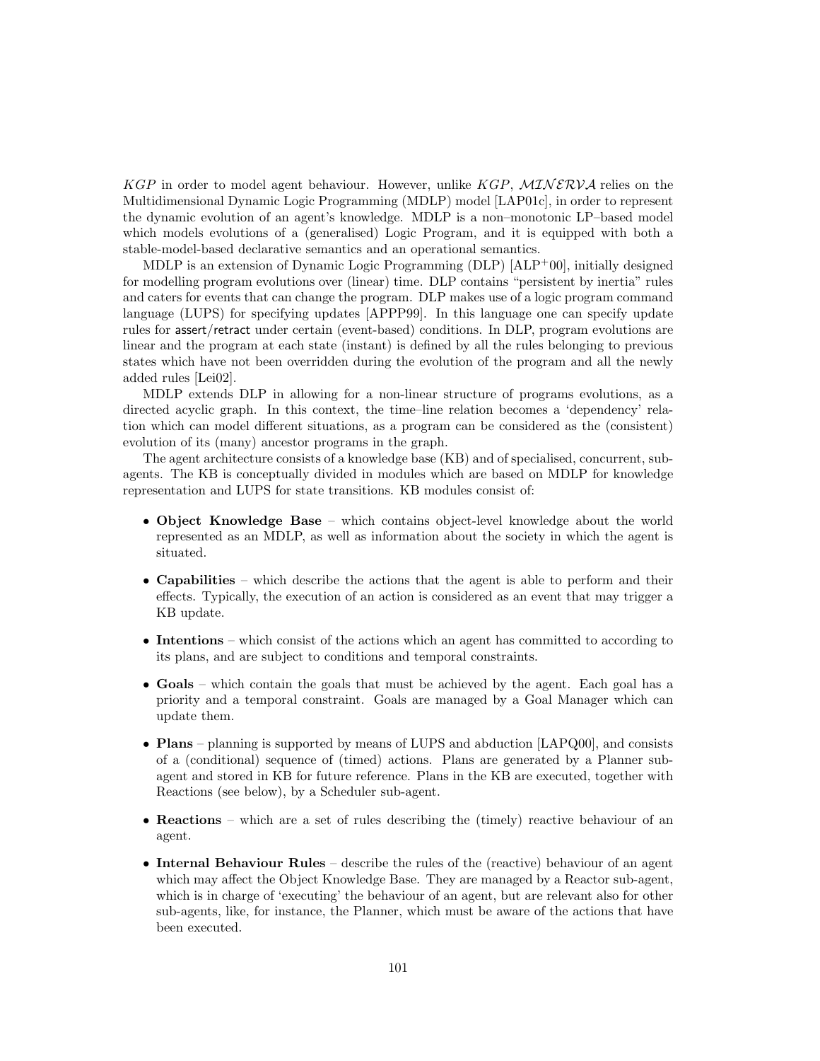*KGP* in order to model agent behaviour. However, unlike *KGP*, $\mathcal{MINERVA}$ relies on the Multidimensional Dynamic Logic Programming (MDLP) model [LAP01c], in order to represent the dynamic evolution of an agent's knowledge. MDLP is a non–monotonic LP–based model which models evolutions of a (generalised) Logic Program, and it is equipped with both a stable-model-based declarative semantics and an operational semantics.

MDLP is an extension of Dynamic Logic Programming (DLP) [ALP+00], initially designed for modelling program evolutions over (linear) time. DLP contains "persistent by inertia" rules and caters for events that can change the program. DLP makes use of a logic program command language (LUPS) for specifying updates [APPP99]. In this language one can specify update rules for assert/retract under certain (event-based) conditions. In DLP, program evolutions are linear and the program at each state (instant) is defined by all the rules belonging to previous states which have not been overridden during the evolution of the program and all the newly added rules [Lei02].

MDLP extends DLP in allowing for a non-linear structure of programs evolutions, as a directed acyclic graph. In this context, the time–line relation becomes a 'dependency' relation which can model different situations, as a program can be considered as the (consistent) evolution of its (many) ancestor programs in the graph.

The agent architecture consists of a knowledge base (KB) and of specialised, concurrent, sub-agents. The KB is conceptually divided in modules which are based on MDLP for knowledge representation and LUPS for state transitions. KB modules consist of:

- **Object Knowledge Base** – which contains object-level knowledge about the world represented as an MDLP, as well as information about the society in which the agent is situated.
- **Capabilities** – which describe the actions that the agent is able to perform and their effects. Typically, the execution of an action is considered as an event that may trigger a KB update.
- **Intentions** – which consist of the actions which an agent has committed to according to its plans, and are subject to conditions and temporal constraints.
- **Goals** – which contain the goals that must be achieved by the agent. Each goal has a priority and a temporal constraint. Goals are managed by a Goal Manager which can update them.
- **Plans** – planning is supported by means of LUPS and abduction [LAPQ00], and consists of a (conditional) sequence of (timed) actions. Plans are generated by a Planner sub-agent and stored in KB for future reference. Plans in the KB are executed, together with Reactions (see below), by a Scheduler sub-agent.
- **Reactions** – which are a set of rules describing the (timely) reactive behaviour of an agent.
- **Internal Behaviour Rules** – describe the rules of the (reactive) behaviour of an agent which may affect the Object Knowledge Base. They are managed by a Reactor sub-agent, which is in charge of 'executing' the behaviour of an agent, but are relevant also for other sub-agents, like, for instance, the Planner, which must be aware of the actions that have been executed.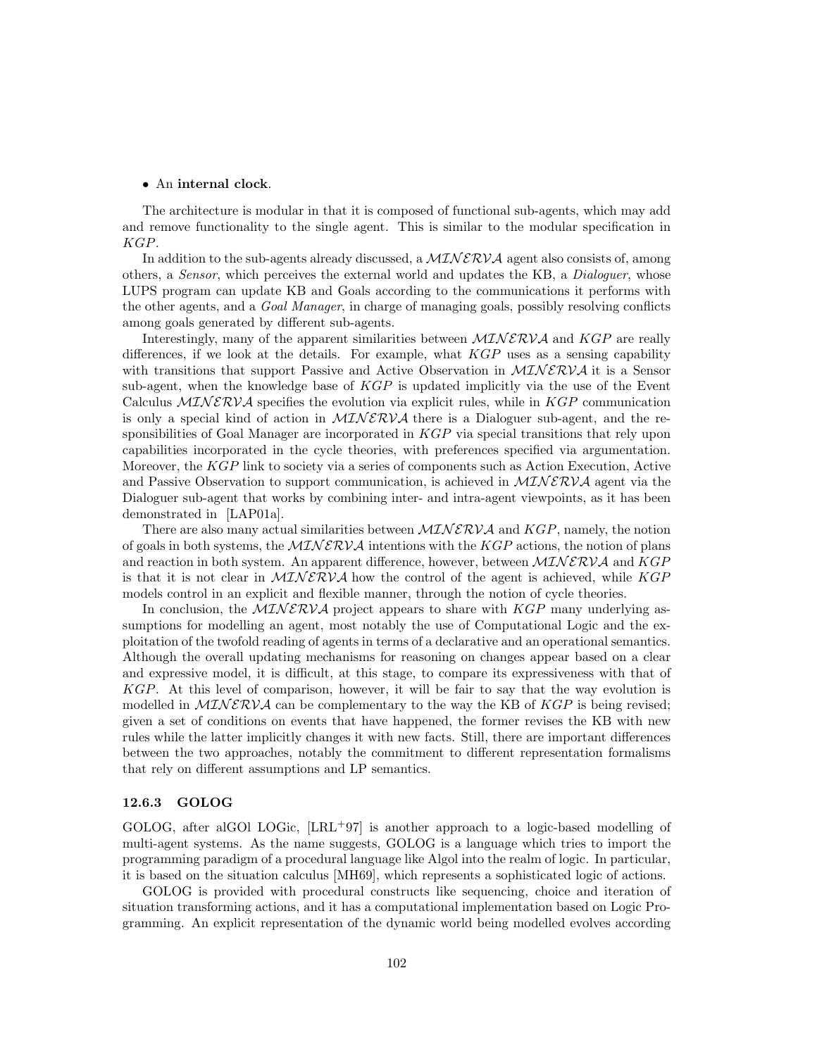- An **internal clock**.

The architecture is modular in that it is composed of functional sub-agents, which may add and remove functionality to the single agent. This is similar to the modular specification in *KGP*.

In addition to the sub-agents already discussed, a $\mathcal{MINERVA}$ agent also consists of, among others, a *Sensor*, which perceives the external world and updates the KB, a *Dialoguer*, whose LUPS program can update KB and Goals according to the communications it performs with the other agents, and a *Goal Manager*, in charge of managing goals, possibly resolving conflicts among goals generated by different sub-agents.

Interestingly, many of the apparent similarities between $\mathcal{MINERVA}$ and *KGP* are really differences, if we look at the details. For example, what *KGP* uses as a sensing capability with transitions that support Passive and Active Observation in $\mathcal{MINERVA}$ it is a Sensor sub-agent, when the knowledge base of *KGP* is updated implicitly via the use of the Event Calculus $\mathcal{MINERVA}$ specifies the evolution via explicit rules, while in *KGP* communication is only a special kind of action in $\mathcal{MINERVA}$ there is a Dialoguer sub-agent, and the responsibilities of Goal Manager are incorporated in *KGP* via special transitions that rely upon capabilities incorporated in the cycle theories, with preferences specified via argumentation. Moreover, the *KGP* link to society via a series of components such as Action Execution, Active and Passive Observation to support communication, is achieved in $\mathcal{MINERVA}$ agent via the Dialoguer sub-agent that works by combining inter- and intra-agent viewpoints, as it has been demonstrated in [LAP01a].

There are also many actual similarities between $\mathcal{MINERVA}$ and *KGP*, namely, the notion of goals in both systems, the $\mathcal{MINERVA}$ intentions with the *KGP* actions, the notion of plans and reaction in both system. An apparent difference, however, between $\mathcal{MINERVA}$ and *KGP* is that it is not clear in $\mathcal{MINERVA}$ how the control of the agent is achieved, while *KGP* models control in an explicit and flexible manner, through the notion of cycle theories.

In conclusion, the $\mathcal{MINERVA}$ project appears to share with *KGP* many underlying assumptions for modelling an agent, most notably the use of Computational Logic and the exploitation of the twofold reading of agents in terms of a declarative and an operational semantics. Although the overall updating mechanisms for reasoning on changes appear based on a clear and expressive model, it is difficult, at this stage, to compare its expressiveness with that of *KGP*. At this level of comparison, however, it will be fair to say that the way evolution is modelled in $\mathcal{MINERVA}$ can be complementary to the way the KB of *KGP* is being revised; given a set of conditions on events that have happened, the former revises the KB with new rules while the latter implicitly changes it with new facts. Still, there are important differences between the two approaches, notably the commitment to different representation formalisms that rely on different assumptions and LP semantics.

### 12.6.3 GOLOG

GOLOG, after alGOl LOGic, [LRL+97] is another approach to a logic-based modelling of multi-agent systems. As the name suggests, GOLOG is a language which tries to import the programming paradigm of a procedural language like Algol into the realm of logic. In particular, it is based on the situation calculus [MH69], which represents a sophisticated logic of actions.

GOLOG is provided with procedural constructs like sequencing, choice and iteration of situation transforming actions, and it has a computational implementation based on Logic Programming. An explicit representation of the dynamic world being modelled evolves according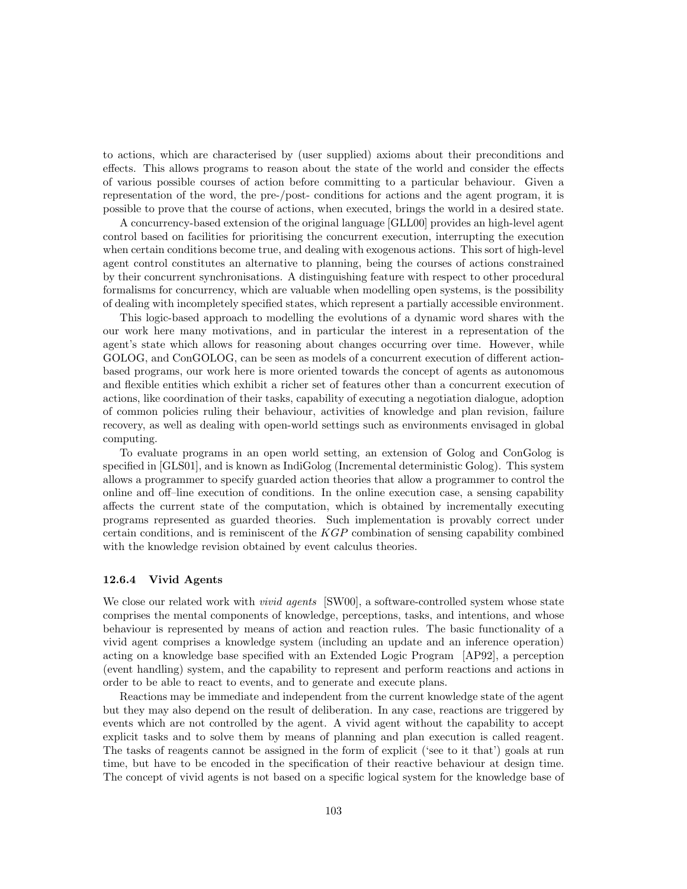to actions, which are characterised by (user supplied) axioms about their preconditions and effects. This allows programs to reason about the state of the world and consider the effects of various possible courses of action before committing to a particular behaviour. Given a representation of the word, the pre-/post- conditions for actions and the agent program, it is possible to prove that the course of actions, when executed, brings the world in a desired state.

A concurrency-based extension of the original language [GLL00] provides an high-level agent control based on facilities for prioritising the concurrent execution, interrupting the execution when certain conditions become true, and dealing with exogenous actions. This sort of high-level agent control constitutes an alternative to planning, being the courses of actions constrained by their concurrent synchronisations. A distinguishing feature with respect to other procedural formalisms for concurrency, which are valuable when modelling open systems, is the possibility of dealing with incompletely specified states, which represent a partially accessible environment.

This logic-based approach to modelling the evolutions of a dynamic word shares with the our work here many motivations, and in particular the interest in a representation of the agent's state which allows for reasoning about changes occurring over time. However, while GOLOG, and ConGOLOG, can be seen as models of a concurrent execution of different action-based programs, our work here is more oriented towards the concept of agents as autonomous and flexible entities which exhibit a richer set of features other than a concurrent execution of actions, like coordination of their tasks, capability of executing a negotiation dialogue, adoption of common policies ruling their behaviour, activities of knowledge and plan revision, failure recovery, as well as dealing with open-world settings such as environments envisaged in global computing.

To evaluate programs in an open world setting, an extension of Golog and ConGolog is specified in [GLS01], and is known as IndiGolog (Incremental deterministic Golog). This system allows a programmer to specify guarded action theories that allow a programmer to control the online and off–line execution of conditions. In the online execution case, a sensing capability affects the current state of the computation, which is obtained by incrementally executing programs represented as guarded theories. Such implementation is provably correct under certain conditions, and is reminiscent of the *KGP* combination of sensing capability combined with the knowledge revision obtained by event calculus theories.

### 12.6.4 Vivid Agents

We close our related work with *vivid agents* [SW00], a software-controlled system whose state comprises the mental components of knowledge, perceptions, tasks, and intentions, and whose behaviour is represented by means of action and reaction rules. The basic functionality of a vivid agent comprises a knowledge system (including an update and an inference operation) acting on a knowledge base specified with an Extended Logic Program [AP92], a perception (event handling) system, and the capability to represent and perform reactions and actions in order to be able to react to events, and to generate and execute plans.

Reactions may be immediate and independent from the current knowledge state of the agent but they may also depend on the result of deliberation. In any case, reactions are triggered by events which are not controlled by the agent. A vivid agent without the capability to accept explicit tasks and to solve them by means of planning and plan execution is called reagent. The tasks of reagents cannot be assigned in the form of explicit ('see to it that') goals at run time, but have to be encoded in the specification of their reactive behaviour at design time. The concept of vivid agents is not based on a specific logical system for the knowledge base of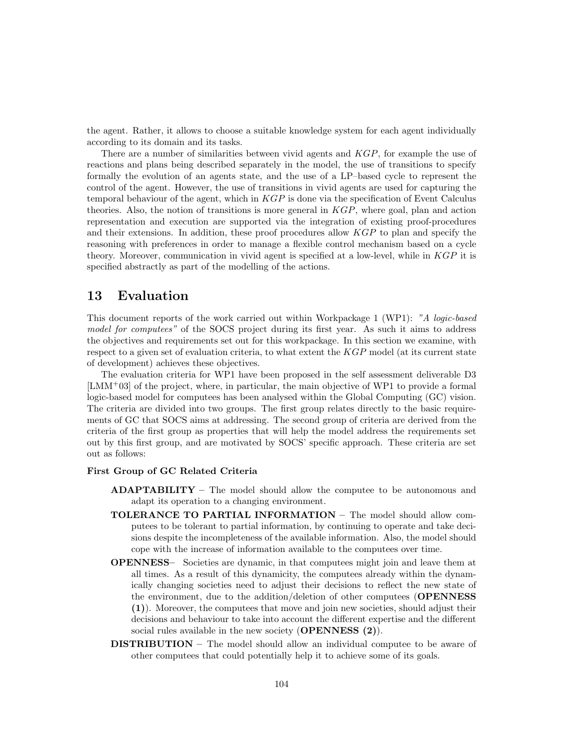the agent. Rather, it allows to choose a suitable knowledge system for each agent individually according to its domain and its tasks.

There are a number of similarities between vivid agents and *KGP*, for example the use of reactions and plans being described separately in the model, the use of transitions to specify formally the evolution of an agents state, and the use of a LP–based cycle to represent the control of the agent. However, the use of transitions in vivid agents are used for capturing the temporal behaviour of the agent, which in *KGP* is done via the specification of Event Calculus theories. Also, the notion of transitions is more general in *KGP*, where goal, plan and action representation and execution are supported via the integration of existing proof-procedures and their extensions. In addition, these proof procedures allow *KGP* to plan and specify the reasoning with preferences in order to manage a flexible control mechanism based on a cycle theory. Moreover, communication in vivid agent is specified at a low-level, while in *KGP* it is specified abstractly as part of the modelling of the actions.

# 13 Evaluation

This document reports of the work carried out within Workpackage 1 (WP1): *"A logic-based model for computees"* of the SOCS project during its first year. As such it aims to address the objectives and requirements set out for this workpackage. In this section we examine, with respect to a given set of evaluation criteria, to what extent the *KGP* model (at its current state of development) achieves these objectives.

The evaluation criteria for WP1 have been proposed in the self assessment deliverable D3 [LMM+03] of the project, where, in particular, the main objective of WP1 to provide a formal logic-based model for computees has been analysed within the Global Computing (GC) vision. The criteria are divided into two groups. The first group relates directly to the basic requirements of GC that SOCS aims at addressing. The second group of criteria are derived from the criteria of the first group as properties that will help the model address the requirements set out by this first group, and are motivated by SOCS' specific approach. These criteria are set out as follows:

**First Group of GC Related Criteria**

**ADAPTABILITY** – The model should allow the computee to be autonomous and adapt its operation to a changing environment.

**TOLERANCE TO PARTIAL INFORMATION** – The model should allow computees to be tolerant to partial information, by continuing to operate and take decisions despite the incompleteness of the available information. Also, the model should cope with the increase of information available to the computees over time.

**OPENNESS**– Societies are dynamic, in that computees might join and leave them at all times. As a result of this dynamicity, the computees already within the dynamically changing societies need to adjust their decisions to reflect the new state of the environment, due to the addition/deletion of other computees (**OPENNESS (1)**). Moreover, the computees that move and join new societies, should adjust their decisions and behaviour to take into account the different expertise and the different social rules available in the new society (**OPENNESS (2)**).

**DISTRIBUTION** – The model should allow an individual computee to be aware of other computees that could potentially help it to achieve some of its goals.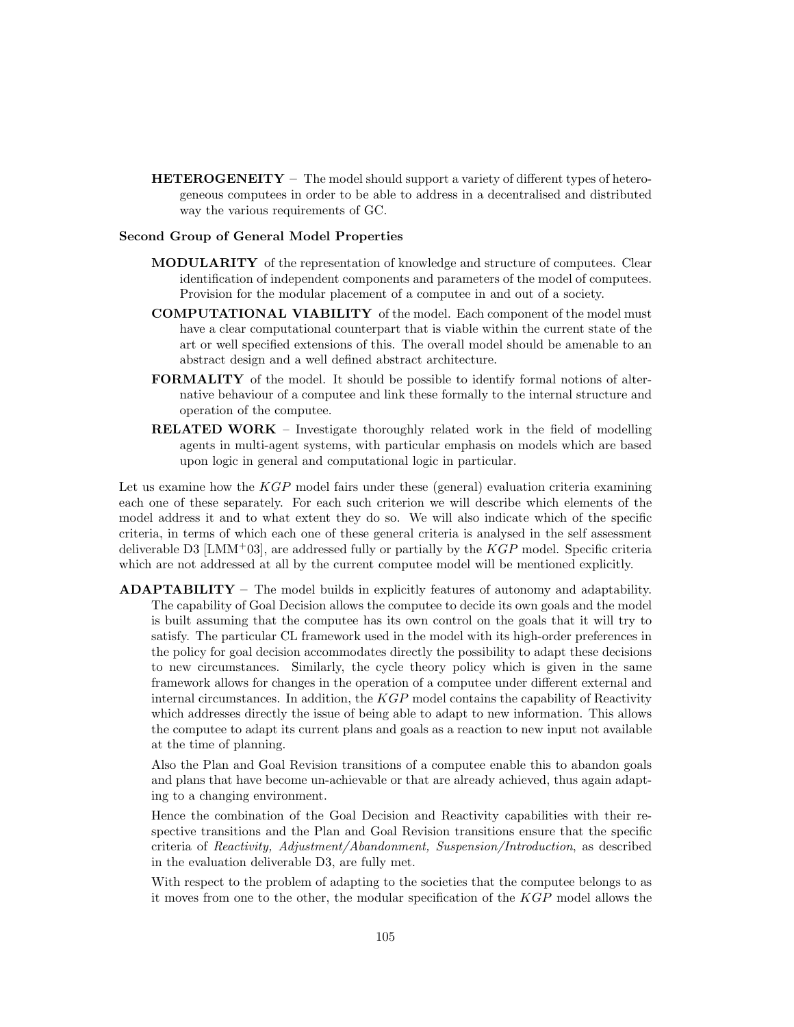**HETEROGENEITY** – The model should support a variety of different types of heterogeneous computees in order to be able to address in a decentralised and distributed way the various requirements of GC.

**Second Group of General Model Properties**

**MODULARITY** of the representation of knowledge and structure of computees. Clear identification of independent components and parameters of the model of computees. Provision for the modular placement of a computee in and out of a society.

**COMPUTATIONAL VIABILITY** of the model. Each component of the model must have a clear computational counterpart that is viable within the current state of the art or well specified extensions of this. The overall model should be amenable to an abstract design and a well defined abstract architecture.

**FORMALITY** of the model. It should be possible to identify formal notions of alternative behaviour of a computee and link these formally to the internal structure and operation of the computee.

**RELATED WORK** – Investigate thoroughly related work in the field of modelling agents in multi-agent systems, with particular emphasis on models which are based upon logic in general and computational logic in particular.

Let us examine how the *KGP* model fairs under these (general) evaluation criteria examining each one of these separately. For each such criterion we will describe which elements of the model address it and to what extent they do so. We will also indicate which of the specific criteria, in terms of which each one of these general criteria is analysed in the self assessment deliverable D3 [LMM+03], are addressed fully or partially by the *KGP* model. Specific criteria which are not addressed at all by the current computee model will be mentioned explicitly.

**ADAPTABILITY** – The model builds in explicitly features of autonomy and adaptability. The capability of Goal Decision allows the computee to decide its own goals and the model is built assuming that the computee has its own control on the goals that it will try to satisfy. The particular CL framework used in the model with its high-order preferences in the policy for goal decision accommodates directly the possibility to adapt these decisions to new circumstances. Similarly, the cycle theory policy which is given in the same framework allows for changes in the operation of a computee under different external and internal circumstances. In addition, the *KGP* model contains the capability of Reactivity which addresses directly the issue of being able to adapt to new information. This allows the computee to adapt its current plans and goals as a reaction to new input not available at the time of planning.

Also the Plan and Goal Revision transitions of a computee enable this to abandon goals and plans that have become un-achievable or that are already achieved, thus again adapting to a changing environment.

Hence the combination of the Goal Decision and Reactivity capabilities with their respective transitions and the Plan and Goal Revision transitions ensure that the specific criteria of *Reactivity, Adjustment/Abandonment, Suspension/Introduction*, as described in the evaluation deliverable D3, are fully met.

With respect to the problem of adapting to the societies that the computee belongs to as it moves from one to the other, the modular specification of the *KGP* model allows the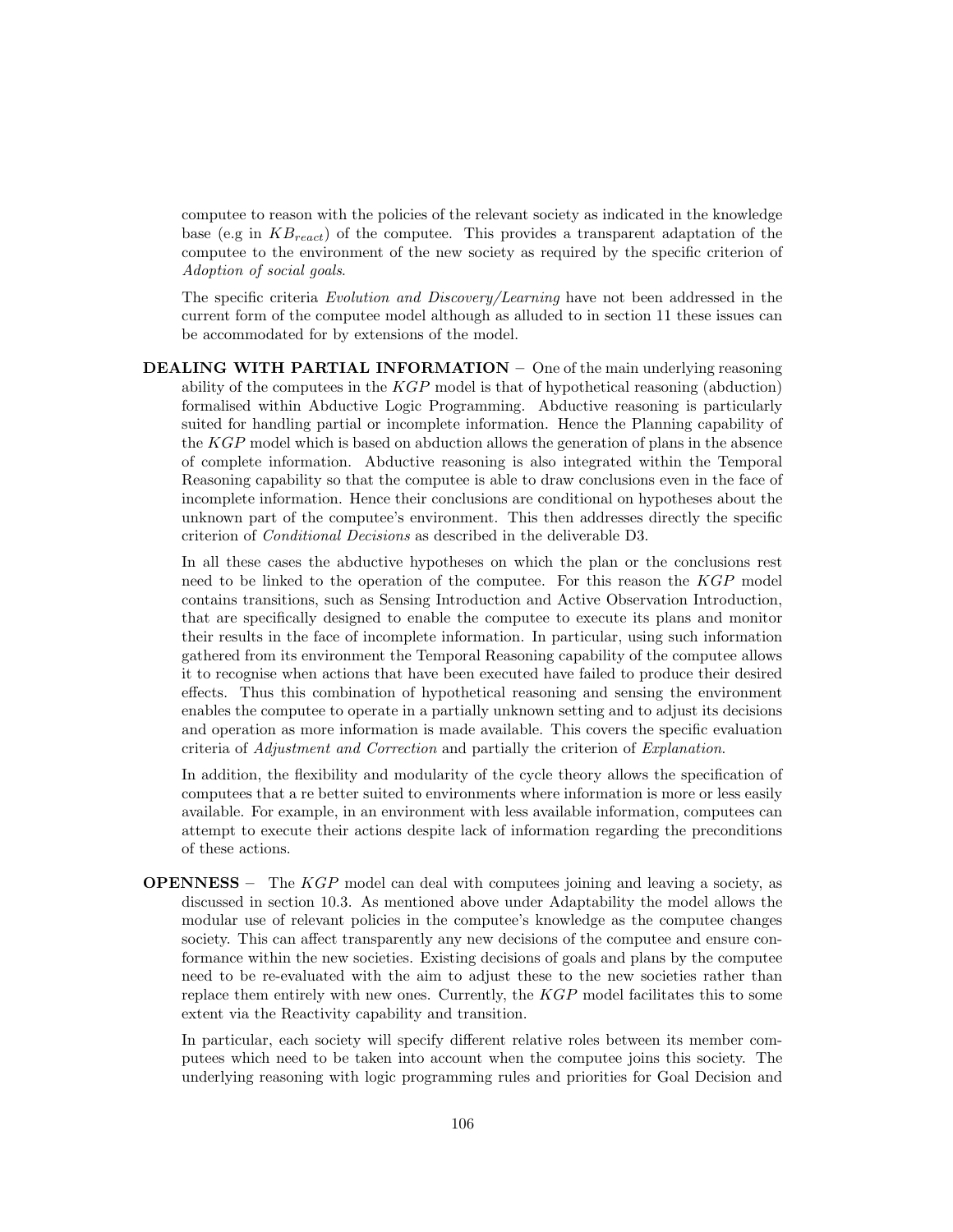computee to reason with the policies of the relevant society as indicated in the knowledge base (e.g in $KB_{react}$) of the computee. This provides a transparent adaptation of the computee to the environment of the new society as required by the specific criterion of *Adoption of social goals*.

The specific criteria *Evolution and Discovery/Learning* have not been addressed in the current form of the computee model although as alluded to in section 11 these issues can be accommodated for by extensions of the model.

**DEALING WITH PARTIAL INFORMATION** – One of the main underlying reasoning ability of the computees in the $KGP$ model is that of hypothetical reasoning (abduction) formalised within Abductive Logic Programming. Abductive reasoning is particularly suited for handling partial or incomplete information. Hence the Planning capability of the $KGP$ model which is based on abduction allows the generation of plans in the absence of complete information. Abductive reasoning is also integrated within the Temporal Reasoning capability so that the computee is able to draw conclusions even in the face of incomplete information. Hence their conclusions are conditional on hypotheses about the unknown part of the computee's environment. This then addresses directly the specific criterion of *Conditional Decisions* as described in the deliverable D3.

In all these cases the abductive hypotheses on which the plan or the conclusions rest need to be linked to the operation of the computee. For this reason the $KGP$ model contains transitions, such as Sensing Introduction and Active Observation Introduction, that are specifically designed to enable the computee to execute its plans and monitor their results in the face of incomplete information. In particular, using such information gathered from its environment the Temporal Reasoning capability of the computee allows it to recognise when actions that have been executed have failed to produce their desired effects. Thus this combination of hypothetical reasoning and sensing the environment enables the computee to operate in a partially unknown setting and to adjust its decisions and operation as more information is made available. This covers the specific evaluation criteria of *Adjustment and Correction* and partially the criterion of *Explanation*.

In addition, the flexibility and modularity of the cycle theory allows the specification of computees that a re better suited to environments where information is more or less easily available. For example, in an environment with less available information, computees can attempt to execute their actions despite lack of information regarding the preconditions of these actions.

**OPENNESS** – The $KGP$ model can deal with computees joining and leaving a society, as discussed in section 10.3. As mentioned above under Adaptability the model allows the modular use of relevant policies in the computee's knowledge as the computee changes society. This can affect transparently any new decisions of the computee and ensure conformance within the new societies. Existing decisions of goals and plans by the computee need to be re-evaluated with the aim to adjust these to the new societies rather than replace them entirely with new ones. Currently, the $KGP$ model facilitates this to some extent via the Reactivity capability and transition.

In particular, each society will specify different relative roles between its member computees which need to be taken into account when the computee joins this society. The underlying reasoning with logic programming rules and priorities for Goal Decision and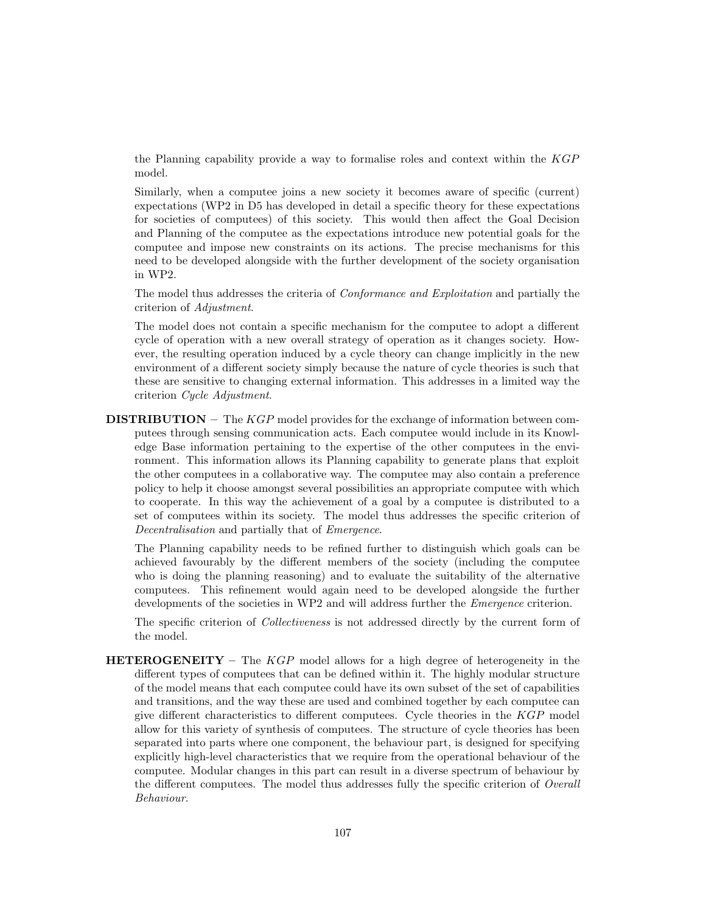the Planning capability provide a way to formalise roles and context within the *KGP* model.

Similarly, when a computee joins a new society it becomes aware of specific (current) expectations (WP2 in D5 has developed in detail a specific theory for these expectations for societies of computees) of this society. This would then affect the Goal Decision and Planning of the computee as the expectations introduce new potential goals for the computee and impose new constraints on its actions. The precise mechanisms for this need to be developed alongside with the further development of the society organisation in WP2.

The model thus addresses the criteria of *Conformance and Exploitation* and partially the criterion of *Adjustment*.

The model does not contain a specific mechanism for the computee to adopt a different cycle of operation with a new overall strategy of operation as it changes society. However, the resulting operation induced by a cycle theory can change implicitly in the new environment of a different society simply because the nature of cycle theories is such that these are sensitive to changing external information. This addresses in a limited way the criterion *Cycle Adjustment*.

**DISTRIBUTION** – The *KGP* model provides for the exchange of information between computees through sensing communication acts. Each computee would include in its Knowledge Base information pertaining to the expertise of the other computees in the environment. This information allows its Planning capability to generate plans that exploit the other computees in a collaborative way. The computee may also contain a preference policy to help it choose amongst several possibilities an appropriate computee with which to cooperate. In this way the achievement of a goal by a computee is distributed to a set of computees within its society. The model thus addresses the specific criterion of *Decentralisation* and partially that of *Emergence*.

The Planning capability needs to be refined further to distinguish which goals can be achieved favourably by the different members of the society (including the computee who is doing the planning reasoning) and to evaluate the suitability of the alternative computees. This refinement would again need to be developed alongside the further developments of the societies in WP2 and will address further the *Emergence* criterion.

The specific criterion of *Collectiveness* is not addressed directly by the current form of the model.

**HETEROGENEITY** – The *KGP* model allows for a high degree of heterogeneity in the different types of computees that can be defined within it. The highly modular structure of the model means that each computee could have its own subset of the set of capabilities and transitions, and the way these are used and combined together by each computee can give different characteristics to different computees. Cycle theories in the *KGP* model allow for this variety of synthesis of computees. The structure of cycle theories has been separated into parts where one component, the behaviour part, is designed for specifying explicitly high-level characteristics that we require from the operational behaviour of the computee. Modular changes in this part can result in a diverse spectrum of behaviour by the different computees. The model thus addresses fully the specific criterion of *Overall Behaviour*.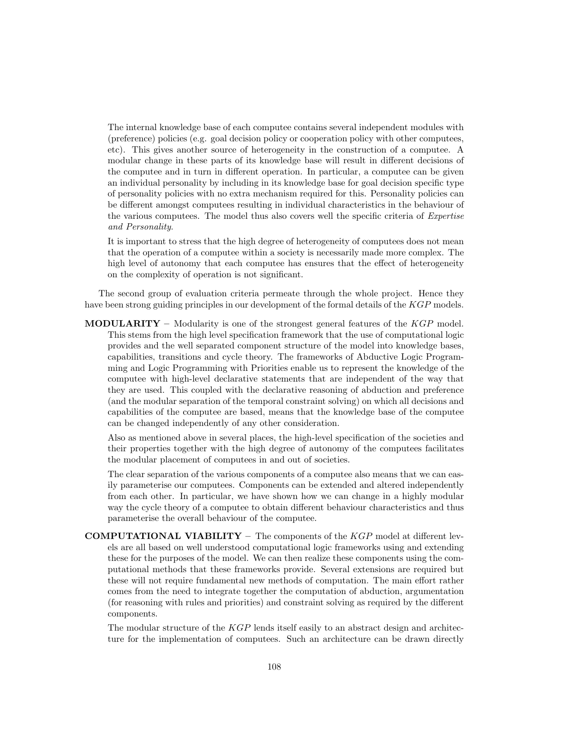The internal knowledge base of each computee contains several independent modules with (preference) policies (e.g. goal decision policy or cooperation policy with other computees, etc). This gives another source of heterogeneity in the construction of a computee. A modular change in these parts of its knowledge base will result in different decisions of the computee and in turn in different operation. In particular, a computee can be given an individual personality by including in its knowledge base for goal decision specific type of personality policies with no extra mechanism required for this. Personality policies can be different amongst computees resulting in individual characteristics in the behaviour of the various computees. The model thus also covers well the specific criteria of *Expertise and Personality*.

It is important to stress that the high degree of heterogeneity of computees does not mean that the operation of a computee within a society is necessarily made more complex. The high level of autonomy that each computee has ensures that the effect of heterogeneity on the complexity of operation is not significant.

The second group of evaluation criteria permeate through the whole project. Hence they have been strong guiding principles in our development of the formal details of the *KGP* models.

**MODULARITY** – Modularity is one of the strongest general features of the *KGP* model. This stems from the high level specification framework that the use of computational logic provides and the well separated component structure of the model into knowledge bases, capabilities, transitions and cycle theory. The frameworks of Abductive Logic Programming and Logic Programming with Priorities enable us to represent the knowledge of the computee with high-level declarative statements that are independent of the way that they are used. This coupled with the declarative reasoning of abduction and preference (and the modular separation of the temporal constraint solving) on which all decisions and capabilities of the computee are based, means that the knowledge base of the computee can be changed independently of any other consideration.

Also as mentioned above in several places, the high-level specification of the societies and their properties together with the high degree of autonomy of the computees facilitates the modular placement of computees in and out of societies.

The clear separation of the various components of a computee also means that we can easily parameterise our computees. Components can be extended and altered independently from each other. In particular, we have shown how we can change in a highly modular way the cycle theory of a computee to obtain different behaviour characteristics and thus parameterise the overall behaviour of the computee.

**COMPUTATIONAL VIABILITY** – The components of the *KGP* model at different levels are all based on well understood computational logic frameworks using and extending these for the purposes of the model. We can then realize these components using the computational methods that these frameworks provide. Several extensions are required but these will not require fundamental new methods of computation. The main effort rather comes from the need to integrate together the computation of abduction, argumentation (for reasoning with rules and priorities) and constraint solving as required by the different components.

The modular structure of the *KGP* lends itself easily to an abstract design and architecture for the implementation of computees. Such an architecture can be drawn directly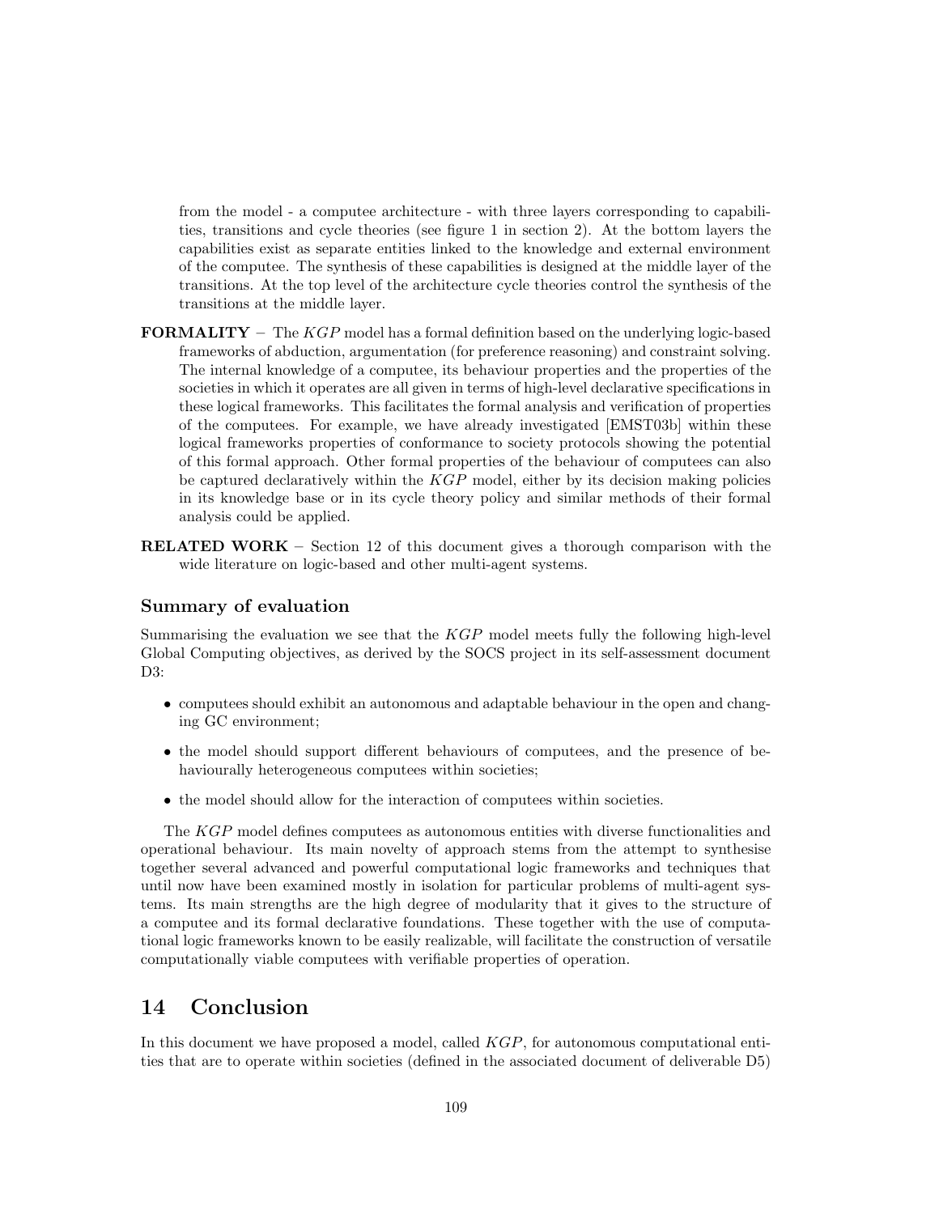from the model - a computee architecture - with three layers corresponding to capabilities, transitions and cycle theories (see figure 1 in section 2). At the bottom layers the capabilities exist as separate entities linked to the knowledge and external environment of the computee. The synthesis of these capabilities is designed at the middle layer of the transitions. At the top level of the architecture cycle theories control the synthesis of the transitions at the middle layer.

**FORMALITY** – The *KGP* model has a formal definition based on the underlying logic-based frameworks of abduction, argumentation (for preference reasoning) and constraint solving. The internal knowledge of a computee, its behaviour properties and the properties of the societies in which it operates are all given in terms of high-level declarative specifications in these logical frameworks. This facilitates the formal analysis and verification of properties of the computees. For example, we have already investigated [EMST03b] within these logical frameworks properties of conformance to society protocols showing the potential of this formal approach. Other formal properties of the behaviour of computees can also be captured declaratively within the *KGP* model, either by its decision making policies in its knowledge base or in its cycle theory policy and similar methods of their formal analysis could be applied.

**RELATED WORK** – Section 12 of this document gives a thorough comparison with the wide literature on logic-based and other multi-agent systems.

### Summary of evaluation

Summarising the evaluation we see that the *KGP* model meets fully the following high-level Global Computing objectives, as derived by the SOCS project in its self-assessment document D3:

- computees should exhibit an autonomous and adaptable behaviour in the open and changing GC environment;
- the model should support different behaviours of computees, and the presence of behaviourally heterogeneous computees within societies;
- the model should allow for the interaction of computees within societies.

The *KGP* model defines computees as autonomous entities with diverse functionalities and operational behaviour. Its main novelty of approach stems from the attempt to synthesise together several advanced and powerful computational logic frameworks and techniques that until now have been examined mostly in isolation for particular problems of multi-agent systems. Its main strengths are the high degree of modularity that it gives to the structure of a computee and its formal declarative foundations. These together with the use of computational logic frameworks known to be easily realizable, will facilitate the construction of versatile computationally viable computees with verifiable properties of operation.

## 14 Conclusion

In this document we have proposed a model, called *KGP*, for autonomous computational entities that are to operate within societies (defined in the associated document of deliverable D5)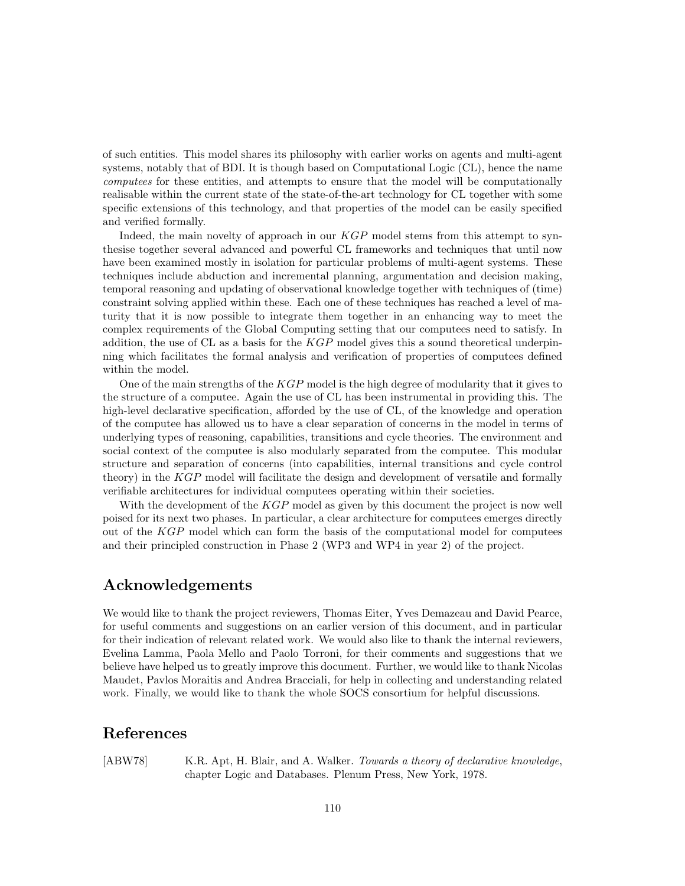of such entities. This model shares its philosophy with earlier works on agents and multi-agent systems, notably that of BDI. It is though based on Computational Logic (CL), hence the name *computees* for these entities, and attempts to ensure that the model will be computationally realisable within the current state of the state-of-the-art technology for CL together with some specific extensions of this technology, and that properties of the model can be easily specified and verified formally.

Indeed, the main novelty of approach in our *KGP* model stems from this attempt to synthesise together several advanced and powerful CL frameworks and techniques that until now have been examined mostly in isolation for particular problems of multi-agent systems. These techniques include abduction and incremental planning, argumentation and decision making, temporal reasoning and updating of observational knowledge together with techniques of (time) constraint solving applied within these. Each one of these techniques has reached a level of maturity that it is now possible to integrate them together in an enhancing way to meet the complex requirements of the Global Computing setting that our computees need to satisfy. In addition, the use of CL as a basis for the *KGP* model gives this a sound theoretical underpinning which facilitates the formal analysis and verification of properties of computees defined within the model.

One of the main strengths of the *KGP* model is the high degree of modularity that it gives to the structure of a computee. Again the use of CL has been instrumental in providing this. The high-level declarative specification, afforded by the use of CL, of the knowledge and operation of the computee has allowed us to have a clear separation of concerns in the model in terms of underlying types of reasoning, capabilities, transitions and cycle theories. The environment and social context of the computee is also modularly separated from the computee. This modular structure and separation of concerns (into capabilities, internal transitions and cycle control theory) in the *KGP* model will facilitate the design and development of versatile and formally verifiable architectures for individual computees operating within their societies.

With the development of the *KGP* model as given by this document the project is now well poised for its next two phases. In particular, a clear architecture for computees emerges directly out of the *KGP* model which can form the basis of the computational model for computees and their principled construction in Phase 2 (WP3 and WP4 in year 2) of the project.

## Acknowledgements

We would like to thank the project reviewers, Thomas Eiter, Yves Demazeau and David Pearce, for useful comments and suggestions on an earlier version of this document, and in particular for their indication of relevant related work. We would also like to thank the internal reviewers, Evelina Lamma, Paola Mello and Paolo Torroni, for their comments and suggestions that we believe have helped us to greatly improve this document. Further, we would like to thank Nicolas Maudet, Pavlos Moraitis and Andrea Bracciali, for help in collecting and understanding related work. Finally, we would like to thank the whole SOCS consortium for helpful discussions.

## References

[ABW78] K.R. Apt, H. Blair, and A. Walker. *Towards a theory of declarative knowledge*, chapter Logic and Databases. Plenum Press, New York, 1978.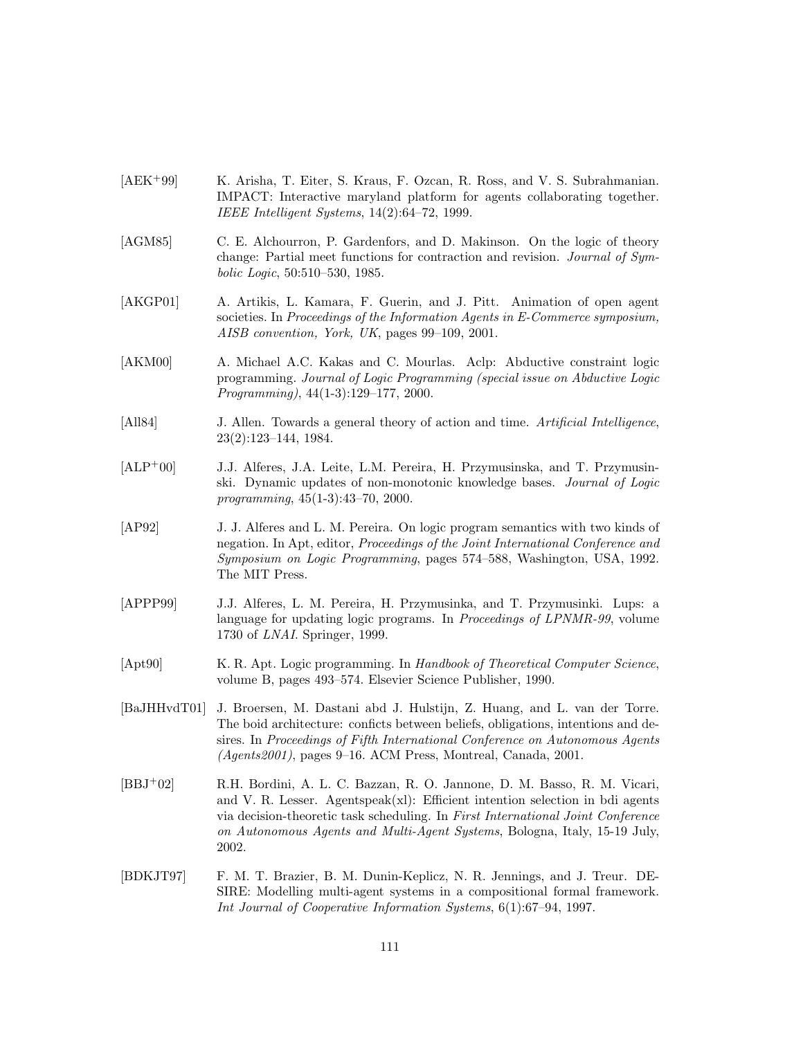[AEK+99] K. Arisha, T. Eiter, S. Kraus, F. Ozcan, R. Ross, and V. S. Subrahmanian. IMPACT: Interactive maryland platform for agents collaborating together. *IEEE Intelligent Systems*, 14(2):64–72, 1999.

[AGM85] C. E. Alchourron, P. Gardenfors, and D. Makinson. On the logic of theory change: Partial meet functions for contraction and revision. *Journal of Symbolic Logic*, 50:510–530, 1985.

[AKGP01] A. Artikis, L. Kamara, F. Guerin, and J. Pitt. Animation of open agent societies. In *Proceedings of the Information Agents in E-Commerce symposium, AISB convention, York, UK*, pages 99–109, 2001.

[AKM00] A. Michael A.C. Kakas and C. Mourlas. Aclp: Abductive constraint logic programming. *Journal of Logic Programming (special issue on Abductive Logic Programming)*, 44(1-3):129–177, 2000.

[All84] J. Allen. Towards a general theory of action and time. *Artificial Intelligence*, 23(2):123–144, 1984.

[ALP+00] J.J. Alferes, J.A. Leite, L.M. Pereira, H. Przymusinska, and T. Przymusinski. Dynamic updates of non-monotonic knowledge bases. *Journal of Logic programming*, 45(1-3):43–70, 2000.

[AP92] J. J. Alferes and L. M. Pereira. On logic program semantics with two kinds of negation. In Apt, editor, *Proceedings of the Joint International Conference and Symposium on Logic Programming*, pages 574–588, Washington, USA, 1992. The MIT Press.

[APPP99] J.J. Alferes, L. M. Pereira, H. Przymusinka, and T. Przymusinki. Lups: a language for updating logic programs. In *Proceedings of LPNMR-99*, volume 1730 of *LNAI*. Springer, 1999.

[Apt90] K. R. Apt. Logic programming. In *Handbook of Theoretical Computer Science*, volume B, pages 493–574. Elsevier Science Publisher, 1990.

[BaJHHvdT01] J. Broersen, M. Dastani abd J. Hulstijn, Z. Huang, and L. van der Torre. The boid architecture: conficts between beliefs, obligations, intentions and desires. In *Proceedings of Fifth International Conference on Autonomous Agents (Agents2001)*, pages 9–16. ACM Press, Montreal, Canada, 2001.

[BBJ+02] R.H. Bordini, A. L. C. Bazzan, R. O. Jannone, D. M. Basso, R. M. Vicari, and V. R. Lesser. Agentspeak(xl): Efficient intention selection in bdi agents via decision-theoretic task scheduling. In *First International Joint Conference on Autonomous Agents and Multi-Agent Systems*, Bologna, Italy, 15-19 July, 2002.

[BDKJT97] F. M. T. Brazier, B. M. Dunin-Keplicz, N. R. Jennings, and J. Treur. DESIRE: Modelling multi-agent systems in a compositional formal framework. *Int Journal of Cooperative Information Systems*, 6(1):67–94, 1997.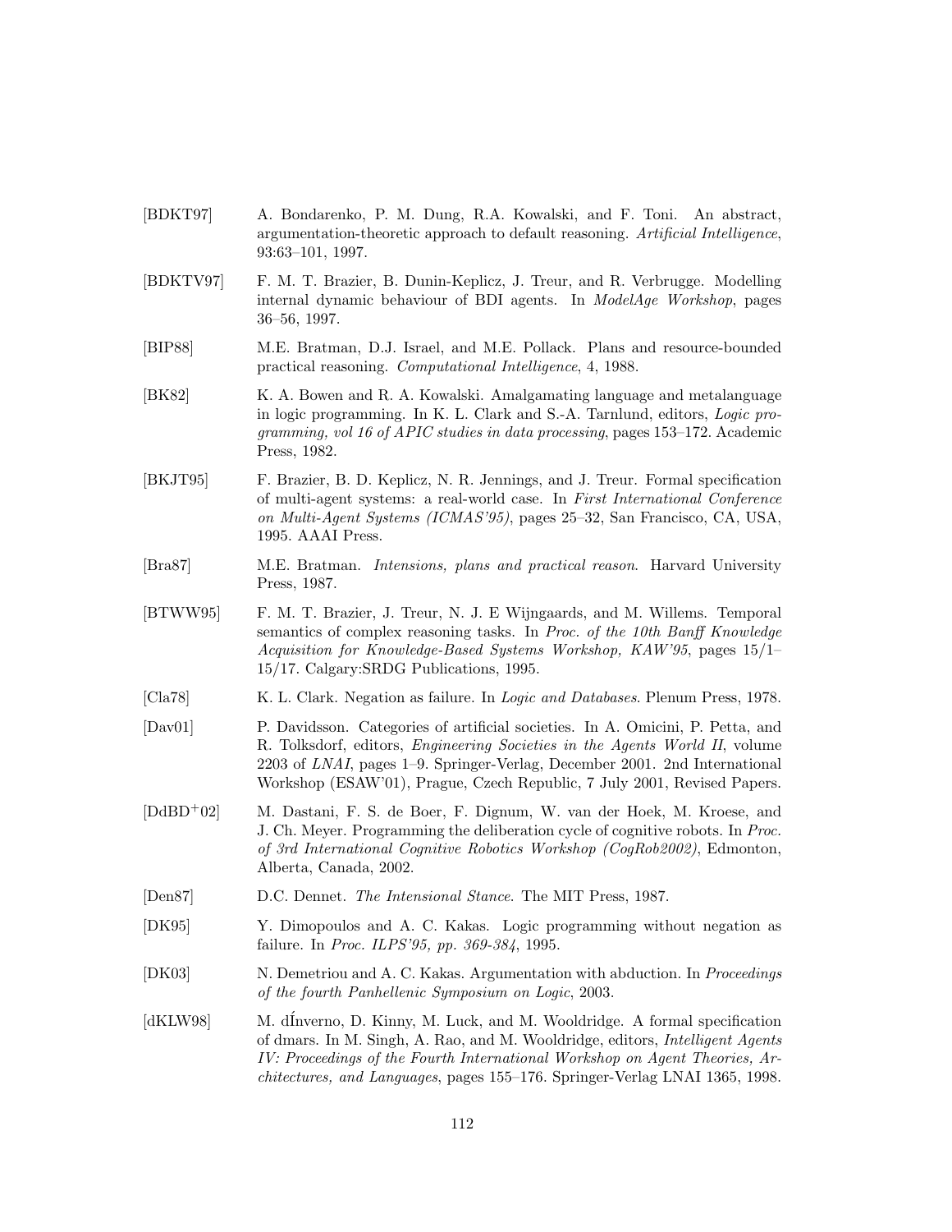[BDKT97] A. Bondarenko, P. M. Dung, R.A. Kowalski, and F. Toni. An abstract, argumentation-theoretic approach to default reasoning. *Artificial Intelligence*, 93:63–101, 1997.

[BDKTV97] F. M. T. Brazier, B. Dunin-Keplicz, J. Treur, and R. Verbrugge. Modelling internal dynamic behaviour of BDI agents. In *ModelAge Workshop*, pages 36–56, 1997.

[BIP88] M.E. Bratman, D.J. Israel, and M.E. Pollack. Plans and resource-bounded practical reasoning. *Computational Intelligence*, 4, 1988.

[BK82] K. A. Bowen and R. A. Kowalski. Amalgamating language and metalanguage in logic programming. In K. L. Clark and S.-A. Tarnlund, editors, *Logic programming, vol 16 of APIC studies in data processing*, pages 153–172. Academic Press, 1982.

[BKJT95] F. Brazier, B. D. Keplicz, N. R. Jennings, and J. Treur. Formal specification of multi-agent systems: a real-world case. In *First International Conference on Multi-Agent Systems (ICMAS'95)*, pages 25–32, San Francisco, CA, USA, 1995. AAAI Press.

[Bra87] M.E. Bratman. *Intensions, plans and practical reason*. Harvard University Press, 1987.

[BTWW95] F. M. T. Brazier, J. Treur, N. J. E Wijngaards, and M. Willems. Temporal semantics of complex reasoning tasks. In *Proc. of the 10th Banff Knowledge Acquisition for Knowledge-Based Systems Workshop, KAW'95*, pages 15/1–15/17. Calgary:SRDG Publications, 1995.

[Cla78] K. L. Clark. Negation as failure. In *Logic and Databases*. Plenum Press, 1978.

[Dav01] P. Davidsson. Categories of artificial societies. In A. Omicini, P. Petta, and R. Tolksdorf, editors, *Engineering Societies in the Agents World II*, volume 2203 of *LNAI*, pages 1–9. Springer-Verlag, December 2001. 2nd International Workshop (ESAW'01), Prague, Czech Republic, 7 July 2001, Revised Papers.

[DdBD+02] M. Dastani, F. S. de Boer, F. Dignum, W. van der Hoek, M. Kroese, and J. Ch. Meyer. Programming the deliberation cycle of cognitive robots. In *Proc. of 3rd International Cognitive Robotics Workshop (CogRob2002)*, Edmonton, Alberta, Canada, 2002.

[Den87] D.C. Dennet. *The Intensional Stance*. The MIT Press, 1987.

[DK95] Y. Dimopoulos and A. C. Kakas. Logic programming without negation as failure. In *Proc. ILPS'95, pp. 369-384*, 1995.

[DK03] N. Demetriou and A. C. Kakas. Argumentation with abduction. In *Proceedings of the fourth Panhellenic Symposium on Logic*, 2003.

[dKLW98] M. dÍnverno, D. Kinny, M. Luck, and M. Wooldridge. A formal specification of dmars. In M. Singh, A. Rao, and M. Wooldridge, editors, *Intelligent Agents IV: Proceedings of the Fourth International Workshop on Agent Theories, Architectures, and Languages*, pages 155–176. Springer-Verlag LNAI 1365, 1998.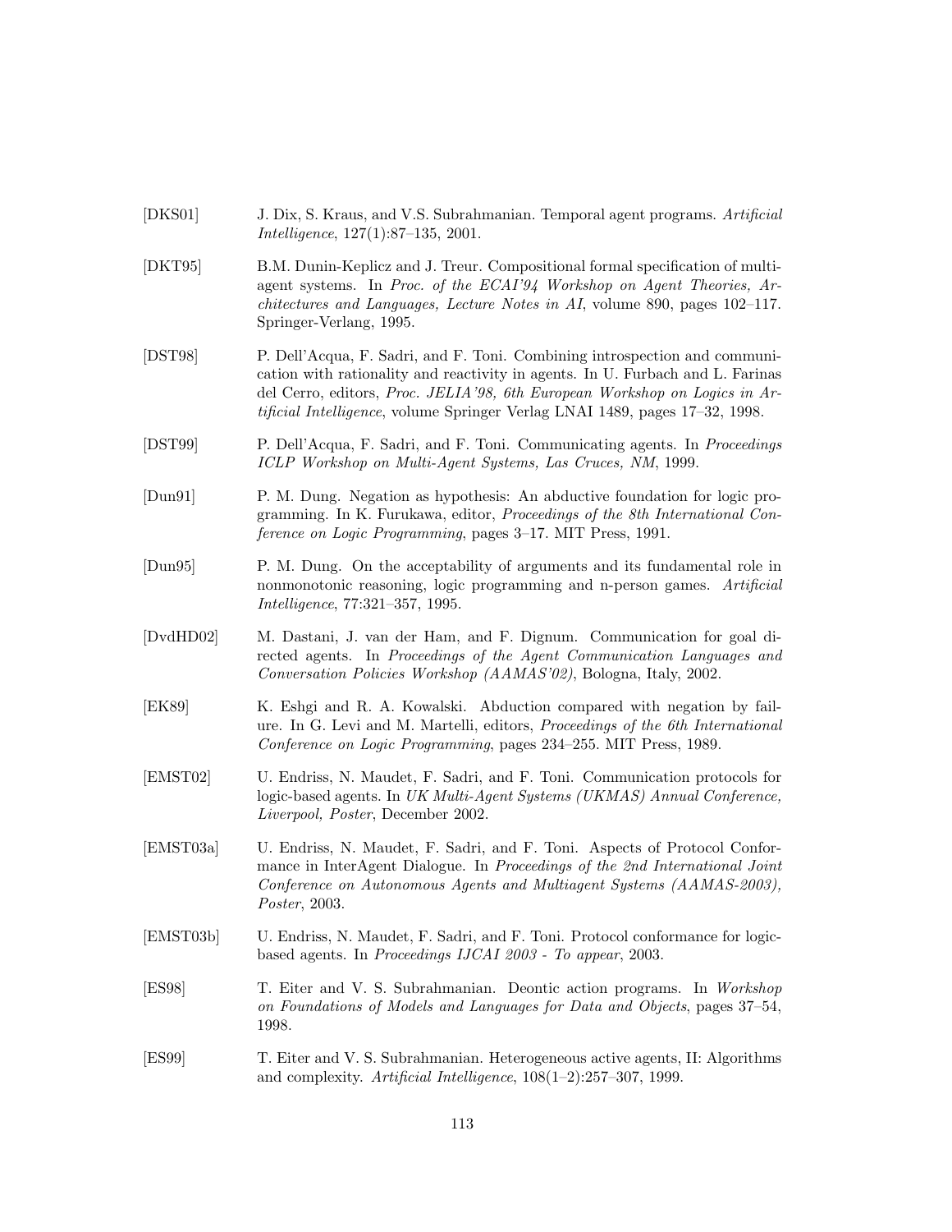[DKS01] J. Dix, S. Kraus, and V.S. Subrahmanian. Temporal agent programs. *Artificial Intelligence*, 127(1):87–135, 2001.

[DKT95] B.M. Dunin-Keplicz and J. Treur. Compositional formal specification of multi-agent systems. In *Proc. of the ECAI'94 Workshop on Agent Theories, Architectures and Languages, Lecture Notes in AI*, volume 890, pages 102–117. Springer-Verlang, 1995.

[DST98] P. Dell'Acqua, F. Sadri, and F. Toni. Combining introspection and communication with rationality and reactivity in agents. In U. Furbach and L. Farinas del Cerro, editors, *Proc. JELIA'98, 6th European Workshop on Logics in Artificial Intelligence*, volume Springer Verlag LNAI 1489, pages 17–32, 1998.

[DST99] P. Dell'Acqua, F. Sadri, and F. Toni. Communicating agents. In *Proceedings ICLP Workshop on Multi-Agent Systems, Las Cruces, NM*, 1999.

[Dun91] P. M. Dung. Negation as hypothesis: An abductive foundation for logic programming. In K. Furukawa, editor, *Proceedings of the 8th International Conference on Logic Programming*, pages 3–17. MIT Press, 1991.

[Dun95] P. M. Dung. On the acceptability of arguments and its fundamental role in nonmonotonic reasoning, logic programming and n-person games. *Artificial Intelligence*, 77:321–357, 1995.

[DvdHD02] M. Dastani, J. van der Ham, and F. Dignum. Communication for goal directed agents. In *Proceedings of the Agent Communication Languages and Conversation Policies Workshop (AAMAS'02)*, Bologna, Italy, 2002.

[EK89] K. Eshgi and R. A. Kowalski. Abduction compared with negation by failure. In G. Levi and M. Martelli, editors, *Proceedings of the 6th International Conference on Logic Programming*, pages 234–255. MIT Press, 1989.

[EMST02] U. Endriss, N. Maudet, F. Sadri, and F. Toni. Communication protocols for logic-based agents. In *UK Multi-Agent Systems (UKMAS) Annual Conference, Liverpool, Poster*, December 2002.

[EMST03a] U. Endriss, N. Maudet, F. Sadri, and F. Toni. Aspects of Protocol Conformance in InterAgent Dialogue. In *Proceedings of the 2nd International Joint Conference on Autonomous Agents and Multiagent Systems (AAMAS-2003), Poster*, 2003.

[EMST03b] U. Endriss, N. Maudet, F. Sadri, and F. Toni. Protocol conformance for logic-based agents. In *Proceedings IJCAI 2003 - To appear*, 2003.

[ES98] T. Eiter and V. S. Subrahmanian. Deontic action programs. In *Workshop on Foundations of Models and Languages for Data and Objects*, pages 37–54, 1998.

[ES99] T. Eiter and V. S. Subrahmanian. Heterogeneous active agents, II: Algorithms and complexity. *Artificial Intelligence*, 108(1–2):257–307, 1999.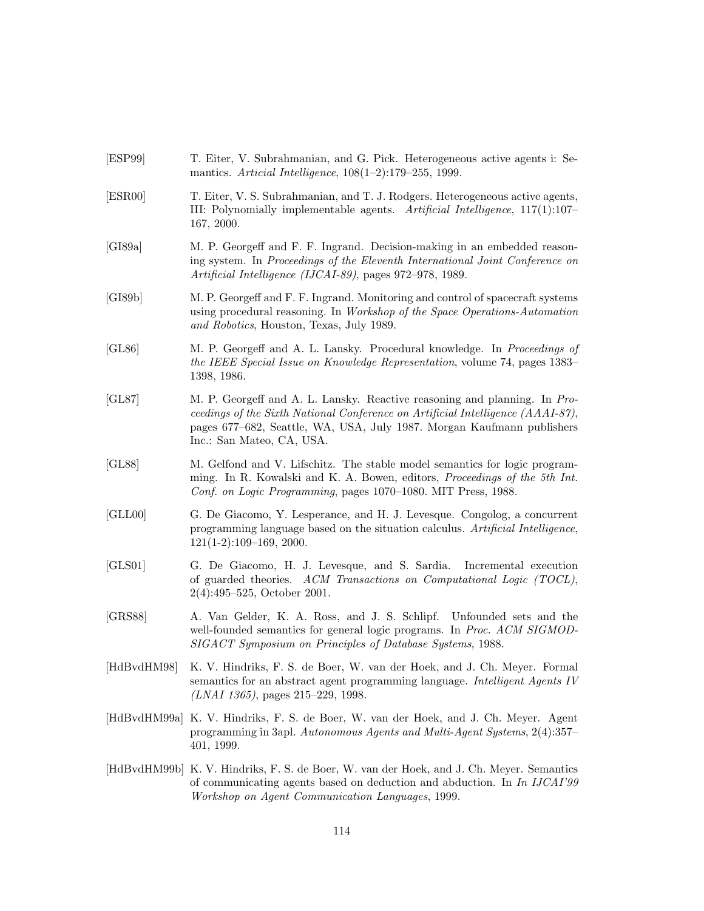[ESP99] T. Eiter, V. Subrahmanian, and G. Pick. Heterogeneous active agents i: Semantics. *Articial Intelligence*, 108(1–2):179–255, 1999.

[ESR00] T. Eiter, V. S. Subrahmanian, and T. J. Rodgers. Heterogeneous active agents, III: Polynomially implementable agents. *Artificial Intelligence*, 117(1):107–167, 2000.

[GI89a] M. P. Georgeff and F. F. Ingrand. Decision-making in an embedded reasoning system. In *Proceedings of the Eleventh International Joint Conference on Artificial Intelligence (IJCAI-89)*, pages 972–978, 1989.

[GI89b] M. P. Georgeff and F. F. Ingrand. Monitoring and control of spacecraft systems using procedural reasoning. In *Workshop of the Space Operations-Automation and Robotics*, Houston, Texas, July 1989.

[GL86] M. P. Georgeff and A. L. Lansky. Procedural knowledge. In *Proceedings of the IEEE Special Issue on Knowledge Representation*, volume 74, pages 1383–1398, 1986.

[GL87] M. P. Georgeff and A. L. Lansky. Reactive reasoning and planning. In *Proceedings of the Sixth National Conference on Artificial Intelligence (AAAI-87)*, pages 677–682, Seattle, WA, USA, July 1987. Morgan Kaufmann publishers Inc.: San Mateo, CA, USA.

[GL88] M. Gelfond and V. Lifschitz. The stable model semantics for logic programming. In R. Kowalski and K. A. Bowen, editors, *Proceedings of the 5th Int. Conf. on Logic Programming*, pages 1070–1080. MIT Press, 1988.

[GLL00] G. De Giacomo, Y. Lesperance, and H. J. Levesque. Congolog, a concurrent programming language based on the situation calculus. *Artificial Intelligence*, 121(1-2):109–169, 2000.

[GLS01] G. De Giacomo, H. J. Levesque, and S. Sardia. Incremental execution of guarded theories. *ACM Transactions on Computational Logic (TOCL)*, 2(4):495–525, October 2001.

[GRS88] A. Van Gelder, K. A. Ross, and J. S. Schlipf. Unfounded sets and the well-founded semantics for general logic programs. In *Proc. ACM SIGMOD-SIGACT Symposium on Principles of Database Systems*, 1988.

[HdBvdHM98] K. V. Hindriks, F. S. de Boer, W. van der Hoek, and J. Ch. Meyer. Formal semantics for an abstract agent programming language. *Intelligent Agents IV (LNAI 1365)*, pages 215–229, 1998.

[HdBvdHM99a] K. V. Hindriks, F. S. de Boer, W. van der Hoek, and J. Ch. Meyer. Agent programming in 3apl. *Autonomous Agents and Multi-Agent Systems*, 2(4):357–401, 1999.

[HdBvdHM99b] K. V. Hindriks, F. S. de Boer, W. van der Hoek, and J. Ch. Meyer. Semantics of communicating agents based on deduction and abduction. In *In IJCAI'99 Workshop on Agent Communication Languages*, 1999.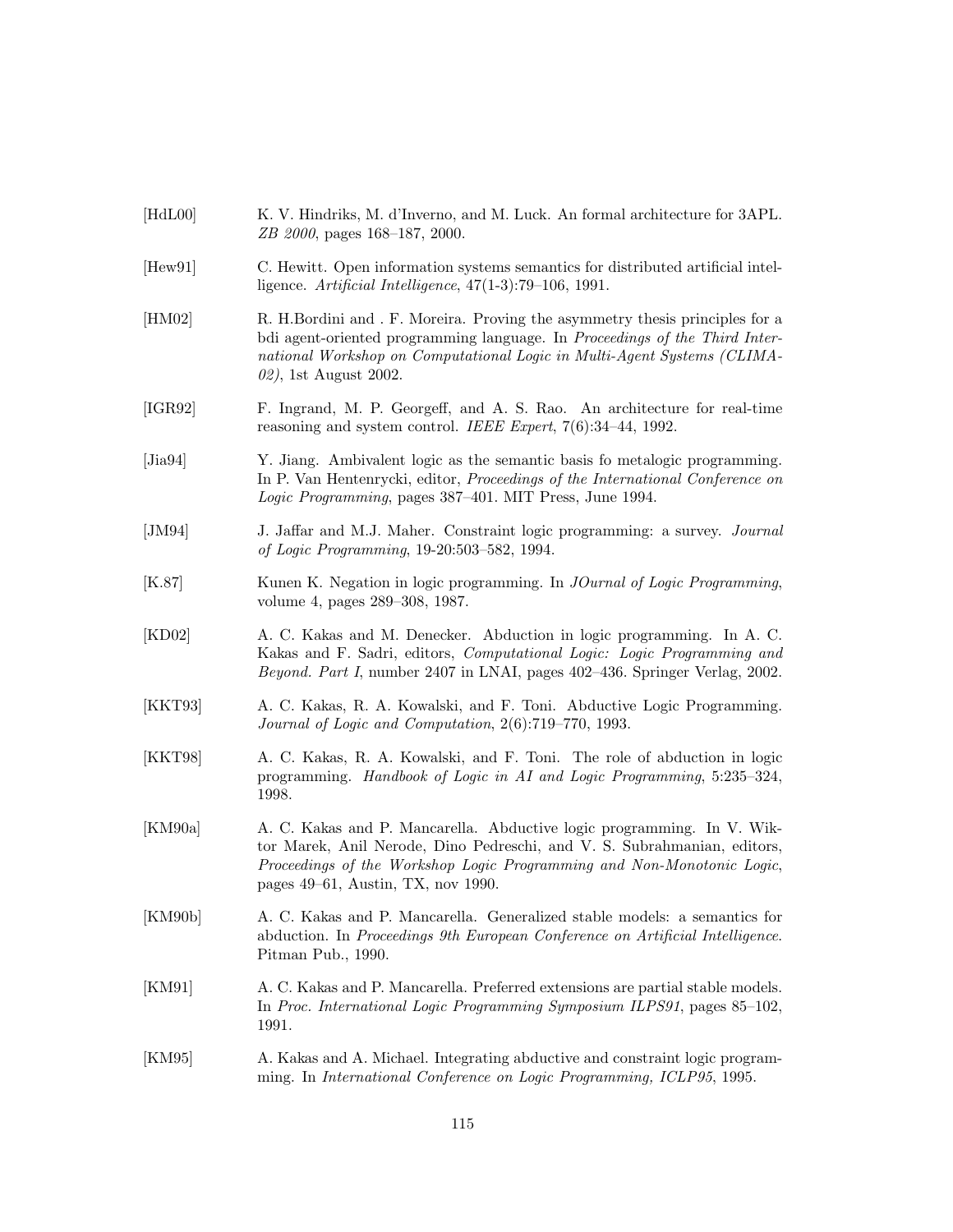[HdL00] K. V. Hindriks, M. d'Inverno, and M. Luck. An formal architecture for 3APL. *ZB 2000*, pages 168–187, 2000.

[Hew91] C. Hewitt. Open information systems semantics for distributed artificial intelligence. *Artificial Intelligence*, 47(1-3):79–106, 1991.

[HM02] R. H.Bordini and . F. Moreira. Proving the asymmetry thesis principles for a bdi agent-oriented programming language. In *Proceedings of the Third International Workshop on Computational Logic in Multi-Agent Systems (CLIMA-02)*, 1st August 2002.

[IGR92] F. Ingrand, M. P. Georgeff, and A. S. Rao. An architecture for real-time reasoning and system control. *IEEE Expert*, 7(6):34–44, 1992.

[Jia94] Y. Jiang. Ambivalent logic as the semantic basis fo metalogic programming. In P. Van Hentenrycki, editor, *Proceedings of the International Conference on Logic Programming*, pages 387–401. MIT Press, June 1994.

[JM94] J. Jaffar and M.J. Maher. Constraint logic programming: a survey. *Journal of Logic Programming*, 19-20:503–582, 1994.

[K.87] Kunen K. Negation in logic programming. In *JOurnal of Logic Programming*, volume 4, pages 289–308, 1987.

[KD02] A. C. Kakas and M. Denecker. Abduction in logic programming. In A. C. Kakas and F. Sadri, editors, *Computational Logic: Logic Programming and Beyond. Part I*, number 2407 in LNAI, pages 402–436. Springer Verlag, 2002.

[KKT93] A. C. Kakas, R. A. Kowalski, and F. Toni. Abductive Logic Programming. *Journal of Logic and Computation*, 2(6):719–770, 1993.

[KKT98] A. C. Kakas, R. A. Kowalski, and F. Toni. The role of abduction in logic programming. *Handbook of Logic in AI and Logic Programming*, 5:235–324, 1998.

[KM90a] A. C. Kakas and P. Mancarella. Abductive logic programming. In V. Wiktor Marek, Anil Nerode, Dino Pedreschi, and V. S. Subrahmanian, editors, *Proceedings of the Workshop Logic Programming and Non-Monotonic Logic*, pages 49–61, Austin, TX, nov 1990.

[KM90b] A. C. Kakas and P. Mancarella. Generalized stable models: a semantics for abduction. In *Proceedings 9th European Conference on Artificial Intelligence*. Pitman Pub., 1990.

[KM91] A. C. Kakas and P. Mancarella. Preferred extensions are partial stable models. In *Proc. International Logic Programming Symposium ILPS91*, pages 85–102, 1991.

[KM95] A. Kakas and A. Michael. Integrating abductive and constraint logic programming. In *International Conference on Logic Programming, ICLP95*, 1995.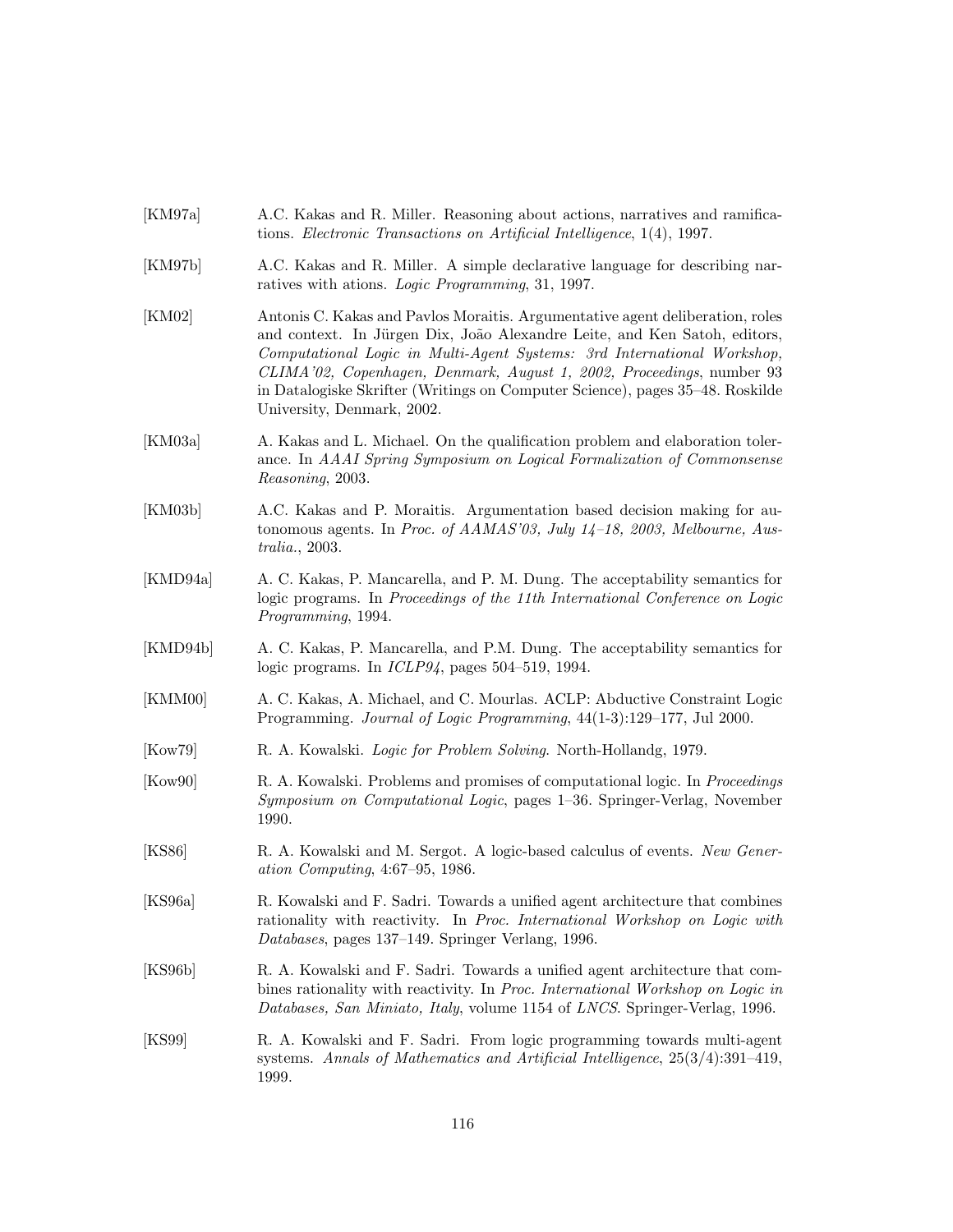[KM97a] A.C. Kakas and R. Miller. Reasoning about actions, narratives and ramifications. *Electronic Transactions on Artificial Intelligence*, 1(4), 1997.

[KM97b] A.C. Kakas and R. Miller. A simple declarative language for describing narratives with ations. *Logic Programming*, 31, 1997.

[KM02] Antonis C. Kakas and Pavlos Moraitis. Argumentative agent deliberation, roles and context. In Jürgen Dix, João Alexandre Leite, and Ken Satoh, editors, *Computational Logic in Multi-Agent Systems: 3rd International Workshop, CLIMA'02, Copenhagen, Denmark, August 1, 2002, Proceedings*, number 93 in Datalogiske Skrifter (Writings on Computer Science), pages 35–48. Roskilde University, Denmark, 2002.

[KM03a] A. Kakas and L. Michael. On the qualification problem and elaboration tolerance. In *AAAI Spring Symposium on Logical Formalization of Commonsense Reasoning*, 2003.

[KM03b] A.C. Kakas and P. Moraitis. Argumentation based decision making for autonomous agents. In *Proc. of AAMAS'03, July 14–18, 2003, Melbourne, Australia.*, 2003.

[KMD94a] A. C. Kakas, P. Mancarella, and P. M. Dung. The acceptability semantics for logic programs. In *Proceedings of the 11th International Conference on Logic Programming*, 1994.

[KMD94b] A. C. Kakas, P. Mancarella, and P.M. Dung. The acceptability semantics for logic programs. In *ICLP94*, pages 504–519, 1994.

[KMM00] A. C. Kakas, A. Michael, and C. Mourlas. ACLP: Abductive Constraint Logic Programming. *Journal of Logic Programming*, 44(1-3):129–177, Jul 2000.

[Kow79] R. A. Kowalski. *Logic for Problem Solving*. North-Hollandg, 1979.

[Kow90] R. A. Kowalski. Problems and promises of computational logic. In *Proceedings Symposium on Computational Logic*, pages 1–36. Springer-Verlag, November 1990.

[KS86] R. A. Kowalski and M. Sergot. A logic-based calculus of events. *New Generation Computing*, 4:67–95, 1986.

[KS96a] R. Kowalski and F. Sadri. Towards a unified agent architecture that combines rationality with reactivity. In *Proc. International Workshop on Logic with Databases*, pages 137–149. Springer Verlang, 1996.

[KS96b] R. A. Kowalski and F. Sadri. Towards a unified agent architecture that combines rationality with reactivity. In *Proc. International Workshop on Logic in Databases, San Miniato, Italy*, volume 1154 of *LNCS*. Springer-Verlag, 1996.

[KS99] R. A. Kowalski and F. Sadri. From logic programming towards multi-agent systems. *Annals of Mathematics and Artificial Intelligence*, 25(3/4):391–419, 1999.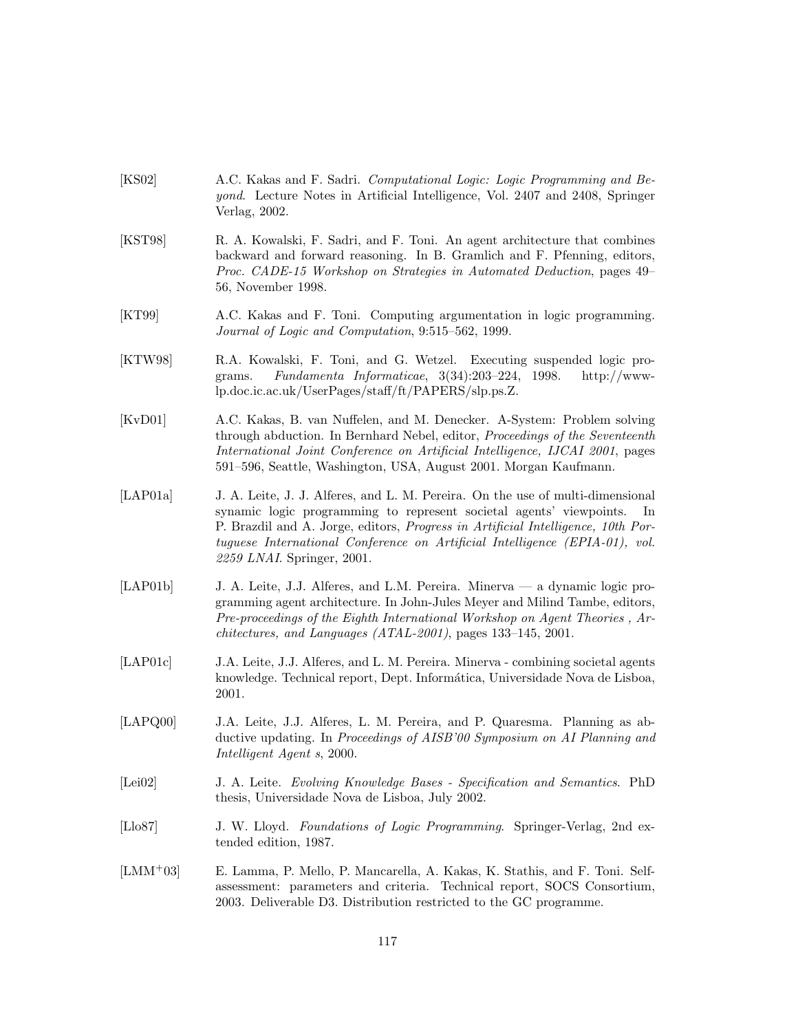[KS02] A.C. Kakas and F. Sadri. *Computational Logic: Logic Programming and Beyond*. Lecture Notes in Artificial Intelligence, Vol. 2407 and 2408, Springer Verlag, 2002.

[KST98] R. A. Kowalski, F. Sadri, and F. Toni. An agent architecture that combines backward and forward reasoning. In B. Gramlich and F. Pfenning, editors, *Proc. CADE-15 Workshop on Strategies in Automated Deduction*, pages 49–56, November 1998.

[KT99] A.C. Kakas and F. Toni. Computing argumentation in logic programming. *Journal of Logic and Computation*, 9:515–562, 1999.

[KTW98] R.A. Kowalski, F. Toni, and G. Wetzel. Executing suspended logic programs. *Fundamenta Informaticae*, 3(34):203–224, 1998. http://www-lp.doc.ic.ac.uk/UserPages/staff/ft/PAPERS/slp.ps.Z.

[KvD01] A.C. Kakas, B. van Nuffelen, and M. Denecker. A-System: Problem solving through abduction. In Bernhard Nebel, editor, *Proceedings of the Seventeenth International Joint Conference on Artificial Intelligence, IJCAI 2001*, pages 591–596, Seattle, Washington, USA, August 2001. Morgan Kaufmann.

[LAP01a] J. A. Leite, J. J. Alferes, and L. M. Pereira. On the use of multi-dimensional synamic logic programming to represent societal agents' viewpoints. In P. Brazdil and A. Jorge, editors, *Progress in Artificial Intelligence, 10th Portuguese International Conference on Artificial Intelligence (EPIA-01), vol. 2259 LNAI*. Springer, 2001.

[LAP01b] J. A. Leite, J.J. Alferes, and L.M. Pereira. Minerva — a dynamic logic programming agent architecture. In John-Jules Meyer and Milind Tambe, editors, *Pre-proceedings of the Eighth International Workshop on Agent Theories , Architectures, and Languages (ATAL-2001)*, pages 133–145, 2001.

[LAP01c] J.A. Leite, J.J. Alferes, and L. M. Pereira. Minerva - combining societal agents knowledge. Technical report, Dept. Informática, Universidade Nova de Lisboa, 2001.

[LAPQ00] J.A. Leite, J.J. Alferes, L. M. Pereira, and P. Quaresma. Planning as abductive updating. In *Proceedings of AISB'00 Symposium on AI Planning and Intelligent Agent s*, 2000.

[Lei02] J. A. Leite. *Evolving Knowledge Bases - Specification and Semantics*. PhD thesis, Universidade Nova de Lisboa, July 2002.

[Llo87] J. W. Lloyd. *Foundations of Logic Programming*. Springer-Verlag, 2nd extended edition, 1987.

[LMM+03] E. Lamma, P. Mello, P. Mancarella, A. Kakas, K. Stathis, and F. Toni. Self-assessment: parameters and criteria. Technical report, SOCS Consortium, 2003. Deliverable D3. Distribution restricted to the GC programme.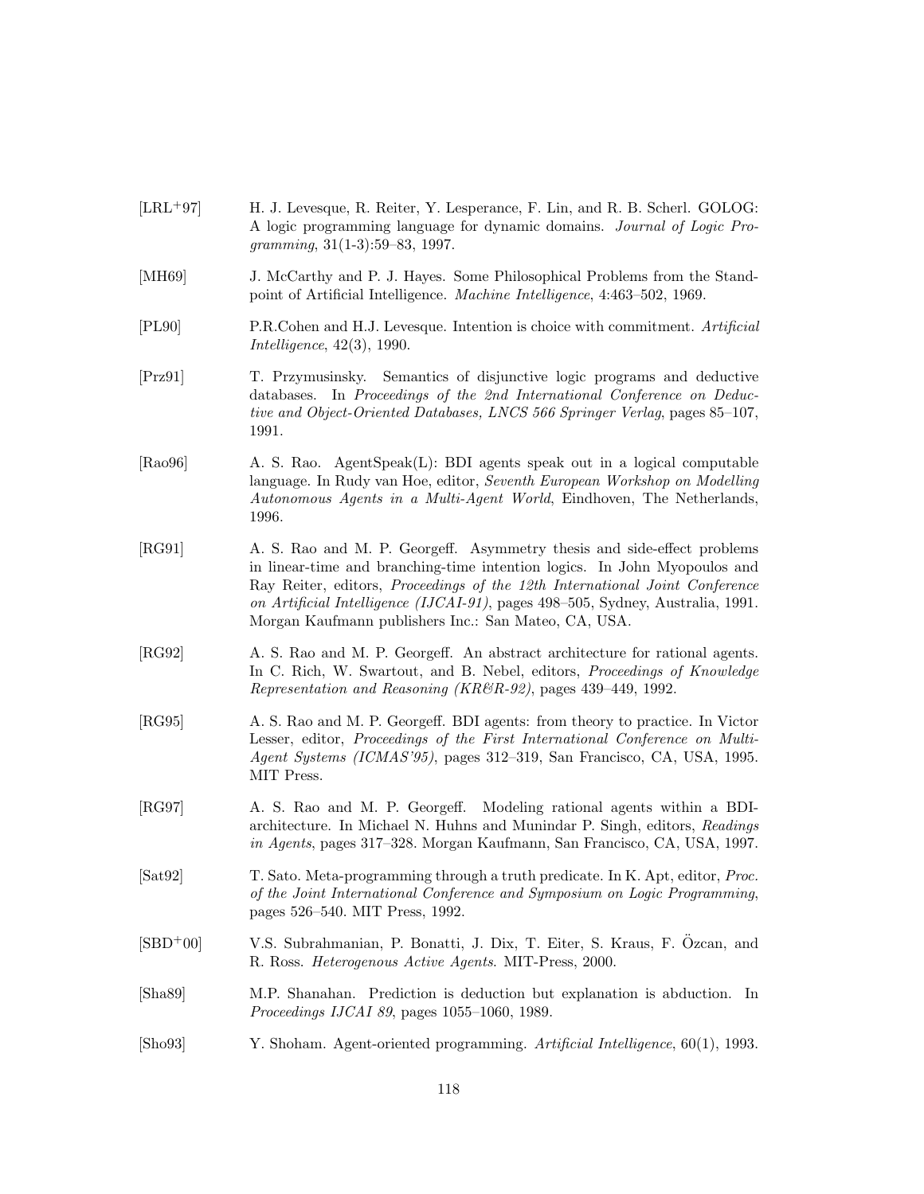[LRL+97] H. J. Levesque, R. Reiter, Y. Lesperance, F. Lin, and R. B. Scherl. GOLOG: A logic programming language for dynamic domains. *Journal of Logic Programming*, 31(1-3):59–83, 1997.

[MH69] J. McCarthy and P. J. Hayes. Some Philosophical Problems from the Standpoint of Artificial Intelligence. *Machine Intelligence*, 4:463–502, 1969.

[PL90] P.R.Cohen and H.J. Levesque. Intention is choice with commitment. *Artificial Intelligence*, 42(3), 1990.

[Prz91] T. Przymusinsky. Semantics of disjunctive logic programs and deductive databases. In *Proceedings of the 2nd International Conference on Deductive and Object-Oriented Databases, LNCS 566 Springer Verlag*, pages 85–107, 1991.

[Rao96] A. S. Rao. AgentSpeak(L): BDI agents speak out in a logical computable language. In Rudy van Hoe, editor, *Seventh European Workshop on Modelling Autonomous Agents in a Multi-Agent World*, Eindhoven, The Netherlands, 1996.

[RG91] A. S. Rao and M. P. Georgeff. Asymmetry thesis and side-effect problems in linear-time and branching-time intention logics. In John Myopoulos and Ray Reiter, editors, *Proceedings of the 12th International Joint Conference on Artificial Intelligence (IJCAI-91)*, pages 498–505, Sydney, Australia, 1991. Morgan Kaufmann publishers Inc.: San Mateo, CA, USA.

[RG92] A. S. Rao and M. P. Georgeff. An abstract architecture for rational agents. In C. Rich, W. Swartout, and B. Nebel, editors, *Proceedings of Knowledge Representation and Reasoning (KR&R-92)*, pages 439–449, 1992.

[RG95] A. S. Rao and M. P. Georgeff. BDI agents: from theory to practice. In Victor Lesser, editor, *Proceedings of the First International Conference on Multi-Agent Systems (ICMAS'95)*, pages 312–319, San Francisco, CA, USA, 1995. MIT Press.

[RG97] A. S. Rao and M. P. Georgeff. Modeling rational agents within a BDI-architecture. In Michael N. Huhns and Munindar P. Singh, editors, *Readings in Agents*, pages 317–328. Morgan Kaufmann, San Francisco, CA, USA, 1997.

[Sat92] T. Sato. Meta-programming through a truth predicate. In K. Apt, editor, *Proc. of the Joint International Conference and Symposium on Logic Programming*, pages 526–540. MIT Press, 1992.

[SBD+00] V.S. Subrahmanian, P. Bonatti, J. Dix, T. Eiter, S. Kraus, F. Özcan, and R. Ross. *Heterogenous Active Agents*. MIT-Press, 2000.

[Sha89] M.P. Shanahan. Prediction is deduction but explanation is abduction. In *Proceedings IJCAI 89*, pages 1055–1060, 1989.

[Sho93] Y. Shoham. Agent-oriented programming. *Artificial Intelligence*, 60(1), 1993.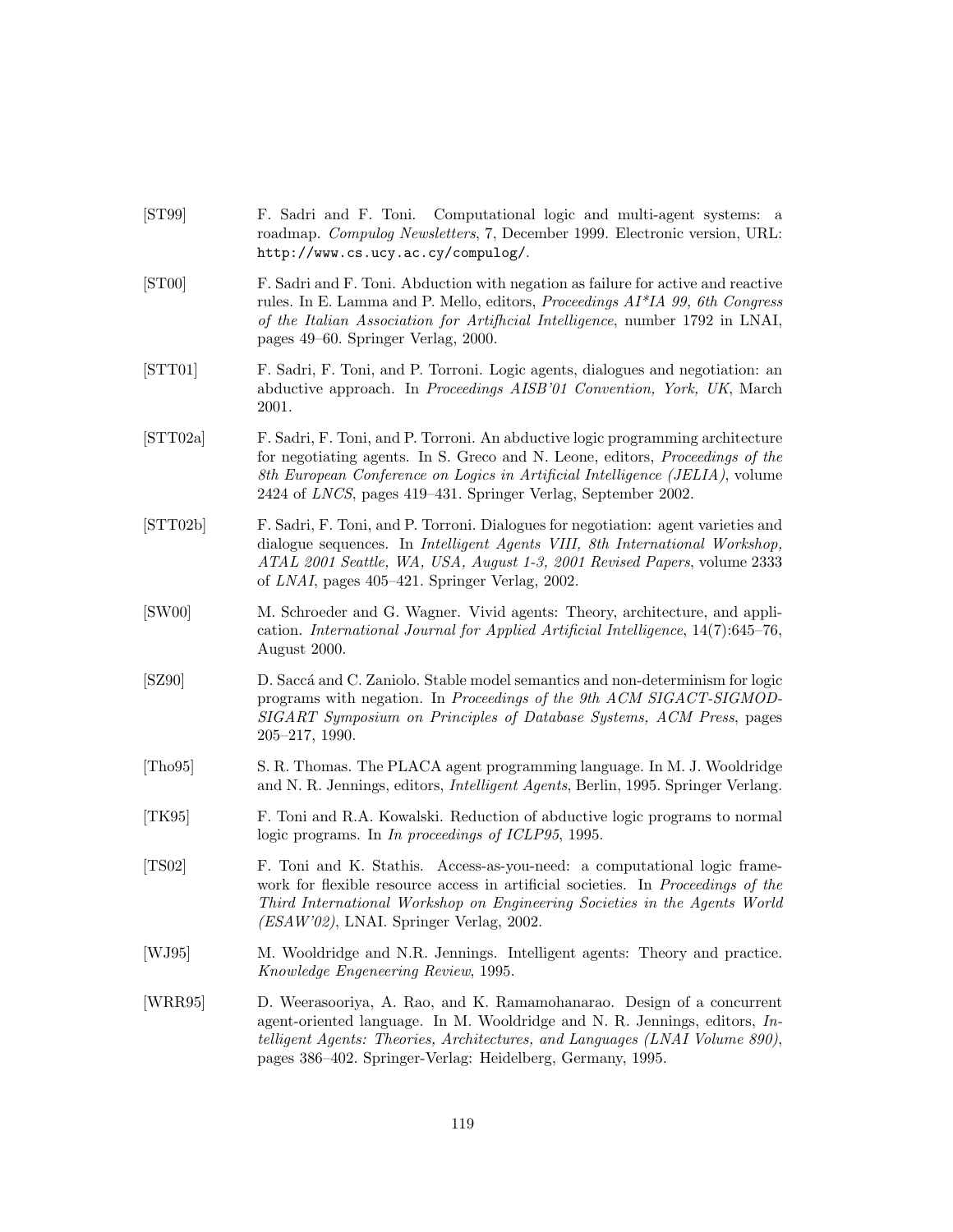[ST99] F. Sadri and F. Toni. Computational logic and multi-agent systems: a roadmap. *Compulog Newsletters*, 7, December 1999. Electronic version, URL: `http://www.cs.ucy.ac.cy/compulog/`.

[ST00] F. Sadri and F. Toni. Abduction with negation as failure for active and reactive rules. In E. Lamma and P. Mello, editors, *Proceedings AI*IA 99, 6th Congress of the Italian Association for Artifhcial Intelligence*, number 1792 in LNAI, pages 49–60. Springer Verlag, 2000.

[STT01] F. Sadri, F. Toni, and P. Torroni. Logic agents, dialogues and negotiation: an abductive approach. In *Proceedings AISB'01 Convention, York, UK*, March 2001.

[STT02a] F. Sadri, F. Toni, and P. Torroni. An abductive logic programming architecture for negotiating agents. In S. Greco and N. Leone, editors, *Proceedings of the 8th European Conference on Logics in Artificial Intelligence (JELIA)*, volume 2424 of *LNCS*, pages 419–431. Springer Verlag, September 2002.

[STT02b] F. Sadri, F. Toni, and P. Torroni. Dialogues for negotiation: agent varieties and dialogue sequences. In *Intelligent Agents VIII, 8th International Workshop, ATAL 2001 Seattle, WA, USA, August 1-3, 2001 Revised Papers*, volume 2333 of *LNAI*, pages 405–421. Springer Verlag, 2002.

[SW00] M. Schroeder and G. Wagner. Vivid agents: Theory, architecture, and application. *International Journal for Applied Artificial Intelligence*, 14(7):645–76, August 2000.

[SZ90] D. Saccá and C. Zaniolo. Stable model semantics and non-determinism for logic programs with negation. In *Proceedings of the 9th ACM SIGACT-SIGMOD-SIGART Symposium on Principles of Database Systems, ACM Press*, pages 205–217, 1990.

[Tho95] S. R. Thomas. The PLACA agent programming language. In M. J. Wooldridge and N. R. Jennings, editors, *Intelligent Agents*, Berlin, 1995. Springer Verlang.

[TK95] F. Toni and R.A. Kowalski. Reduction of abductive logic programs to normal logic programs. In *In proceedings of ICLP95*, 1995.

[TS02] F. Toni and K. Stathis. Access-as-you-need: a computational logic framework for flexible resource access in artificial societies. In *Proceedings of the Third International Workshop on Engineering Societies in the Agents World (ESAW'02)*, LNAI. Springer Verlag, 2002.

[WJ95] M. Wooldridge and N.R. Jennings. Intelligent agents: Theory and practice. *Knowledge Engeneering Review*, 1995.

[WRR95] D. Weerasooriya, A. Rao, and K. Ramamohanarao. Design of a concurrent agent-oriented language. In M. Wooldridge and N. R. Jennings, editors, *Intelligent Agents: Theories, Architectures, and Languages (LNAI Volume 890)*, pages 386–402. Springer-Verlag: Heidelberg, Germany, 1995.